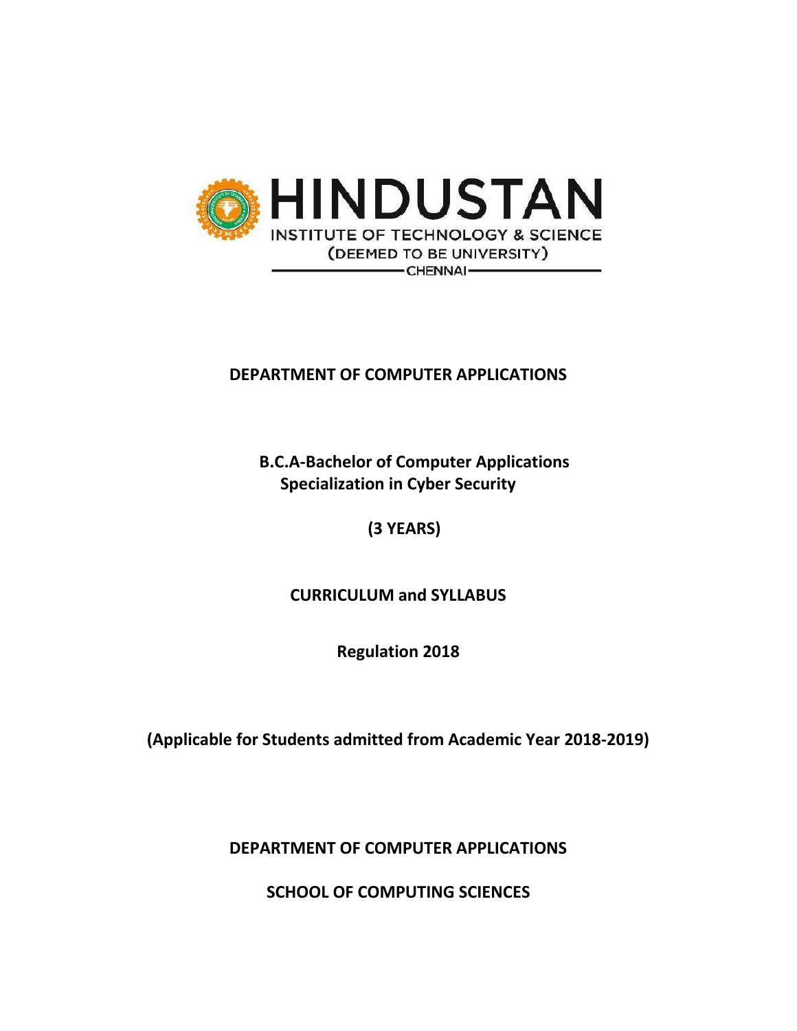HINDUSTAN

INSTITUTE OF TECHNOLOGY & SCIENCE

(DEEMED TO BE UNIVERSITY)

CHENNAI

**DEPARTMENT OF COMPUTER APPLICATIONS**

**B.C.A-Bachelor of Computer Applications**
**Specialization in Cyber Security**

**(3 YEARS)**

**CURRICULUM and SYLLABUS**

**Regulation 2018**

**(Applicable for Students admitted from Academic Year 2018-2019)**

**DEPARTMENT OF COMPUTER APPLICATIONS**

**SCHOOL OF COMPUTING SCIENCES**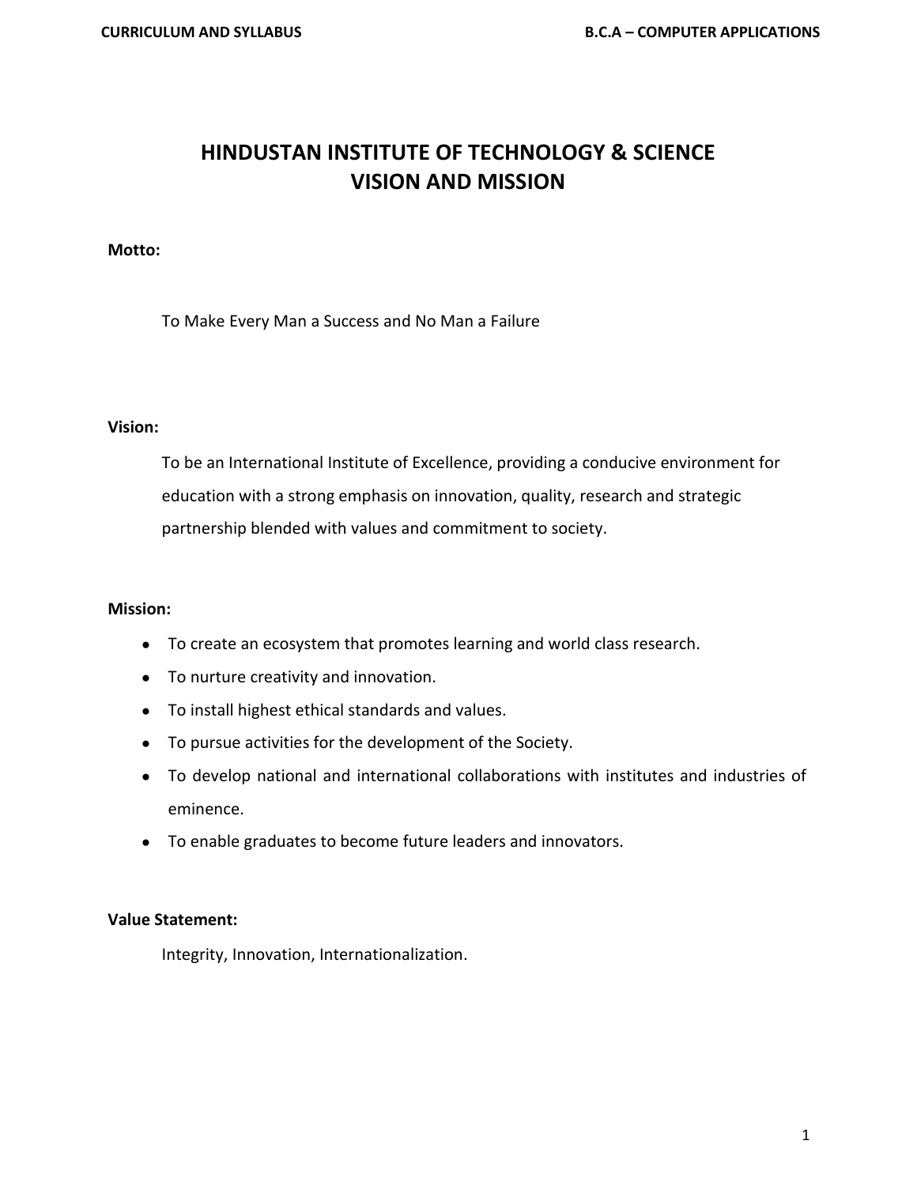# HINDUSTAN INSTITUTE OF TECHNOLOGY & SCIENCE
# VISION AND MISSION

**Motto:**

To Make Every Man a Success and No Man a Failure

**Vision:**

To be an International Institute of Excellence, providing a conducive environment for education with a strong emphasis on innovation, quality, research and strategic partnership blended with values and commitment to society.

**Mission:**

- To create an ecosystem that promotes learning and world class research.
- To nurture creativity and innovation.
- To install highest ethical standards and values.
- To pursue activities for the development of the Society.
- To develop national and international collaborations with institutes and industries of eminence.
- To enable graduates to become future leaders and innovators.

**Value Statement:**

Integrity, Innovation, Internationalization.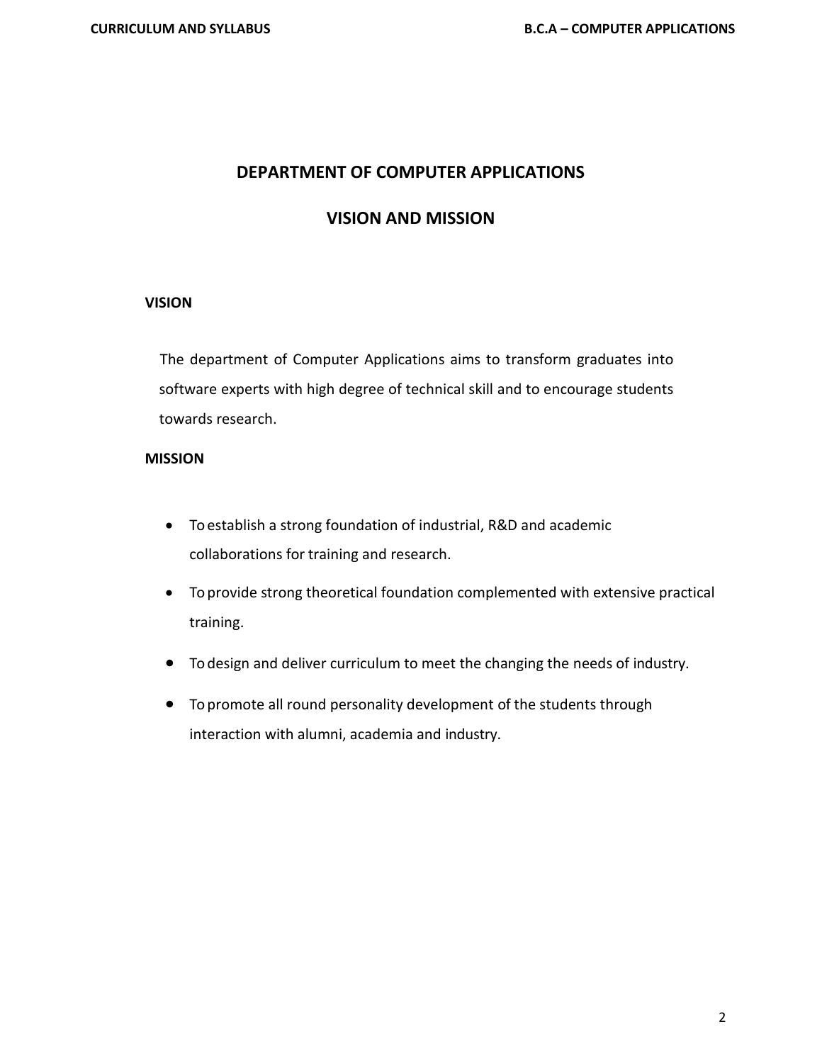# DEPARTMENT OF COMPUTER APPLICATIONS

## VISION AND MISSION

### VISION

The department of Computer Applications aims to transform graduates into software experts with high degree of technical skill and to encourage students towards research.

### MISSION

- To establish a strong foundation of industrial, R&D and academic collaborations for training and research.
- To provide strong theoretical foundation complemented with extensive practical training.
- To design and deliver curriculum to meet the changing the needs of industry.
- To promote all round personality development of the students through interaction with alumni, academia and industry.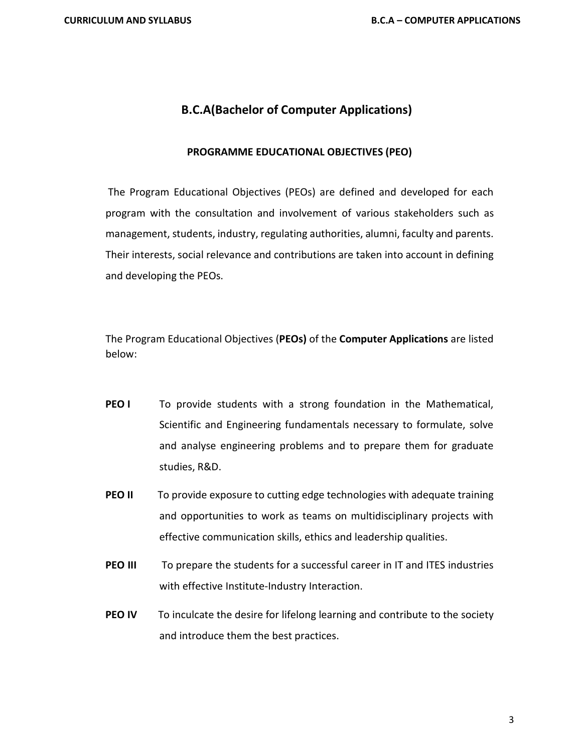# B.C.A(Bachelor of Computer Applications)

## PROGRAMME EDUCATIONAL OBJECTIVES (PEO)

The Program Educational Objectives (PEOs) are defined and developed for each program with the consultation and involvement of various stakeholders such as management, students, industry, regulating authorities, alumni, faculty and parents. Their interests, social relevance and contributions are taken into account in defining and developing the PEOs.

The Program Educational Objectives (**PEOs)** of the **Computer Applications** are listed below:

**PEO I** To provide students with a strong foundation in the Mathematical, Scientific and Engineering fundamentals necessary to formulate, solve and analyse engineering problems and to prepare them for graduate studies, R&D.

**PEO II** To provide exposure to cutting edge technologies with adequate training and opportunities to work as teams on multidisciplinary projects with effective communication skills, ethics and leadership qualities.

**PEO III** To prepare the students for a successful career in IT and ITES industries with effective Institute-Industry Interaction.

**PEO IV** To inculcate the desire for lifelong learning and contribute to the society and introduce them the best practices.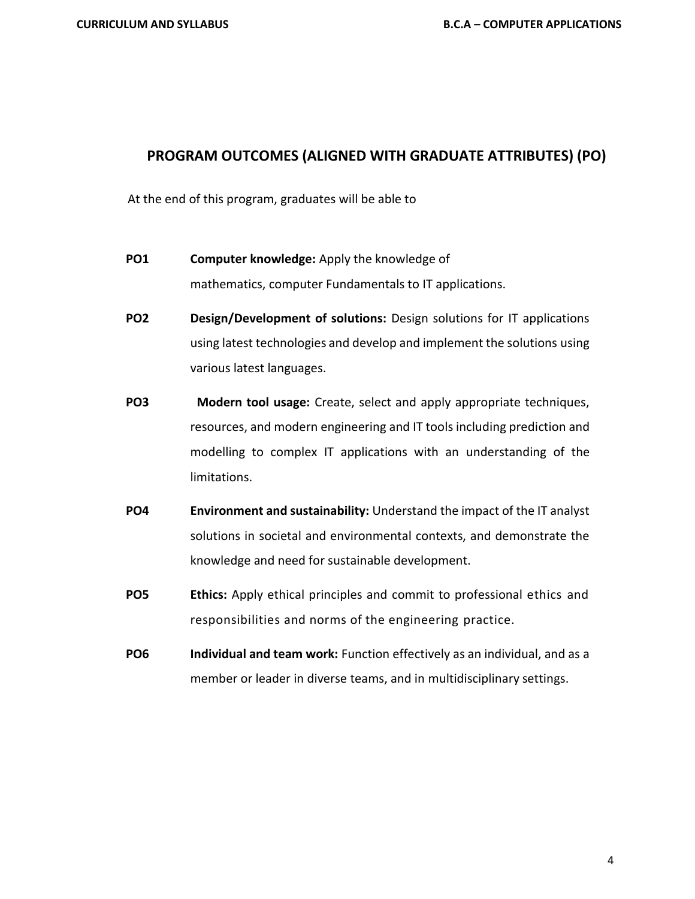## PROGRAM OUTCOMES (ALIGNED WITH GRADUATE ATTRIBUTES) (PO)

At the end of this program, graduates will be able to

**PO1** **Computer knowledge:** Apply the knowledge of mathematics, computer Fundamentals to IT applications.

**PO2** **Design/Development of solutions:** Design solutions for IT applications using latest technologies and develop and implement the solutions using various latest languages.

**PO3** **Modern tool usage:** Create, select and apply appropriate techniques, resources, and modern engineering and IT tools including prediction and modelling to complex IT applications with an understanding of the limitations.

**PO4** **Environment and sustainability:** Understand the impact of the IT analyst solutions in societal and environmental contexts, and demonstrate the knowledge and need for sustainable development.

**PO5** **Ethics:** Apply ethical principles and commit to professional ethics and responsibilities and norms of the engineering practice.

**PO6** **Individual and team work:** Function effectively as an individual, and as a member or leader in diverse teams, and in multidisciplinary settings.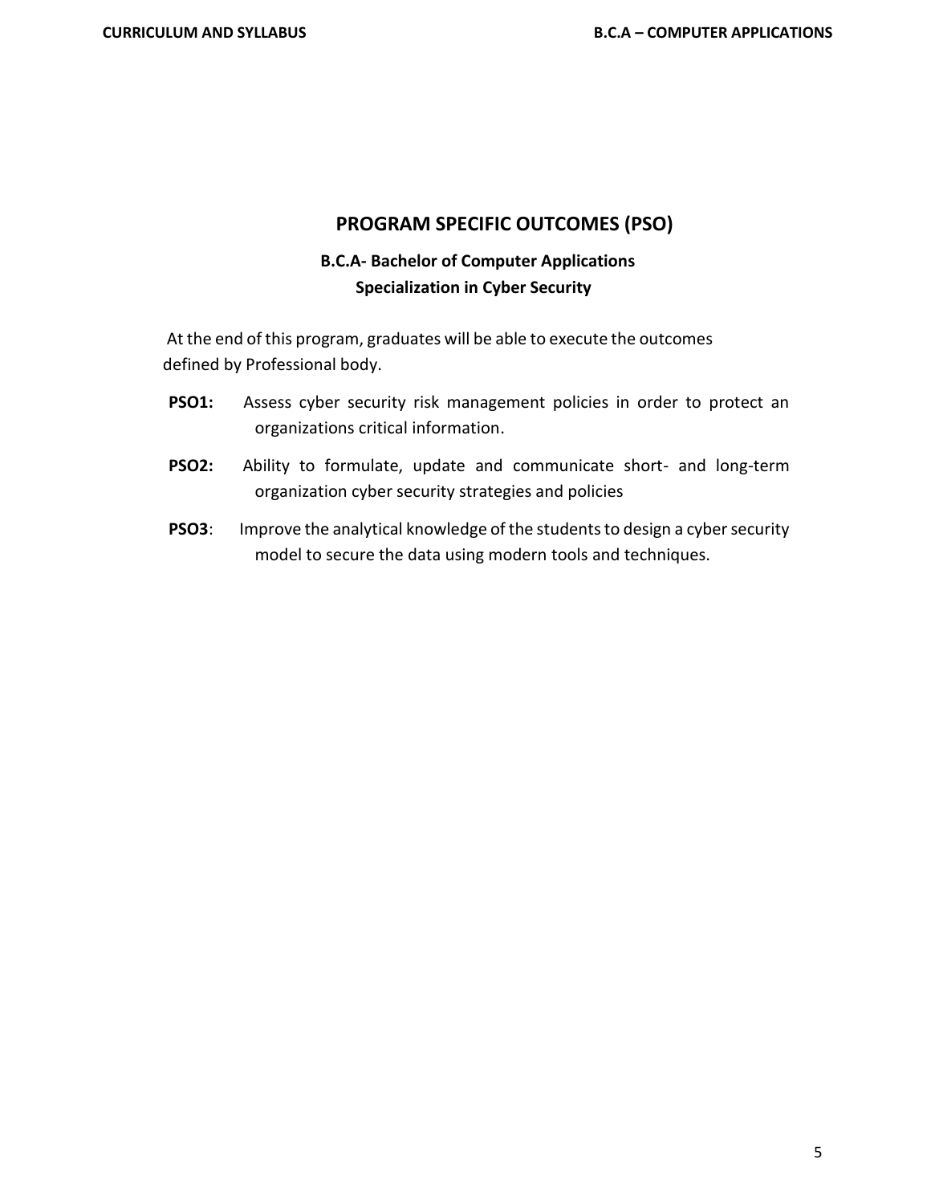# PROGRAM SPECIFIC OUTCOMES (PSO)

## B.C.A- Bachelor of Computer Applications
## Specialization in Cyber Security

At the end of this program, graduates will be able to execute the outcomes defined by Professional body.

**PSO1:** Assess cyber security risk management policies in order to protect an organizations critical information.

**PSO2:** Ability to formulate, update and communicate short- and long-term organization cyber security strategies and policies

**PSO3**: Improve the analytical knowledge of the students to design a cyber security model to secure the data using modern tools and techniques.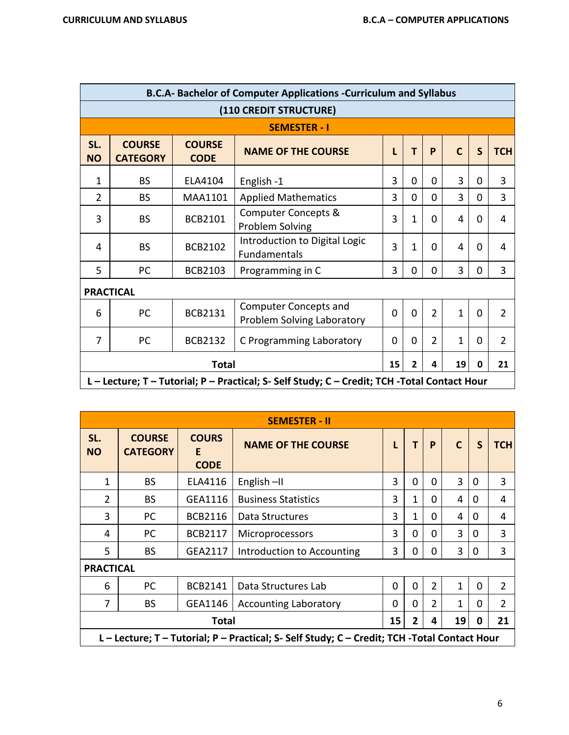| B.C.A- Bachelor of Computer Applications -Curriculum and Syllabus | | | | | | | | | |
|---|---|---|---|---|---|---|---|---|---|
| **(110 CREDIT STRUCTURE)** | | | | | | | | | |
| **SEMESTER - I** | | | | | | | | | |
| **SL. NO** | **COURSE CATEGORY** | **COURSE CODE** | **NAME OF THE COURSE** | **L** | **T** | **P** | **C** | **S** | **TCH** |
| 1 | BS | ELA4104 | English -1 | 3 | 0 | 0 | 3 | 0 | 3 |
| 2 | BS | MAA1101 | Applied Mathematics | 3 | 0 | 0 | 3 | 0 | 3 |
| 3 | BS | BCB2101 | Computer Concepts & Problem Solving | 3 | 1 | 0 | 4 | 0 | 4 |
| 4 | BS | BCB2102 | Introduction to Digital Logic Fundamentals | 3 | 1 | 0 | 4 | 0 | 4 |
| 5 | PC | BCB2103 | Programming in C | 3 | 0 | 0 | 3 | 0 | 3 |
| **PRACTICAL** | | | | | | | | | |
| 6 | PC | BCB2131 | Computer Concepts and Problem Solving Laboratory | 0 | 0 | 2 | 1 | 0 | 2 |
| 7 | PC | BCB2132 | C Programming Laboratory | 0 | 0 | 2 | 1 | 0 | 2 |
| **Total** | | | | **15** | **2** | **4** | **19** | **0** | **21** |
| **L – Lecture; T – Tutorial; P – Practical; S- Self Study; C – Credit; TCH -Total Contact Hour** | | | | | | | | | |

| SEMESTER - II | | | | | | | | | |
|---|---|---|---|---|---|---|---|---|---|
| **SL. NO** | **COURSE CATEGORY** | **COURSE CODE** | **NAME OF THE COURSE** | **L** | **T** | **P** | **C** | **S** | **TCH** |
| 1 | BS | ELA4116 | English –II | 3 | 0 | 0 | 3 | 0 | 3 |
| 2 | BS | GEA1116 | Business Statistics | 3 | 1 | 0 | 4 | 0 | 4 |
| 3 | PC | BCB2116 | Data Structures | 3 | 1 | 0 | 4 | 0 | 4 |
| 4 | PC | BCB2117 | Microprocessors | 3 | 0 | 0 | 3 | 0 | 3 |
| 5 | BS | GEA2117 | Introduction to Accounting | 3 | 0 | 0 | 3 | 0 | 3 |
| **PRACTICAL** | | | | | | | | | |
| 6 | PC | BCB2141 | Data Structures Lab | 0 | 0 | 2 | 1 | 0 | 2 |
| 7 | BS | GEA1146 | Accounting Laboratory | 0 | 0 | 2 | 1 | 0 | 2 |
| **Total** | | | | **15** | **2** | **4** | **19** | **0** | **21** |
| **L – Lecture; T – Tutorial; P – Practical; S- Self Study; C – Credit; TCH -Total Contact Hour** | | | | | | | | | |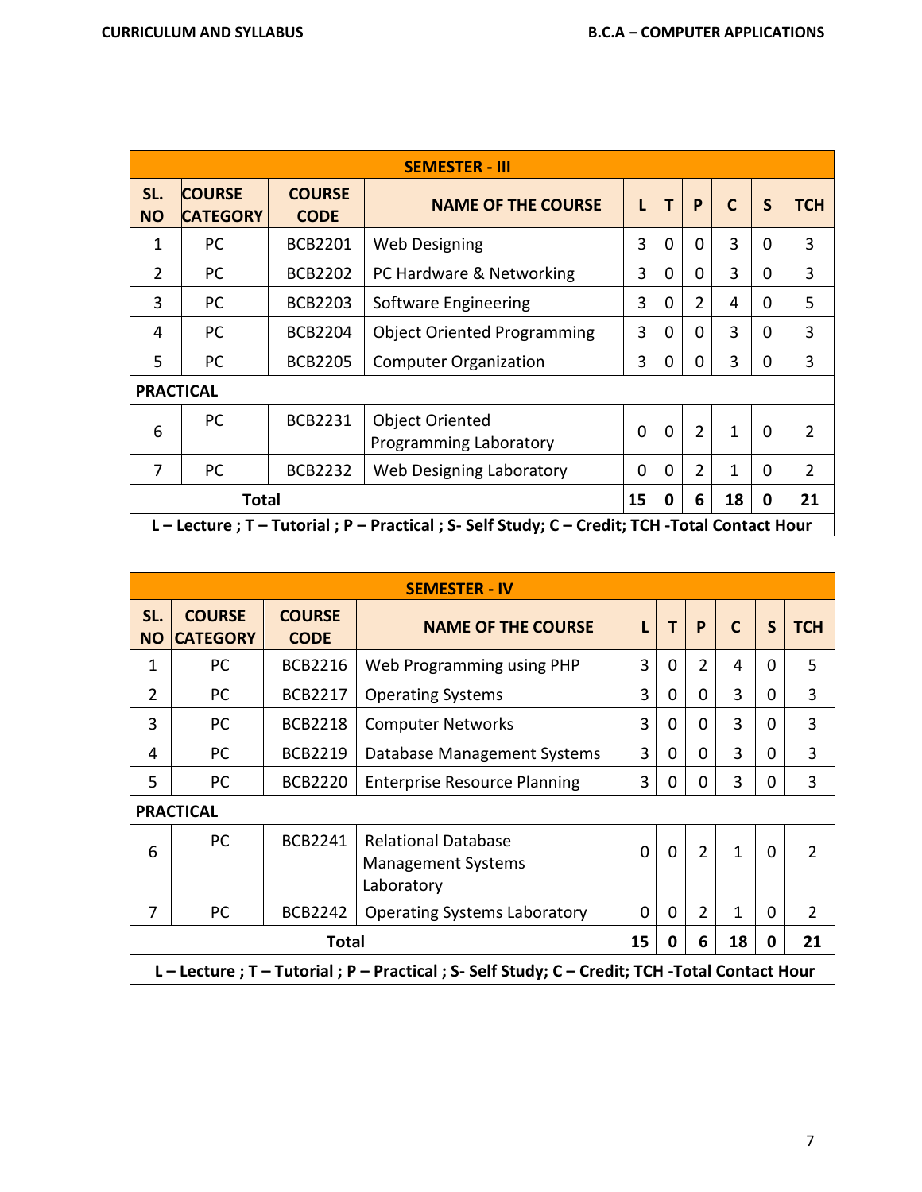| SEMESTER - III | | | | | | | | | |
|---|---|---|---|---|---|---|---|---|---|
| SL. NO | COURSE CATEGORY | COURSE CODE | NAME OF THE COURSE | L | T | P | C | S | TCH |
| 1 | PC | BCB2201 | Web Designing | 3 | 0 | 0 | 3 | 0 | 3 |
| 2 | PC | BCB2202 | PC Hardware & Networking | 3 | 0 | 0 | 3 | 0 | 3 |
| 3 | PC | BCB2203 | Software Engineering | 3 | 0 | 2 | 4 | 0 | 5 |
| 4 | PC | BCB2204 | Object Oriented Programming | 3 | 0 | 0 | 3 | 0 | 3 |
| 5 | PC | BCB2205 | Computer Organization | 3 | 0 | 0 | 3 | 0 | 3 |
| **PRACTICAL** | | | | | | | | | |
| 6 | PC | BCB2231 | Object Oriented Programming Laboratory | 0 | 0 | 2 | 1 | 0 | 2 |
| 7 | PC | BCB2232 | Web Designing Laboratory | 0 | 0 | 2 | 1 | 0 | 2 |
| **Total** | | | | **15** | **0** | **6** | **18** | **0** | **21** |
| **L – Lecture ; T – Tutorial ; P – Practical ; S- Self Study; C – Credit; TCH -Total Contact Hour** | | | | | | | | | |

| SEMESTER - IV | | | | | | | | | |
|---|---|---|---|---|---|---|---|---|---|
| SL. NO | COURSE CATEGORY | COURSE CODE | NAME OF THE COURSE | L | T | P | C | S | TCH |
| 1 | PC | BCB2216 | Web Programming using PHP | 3 | 0 | 2 | 4 | 0 | 5 |
| 2 | PC | BCB2217 | Operating Systems | 3 | 0 | 0 | 3 | 0 | 3 |
| 3 | PC | BCB2218 | Computer Networks | 3 | 0 | 0 | 3 | 0 | 3 |
| 4 | PC | BCB2219 | Database Management Systems | 3 | 0 | 0 | 3 | 0 | 3 |
| 5 | PC | BCB2220 | Enterprise Resource Planning | 3 | 0 | 0 | 3 | 0 | 3 |
| **PRACTICAL** | | | | | | | | | |
| 6 | PC | BCB2241 | Relational Database Management Systems Laboratory | 0 | 0 | 2 | 1 | 0 | 2 |
| 7 | PC | BCB2242 | Operating Systems Laboratory | 0 | 0 | 2 | 1 | 0 | 2 |
| **Total** | | | | **15** | **0** | **6** | **18** | **0** | **21** |
| **L – Lecture ; T – Tutorial ; P – Practical ; S- Self Study; C – Credit; TCH -Total Contact Hour** | | | | | | | | | |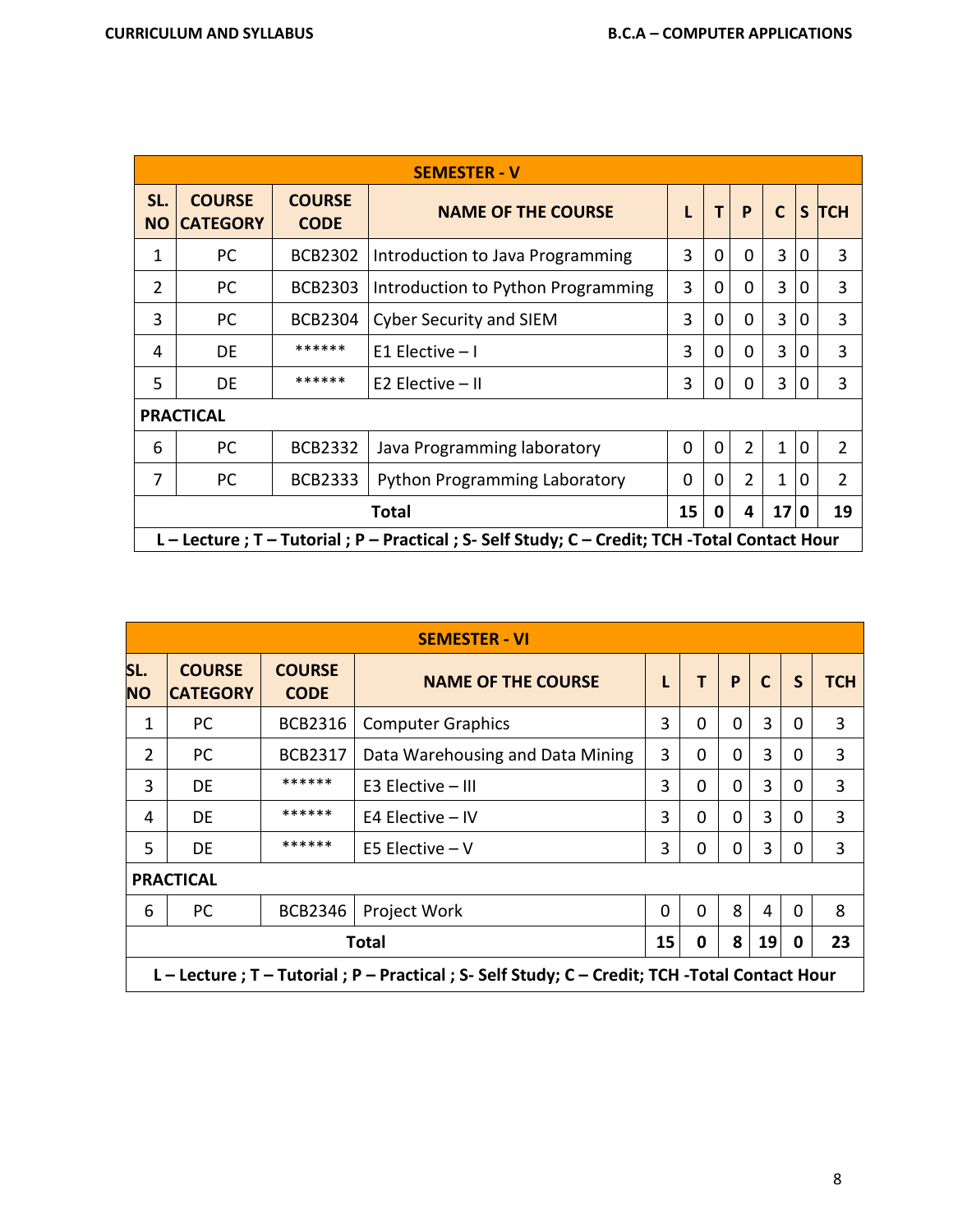| SEMESTER - V | | | | | | | | | |
|---|---|---|---|---|---|---|---|---|---|
| SL. NO | COURSE CATEGORY | COURSE CODE | NAME OF THE COURSE | L | T | P | C | S | TCH |
| 1 | PC | BCB2302 | Introduction to Java Programming | 3 | 0 | 0 | 3 | 0 | 3 |
| 2 | PC | BCB2303 | Introduction to Python Programming | 3 | 0 | 0 | 3 | 0 | 3 |
| 3 | PC | BCB2304 | Cyber Security and SIEM | 3 | 0 | 0 | 3 | 0 | 3 |
| 4 | DE | ****** | E1 Elective – I | 3 | 0 | 0 | 3 | 0 | 3 |
| 5 | DE | ****** | E2 Elective – II | 3 | 0 | 0 | 3 | 0 | 3 |
| **PRACTICAL** | | | | | | | | | |
| 6 | PC | BCB2332 | Java Programming laboratory | 0 | 0 | 2 | 1 | 0 | 2 |
| 7 | PC | BCB2333 | Python Programming Laboratory | 0 | 0 | 2 | 1 | 0 | 2 |
| **Total** | | | | **15** | **0** | **4** | **17** | **0** | **19** |
| **L – Lecture ; T – Tutorial ; P – Practical ; S- Self Study; C – Credit; TCH -Total Contact Hour** | | | | | | | | | |

| SEMESTER - VI | | | | | | | | | |
|---|---|---|---|---|---|---|---|---|---|
| SL. NO | COURSE CATEGORY | COURSE CODE | NAME OF THE COURSE | L | T | P | C | S | TCH |
| 1 | PC | BCB2316 | Computer Graphics | 3 | 0 | 0 | 3 | 0 | 3 |
| 2 | PC | BCB2317 | Data Warehousing and Data Mining | 3 | 0 | 0 | 3 | 0 | 3 |
| 3 | DE | ****** | E3 Elective – III | 3 | 0 | 0 | 3 | 0 | 3 |
| 4 | DE | ****** | E4 Elective – IV | 3 | 0 | 0 | 3 | 0 | 3 |
| 5 | DE | ****** | E5 Elective – V | 3 | 0 | 0 | 3 | 0 | 3 |
| **PRACTICAL** | | | | | | | | | |
| 6 | PC | BCB2346 | Project Work | 0 | 0 | 8 | 4 | 0 | 8 |
| **Total** | | | | **15** | **0** | **8** | **19** | **0** | **23** |
| **L – Lecture ; T – Tutorial ; P – Practical ; S- Self Study; C – Credit; TCH -Total Contact Hour** | | | | | | | | | |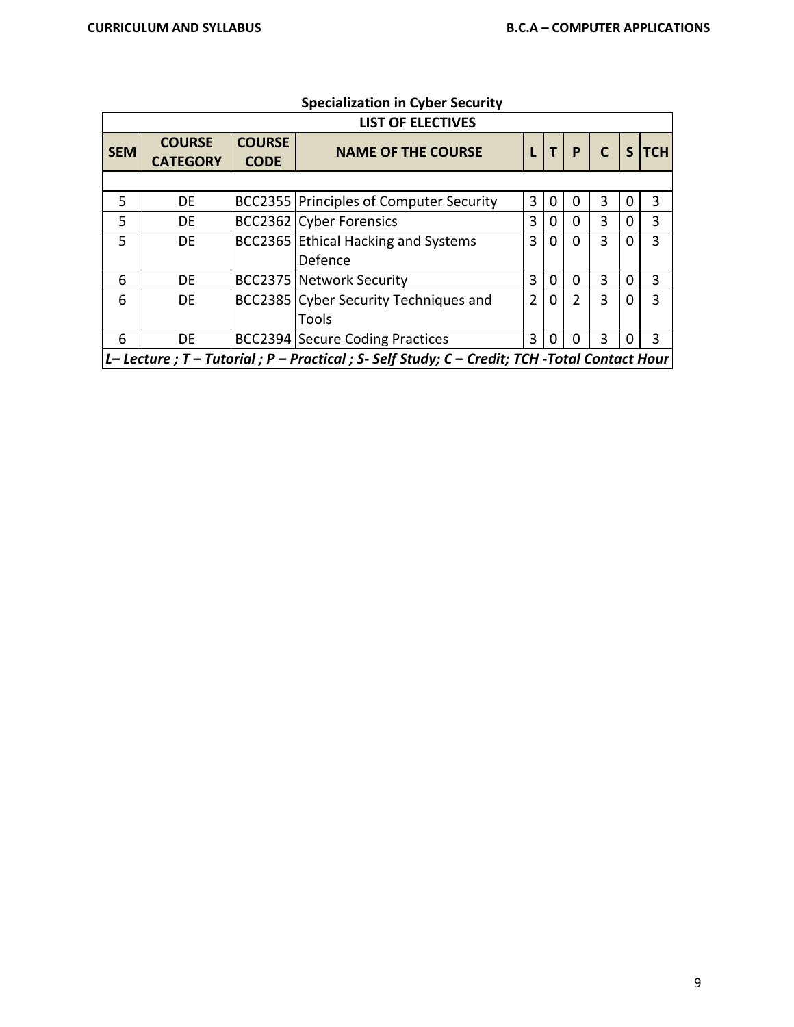## Specialization in Cyber Security

| LIST OF ELECTIVES | | | | | | | | | |
|---|---|---|---|---|---|---|---|---|---|
| **SEM** | **COURSE CATEGORY** | **COURSE CODE** | **NAME OF THE COURSE** | **L** | **T** | **P** | **C** | **S** | **TCH** |
| 5 | DE | BCC2355 | Principles of Computer Security | 3 | 0 | 0 | 3 | 0 | 3 |
| 5 | DE | BCC2362 | Cyber Forensics | 3 | 0 | 0 | 3 | 0 | 3 |
| 5 | DE | BCC2365 | Ethical Hacking and Systems Defence | 3 | 0 | 0 | 3 | 0 | 3 |
| 6 | DE | BCC2375 | Network Security | 3 | 0 | 0 | 3 | 0 | 3 |
| 6 | DE | BCC2385 | Cyber Security Techniques and Tools | 2 | 0 | 2 | 3 | 0 | 3 |
| 6 | DE | BCC2394 | Secure Coding Practices | 3 | 0 | 0 | 3 | 0 | 3 |

*L– Lecture ; T – Tutorial ; P – Practical ; S- Self Study; C – Credit; TCH -Total Contact Hour*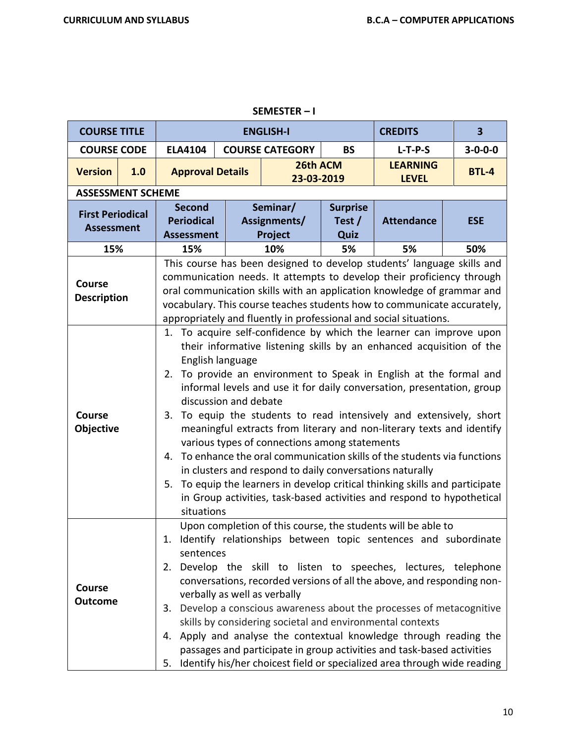## SEMESTER – I

| COURSE TITLE | | ENGLISH-I | | | | CREDITS | 3 |
|---|---|---|---|---|---|---|---|
| COURSE CODE | | ELA4104 | COURSE CATEGORY | | BS | L-T-P-S | 3-0-0-0 |
| Version | 1.0 | Approval Details | | 26th ACM 23-03-2019 | | LEARNING LEVEL | BTL-4 |

**ASSESSMENT SCHEME**

| First Periodical Assessment | Second Periodical Assessment | Seminar/ Assignments/ Project | Surprise Test / Quiz | Attendance | ESE |
|---|---|---|---|---|---|
| 15% | 15% | 10% | 5% | 5% | 50% |

| | |
|---|---|
| **Course Description** | This course has been designed to develop students' language skills and communication needs. It attempts to develop their proficiency through oral communication skills with an application knowledge of grammar and vocabulary. This course teaches students how to communicate accurately, appropriately and fluently in professional and social situations. |
| **Course Objective** | 1. To acquire self-confidence by which the learner can improve upon their informative listening skills by an enhanced acquisition of the English language<br>2. To provide an environment to Speak in English at the formal and informal levels and use it for daily conversation, presentation, group discussion and debate<br>3. To equip the students to read intensively and extensively, short meaningful extracts from literary and non-literary texts and identify various types of connections among statements<br>4. To enhance the oral communication skills of the students via functions in clusters and respond to daily conversations naturally<br>5. To equip the learners in develop critical thinking skills and participate in Group activities, task-based activities and respond to hypothetical situations |
| **Course Outcome** | Upon completion of this course, the students will be able to<br>1. Identify relationships between topic sentences and subordinate sentences<br>2. Develop the skill to listen to speeches, lectures, telephone conversations, recorded versions of all the above, and responding non-verbally as well as verbally<br>3. Develop a conscious awareness about the processes of metacognitive skills by considering societal and environmental contexts<br>4. Apply and analyse the contextual knowledge through reading the passages and participate in group activities and task-based activities<br>5. Identify his/her choicest field or specialized area through wide reading |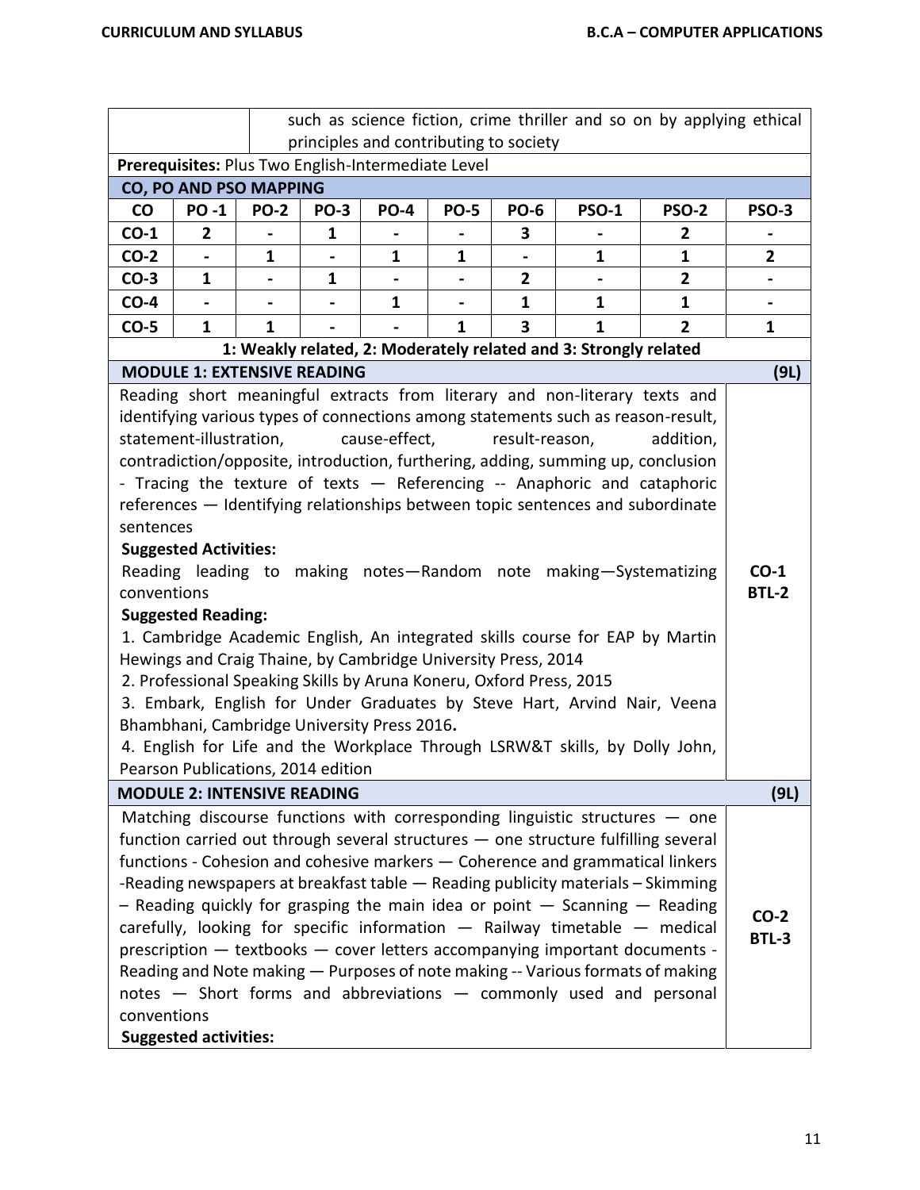| | such as science fiction, crime thriller and so on by applying ethical principles and contributing to society |
|---|---|

**Prerequisites:** Plus Two English-Intermediate Level

**CO, PO AND PSO MAPPING**

| CO | PO -1 | PO-2 | PO-3 | PO-4 | PO-5 | PO-6 | PSO-1 | PSO-2 | PSO-3 |
|---|---|---|---|---|---|---|---|---|---|
| CO-1 | 2 | - | 1 | - | - | 3 | - | 2 | - |
| CO-2 | - | 1 | - | 1 | 1 | - | 1 | 1 | 2 |
| CO-3 | 1 | - | 1 | - | - | 2 | - | 2 | - |
| CO-4 | - | - | - | 1 | - | 1 | 1 | 1 | - |
| CO-5 | 1 | 1 | - | - | 1 | 3 | 1 | 2 | 1 |

**1: Weakly related, 2: Moderately related and 3: Strongly related**

### MODULE 1: EXTENSIVE READING (9L)

Reading short meaningful extracts from literary and non-literary texts and identifying various types of connections among statements such as reason-result, statement-illustration, cause-effect, result-reason, addition, contradiction/opposite, introduction, furthering, adding, summing up, conclusion - Tracing the texture of texts — Referencing -- Anaphoric and cataphoric references — Identifying relationships between topic sentences and subordinate sentences

**Suggested Activities:**

Reading leading to making notes—Random note making—Systematizing conventions

**Suggested Reading:**

1. Cambridge Academic English, An integrated skills course for EAP by Martin Hewings and Craig Thaine, by Cambridge University Press, 2014
2. Professional Speaking Skills by Aruna Koneru, Oxford Press, 2015
3. Embark, English for Under Graduates by Steve Hart, Arvind Nair, Veena Bhambhani, Cambridge University Press 2016**.**
4. English for Life and the Workplace Through LSRW&T skills, by Dolly John, Pearson Publications, 2014 edition

**CO-1**
**BTL-2**

### MODULE 2: INTENSIVE READING (9L)

Matching discourse functions with corresponding linguistic structures — one function carried out through several structures — one structure fulfilling several functions - Cohesion and cohesive markers — Coherence and grammatical linkers -Reading newspapers at breakfast table — Reading publicity materials – Skimming – Reading quickly for grasping the main idea or point — Scanning — Reading carefully, looking for specific information — Railway timetable — medical prescription — textbooks — cover letters accompanying important documents - Reading and Note making — Purposes of note making -- Various formats of making notes — Short forms and abbreviations — commonly used and personal conventions

**CO-2**
**BTL-3**

**Suggested activities:**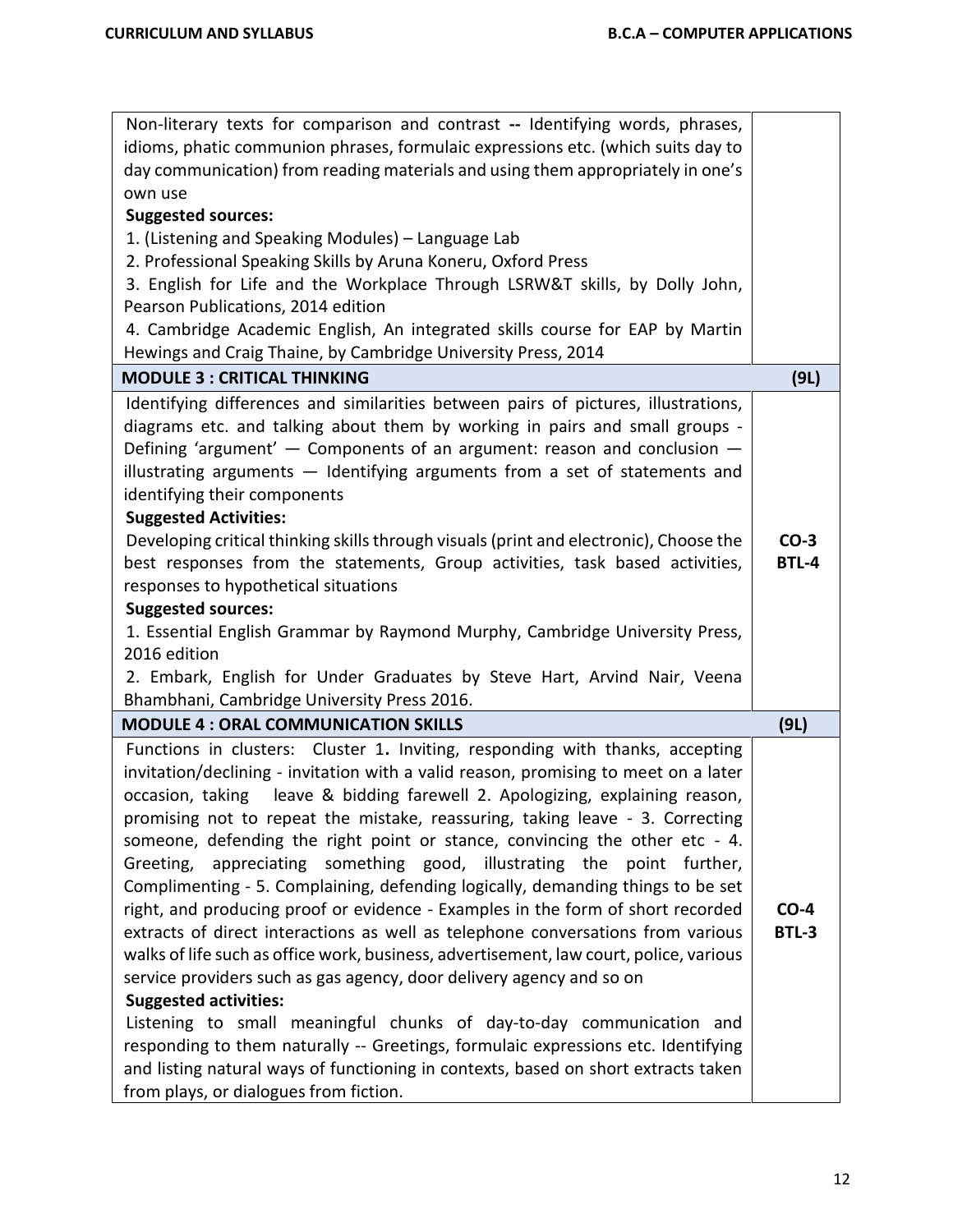| | |
|---|---|
| Non-literary texts for comparison and contrast -- Identifying words, phrases, idioms, phatic communion phrases, formulaic expressions etc. (which suits day to day communication) from reading materials and using them appropriately in one's own use<br>**Suggested sources:**<br>1. (Listening and Speaking Modules) – Language Lab<br>2. Professional Speaking Skills by Aruna Koneru, Oxford Press<br>3. English for Life and the Workplace Through LSRW&T skills, by Dolly John, Pearson Publications, 2014 edition<br>4. Cambridge Academic English, An integrated skills course for EAP by Martin Hewings and Craig Thaine, by Cambridge University Press, 2014 | |
| **MODULE 3 : CRITICAL THINKING** | **(9L)** |
| Identifying differences and similarities between pairs of pictures, illustrations, diagrams etc. and talking about them by working in pairs and small groups - Defining 'argument' — Components of an argument: reason and conclusion — illustrating arguments — Identifying arguments from a set of statements and identifying their components<br>**Suggested Activities:**<br>Developing critical thinking skills through visuals (print and electronic), Choose the best responses from the statements, Group activities, task based activities, responses to hypothetical situations<br>**Suggested sources:**<br>1. Essential English Grammar by Raymond Murphy, Cambridge University Press, 2016 edition<br>2. Embark, English for Under Graduates by Steve Hart, Arvind Nair, Veena Bhambhani, Cambridge University Press 2016. | **CO-3**<br>**BTL-4** |
| **MODULE 4 : ORAL COMMUNICATION SKILLS** | **(9L)** |
| Functions in clusters: Cluster 1**.** Inviting, responding with thanks, accepting invitation/declining - invitation with a valid reason, promising to meet on a later occasion, taking leave & bidding farewell 2. Apologizing, explaining reason, promising not to repeat the mistake, reassuring, taking leave - 3. Correcting someone, defending the right point or stance, convincing the other etc - 4. Greeting, appreciating something good, illustrating the point further, Complimenting - 5. Complaining, defending logically, demanding things to be set right, and producing proof or evidence - Examples in the form of short recorded extracts of direct interactions as well as telephone conversations from various walks of life such as office work, business, advertisement, law court, police, various service providers such as gas agency, door delivery agency and so on<br>**Suggested activities:**<br>Listening to small meaningful chunks of day-to-day communication and responding to them naturally -- Greetings, formulaic expressions etc. Identifying and listing natural ways of functioning in contexts, based on short extracts taken from plays, or dialogues from fiction. | **CO-4**<br>**BTL-3** |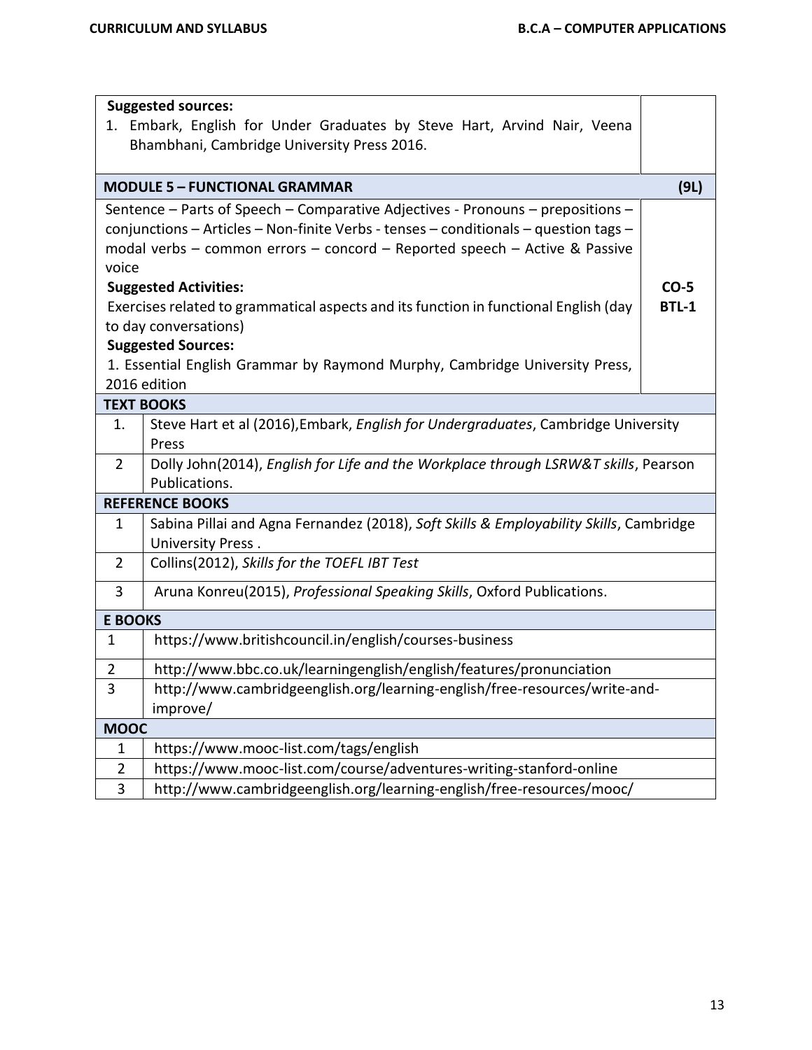| | |
|---|---|
| **Suggested sources:**<br>1. Embark, English for Under Graduates by Steve Hart, Arvind Nair, Veena Bhambhani, Cambridge University Press 2016. | |
| **MODULE 5 – FUNCTIONAL GRAMMAR** | **(9L)** |
| Sentence – Parts of Speech – Comparative Adjectives - Pronouns – prepositions – conjunctions – Articles – Non-finite Verbs - tenses – conditionals – question tags – modal verbs – common errors – concord – Reported speech – Active & Passive voice<br>**Suggested Activities:**<br>Exercises related to grammatical aspects and its function in functional English (day to day conversations)<br>**Suggested Sources:**<br>1. Essential English Grammar by Raymond Murphy, Cambridge University Press, 2016 edition | **CO-5**<br>**BTL-1** |

**TEXT BOOKS**

| | |
|---|---|
| 1. | Steve Hart et al (2016),Embark, *English for Undergraduates*, Cambridge University Press |
| 2 | Dolly John(2014), *English for Life and the Workplace through LSRW&T skills*, Pearson Publications. |

**REFERENCE BOOKS**

| | |
|---|---|
| 1 | Sabina Pillai and Agna Fernandez (2018), *Soft Skills & Employability Skills*, Cambridge University Press . |
| 2 | Collins(2012), *Skills for the TOEFL IBT Test* |
| 3 | Aruna Konreu(2015), *Professional Speaking Skills*, Oxford Publications. |

**E BOOKS**

| | |
|---|---|
| 1 | https://www.britishcouncil.in/english/courses-business |
| 2 | http://www.bbc.co.uk/learningenglish/english/features/pronunciation |
| 3 | http://www.cambridgeenglish.org/learning-english/free-resources/write-and-improve/ |

**MOOC**

| | |
|---|---|
| 1 | https://www.mooc-list.com/tags/english |
| 2 | https://www.mooc-list.com/course/adventures-writing-stanford-online |
| 3 | http://www.cambridgeenglish.org/learning-english/free-resources/mooc/ |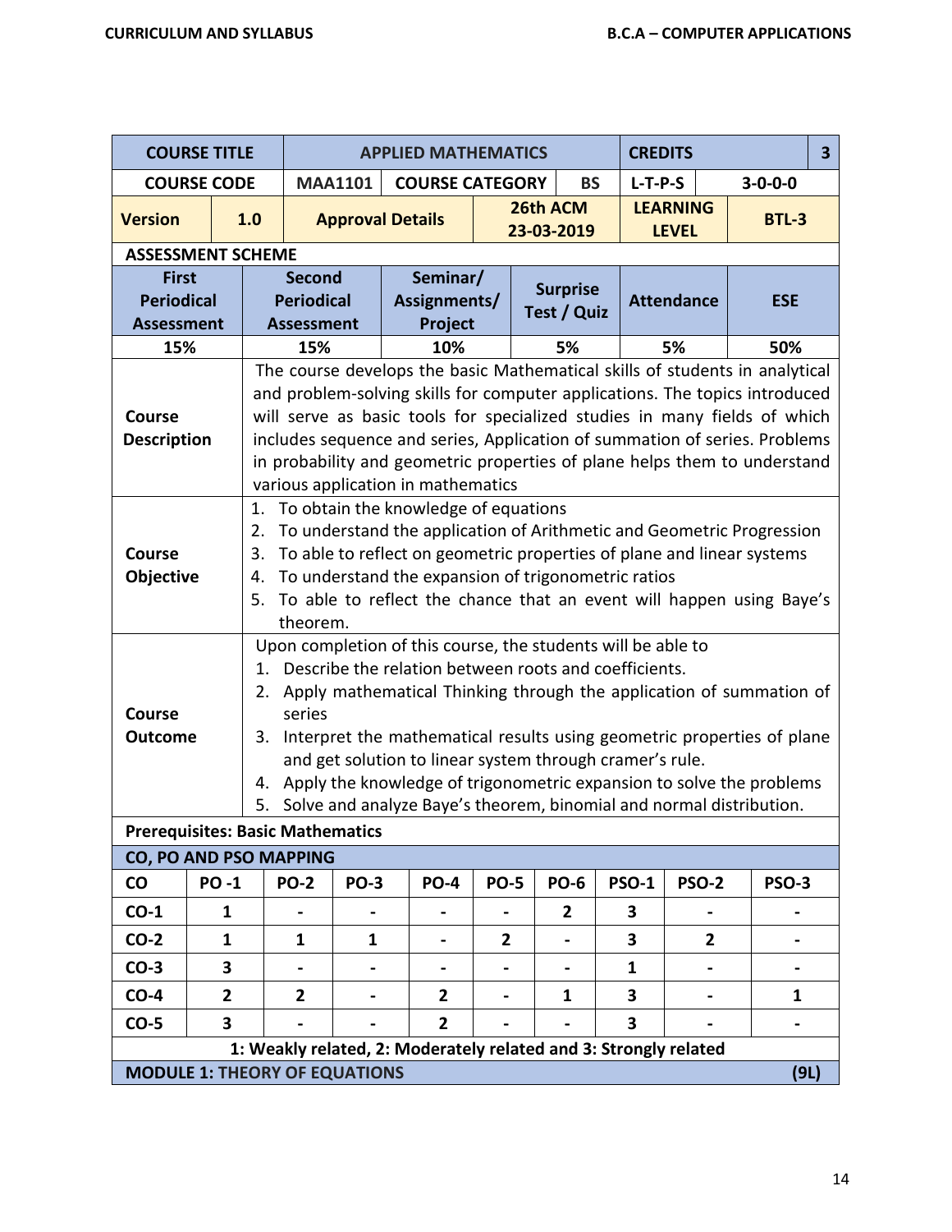| COURSE TITLE | | APPLIED MATHEMATICS | | | CREDITS | | 3 |
|---|---|---|---|---|---|---|---|
| COURSE CODE | | MAA1101 | COURSE CATEGORY | BS | L-T-P-S | | 3-0-0-0 |
| Version | 1.0 | Approval Details | | 26th ACM 23-03-2019 | LEARNING LEVEL | | BTL-3 |

**ASSESSMENT SCHEME**

| First Periodical Assessment | Second Periodical Assessment | Seminar/ Assignments/ Project | Surprise Test / Quiz | Attendance | ESE |
|---|---|---|---|---|---|
| 15% | 15% | 10% | 5% | 5% | 50% |

| | |
|---|---|
| **Course Description** | The course develops the basic Mathematical skills of students in analytical and problem-solving skills for computer applications. The topics introduced will serve as basic tools for specialized studies in many fields of which includes sequence and series, Application of summation of series. Problems in probability and geometric properties of plane helps them to understand various application in mathematics |
| **Course Objective** | 1. To obtain the knowledge of equations<br>2. To understand the application of Arithmetic and Geometric Progression<br>3. To able to reflect on geometric properties of plane and linear systems<br>4. To understand the expansion of trigonometric ratios<br>5. To able to reflect the chance that an event will happen using Baye's theorem. |
| **Course Outcome** | Upon completion of this course, the students will be able to<br>1. Describe the relation between roots and coefficients.<br>2. Apply mathematical Thinking through the application of summation of series<br>3. Interpret the mathematical results using geometric properties of plane and get solution to linear system through cramer's rule.<br>4. Apply the knowledge of trigonometric expansion to solve the problems<br>5. Solve and analyze Baye's theorem, binomial and normal distribution. |

**Prerequisites: Basic Mathematics**

**CO, PO AND PSO MAPPING**

| CO | PO -1 | PO-2 | PO-3 | PO-4 | PO-5 | PO-6 | PSO-1 | PSO-2 | PSO-3 |
|---|---|---|---|---|---|---|---|---|---|
| CO-1 | 1 | - | - | - | - | 2 | 3 | - | - |
| CO-2 | 1 | 1 | 1 | - | 2 | - | 3 | 2 | - |
| CO-3 | 3 | - | - | - | - | - | 1 | - | - |
| CO-4 | 2 | 2 | - | 2 | - | 1 | 3 | - | 1 |
| CO-5 | 3 | - | - | 2 | - | - | 3 | - | - |

**1: Weakly related, 2: Moderately related and 3: Strongly related**

**MODULE 1: THEORY OF EQUATIONS** **(9L)**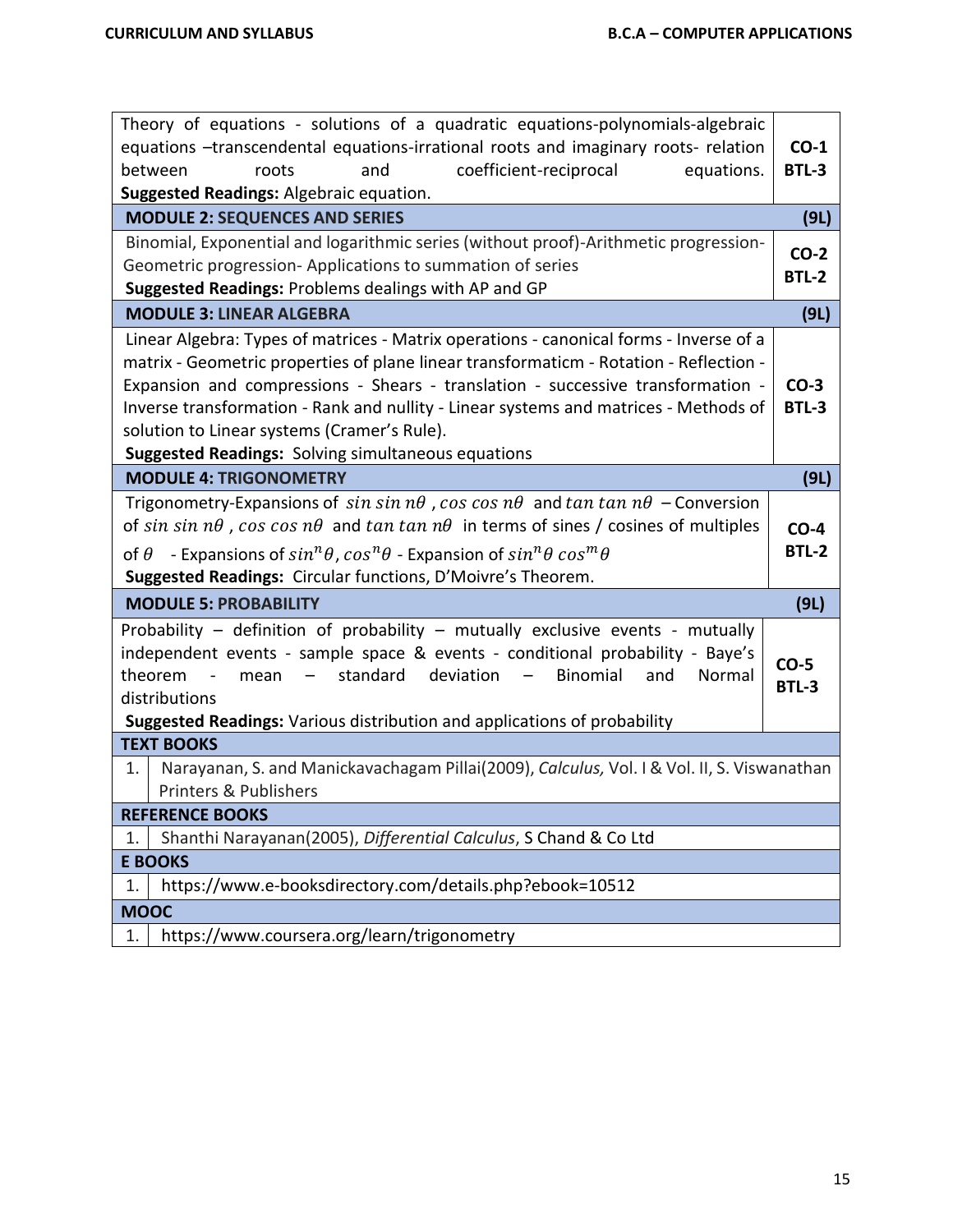| | |
|---|---|
| Theory of equations - solutions of a quadratic equations-polynomials-algebraic equations –transcendental equations-irrational roots and imaginary roots- relation between roots and coefficient-reciprocal equations. **Suggested Readings:** Algebraic equation. | **CO-1 BTL-3** |
| **MODULE 2: SEQUENCES AND SERIES** | **(9L)** |
| Binomial, Exponential and logarithmic series (without proof)-Arithmetic progression-Geometric progression- Applications to summation of series **Suggested Readings:** Problems dealings with AP and GP | **CO-2 BTL-2** |
| **MODULE 3: LINEAR ALGEBRA** | **(9L)** |
| Linear Algebra: Types of matrices - Matrix operations - canonical forms - Inverse of a matrix - Geometric properties of plane linear transformaticm - Rotation - Reflection - Expansion and compressions - Shears - translation - successive transformation - Inverse transformation - Rank and nullity - Linear systems and matrices - Methods of solution to Linear systems (Cramer's Rule). **Suggested Readings:** Solving simultaneous equations | **CO-3 BTL-3** |
| **MODULE 4: TRIGONOMETRY** | **(9L)** |
| Trigonometry-Expansions of $sin\, sin\, n\theta$ , $cos\, cos\, n\theta$ and $tan\, tan\, n\theta$ – Conversion of $sin\, sin\, n\theta$ , $cos\, cos\, n\theta$ and $tan\, tan\, n\theta$ in terms of sines / cosines of multiples of $\theta$ - Expansions of $sin^n\theta$, $cos^n\theta$ - Expansion of $sin^n\theta\, cos^m\theta$ **Suggested Readings:** Circular functions, D'Moivre's Theorem. | **CO-4 BTL-2** |
| **MODULE 5: PROBABILITY** | **(9L)** |
| Probability – definition of probability – mutually exclusive events - mutually independent events - sample space & events - conditional probability - Baye's theorem - mean – standard deviation – Binomial and Normal distributions **Suggested Readings:** Various distribution and applications of probability | **CO-5 BTL-3** |

**TEXT BOOKS**

1. Narayanan, S. and Manickavachagam Pillai(2009), *Calculus,* Vol. I & Vol. II, S. Viswanathan Printers & Publishers

**REFERENCE BOOKS**

1. Shanthi Narayanan(2005), *Differential Calculus*, S Chand & Co Ltd

**E BOOKS**

1. https://www.e-booksdirectory.com/details.php?ebook=10512

**MOOC**

1. https://www.coursera.org/learn/trigonometry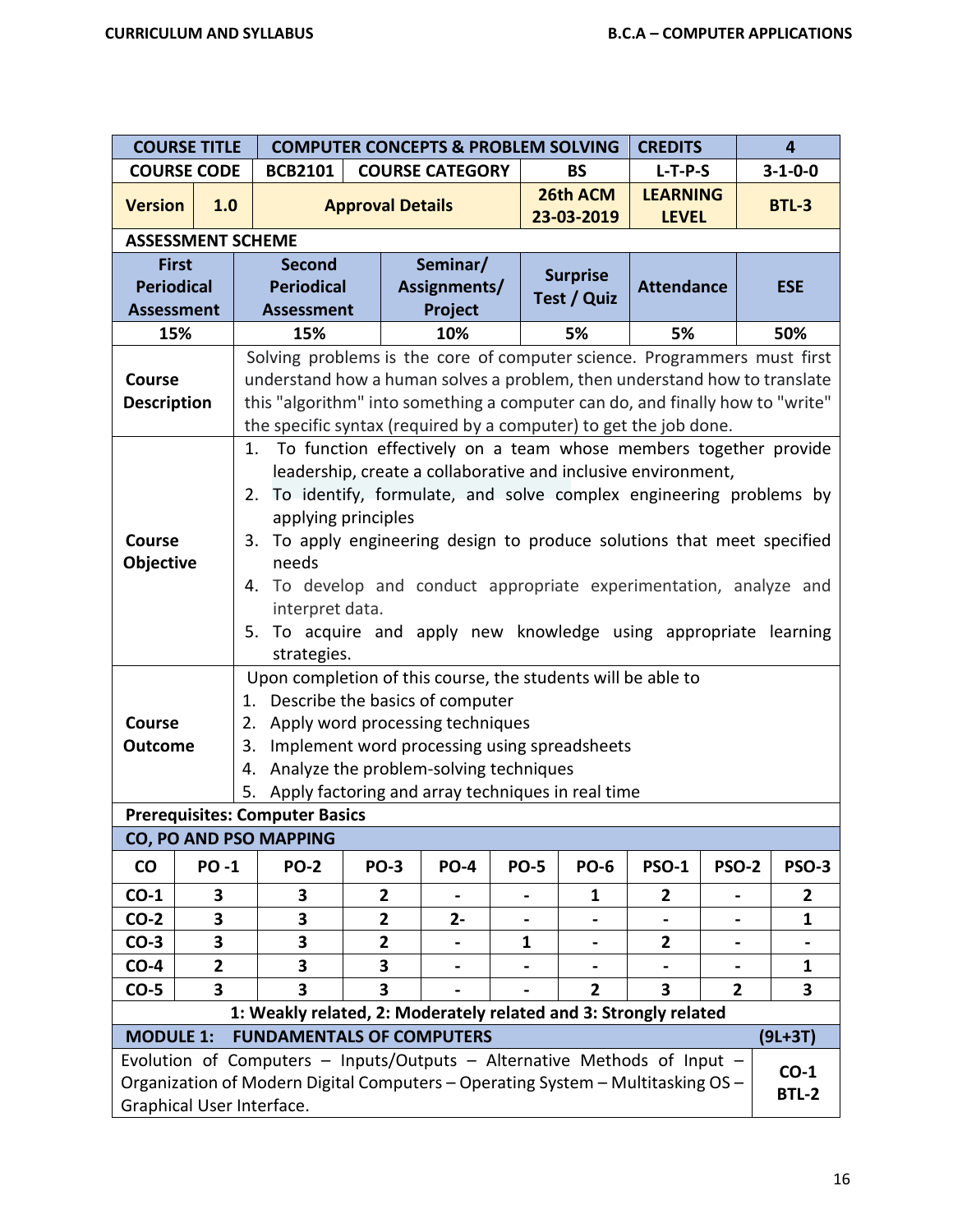| COURSE TITLE | | COMPUTER CONCEPTS & PROBLEM SOLVING | | CREDITS | 4 |
|---|---|---|---|---|---|
| COURSE CODE | | BCB2101 | COURSE CATEGORY | BS | L-T-P-S | 3-1-0-0 |
| Version | 1.0 | Approval Details | 26th ACM 23-03-2019 | LEARNING LEVEL | BTL-3 |

**ASSESSMENT SCHEME**

| First Periodical Assessment | Second Periodical Assessment | Seminar/ Assignments/ Project | Surprise Test / Quiz | Attendance | ESE |
|---|---|---|---|---|---|
| 15% | 15% | 10% | 5% | 5% | 50% |

**Course Description**

Solving problems is the core of computer science. Programmers must first understand how a human solves a problem, then understand how to translate this "algorithm" into something a computer can do, and finally how to "write" the specific syntax (required by a computer) to get the job done.

**Course Objective**

1. To function effectively on a team whose members together provide leadership, create a collaborative and inclusive environment,
2. To identify, formulate, and solve complex engineering problems by applying principles
3. To apply engineering design to produce solutions that meet specified needs
4. To develop and conduct appropriate experimentation, analyze and interpret data.
5. To acquire and apply new knowledge using appropriate learning strategies.

**Course Outcome**

Upon completion of this course, the students will be able to

1. Describe the basics of computer
2. Apply word processing techniques
3. Implement word processing using spreadsheets
4. Analyze the problem-solving techniques
5. Apply factoring and array techniques in real time

**Prerequisites: Computer Basics**

**CO, PO AND PSO MAPPING**

| CO | PO -1 | PO-2 | PO-3 | PO-4 | PO-5 | PO-6 | PSO-1 | PSO-2 | PSO-3 |
|---|---|---|---|---|---|---|---|---|---|
| CO-1 | 3 | 3 | 2 | - | - | 1 | 2 | - | 2 |
| CO-2 | 3 | 3 | 2 | 2- | - | - | - | - | 1 |
| CO-3 | 3 | 3 | 2 | - | 1 | - | 2 | - | - |
| CO-4 | 2 | 3 | 3 | - | - | - | - | - | 1 |
| CO-5 | 3 | 3 | 3 | - | - | 2 | 3 | 2 | 3 |

**1: Weakly related, 2: Moderately related and 3: Strongly related**

| MODULE 1: FUNDAMENTALS OF COMPUTERS | (9L+3T) |
|---|---|
| Evolution of Computers – Inputs/Outputs – Alternative Methods of Input – Organization of Modern Digital Computers – Operating System – Multitasking OS – Graphical User Interface. | CO-1 BTL-2 |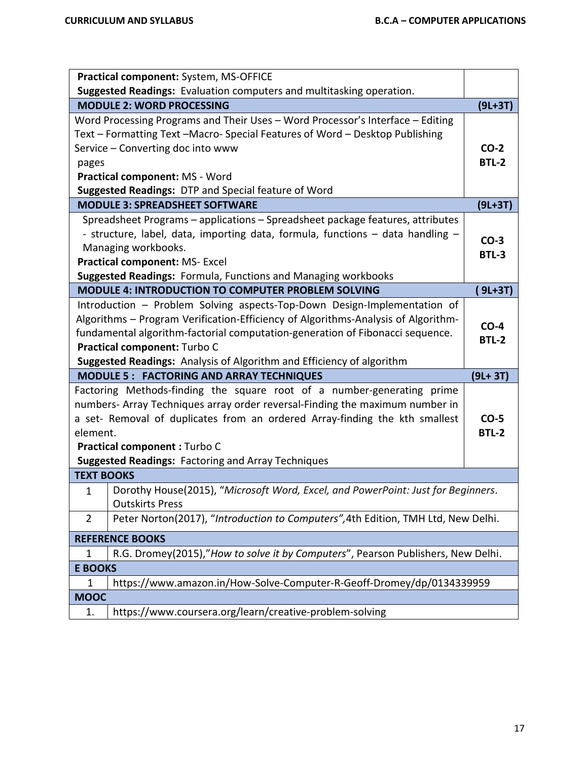| | |
|---|---|
| **Practical component:** System, MS-OFFICE<br>**Suggested Readings:** Evaluation computers and multitasking operation. | |
| **MODULE 2: WORD PROCESSING** | **(9L+3T)** |
| Word Processing Programs and Their Uses – Word Processor's Interface – Editing Text – Formatting Text –Macro- Special Features of Word – Desktop Publishing Service – Converting doc into www pages<br>**Practical component:** MS - Word<br>**Suggested Readings:** DTP and Special feature of Word | **CO-2**<br>**BTL-2** |
| **MODULE 3: SPREADSHEET SOFTWARE** | **(9L+3T)** |
| Spreadsheet Programs – applications – Spreadsheet package features, attributes - structure, label, data, importing data, formula, functions – data handling – Managing workbooks.<br>**Practical component:** MS- Excel<br>**Suggested Readings:** Formula, Functions and Managing workbooks | **CO-3**<br>**BTL-3** |
| **MODULE 4: INTRODUCTION TO COMPUTER PROBLEM SOLVING** | **( 9L+3T)** |
| Introduction – Problem Solving aspects-Top-Down Design-Implementation of Algorithms – Program Verification-Efficiency of Algorithms-Analysis of Algorithm- fundamental algorithm-factorial computation-generation of Fibonacci sequence.<br>**Practical component:** Turbo C<br>**Suggested Readings:** Analysis of Algorithm and Efficiency of algorithm | **CO-4**<br>**BTL-2** |
| **MODULE 5 : FACTORING AND ARRAY TECHNIQUES** | **(9L+ 3T)** |
| Factoring Methods-finding the square root of a number-generating prime numbers- Array Techniques array order reversal-Finding the maximum number in a set- Removal of duplicates from an ordered Array-finding the kth smallest element.<br>**Practical component :** Turbo C<br>**Suggested Readings:** Factoring and Array Techniques | **CO-5**<br>**BTL-2** |

| **TEXT BOOKS** | |
|---|---|
| 1 | Dorothy House(2015), "*Microsoft Word, Excel, and PowerPoint: Just for Beginners*. Outskirts Press |
| 2 | Peter Norton(2017), "*Introduction to Computers",*4th Edition, TMH Ltd, New Delhi. |
| **REFERENCE BOOKS** | |
| 1 | R.G. Dromey(2015),"*How to solve it by Computers*", Pearson Publishers, New Delhi. |
| **E BOOKS** | |
| 1 | https://www.amazon.in/How-Solve-Computer-R-Geoff-Dromey/dp/0134339959 |
| **MOOC** | |
| 1. | https://www.coursera.org/learn/creative-problem-solving |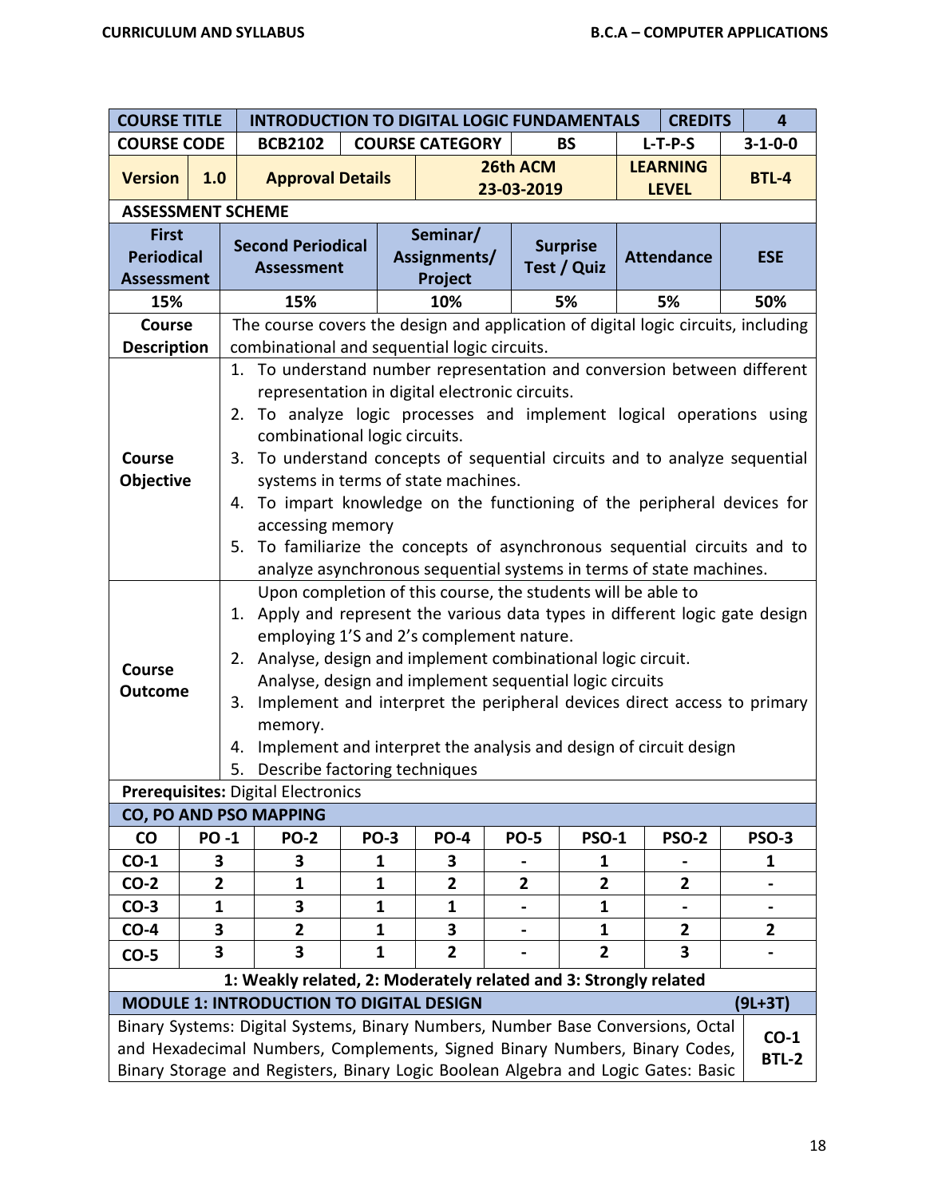| COURSE TITLE | | INTRODUCTION TO DIGITAL LOGIC FUNDAMENTALS | | | | CREDITS | 4 |
|---|---|---|---|---|---|---|---|
| COURSE CODE | | BCB2102 | COURSE CATEGORY | | BS | L-T-P-S | 3-1-0-0 |
| Version | 1.0 | Approval Details | | 26th ACM 23-03-2019 | | LEARNING LEVEL | BTL-4 |

**ASSESSMENT SCHEME**

| First Periodical Assessment | Second Periodical Assessment | Seminar/ Assignments/ Project | Surprise Test / Quiz | Attendance | ESE |
|---|---|---|---|---|---|
| 15% | 15% | 10% | 5% | 5% | 50% |

| | |
|---|---|
| **Course Description** | The course covers the design and application of digital logic circuits, including combinational and sequential logic circuits. |
| **Course Objective** | 1. To understand number representation and conversion between different representation in digital electronic circuits. 2. To analyze logic processes and implement logical operations using combinational logic circuits. 3. To understand concepts of sequential circuits and to analyze sequential systems in terms of state machines. 4. To impart knowledge on the functioning of the peripheral devices for accessing memory 5. To familiarize the concepts of asynchronous sequential circuits and to analyze asynchronous sequential systems in terms of state machines. |
| **Course Outcome** | Upon completion of this course, the students will be able to 1. Apply and represent the various data types in different logic gate design employing 1'S and 2's complement nature. 2. Analyse, design and implement combinational logic circuit. Analyse, design and implement sequential logic circuits 3. Implement and interpret the peripheral devices direct access to primary memory. 4. Implement and interpret the analysis and design of circuit design 5. Describe factoring techniques |

**Prerequisites:** Digital Electronics

**CO, PO AND PSO MAPPING**

| CO | PO -1 | PO-2 | PO-3 | PO-4 | PO-5 | PSO-1 | PSO-2 | PSO-3 |
|---|---|---|---|---|---|---|---|---|
| CO-1 | 3 | 3 | 1 | 3 | - | 1 | - | 1 |
| CO-2 | 2 | 1 | 1 | 2 | 2 | 2 | 2 | - |
| CO-3 | 1 | 3 | 1 | 1 | - | 1 | - | - |
| CO-4 | 3 | 2 | 1 | 3 | - | 1 | 2 | 2 |
| CO-5 | 3 | 3 | 1 | 2 | - | 2 | 3 | - |

**1: Weakly related, 2: Moderately related and 3: Strongly related**

| MODULE 1: INTRODUCTION TO DIGITAL DESIGN | (9L+3T) |
|---|---|
| Binary Systems: Digital Systems, Binary Numbers, Number Base Conversions, Octal and Hexadecimal Numbers, Complements, Signed Binary Numbers, Binary Codes, Binary Storage and Registers, Binary Logic Boolean Algebra and Logic Gates: Basic | CO-1 BTL-2 |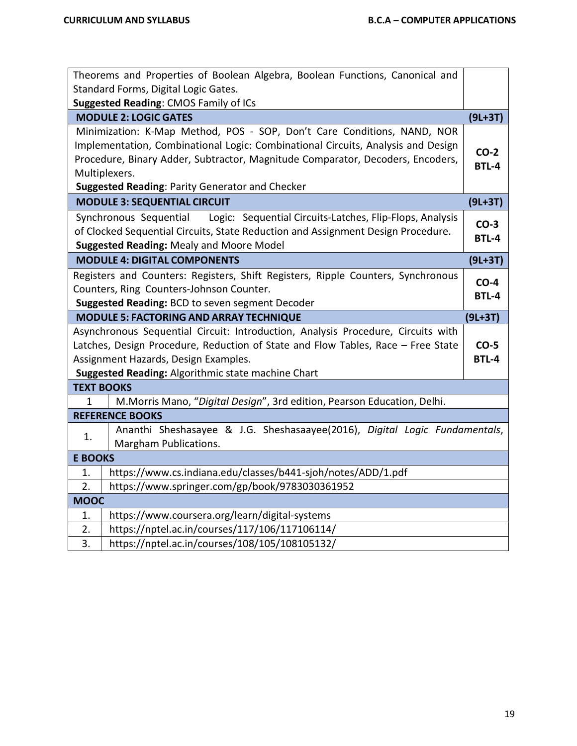| | |
|---|---|
| Theorems and Properties of Boolean Algebra, Boolean Functions, Canonical and Standard Forms, Digital Logic Gates.<br>**Suggested Reading**: CMOS Family of ICs | |
| **MODULE 2: LOGIC GATES** | **(9L+3T)** |
| Minimization: K-Map Method, POS - SOP, Don't Care Conditions, NAND, NOR Implementation, Combinational Logic: Combinational Circuits, Analysis and Design Procedure, Binary Adder, Subtractor, Magnitude Comparator, Decoders, Encoders, Multiplexers.<br>**Suggested Reading**: Parity Generator and Checker | **CO-2**<br>**BTL-4** |
| **MODULE 3: SEQUENTIAL CIRCUIT** | **(9L+3T)** |
| Synchronous Sequential Logic: Sequential Circuits-Latches, Flip-Flops, Analysis of Clocked Sequential Circuits, State Reduction and Assignment Design Procedure.<br>**Suggested Reading:** Mealy and Moore Model | **CO-3**<br>**BTL-4** |
| **MODULE 4: DIGITAL COMPONENTS** | **(9L+3T)** |
| Registers and Counters: Registers, Shift Registers, Ripple Counters, Synchronous Counters, Ring Counters-Johnson Counter.<br>**Suggested Reading:** BCD to seven segment Decoder | **CO-4**<br>**BTL-4** |
| **MODULE 5: FACTORING AND ARRAY TECHNIQUE** | **(9L+3T)** |
| Asynchronous Sequential Circuit: Introduction, Analysis Procedure, Circuits with Latches, Design Procedure, Reduction of State and Flow Tables, Race – Free State Assignment Hazards, Design Examples.<br>**Suggested Reading:** Algorithmic state machine Chart | **CO-5**<br>**BTL-4** |

| **TEXT BOOKS** | |
|---|---|
| 1 | M.Morris Mano, "*Digital Design*", 3rd edition, Pearson Education, Delhi. |
| **REFERENCE BOOKS** | |
| 1. | Ananthi Sheshasayee & J.G. Sheshasaayee(2016), *Digital Logic Fundamentals*, Margham Publications. |
| **E BOOKS** | |
| 1. | https://www.cs.indiana.edu/classes/b441-sjoh/notes/ADD/1.pdf |
| 2. | https://www.springer.com/gp/book/9783030361952 |
| **MOOC** | |
| 1. | https://www.coursera.org/learn/digital-systems |
| 2. | https://nptel.ac.in/courses/117/106/117106114/ |
| 3. | https://nptel.ac.in/courses/108/105/108105132/ |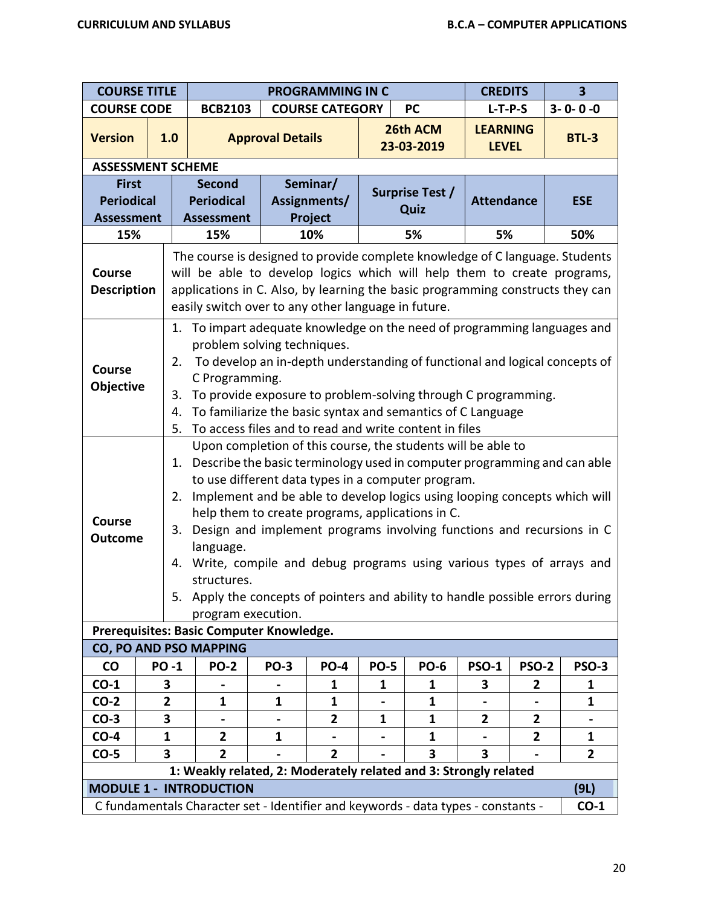| COURSE TITLE | | PROGRAMMING IN C | | | CREDITS | 3 |
|---|---|---|---|---|---|---|
| COURSE CODE | | BCB2103 | COURSE CATEGORY | PC | L-T-P-S | 3- 0- 0 -0 |
| Version | 1.0 | Approval Details | | 26th ACM 23-03-2019 | LEARNING LEVEL | BTL-3 |

**ASSESSMENT SCHEME**

| First Periodical Assessment | Second Periodical Assessment | Seminar/ Assignments/ Project | Surprise Test / Quiz | Attendance | ESE |
|---|---|---|---|---|---|
| 15% | 15% | 10% | 5% | 5% | 50% |

**Course Description**

The course is designed to provide complete knowledge of C language. Students will be able to develop logics which will help them to create programs, applications in C. Also, by learning the basic programming constructs they can easily switch over to any other language in future.

**Course Objective**

1. To impart adequate knowledge on the need of programming languages and problem solving techniques.
2. To develop an in-depth understanding of functional and logical concepts of C Programming.
3. To provide exposure to problem-solving through C programming.
4. To familiarize the basic syntax and semantics of C Language
5. To access files and to read and write content in files

**Course Outcome**

Upon completion of this course, the students will be able to

1. Describe the basic terminology used in computer programming and can able to use different data types in a computer program.
2. Implement and be able to develop logics using looping concepts which will help them to create programs, applications in C.
3. Design and implement programs involving functions and recursions in C language.
4. Write, compile and debug programs using various types of arrays and structures.
5. Apply the concepts of pointers and ability to handle possible errors during program execution.

**Prerequisites: Basic Computer Knowledge.**

**CO, PO AND PSO MAPPING**

| CO | PO -1 | PO-2 | PO-3 | PO-4 | PO-5 | PO-6 | PSO-1 | PSO-2 | PSO-3 |
|---|---|---|---|---|---|---|---|---|---|
| CO-1 | 3 | - | - | 1 | 1 | 1 | 3 | 2 | 1 |
| CO-2 | 2 | 1 | 1 | 1 | - | 1 | - | - | 1 |
| CO-3 | 3 | - | - | 2 | 1 | 1 | 2 | 2 | - |
| CO-4 | 1 | 2 | 1 | - | - | 1 | - | 2 | 1 |
| CO-5 | 3 | 2 | - | 2 | - | 3 | 3 | - | 2 |

**1: Weakly related, 2: Moderately related and 3: Strongly related**

| MODULE 1 - INTRODUCTION | (9L) |
|---|---|
| C fundamentals Character set - Identifier and keywords - data types - constants - | CO-1 |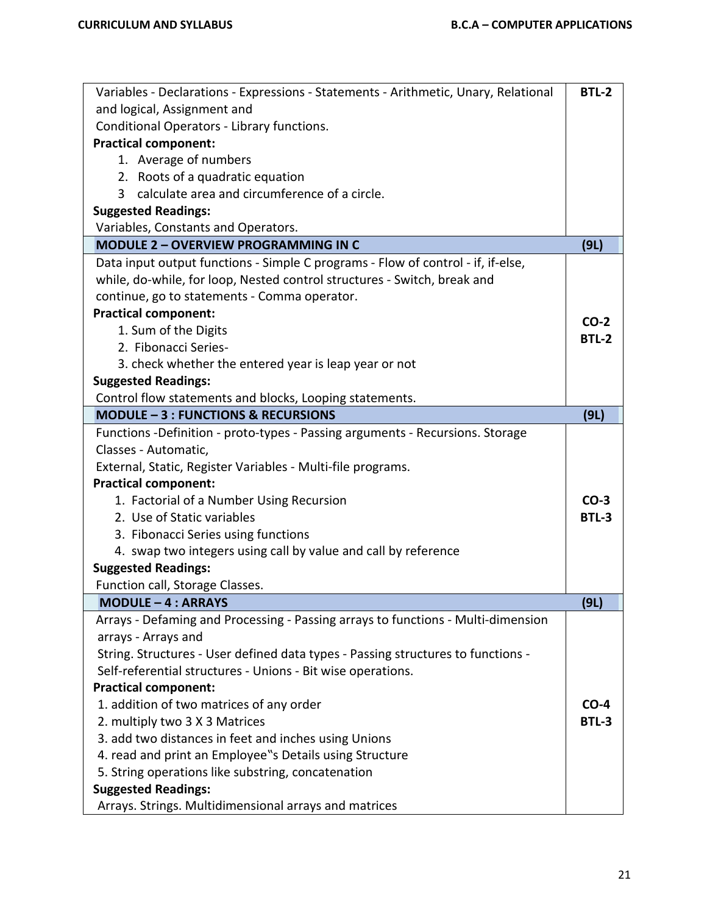| | |
|---|---|
| Variables - Declarations - Expressions - Statements - Arithmetic, Unary, Relational and logical, Assignment and<br>Conditional Operators - Library functions.<br>**Practical component:**<br>1. Average of numbers<br>2. Roots of a quadratic equation<br>3 calculate area and circumference of a circle.<br>**Suggested Readings:**<br>Variables, Constants and Operators. | **BTL-2** |
| **MODULE 2 – OVERVIEW PROGRAMMING IN C** | **(9L)** |
| Data input output functions - Simple C programs - Flow of control - if, if-else, while, do-while, for loop, Nested control structures - Switch, break and continue, go to statements - Comma operator.<br>**Practical component:**<br>1. Sum of the Digits<br>2. Fibonacci Series-<br>3. check whether the entered year is leap year or not<br>**Suggested Readings:**<br>Control flow statements and blocks, Looping statements. | **CO-2**<br>**BTL-2** |
| **MODULE – 3 : FUNCTIONS & RECURSIONS** | **(9L)** |
| Functions -Definition - proto-types - Passing arguments - Recursions. Storage Classes - Automatic,<br>External, Static, Register Variables - Multi-file programs.<br>**Practical component:**<br>1. Factorial of a Number Using Recursion<br>2. Use of Static variables<br>3. Fibonacci Series using functions<br>4. swap two integers using call by value and call by reference<br>**Suggested Readings:**<br>Function call, Storage Classes. | **CO-3**<br>**BTL-3** |
| **MODULE – 4 : ARRAYS** | **(9L)** |
| Arrays - Defaming and Processing - Passing arrays to functions - Multi-dimension arrays - Arrays and<br>String. Structures - User defined data types - Passing structures to functions - Self-referential structures - Unions - Bit wise operations.<br>**Practical component:**<br>1. addition of two matrices of any order<br>2. multiply two 3 X 3 Matrices<br>3. add two distances in feet and inches using Unions<br>4. read and print an Employee‟s Details using Structure<br>5. String operations like substring, concatenation<br>**Suggested Readings:**<br>Arrays. Strings. Multidimensional arrays and matrices | **CO-4**<br>**BTL-3** |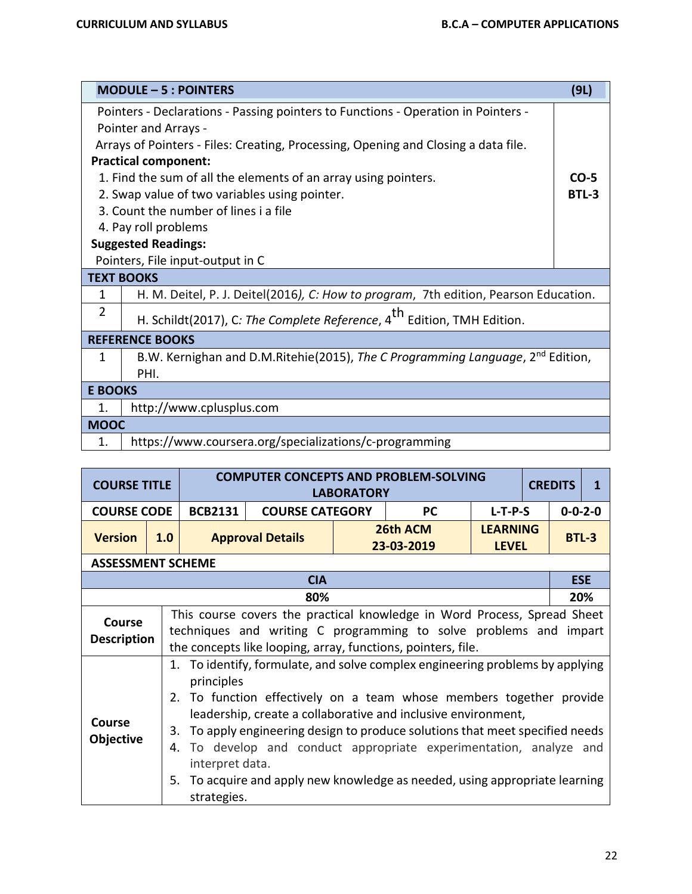| MODULE – 5 : POINTERS | | (9L) |
|---|---|---|
| Pointers - Declarations - Passing pointers to Functions - Operation in Pointers - Pointer and Arrays - Arrays of Pointers - Files: Creating, Processing, Opening and Closing a data file.<br>**Practical component:**<br>1. Find the sum of all the elements of an array using pointers.<br>2. Swap value of two variables using pointer.<br>3. Count the number of lines i a file<br>4. Pay roll problems<br>**Suggested Readings:**<br>Pointers, File input-output in C | | **CO-5**<br>**BTL-3** |
| **TEXT BOOKS** | | |
| 1 | H. M. Deitel, P. J. Deitel(2016*), C: How to program*, 7th edition, Pearson Education. | |
| 2 | H. Schildt(2017), C*: The Complete Reference*, 4th Edition, TMH Edition. | |
| **REFERENCE BOOKS** | | |
| 1 | B.W. Kernighan and D.M.Ritehie(2015), *The C Programming Language*, 2nd Edition, PHI. | |
| **E BOOKS** | | |
| 1. | http://www.cplusplus.com | |
| **MOOC** | | |
| 1. | https://www.coursera.org/specializations/c-programming | |

| **COURSE TITLE** | **COMPUTER CONCEPTS AND PROBLEM-SOLVING LABORATORY** | | | | **CREDITS** | **1** |
|---|---|---|---|---|---|---|
| **COURSE CODE** | **BCB2131** | **COURSE CATEGORY** | **PC** | **L-T-P-S** | **0-0-2-0** | |
| **Version** | **1.0** | **Approval Details** | **26th ACM 23-03-2019** | **LEARNING LEVEL** | **BTL-3** | |
| **ASSESSMENT SCHEME** | | | | | | |
| **CIA** | | | | | **ESE** | |
| **80%** | | | | | **20%** | |
| **Course Description** | This course covers the practical knowledge in Word Process, Spread Sheet techniques and writing C programming to solve problems and impart the concepts like looping, array, functions, pointers, file. | | | | | |
| **Course Objective** | 1. To identify, formulate, and solve complex engineering problems by applying principles<br>2. To function effectively on a team whose members together provide leadership, create a collaborative and inclusive environment,<br>3. To apply engineering design to produce solutions that meet specified needs<br>4. To develop and conduct appropriate experimentation, analyze and interpret data.<br>5. To acquire and apply new knowledge as needed, using appropriate learning strategies. | | | | | |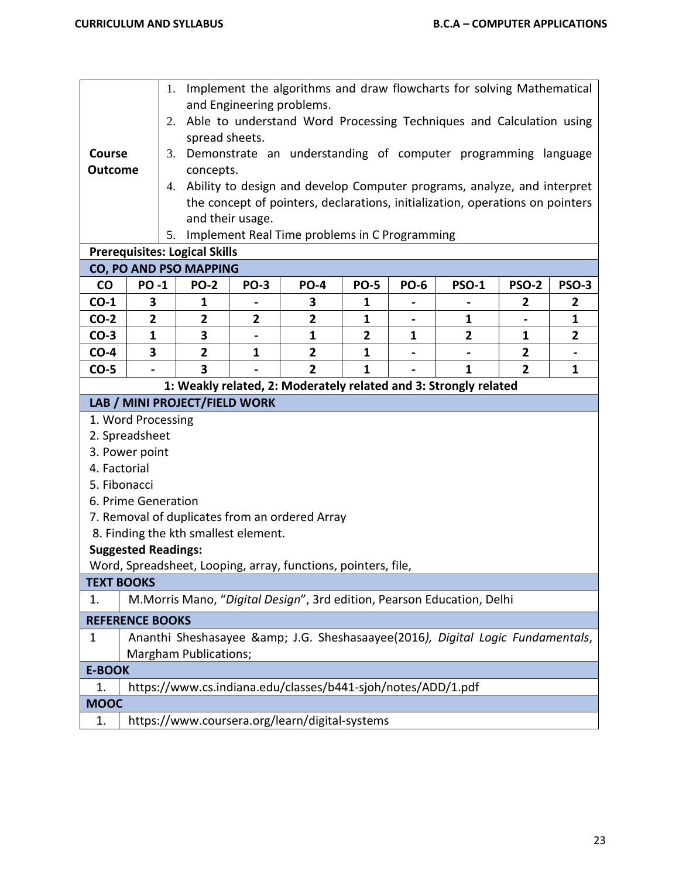| Course Outcome | |
|---|---|
| | 1. Implement the algorithms and draw flowcharts for solving Mathematical and Engineering problems.<br>2. Able to understand Word Processing Techniques and Calculation using spread sheets.<br>3. Demonstrate an understanding of computer programming language concepts.<br>4. Ability to design and develop Computer programs, analyze, and interpret the concept of pointers, declarations, initialization, operations on pointers and their usage.<br>5. Implement Real Time problems in C Programming |

**Prerequisites: Logical Skills**

**CO, PO AND PSO MAPPING**

| CO | PO -1 | PO-2 | PO-3 | PO-4 | PO-5 | PO-6 | PSO-1 | PSO-2 | PSO-3 |
|---|---|---|---|---|---|---|---|---|---|
| CO-1 | 3 | 1 | - | 3 | 1 | - | - | 2 | 2 |
| CO-2 | 2 | 2 | 2 | 2 | 1 | - | 1 | - | 1 |
| CO-3 | 1 | 3 | - | 1 | 2 | 1 | 2 | 1 | 2 |
| CO-4 | 3 | 2 | 1 | 2 | 1 | - | - | 2 | - |
| CO-5 | - | 3 | - | 2 | 1 | - | 1 | 2 | 1 |

**1: Weakly related, 2: Moderately related and 3: Strongly related**

**LAB / MINI PROJECT/FIELD WORK**

1. Word Processing
2. Spreadsheet
3. Power point
4. Factorial
5. Fibonacci
6. Prime Generation
7. Removal of duplicates from an ordered Array
8. Finding the kth smallest element.

**Suggested Readings:**

Word, Spreadsheet, Looping, array, functions, pointers, file,

**TEXT BOOKS**

1. M.Morris Mano, "*Digital Design*", 3rd edition, Pearson Education, Delhi

**REFERENCE BOOKS**

1. Ananthi Sheshasayee &amp; J.G. Sheshasaayee(2016*), Digital Logic Fundamentals*, Margham Publications;

**E-BOOK**

1. https://www.cs.indiana.edu/classes/b441-sjoh/notes/ADD/1.pdf

**MOOC**

1. https://www.coursera.org/learn/digital-systems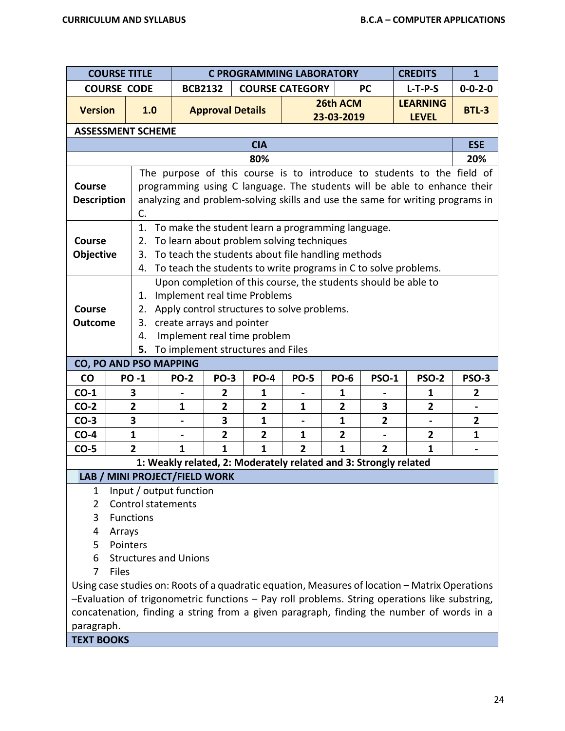| COURSE TITLE | C PROGRAMMING LABORATORY | | CREDITS | 1 |
|---|---|---|---|---|
| COURSE CODE | BCB2132 | COURSE CATEGORY PC | L-T-P-S | 0-0-2-0 |
| Version 1.0 | Approval Details | 26th ACM 23-03-2019 | LEARNING LEVEL | BTL-3 |

**ASSESSMENT SCHEME**

| CIA | ESE |
|---|---|
| 80% | 20% |

| | |
|---|---|
| **Course Description** | The purpose of this course is to introduce to students to the field of programming using C language. The students will be able to enhance their analyzing and problem-solving skills and use the same for writing programs in C. |
| **Course Objective** | 1. To make the student learn a programming language. 2. To learn about problem solving techniques 3. To teach the students about file handling methods 4. To teach the students to write programs in C to solve problems. |
| **Course Outcome** | Upon completion of this course, the students should be able to 1. Implement real time Problems 2. Apply control structures to solve problems. 3. create arrays and pointer 4. Implement real time problem 5. To implement structures and Files |

**CO, PO AND PSO MAPPING**

| CO | PO -1 | PO-2 | PO-3 | PO-4 | PO-5 | PO-6 | PSO-1 | PSO-2 | PSO-3 |
|---|---|---|---|---|---|---|---|---|---|
| CO-1 | 3 | - | 2 | 1 | - | 1 | - | 1 | 2 |
| CO-2 | 2 | 1 | 2 | 2 | 1 | 2 | 3 | 2 | - |
| CO-3 | 3 | - | 3 | 1 | - | 1 | 2 | - | 2 |
| CO-4 | 1 | - | 2 | 2 | 1 | 2 | - | 2 | 1 |
| CO-5 | 2 | 1 | 1 | 1 | 2 | 1 | 2 | 1 | - |

**1: Weakly related, 2: Moderately related and 3: Strongly related**

**LAB / MINI PROJECT/FIELD WORK**

1. Input / output function
2. Control statements
3. Functions
4. Arrays
5. Pointers
6. Structures and Unions
7. Files

Using case studies on: Roots of a quadratic equation, Measures of location – Matrix Operations –Evaluation of trigonometric functions – Pay roll problems. String operations like substring, concatenation, finding a string from a given paragraph, finding the number of words in a paragraph.

**TEXT BOOKS**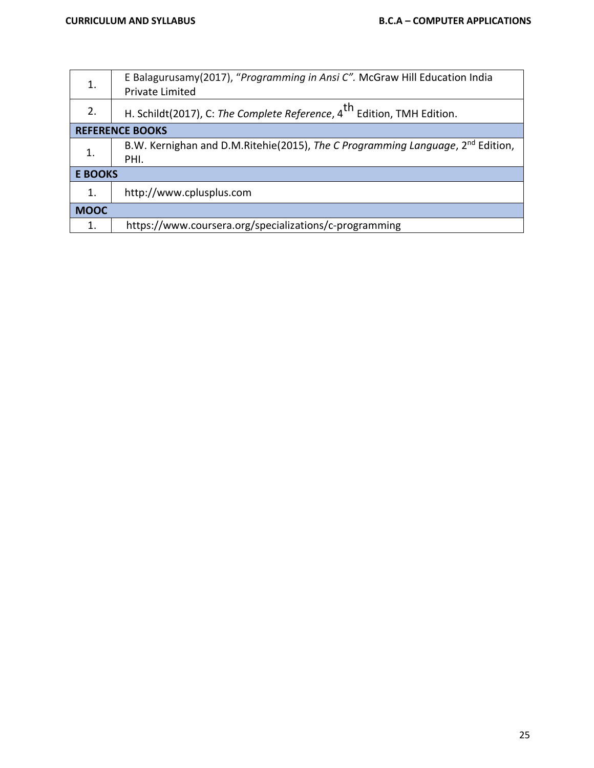| | |
|---|---|
| 1. | E Balagurusamy(2017), "*Programming in Ansi C".* McGraw Hill Education India Private Limited |
| 2. | H. Schildt(2017), C: *The Complete Reference*, $4^{th}$ Edition, TMH Edition. |
| **REFERENCE BOOKS** | |
| 1. | B.W. Kernighan and D.M.Ritehie(2015), *The C Programming Language*, $2^{nd}$ Edition, PHI. |
| **E BOOKS** | |
| 1. | http://www.cplusplus.com |
| **MOOC** | |
| 1. | https://www.coursera.org/specializations/c-programming |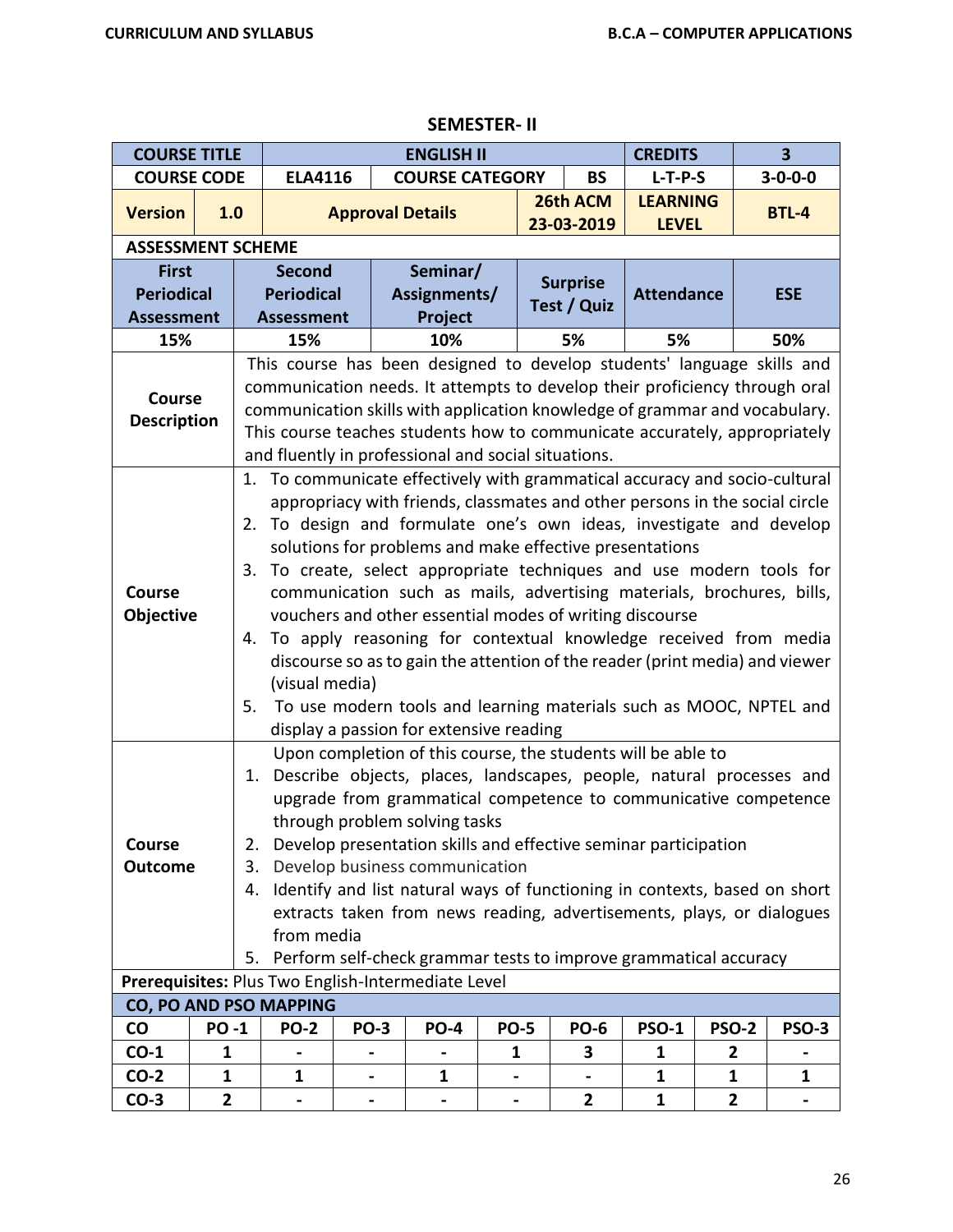## SEMESTER- II

| COURSE TITLE | | ENGLISH II | | | CREDITS | 3 |
|---|---|---|---|---|---|---|
| COURSE CODE | | ELA4116 | COURSE CATEGORY | BS | L-T-P-S | 3-0-0-0 |
| Version | 1.0 | Approval Details | | 26th ACM 23-03-2019 | LEARNING LEVEL | BTL-4 |

**ASSESSMENT SCHEME**

| First Periodical Assessment | Second Periodical Assessment | Seminar/ Assignments/ Project | Surprise Test / Quiz | Attendance | ESE |
|---|---|---|---|---|---|
| 15% | 15% | 10% | 5% | 5% | 50% |

**Course Description**

This course has been designed to develop students' language skills and communication needs. It attempts to develop their proficiency through oral communication skills with application knowledge of grammar and vocabulary. This course teaches students how to communicate accurately, appropriately and fluently in professional and social situations.

**Course Objective**

1. To communicate effectively with grammatical accuracy and socio-cultural appropriacy with friends, classmates and other persons in the social circle
2. To design and formulate one's own ideas, investigate and develop solutions for problems and make effective presentations
3. To create, select appropriate techniques and use modern tools for communication such as mails, advertising materials, brochures, bills, vouchers and other essential modes of writing discourse
4. To apply reasoning for contextual knowledge received from media discourse so as to gain the attention of the reader (print media) and viewer (visual media)
5. To use modern tools and learning materials such as MOOC, NPTEL and display a passion for extensive reading

**Course Outcome**

Upon completion of this course, the students will be able to

1. Describe objects, places, landscapes, people, natural processes and upgrade from grammatical competence to communicative competence through problem solving tasks
2. Develop presentation skills and effective seminar participation
3. Develop business communication
4. Identify and list natural ways of functioning in contexts, based on short extracts taken from news reading, advertisements, plays, or dialogues from media
5. Perform self-check grammar tests to improve grammatical accuracy

**Prerequisites:** Plus Two English-Intermediate Level

**CO, PO AND PSO MAPPING**

| CO | PO -1 | PO-2 | PO-3 | PO-4 | PO-5 | PO-6 | PSO-1 | PSO-2 | PSO-3 |
|---|---|---|---|---|---|---|---|---|---|
| CO-1 | 1 | - | - | - | 1 | 3 | 1 | 2 | - |
| CO-2 | 1 | 1 | - | 1 | - | - | 1 | 1 | 1 |
| CO-3 | 2 | - | - | - | - | 2 | 1 | 2 | - |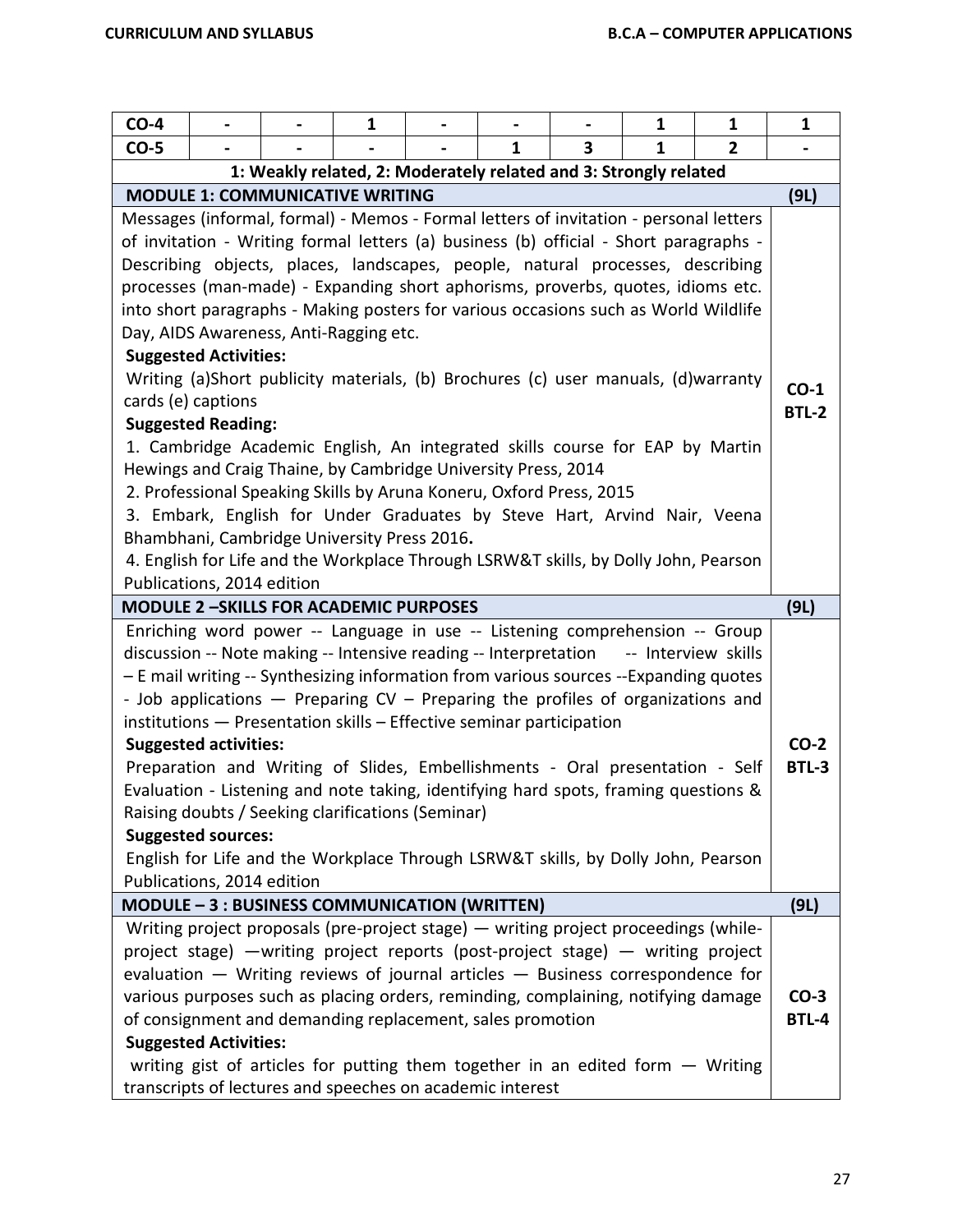| CO-4 | - | - | 1 | - | - | - | 1 | 1 | 1 |
|---|---|---|---|---|---|---|---|---|---|
| CO-5 | - | - | - | - | 1 | 3 | 1 | 2 | - |

**1: Weakly related, 2: Moderately related and 3: Strongly related**

| MODULE 1: COMMUNICATIVE WRITING | (9L) |
|---|---|
| Messages (informal, formal) - Memos - Formal letters of invitation - personal letters of invitation - Writing formal letters (a) business (b) official - Short paragraphs - Describing objects, places, landscapes, people, natural processes, describing processes (man-made) - Expanding short aphorisms, proverbs, quotes, idioms etc. into short paragraphs - Making posters for various occasions such as World Wildlife Day, AIDS Awareness, Anti-Ragging etc.<br>**Suggested Activities:**<br>Writing (a)Short publicity materials, (b) Brochures (c) user manuals, (d)warranty cards (e) captions<br>**Suggested Reading:**<br>1. Cambridge Academic English, An integrated skills course for EAP by Martin Hewings and Craig Thaine, by Cambridge University Press, 2014<br>2. Professional Speaking Skills by Aruna Koneru, Oxford Press, 2015<br>3. Embark, English for Under Graduates by Steve Hart, Arvind Nair, Veena Bhambhani, Cambridge University Press 2016.<br>4. English for Life and the Workplace Through LSRW&T skills, by Dolly John, Pearson Publications, 2014 edition | **CO-1 BTL-2** |
| **MODULE 2 –SKILLS FOR ACADEMIC PURPOSES** | **(9L)** |
| Enriching word power -- Language in use -- Listening comprehension -- Group discussion -- Note making -- Intensive reading -- Interpretation -- Interview skills – E mail writing -- Synthesizing information from various sources --Expanding quotes - Job applications — Preparing CV – Preparing the profiles of organizations and institutions — Presentation skills – Effective seminar participation<br>**Suggested activities:**<br>Preparation and Writing of Slides, Embellishments - Oral presentation - Self Evaluation - Listening and note taking, identifying hard spots, framing questions & Raising doubts / Seeking clarifications (Seminar)<br>**Suggested sources:**<br>English for Life and the Workplace Through LSRW&T skills, by Dolly John, Pearson Publications, 2014 edition | **CO-2 BTL-3** |
| **MODULE – 3 : BUSINESS COMMUNICATION (WRITTEN)** | **(9L)** |
| Writing project proposals (pre-project stage) — writing project proceedings (while-project stage) —writing project reports (post-project stage) — writing project evaluation — Writing reviews of journal articles — Business correspondence for various purposes such as placing orders, reminding, complaining, notifying damage of consignment and demanding replacement, sales promotion<br>**Suggested Activities:**<br>writing gist of articles for putting them together in an edited form — Writing transcripts of lectures and speeches on academic interest | **CO-3 BTL-4** |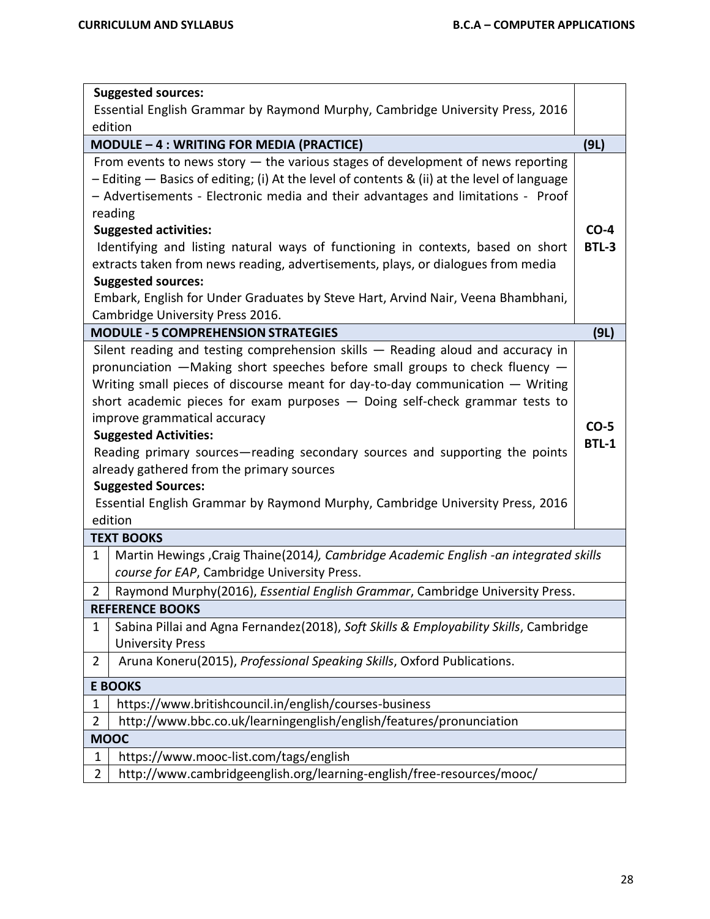| Content | CO/BTL |
|---|---|
| **Suggested sources:**<br>Essential English Grammar by Raymond Murphy, Cambridge University Press, 2016 edition | |
| **MODULE – 4 : WRITING FOR MEDIA (PRACTICE)** | **(9L)** |
| From events to news story — the various stages of development of news reporting – Editing — Basics of editing; (i) At the level of contents & (ii) at the level of language – Advertisements - Electronic media and their advantages and limitations - Proof reading<br>**Suggested activities:**<br>Identifying and listing natural ways of functioning in contexts, based on short extracts taken from news reading, advertisements, plays, or dialogues from media<br>**Suggested sources:**<br>Embark, English for Under Graduates by Steve Hart, Arvind Nair, Veena Bhambhani, Cambridge University Press 2016. | **CO-4**<br>**BTL-3** |
| **MODULE - 5 COMPREHENSION STRATEGIES** | **(9L)** |
| Silent reading and testing comprehension skills — Reading aloud and accuracy in pronunciation —Making short speeches before small groups to check fluency — Writing small pieces of discourse meant for day-to-day communication — Writing short academic pieces for exam purposes — Doing self-check grammar tests to improve grammatical accuracy<br>**Suggested Activities:**<br>Reading primary sources—reading secondary sources and supporting the points already gathered from the primary sources<br>**Suggested Sources:**<br>Essential English Grammar by Raymond Murphy, Cambridge University Press, 2016 edition | **CO-5**<br>**BTL-1** |

| | **TEXT BOOKS** |
|---|---|
| 1 | Martin Hewings ,Craig Thaine(2014*), Cambridge Academic English -an integrated skills course for EAP*, Cambridge University Press. |
| 2 | Raymond Murphy(2016), *Essential English Grammar*, Cambridge University Press. |
| | **REFERENCE BOOKS** |
| 1 | Sabina Pillai and Agna Fernandez(2018), *Soft Skills & Employability Skills*, Cambridge University Press |
| 2 | Aruna Koneru(2015), *Professional Speaking Skills*, Oxford Publications. |
| | **E BOOKS** |
| 1 | https://www.britishcouncil.in/english/courses-business |
| 2 | http://www.bbc.co.uk/learningenglish/english/features/pronunciation |
| | **MOOC** |
| 1 | https://www.mooc-list.com/tags/english |
| 2 | http://www.cambridgeenglish.org/learning-english/free-resources/mooc/ |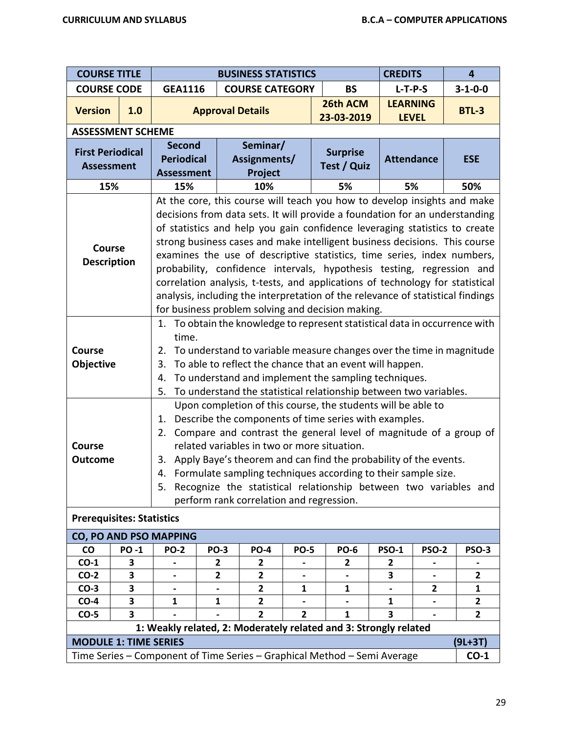| COURSE TITLE | | BUSINESS STATISTICS | | | | CREDITS | 4 |
|---|---|---|---|---|---|---|---|
| COURSE CODE | | GEA1116 | COURSE CATEGORY | | BS | L-T-P-S | 3-1-0-0 |
| Version | 1.0 | Approval Details | | | 26th ACM 23-03-2019 | LEARNING LEVEL | BTL-3 |

**ASSESSMENT SCHEME**

| First Periodical Assessment | Second Periodical Assessment | Seminar/ Assignments/ Project | Surprise Test / Quiz | Attendance | ESE |
|---|---|---|---|---|---|
| 15% | 15% | 10% | 5% | 5% | 50% |

| | |
|---|---|
| **Course Description** | At the core, this course will teach you how to develop insights and make decisions from data sets. It will provide a foundation for an understanding of statistics and help you gain confidence leveraging statistics to create strong business cases and make intelligent business decisions. This course examines the use of descriptive statistics, time series, index numbers, probability, confidence intervals, hypothesis testing, regression and correlation analysis, t-tests, and applications of technology for statistical analysis, including the interpretation of the relevance of statistical findings for business problem solving and decision making. |
| **Course Objective** | 1. To obtain the knowledge to represent statistical data in occurrence with time.<br>2. To understand to variable measure changes over the time in magnitude<br>3. To able to reflect the chance that an event will happen.<br>4. To understand and implement the sampling techniques.<br>5. To understand the statistical relationship between two variables. |
| **Course Outcome** | Upon completion of this course, the students will be able to<br>1. Describe the components of time series with examples.<br>2. Compare and contrast the general level of magnitude of a group of related variables in two or more situation.<br>3. Apply Baye's theorem and can find the probability of the events.<br>4. Formulate sampling techniques according to their sample size.<br>5. Recognize the statistical relationship between two variables and perform rank correlation and regression. |

**Prerequisites: Statistics**

**CO, PO AND PSO MAPPING**

| CO | PO -1 | PO-2 | PO-3 | PO-4 | PO-5 | PO-6 | PSO-1 | PSO-2 | PSO-3 |
|---|---|---|---|---|---|---|---|---|---|
| CO-1 | 3 | - | 2 | 2 | - | 2 | 2 | - | - |
| CO-2 | 3 | - | 2 | 2 | - | - | 3 | - | 2 |
| CO-3 | 3 | - | - | 2 | 1 | 1 | - | 2 | 1 |
| CO-4 | 3 | 1 | 1 | 2 | - | - | 1 | - | 2 |
| CO-5 | 3 | - | - | 2 | 2 | 1 | 3 | - | 2 |

**1: Weakly related, 2: Moderately related and 3: Strongly related**

| MODULE 1: TIME SERIES | (9L+3T) |
|---|---|
| Time Series – Component of Time Series – Graphical Method – Semi Average | CO-1 |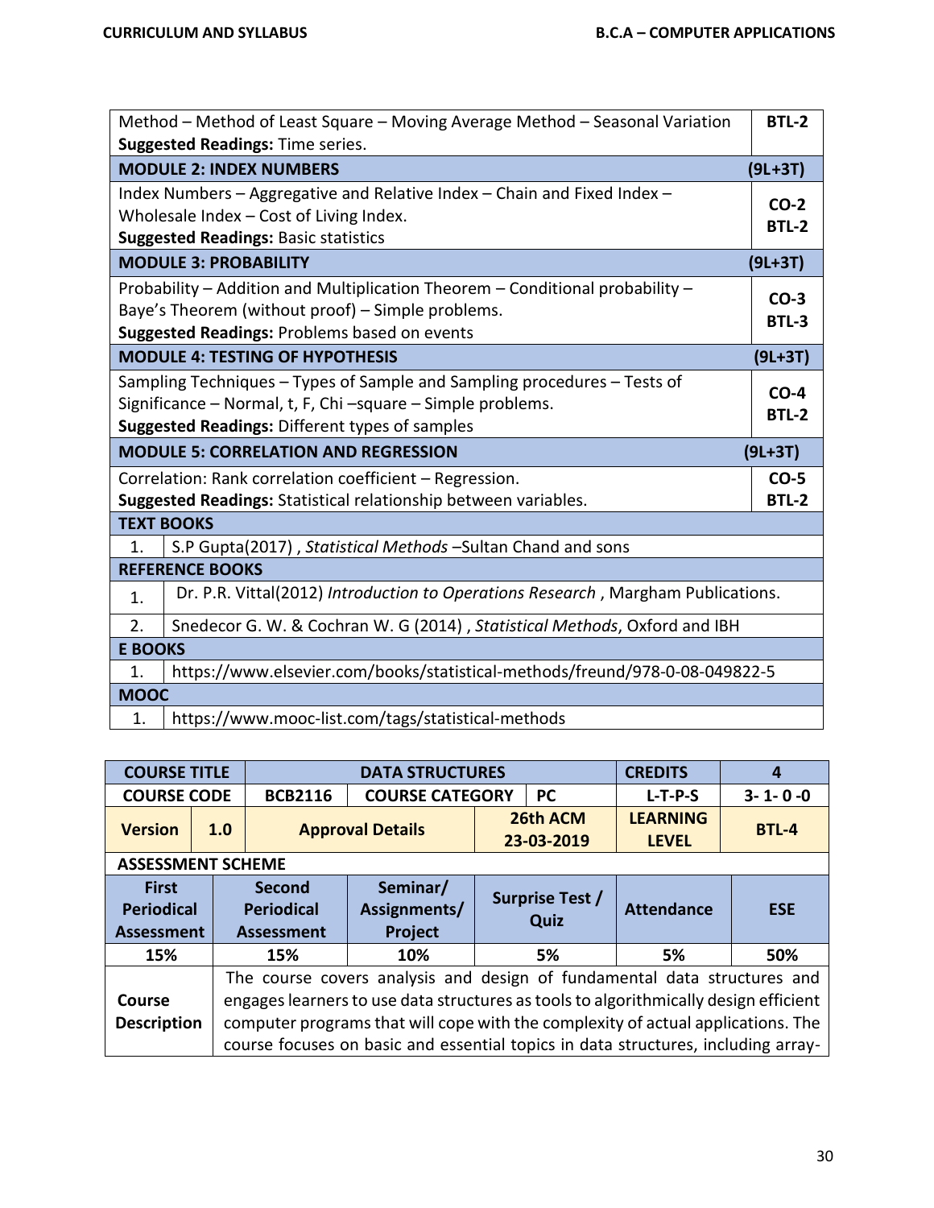| | |
|---|---|
| Method – Method of Least Square – Moving Average Method – Seasonal Variation<br>**Suggested Readings:** Time series. | **BTL-2** |
| **MODULE 2: INDEX NUMBERS** | **(9L+3T)** |
| Index Numbers – Aggregative and Relative Index – Chain and Fixed Index – Wholesale Index – Cost of Living Index.<br>**Suggested Readings:** Basic statistics | **CO-2**<br>**BTL-2** |
| **MODULE 3: PROBABILITY** | **(9L+3T)** |
| Probability – Addition and Multiplication Theorem – Conditional probability – Baye's Theorem (without proof) – Simple problems.<br>**Suggested Readings:** Problems based on events | **CO-3**<br>**BTL-3** |
| **MODULE 4: TESTING OF HYPOTHESIS** | **(9L+3T)** |
| Sampling Techniques – Types of Sample and Sampling procedures – Tests of Significance – Normal, t, F, Chi –square – Simple problems.<br>**Suggested Readings:** Different types of samples | **CO-4**<br>**BTL-2** |
| **MODULE 5: CORRELATION AND REGRESSION** | **(9L+3T)** |
| Correlation: Rank correlation coefficient – Regression.<br>**Suggested Readings:** Statistical relationship between variables. | **CO-5**<br>**BTL-2** |

**TEXT BOOKS**

1. S.P Gupta(2017) , *Statistical Methods* –Sultan Chand and sons

**REFERENCE BOOKS**

1. Dr. P.R. Vittal(2012) *Introduction to Operations Research* , Margham Publications.
2. Snedecor G. W. & Cochran W. G (2014) , *Statistical Methods*, Oxford and IBH

**E BOOKS**

1. https://www.elsevier.com/books/statistical-methods/freund/978-0-08-049822-5

**MOOC**

1. https://www.mooc-list.com/tags/statistical-methods

| **COURSE TITLE** | | **DATA STRUCTURES** | | | **CREDITS** | **4** |
|---|---|---|---|---|---|---|
| **COURSE CODE** | | **BCB2116** | **COURSE CATEGORY** | **PC** | **L-T-P-S** | **3- 1- 0 -0** |
| **Version** | **1.0** | **Approval Details** | | **26th ACM 23-03-2019** | **LEARNING LEVEL** | **BTL-4** |

**ASSESSMENT SCHEME**

| **First Periodical Assessment** | **Second Periodical Assessment** | **Seminar/ Assignments/ Project** | **Surprise Test / Quiz** | **Attendance** | **ESE** |
|---|---|---|---|---|---|
| 15% | 15% | 10% | 5% | 5% | 50% |

| | |
|---|---|
| **Course Description** | The course covers analysis and design of fundamental data structures and engages learners to use data structures as tools to algorithmically design efficient computer programs that will cope with the complexity of actual applications. The course focuses on basic and essential topics in data structures, including array- |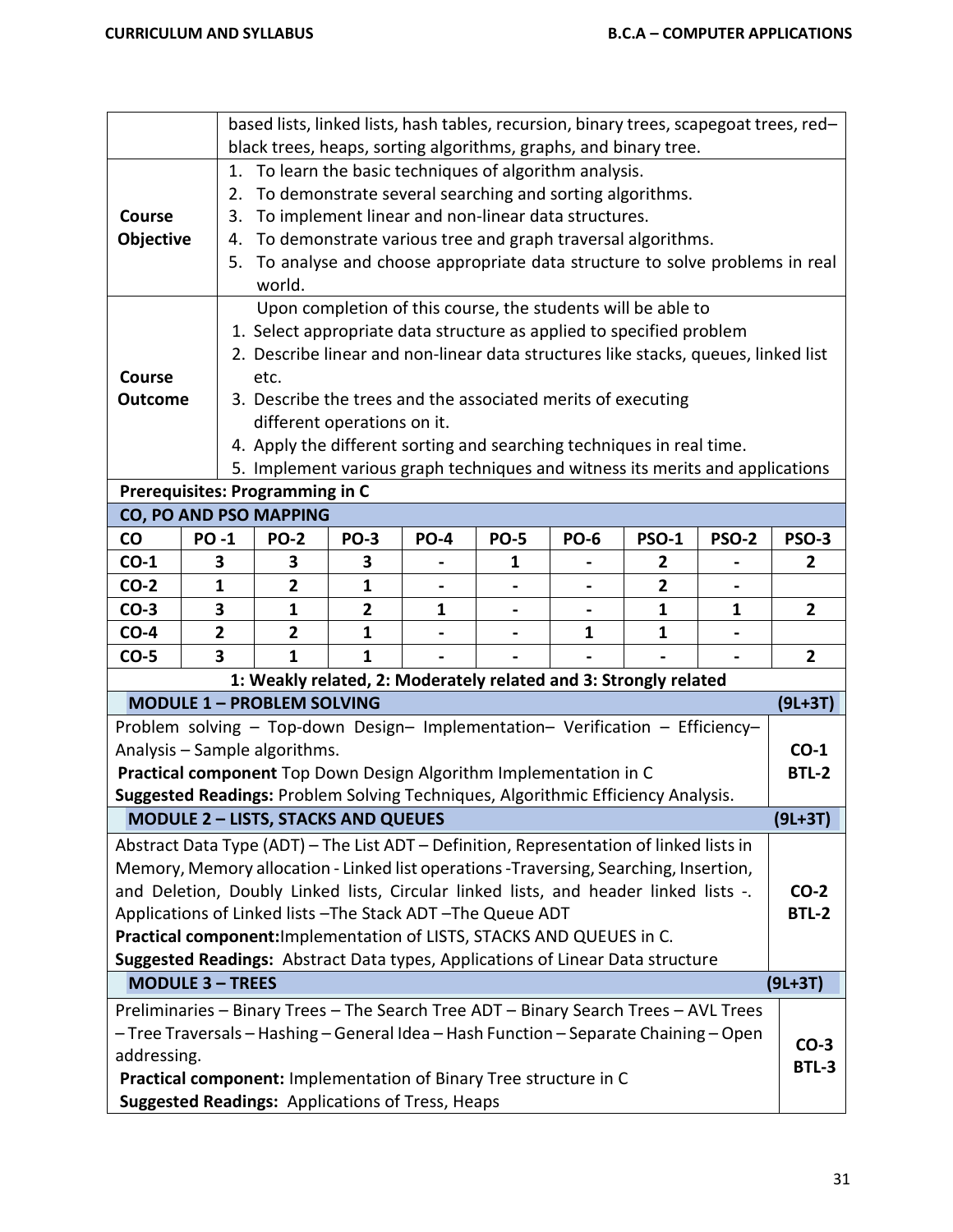| | based lists, linked lists, hash tables, recursion, binary trees, scapegoat trees, red–black trees, heaps, sorting algorithms, graphs, and binary tree. |
|---|---|
| **Course Objective** | 1. To learn the basic techniques of algorithm analysis.<br>2. To demonstrate several searching and sorting algorithms.<br>3. To implement linear and non-linear data structures.<br>4. To demonstrate various tree and graph traversal algorithms.<br>5. To analyse and choose appropriate data structure to solve problems in real world. |
| **Course Outcome** | Upon completion of this course, the students will be able to<br>1. Select appropriate data structure as applied to specified problem<br>2. Describe linear and non-linear data structures like stacks, queues, linked list etc.<br>3. Describe the trees and the associated merits of executing different operations on it.<br>4. Apply the different sorting and searching techniques in real time.<br>5. Implement various graph techniques and witness its merits and applications |

**Prerequisites: Programming in C**

**CO, PO AND PSO MAPPING**

| CO | PO -1 | PO-2 | PO-3 | PO-4 | PO-5 | PO-6 | PSO-1 | PSO-2 | PSO-3 |
|---|---|---|---|---|---|---|---|---|---|
| CO-1 | 3 | 3 | 3 | - | 1 | - | 2 | - | 2 |
| CO-2 | 1 | 2 | 1 | - | - | - | 2 | - | |
| CO-3 | 3 | 1 | 2 | 1 | - | - | 1 | 1 | 2 |
| CO-4 | 2 | 2 | 1 | - | - | 1 | 1 | - | |
| CO-5 | 3 | 1 | 1 | - | - | - | - | - | 2 |

**1: Weakly related, 2: Moderately related and 3: Strongly related**

| **MODULE 1 – PROBLEM SOLVING** | **(9L+3T)** |
|---|---|
| Problem solving – Top-down Design– Implementation– Verification – Efficiency– Analysis – Sample algorithms.<br>**Practical component** Top Down Design Algorithm Implementation in C<br>**Suggested Readings:** Problem Solving Techniques, Algorithmic Efficiency Analysis. | **CO-1**<br>**BTL-2** |
| **MODULE 2 – LISTS, STACKS AND QUEUES** | **(9L+3T)** |
| Abstract Data Type (ADT) – The List ADT – Definition, Representation of linked lists in Memory, Memory allocation - Linked list operations -Traversing, Searching, Insertion, and Deletion, Doubly Linked lists, Circular linked lists, and header linked lists -. Applications of Linked lists –The Stack ADT –The Queue ADT<br>**Practical component:**Implementation of LISTS, STACKS AND QUEUES in C.<br>**Suggested Readings:** Abstract Data types, Applications of Linear Data structure | **CO-2**<br>**BTL-2** |
| **MODULE 3 – TREES** | **(9L+3T)** |
| Preliminaries – Binary Trees – The Search Tree ADT – Binary Search Trees – AVL Trees – Tree Traversals – Hashing – General Idea – Hash Function – Separate Chaining – Open addressing.<br>**Practical component:** Implementation of Binary Tree structure in C<br>**Suggested Readings:** Applications of Tress, Heaps | **CO-3**<br>**BTL-3** |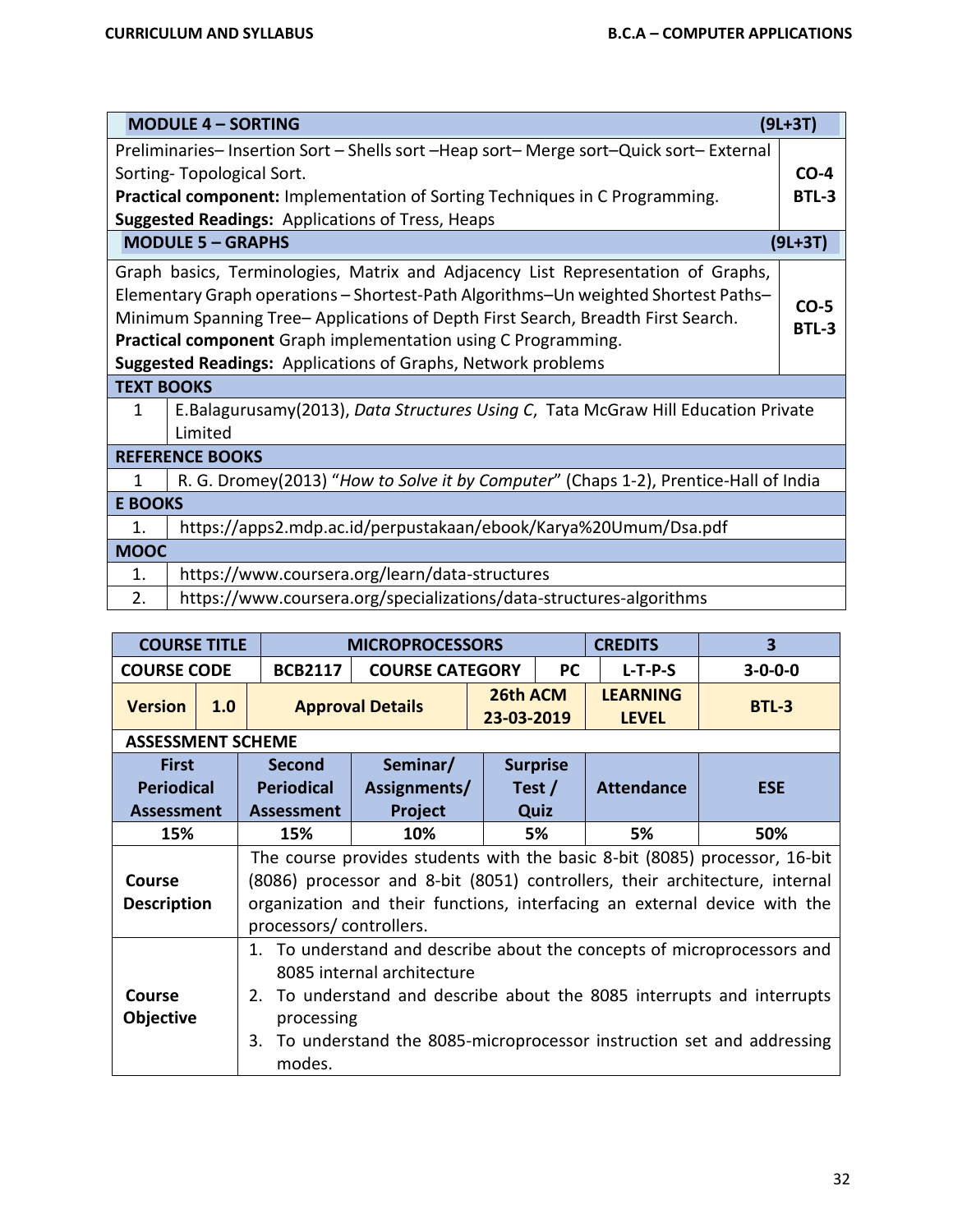| MODULE 4 – SORTING | (9L+3T) |
| --- | --- |
| Preliminaries– Insertion Sort – Shells sort –Heap sort– Merge sort–Quick sort– External Sorting- Topological Sort.<br>**Practical component:** Implementation of Sorting Techniques in C Programming.<br>**Suggested Readings:** Applications of Tress, Heaps | **CO-4**<br>**BTL-3** |
| **MODULE 5 – GRAPHS** | **(9L+3T)** |
| Graph basics, Terminologies, Matrix and Adjacency List Representation of Graphs, Elementary Graph operations – Shortest-Path Algorithms–Un weighted Shortest Paths– Minimum Spanning Tree– Applications of Depth First Search, Breadth First Search.<br>**Practical component** Graph implementation using C Programming.<br>**Suggested Readings:** Applications of Graphs, Network problems | **CO-5**<br>**BTL-3** |

| TEXT BOOKS | |
| --- | --- |
| 1 | E.Balagurusamy(2013), *Data Structures Using C*, Tata McGraw Hill Education Private Limited |
| **REFERENCE BOOKS** | |
| 1 | R. G. Dromey(2013) "*How to Solve it by Computer*" (Chaps 1-2), Prentice-Hall of India |
| **E BOOKS** | |
| 1. | https://apps2.mdp.ac.id/perpustakaan/ebook/Karya%20Umum/Dsa.pdf |
| **MOOC** | |
| 1. | https://www.coursera.org/learn/data-structures |
| 2. | https://www.coursera.org/specializations/data-structures-algorithms |

| COURSE TITLE | MICROPROCESSORS | | | CREDITS | 3 |
| --- | --- | --- | --- | --- | --- |
| **COURSE CODE** | **BCB2117** | **COURSE CATEGORY** | **PC** | **L-T-P-S** | **3-0-0-0** |
| **Version 1.0** | **Approval Details** | | **26th ACM 23-03-2019** | **LEARNING LEVEL** | **BTL-3** |
| **ASSESSMENT SCHEME** | | | | | |
| **First Periodical Assessment** | **Second Periodical Assessment** | **Seminar/ Assignments/ Project** | **Surprise Test / Quiz** | **Attendance** | **ESE** |
| 15% | 15% | 10% | 5% | 5% | 50% |
| **Course Description** | The course provides students with the basic 8-bit (8085) processor, 16-bit (8086) processor and 8-bit (8051) controllers, their architecture, internal organization and their functions, interfacing an external device with the processors/ controllers. | | | | |
| **Course Objective** | 1. To understand and describe about the concepts of microprocessors and 8085 internal architecture<br>2. To understand and describe about the 8085 interrupts and interrupts processing<br>3. To understand the 8085-microprocessor instruction set and addressing modes. | | | | |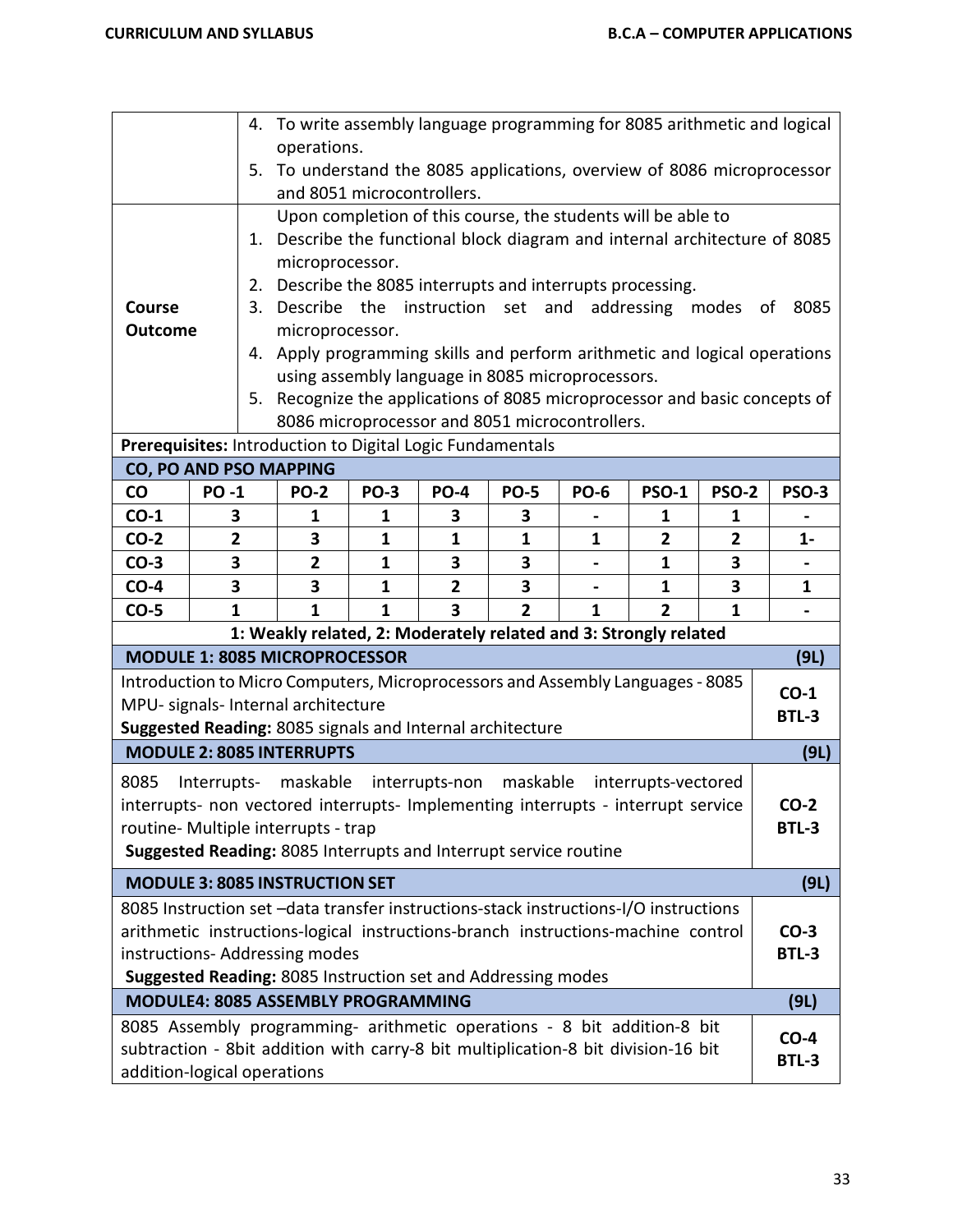| | |
|---|---|
| | 4. To write assembly language programming for 8085 arithmetic and logical operations.<br>5. To understand the 8085 applications, overview of 8086 microprocessor and 8051 microcontrollers. |
| **Course Outcome** | Upon completion of this course, the students will be able to<br>1. Describe the functional block diagram and internal architecture of 8085 microprocessor.<br>2. Describe the 8085 interrupts and interrupts processing.<br>3. Describe the instruction set and addressing modes of 8085 microprocessor.<br>4. Apply programming skills and perform arithmetic and logical operations using assembly language in 8085 microprocessors.<br>5. Recognize the applications of 8085 microprocessor and basic concepts of 8086 microprocessor and 8051 microcontrollers. |

**Prerequisites:** Introduction to Digital Logic Fundamentals

**CO, PO AND PSO MAPPING**

| CO | PO -1 | PO-2 | PO-3 | PO-4 | PO-5 | PO-6 | PSO-1 | PSO-2 | PSO-3 |
|---|---|---|---|---|---|---|---|---|---|
| CO-1 | 3 | 1 | 1 | 3 | 3 | - | 1 | 1 | - |
| CO-2 | 2 | 3 | 1 | 1 | 1 | 1 | 2 | 2 | 1- |
| CO-3 | 3 | 2 | 1 | 3 | 3 | - | 1 | 3 | - |
| CO-4 | 3 | 3 | 1 | 2 | 3 | - | 1 | 3 | 1 |
| CO-5 | 1 | 1 | 1 | 3 | 2 | 1 | 2 | 1 | - |

**1: Weakly related, 2: Moderately related and 3: Strongly related**

| **MODULE 1: 8085 MICROPROCESSOR** | **(9L)** |
|---|---|
| Introduction to Micro Computers, Microprocessors and Assembly Languages - 8085 MPU- signals- Internal architecture<br>**Suggested Reading:** 8085 signals and Internal architecture | **CO-1**<br>**BTL-3** |
| **MODULE 2: 8085 INTERRUPTS** | **(9L)** |
| 8085 Interrupts- maskable interrupts-non maskable interrupts-vectored interrupts- non vectored interrupts- Implementing interrupts - interrupt service routine- Multiple interrupts - trap<br>**Suggested Reading:** 8085 Interrupts and Interrupt service routine | **CO-2**<br>**BTL-3** |
| **MODULE 3: 8085 INSTRUCTION SET** | **(9L)** |
| 8085 Instruction set –data transfer instructions-stack instructions-I/O instructions arithmetic instructions-logical instructions-branch instructions-machine control instructions- Addressing modes<br>**Suggested Reading:** 8085 Instruction set and Addressing modes | **CO-3**<br>**BTL-3** |
| **MODULE4: 8085 ASSEMBLY PROGRAMMING** | **(9L)** |
| 8085 Assembly programming- arithmetic operations - 8 bit addition-8 bit subtraction - 8bit addition with carry-8 bit multiplication-8 bit division-16 bit addition-logical operations | **CO-4**<br>**BTL-3** |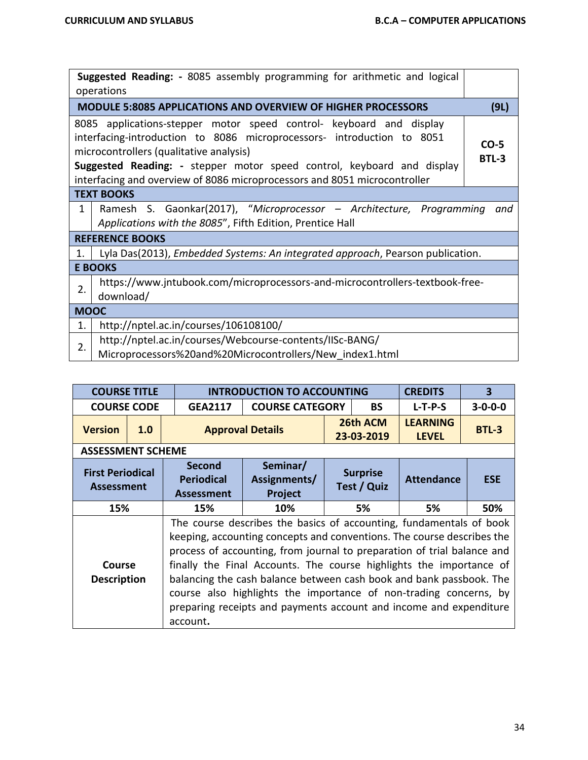| | |
|---|---|
| **Suggested Reading: -** 8085 assembly programming for arithmetic and logical operations | |
| **MODULE 5:8085 APPLICATIONS AND OVERVIEW OF HIGHER PROCESSORS** | **(9L)** |
| 8085 applications-stepper motor speed control- keyboard and display interfacing-introduction to 8086 microprocessors- introduction to 8051 microcontrollers (qualitative analysis)<br>**Suggested Reading: -** stepper motor speed control, keyboard and display interfacing and overview of 8086 microprocessors and 8051 microcontroller | **CO-5**<br>**BTL-3** |

| **TEXT BOOKS** | |
|---|---|
| 1 | Ramesh S. Gaonkar(2017), "*Microprocessor – Architecture, Programming and Applications with the 8085*", Fifth Edition, Prentice Hall |
| **REFERENCE BOOKS** | |
| 1. | Lyla Das(2013), *Embedded Systems: An integrated approach*, Pearson publication. |
| **E BOOKS** | |
| 2. | https://www.jntubook.com/microprocessors-and-microcontrollers-textbook-free-download/ |
| **MOOC** | |
| 1. | http://nptel.ac.in/courses/106108100/ |
| 2. | http://nptel.ac.in/courses/Webcourse-contents/IISc-BANG/ Microprocessors%20and%20Microcontrollers/New_index1.html |

| **COURSE TITLE** | | **INTRODUCTION TO ACCOUNTING** | | | **CREDITS** | **3** |
|---|---|---|---|---|---|---|
| **COURSE CODE** | | **GEA2117** | **COURSE CATEGORY** | **BS** | **L-T-P-S** | **3-0-0-0** |
| **Version** | **1.0** | **Approval Details** | | **26th ACM 23-03-2019** | **LEARNING LEVEL** | **BTL-3** |

**ASSESSMENT SCHEME**

| **First Periodical Assessment** | **Second Periodical Assessment** | **Seminar/ Assignments/ Project** | **Surprise Test / Quiz** | **Attendance** | **ESE** |
|---|---|---|---|---|---|
| **15%** | **15%** | **10%** | **5%** | **5%** | **50%** |

| | |
|---|---|
| **Course Description** | The course describes the basics of accounting, fundamentals of book keeping, accounting concepts and conventions. The course describes the process of accounting, from journal to preparation of trial balance and finally the Final Accounts. The course highlights the importance of balancing the cash balance between cash book and bank passbook. The course also highlights the importance of non-trading concerns, by preparing receipts and payments account and income and expenditure account**.** |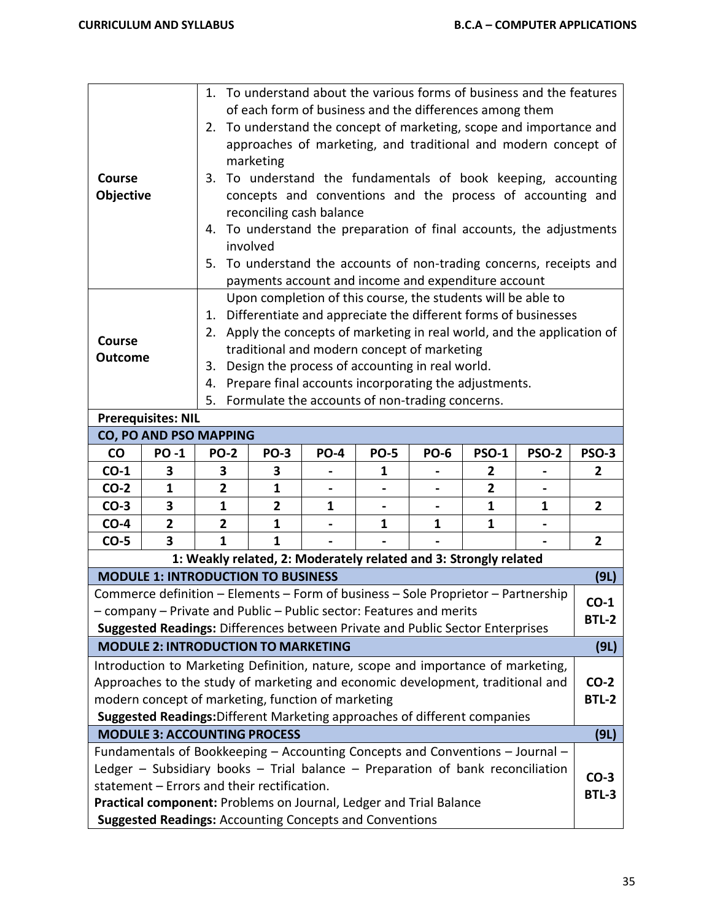| | |
|---|---|
| **Course Objective** | 1. To understand about the various forms of business and the features of each form of business and the differences among them<br>2. To understand the concept of marketing, scope and importance and approaches of marketing, and traditional and modern concept of marketing<br>3. To understand the fundamentals of book keeping, accounting concepts and conventions and the process of accounting and reconciling cash balance<br>4. To understand the preparation of final accounts, the adjustments involved<br>5. To understand the accounts of non-trading concerns, receipts and payments account and income and expenditure account |
| **Course Outcome** | Upon completion of this course, the students will be able to<br>1. Differentiate and appreciate the different forms of businesses<br>2. Apply the concepts of marketing in real world, and the application of traditional and modern concept of marketing<br>3. Design the process of accounting in real world.<br>4. Prepare final accounts incorporating the adjustments.<br>5. Formulate the accounts of non-trading concerns. |

**Prerequisites: NIL**

**CO, PO AND PSO MAPPING**

| CO | PO -1 | PO-2 | PO-3 | PO-4 | PO-5 | PO-6 | PSO-1 | PSO-2 | PSO-3 |
|---|---|---|---|---|---|---|---|---|---|
| CO-1 | 3 | 3 | 3 | - | 1 | - | 2 | - | 2 |
| CO-2 | 1 | 2 | 1 | - | - | - | 2 | - | |
| CO-3 | 3 | 1 | 2 | 1 | - | - | 1 | 1 | 2 |
| CO-4 | 2 | 2 | 1 | - | 1 | 1 | 1 | - | |
| CO-5 | 3 | 1 | 1 | - | - | - | | - | 2 |

**1: Weakly related, 2: Moderately related and 3: Strongly related**

| **MODULE 1: INTRODUCTION TO BUSINESS** | **(9L)** |
|---|---|
| Commerce definition – Elements – Form of business – Sole Proprietor – Partnership – company – Private and Public – Public sector: Features and merits<br>**Suggested Readings:** Differences between Private and Public Sector Enterprises | **CO-1**<br>**BTL-2** |

| **MODULE 2: INTRODUCTION TO MARKETING** | **(9L)** |
|---|---|
| Introduction to Marketing Definition, nature, scope and importance of marketing, Approaches to the study of marketing and economic development, traditional and modern concept of marketing, function of marketing<br>**Suggested Readings:** Different Marketing approaches of different companies | **CO-2**<br>**BTL-2** |

| **MODULE 3: ACCOUNTING PROCESS** | **(9L)** |
|---|---|
| Fundamentals of Bookkeeping – Accounting Concepts and Conventions – Journal – Ledger – Subsidiary books – Trial balance – Preparation of bank reconciliation statement – Errors and their rectification.<br>**Practical component:** Problems on Journal, Ledger and Trial Balance<br>**Suggested Readings:** Accounting Concepts and Conventions | **CO-3**<br>**BTL-3** |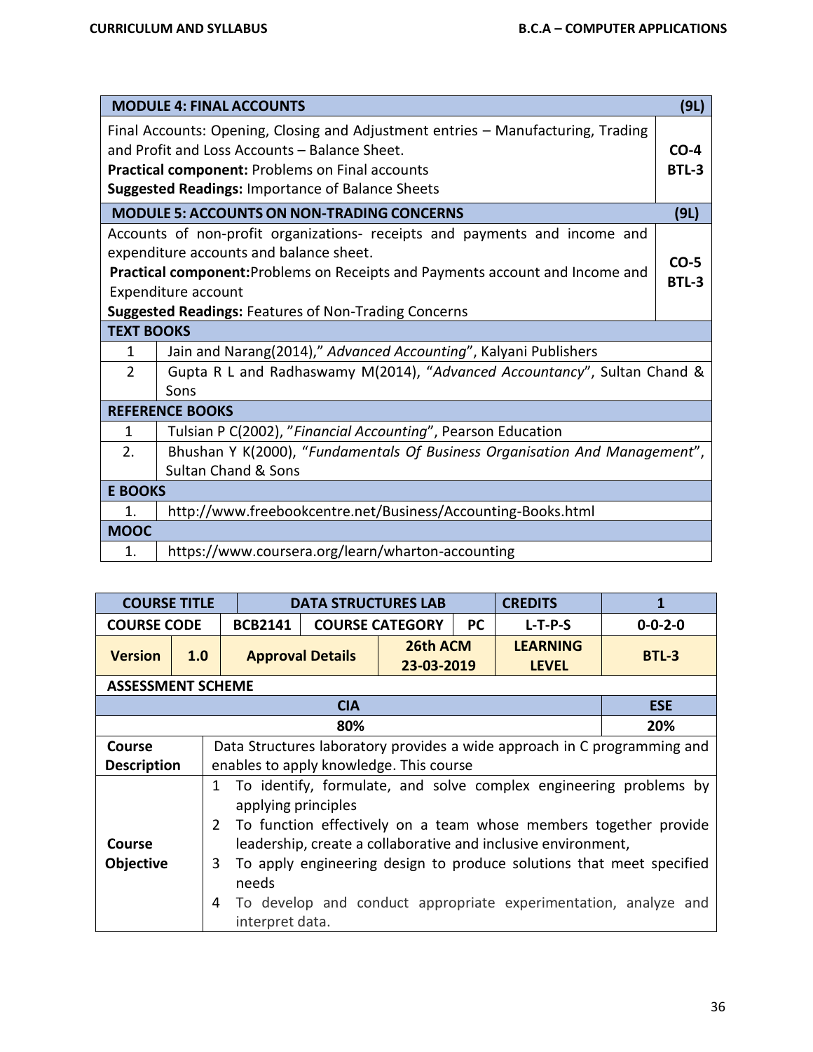| MODULE 4: FINAL ACCOUNTS | (9L) |
|---|---|
| Final Accounts: Opening, Closing and Adjustment entries – Manufacturing, Trading and Profit and Loss Accounts – Balance Sheet.<br>**Practical component:** Problems on Final accounts<br>**Suggested Readings:** Importance of Balance Sheets | **CO-4**<br>**BTL-3** |
| **MODULE 5: ACCOUNTS ON NON-TRADING CONCERNS** | **(9L)** |
| Accounts of non-profit organizations- receipts and payments and income and expenditure accounts and balance sheet.<br>**Practical component:** Problems on Receipts and Payments account and Income and Expenditure account<br>**Suggested Readings:** Features of Non-Trading Concerns | **CO-5**<br>**BTL-3** |

| TEXT BOOKS | |
|---|---|
| 1 | Jain and Narang(2014)," *Advanced Accounting*", Kalyani Publishers |
| 2 | Gupta R L and Radhaswamy M(2014), "*Advanced Accountancy*", Sultan Chand & Sons |
| **REFERENCE BOOKS** | |
| 1 | Tulsian P C(2002), "*Financial Accounting*", Pearson Education |
| 2. | Bhushan Y K(2000), "*Fundamentals Of Business Organisation And Management*", Sultan Chand & Sons |
| **E BOOKS** | |
| 1. | http://www.freebookcentre.net/Business/Accounting-Books.html |
| **MOOC** | |
| 1. | https://www.coursera.org/learn/wharton-accounting |

| COURSE TITLE | | DATA STRUCTURES LAB | | | CREDITS | 1 |
|---|---|---|---|---|---|---|
| **COURSE CODE** | | **BCB2141** | **COURSE CATEGORY** | **PC** | **L-T-P-S** | **0-0-2-0** |
| **Version** | **1.0** | **Approval Details** | | **26th ACM 23-03-2019** | **LEARNING LEVEL** | **BTL-3** |

**ASSESSMENT SCHEME**

| CIA | ESE |
|---|---|
| 80% | 20% |

| | |
|---|---|
| **Course Description** | Data Structures laboratory provides a wide approach in C programming and enables to apply knowledge. This course |
| **Course Objective** | 1 To identify, formulate, and solve complex engineering problems by applying principles<br>2 To function effectively on a team whose members together provide leadership, create a collaborative and inclusive environment,<br>3 To apply engineering design to produce solutions that meet specified needs<br>4 To develop and conduct appropriate experimentation, analyze and interpret data. |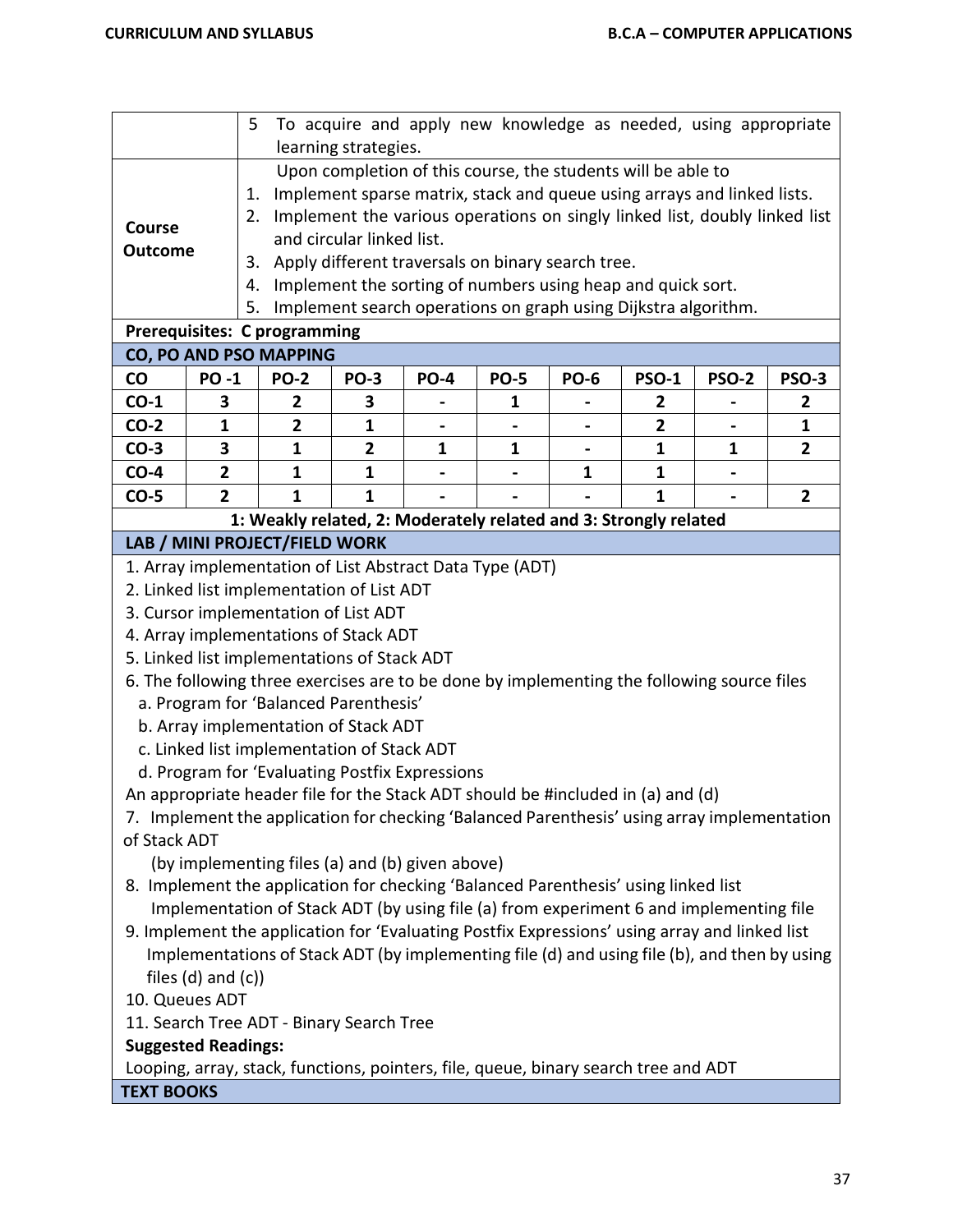| | |
|---|---|
| | 5 To acquire and apply new knowledge as needed, using appropriate learning strategies. |
| **Course Outcome** | Upon completion of this course, the students will be able to<br>1. Implement sparse matrix, stack and queue using arrays and linked lists.<br>2. Implement the various operations on singly linked list, doubly linked list and circular linked list.<br>3. Apply different traversals on binary search tree.<br>4. Implement the sorting of numbers using heap and quick sort.<br>5. Implement search operations on graph using Dijkstra algorithm. |

**Prerequisites: C programming**

**CO, PO AND PSO MAPPING**

| CO | PO -1 | PO-2 | PO-3 | PO-4 | PO-5 | PO-6 | PSO-1 | PSO-2 | PSO-3 |
|---|---|---|---|---|---|---|---|---|---|
| CO-1 | 3 | 2 | 3 | - | 1 | - | 2 | - | 2 |
| CO-2 | 1 | 2 | 1 | - | - | - | 2 | - | 1 |
| CO-3 | 3 | 1 | 2 | 1 | 1 | - | 1 | 1 | 2 |
| CO-4 | 2 | 1 | 1 | - | - | 1 | 1 | - | |
| CO-5 | 2 | 1 | 1 | - | - | - | 1 | - | 2 |

**1: Weakly related, 2: Moderately related and 3: Strongly related**

**LAB / MINI PROJECT/FIELD WORK**

1. Array implementation of List Abstract Data Type (ADT)
2. Linked list implementation of List ADT
3. Cursor implementation of List ADT
4. Array implementations of Stack ADT
5. Linked list implementations of Stack ADT
6. The following three exercises are to be done by implementing the following source files
   a. Program for 'Balanced Parenthesis'
   b. Array implementation of Stack ADT
   c. Linked list implementation of Stack ADT
   d. Program for 'Evaluating Postfix Expressions

An appropriate header file for the Stack ADT should be #included in (a) and (d)

7. Implement the application for checking 'Balanced Parenthesis' using array implementation of Stack ADT
   (by implementing files (a) and (b) given above)
8. Implement the application for checking 'Balanced Parenthesis' using linked list Implementation of Stack ADT (by using file (a) from experiment 6 and implementing file
9. Implement the application for 'Evaluating Postfix Expressions' using array and linked list Implementations of Stack ADT (by implementing file (d) and using file (b), and then by using files (d) and (c))
10. Queues ADT
11. Search Tree ADT - Binary Search Tree

**Suggested Readings:**

Looping, array, stack, functions, pointers, file, queue, binary search tree and ADT

**TEXT BOOKS**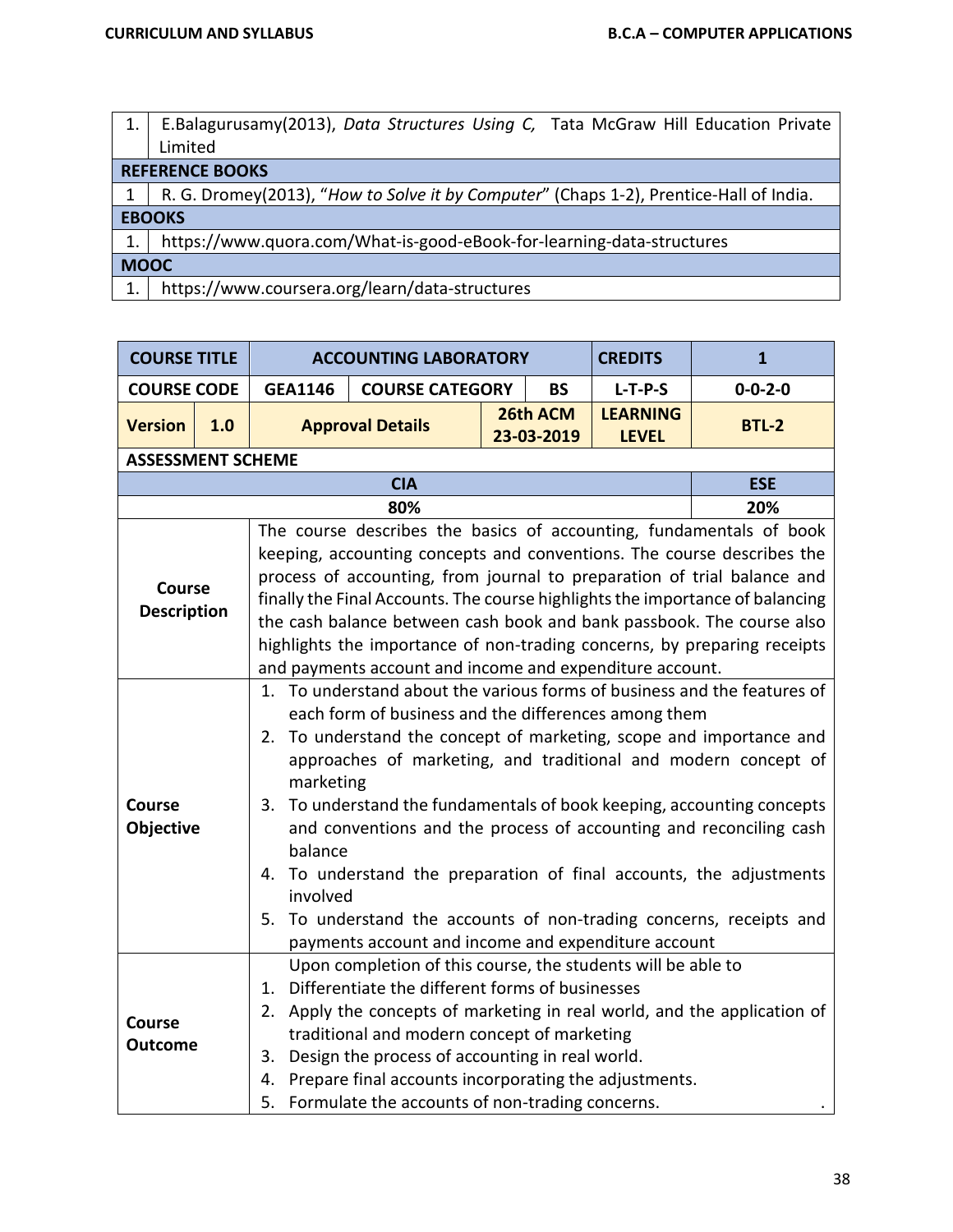| | |
|---|---|
| 1. | E.Balagurusamy(2013), *Data Structures Using C,* Tata McGraw Hill Education Private Limited |
| **REFERENCE BOOKS** | |
| 1 | R. G. Dromey(2013), "*How to Solve it by Computer*" (Chaps 1-2), Prentice-Hall of India. |
| **EBOOKS** | |
| 1. | https://www.quora.com/What-is-good-eBook-for-learning-data-structures |
| **MOOC** | |
| 1. | https://www.coursera.org/learn/data-structures |

| **COURSE TITLE** | | **ACCOUNTING LABORATORY** | | | | **CREDITS** | **1** |
|---|---|---|---|---|---|---|---|
| **COURSE CODE** | | **GEA1146** | **COURSE CATEGORY** | | **BS** | **L-T-P-S** | **0-0-2-0** |
| **Version** | **1.0** | **Approval Details** | | **26th ACM 23-03-2019** | | **LEARNING LEVEL** | **BTL-2** |
| **ASSESSMENT SCHEME** | | | | | | | |
| **CIA** | | | | | | | **ESE** |
| **80%** | | | | | | | **20%** |
| **Course Description** | | The course describes the basics of accounting, fundamentals of book keeping, accounting concepts and conventions. The course describes the process of accounting, from journal to preparation of trial balance and finally the Final Accounts. The course highlights the importance of balancing the cash balance between cash book and bank passbook. The course also highlights the importance of non-trading concerns, by preparing receipts and payments account and income and expenditure account. | | | | | |
| **Course Objective** | | 1. To understand about the various forms of business and the features of each form of business and the differences among them<br>2. To understand the concept of marketing, scope and importance and approaches of marketing, and traditional and modern concept of marketing<br>3. To understand the fundamentals of book keeping, accounting concepts and conventions and the process of accounting and reconciling cash balance<br>4. To understand the preparation of final accounts, the adjustments involved<br>5. To understand the accounts of non-trading concerns, receipts and payments account and income and expenditure account | | | | | |
| **Course Outcome** | | Upon completion of this course, the students will be able to<br>1. Differentiate the different forms of businesses<br>2. Apply the concepts of marketing in real world, and the application of traditional and modern concept of marketing<br>3. Design the process of accounting in real world.<br>4. Prepare final accounts incorporating the adjustments.<br>5. Formulate the accounts of non-trading concerns. | | | | | |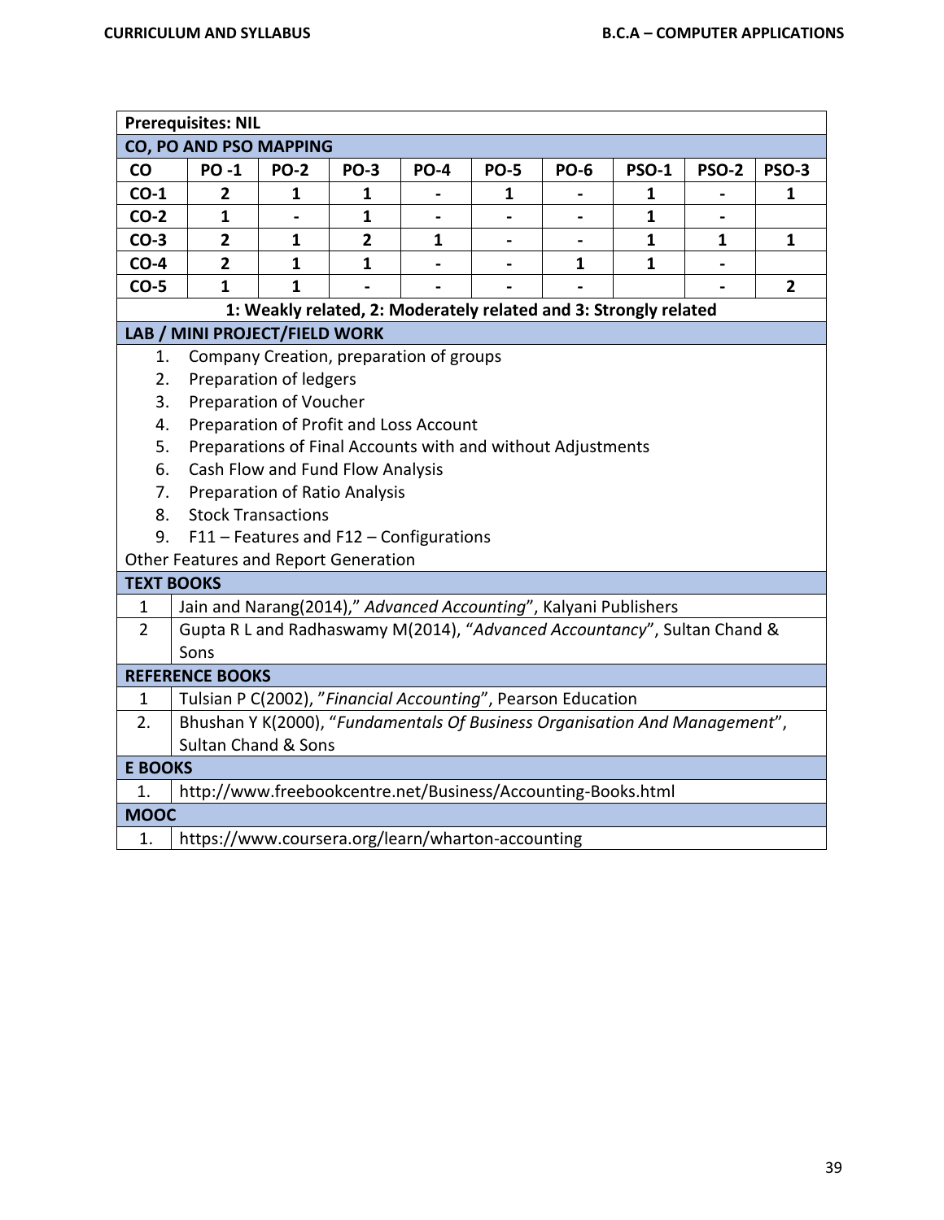**Prerequisites: NIL**

**CO, PO AND PSO MAPPING**

| CO | PO -1 | PO-2 | PO-3 | PO-4 | PO-5 | PO-6 | PSO-1 | PSO-2 | PSO-3 |
|---|---|---|---|---|---|---|---|---|---|
| CO-1 | 2 | 1 | 1 | - | 1 | - | 1 | - | 1 |
| CO-2 | 1 | - | 1 | - | - | - | 1 | - | |
| CO-3 | 2 | 1 | 2 | 1 | - | - | 1 | 1 | 1 |
| CO-4 | 2 | 1 | 1 | - | - | 1 | 1 | - | |
| CO-5 | 1 | 1 | - | - | - | - | | - | 2 |

**1: Weakly related, 2: Moderately related and 3: Strongly related**

**LAB / MINI PROJECT/FIELD WORK**

1. Company Creation, preparation of groups
2. Preparation of ledgers
3. Preparation of Voucher
4. Preparation of Profit and Loss Account
5. Preparations of Final Accounts with and without Adjustments
6. Cash Flow and Fund Flow Analysis
7. Preparation of Ratio Analysis
8. Stock Transactions
9. F11 – Features and F12 – Configurations

Other Features and Report Generation

**TEXT BOOKS**

| | |
|---|---|
| 1 | Jain and Narang(2014)," *Advanced Accounting*", Kalyani Publishers |
| 2 | Gupta R L and Radhaswamy M(2014), "*Advanced Accountancy*", Sultan Chand & Sons |

**REFERENCE BOOKS**

| | |
|---|---|
| 1 | Tulsian P C(2002), "*Financial Accounting*", Pearson Education |
| 2. | Bhushan Y K(2000), "*Fundamentals Of Business Organisation And Management*", Sultan Chand & Sons |

**E BOOKS**

| | |
|---|---|
| 1. | http://www.freebookcentre.net/Business/Accounting-Books.html |

**MOOC**

| | |
|---|---|
| 1. | https://www.coursera.org/learn/wharton-accounting |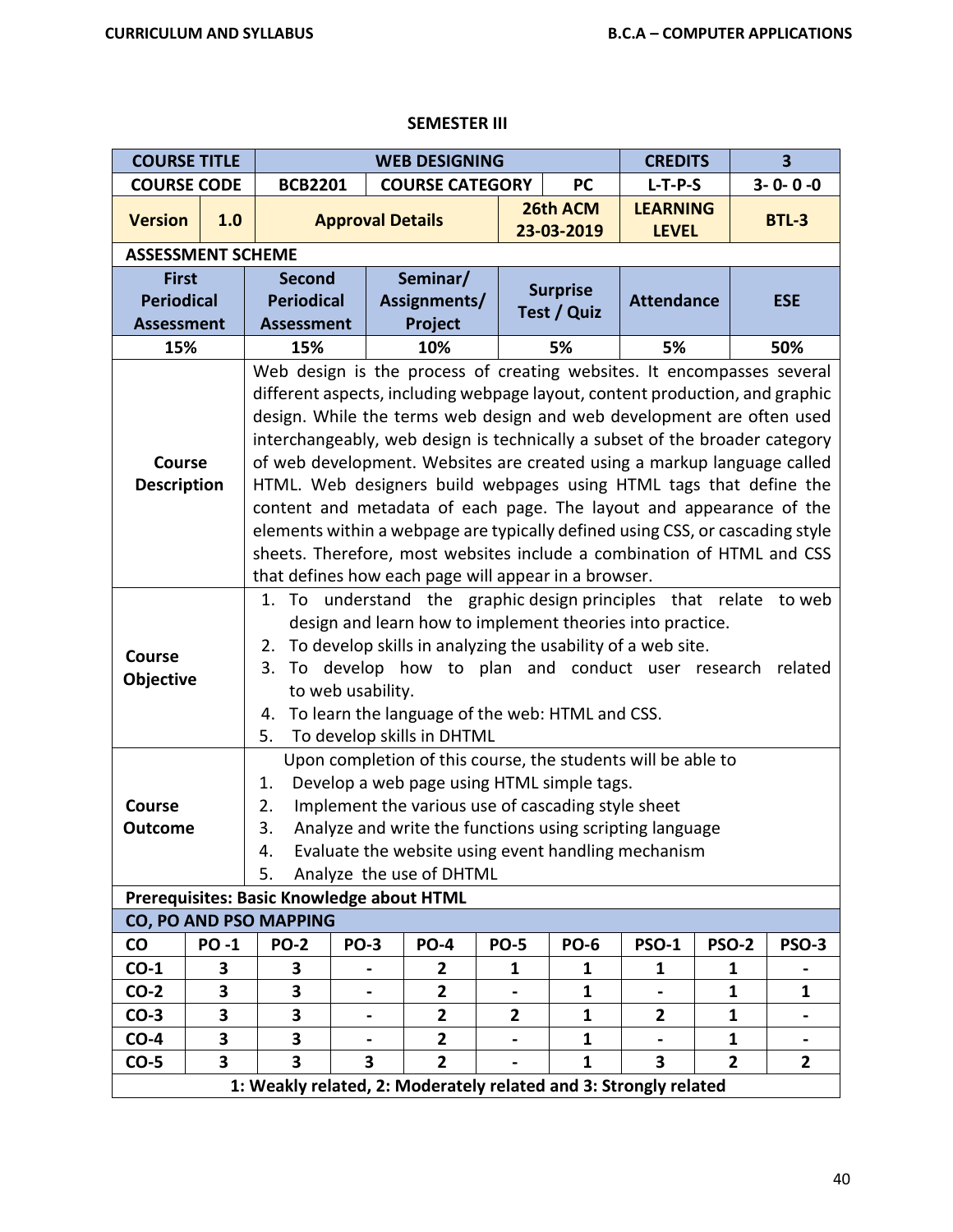## SEMESTER III

| COURSE TITLE | | WEB DESIGNING | | | CREDITS | 3 |
|---|---|---|---|---|---|---|
| COURSE CODE | | BCB2201 | COURSE CATEGORY | PC | L-T-P-S | 3- 0- 0 -0 |
| Version | 1.0 | Approval Details | | 26th ACM 23-03-2019 | LEARNING LEVEL | BTL-3 |

**ASSESSMENT SCHEME**

| First Periodical Assessment | Second Periodical Assessment | Seminar/ Assignments/ Project | Surprise Test / Quiz | Attendance | ESE |
|---|---|---|---|---|---|
| 15% | 15% | 10% | 5% | 5% | 50% |

| | |
|---|---|
| **Course Description** | Web design is the process of creating websites. It encompasses several different aspects, including webpage layout, content production, and graphic design. While the terms web design and web development are often used interchangeably, web design is technically a subset of the broader category of web development. Websites are created using a markup language called HTML. Web designers build webpages using HTML tags that define the content and metadata of each page. The layout and appearance of the elements within a webpage are typically defined using CSS, or cascading style sheets. Therefore, most websites include a combination of HTML and CSS that defines how each page will appear in a browser. |
| **Course Objective** | 1. To understand the graphic design principles that relate to web design and learn how to implement theories into practice.<br>2. To develop skills in analyzing the usability of a web site.<br>3. To develop how to plan and conduct user research related to web usability.<br>4. To learn the language of the web: HTML and CSS.<br>5. To develop skills in DHTML |
| **Course Outcome** | Upon completion of this course, the students will be able to<br>1. Develop a web page using HTML simple tags.<br>2. Implement the various use of cascading style sheet<br>3. Analyze and write the functions using scripting language<br>4. Evaluate the website using event handling mechanism<br>5. Analyze the use of DHTML |

**Prerequisites: Basic Knowledge about HTML**

**CO, PO AND PSO MAPPING**

| CO | PO -1 | PO-2 | PO-3 | PO-4 | PO-5 | PO-6 | PSO-1 | PSO-2 | PSO-3 |
|---|---|---|---|---|---|---|---|---|---|
| CO-1 | 3 | 3 | - | 2 | 1 | 1 | 1 | 1 | - |
| CO-2 | 3 | 3 | - | 2 | - | 1 | - | 1 | 1 |
| CO-3 | 3 | 3 | - | 2 | 2 | 1 | 2 | 1 | - |
| CO-4 | 3 | 3 | - | 2 | - | 1 | - | 1 | - |
| CO-5 | 3 | 3 | 3 | 2 | - | 1 | 3 | 2 | 2 |

**1: Weakly related, 2: Moderately related and 3: Strongly related**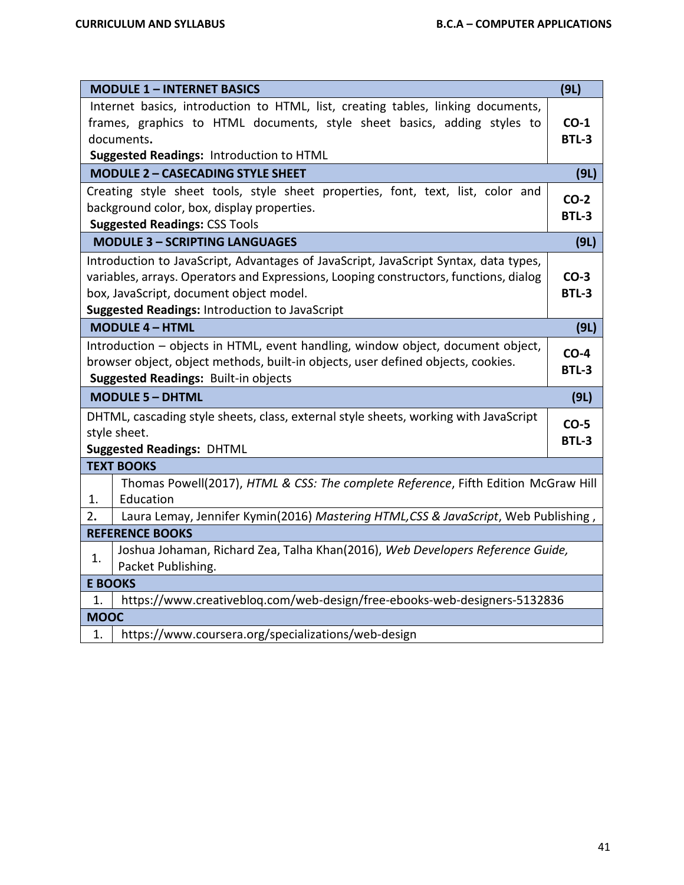| MODULE 1 – INTERNET BASICS | (9L) |
| --- | --- |
| Internet basics, introduction to HTML, list, creating tables, linking documents, frames, graphics to HTML documents, style sheet basics, adding styles to documents.<br>**Suggested Readings:** Introduction to HTML | **CO-1**<br>**BTL-3** |
| **MODULE 2 – CASECADING STYLE SHEET** | **(9L)** |
| Creating style sheet tools, style sheet properties, font, text, list, color and background color, box, display properties.<br>**Suggested Readings:** CSS Tools | **CO-2**<br>**BTL-3** |
| **MODULE 3 – SCRIPTING LANGUAGES** | **(9L)** |
| Introduction to JavaScript, Advantages of JavaScript, JavaScript Syntax, data types, variables, arrays. Operators and Expressions, Looping constructors, functions, dialog box, JavaScript, document object model.<br>**Suggested Readings:** Introduction to JavaScript | **CO-3**<br>**BTL-3** |
| **MODULE 4 – HTML** | **(9L)** |
| Introduction – objects in HTML, event handling, window object, document object, browser object, object methods, built-in objects, user defined objects, cookies.<br>**Suggested Readings:** Built-in objects | **CO-4**<br>**BTL-3** |
| **MODULE 5 – DHTML** | **(9L)** |
| DHTML, cascading style sheets, class, external style sheets, working with JavaScript style sheet.<br>**Suggested Readings:** DHTML | **CO-5**<br>**BTL-3** |

| **TEXT BOOKS** | |
| --- | --- |
| 1. | Thomas Powell(2017), *HTML & CSS: The complete Reference*, Fifth Edition McGraw Hill Education |
| 2. | Laura Lemay, Jennifer Kymin(2016) *Mastering HTML,CSS & JavaScript*, Web Publishing , |
| **REFERENCE BOOKS** | |
| 1. | Joshua Johaman, Richard Zea, Talha Khan(2016), *Web Developers Reference Guide,* Packet Publishing. |
| **E BOOKS** | |
| 1. | https://www.creativebloq.com/web-design/free-ebooks-web-designers-5132836 |
| **MOOC** | |
| 1. | https://www.coursera.org/specializations/web-design |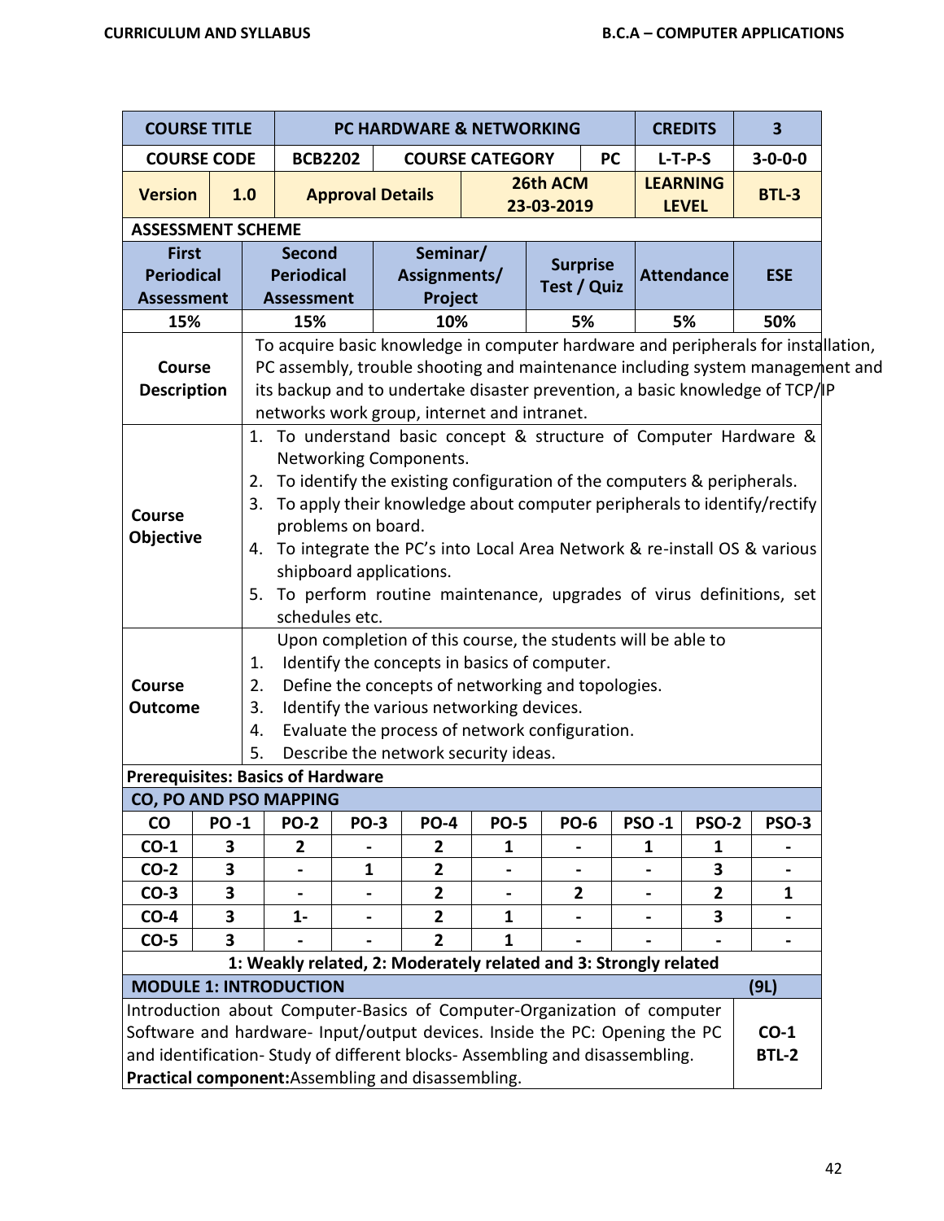| COURSE TITLE | | PC HARDWARE & NETWORKING | | | | CREDITS | 3 |
|---|---|---|---|---|---|---|---|
| COURSE CODE | | BCB2202 | COURSE CATEGORY | | PC | L-T-P-S | 3-0-0-0 |
| Version | 1.0 | Approval Details | | 26th ACM 23-03-2019 | | LEARNING LEVEL | BTL-3 |

**ASSESSMENT SCHEME**

| First Periodical Assessment | Second Periodical Assessment | Seminar/ Assignments/ Project | Surprise Test / Quiz | Attendance | ESE |
|---|---|---|---|---|---|
| 15% | 15% | 10% | 5% | 5% | 50% |

| | |
|---|---|
| **Course Description** | To acquire basic knowledge in computer hardware and peripherals for installation, PC assembly, trouble shooting and maintenance including system management and its backup and to undertake disaster prevention, a basic knowledge of TCP/IP networks work group, internet and intranet. |
| **Course Objective** | 1. To understand basic concept & structure of Computer Hardware & Networking Components.<br>2. To identify the existing configuration of the computers & peripherals.<br>3. To apply their knowledge about computer peripherals to identify/rectify problems on board.<br>4. To integrate the PC's into Local Area Network & re-install OS & various shipboard applications.<br>5. To perform routine maintenance, upgrades of virus definitions, set schedules etc. |
| **Course Outcome** | Upon completion of this course, the students will be able to<br>1. Identify the concepts in basics of computer.<br>2. Define the concepts of networking and topologies.<br>3. Identify the various networking devices.<br>4. Evaluate the process of network configuration.<br>5. Describe the network security ideas. |

**Prerequisites: Basics of Hardware**

**CO, PO AND PSO MAPPING**

| CO | PO -1 | PO-2 | PO-3 | PO-4 | PO-5 | PO-6 | PSO -1 | PSO-2 | PSO-3 |
|---|---|---|---|---|---|---|---|---|---|
| CO-1 | 3 | 2 | - | 2 | 1 | - | 1 | 1 | - |
| CO-2 | 3 | - | 1 | 2 | - | - | - | 3 | - |
| CO-3 | 3 | - | - | 2 | - | 2 | - | 2 | 1 |
| CO-4 | 3 | 1- | - | 2 | 1 | - | - | 3 | - |
| CO-5 | 3 | - | - | 2 | 1 | - | - | - | - |

**1: Weakly related, 2: Moderately related and 3: Strongly related**

| MODULE 1: INTRODUCTION | (9L) |
|---|---|
| Introduction about Computer-Basics of Computer-Organization of computer Software and hardware- Input/output devices. Inside the PC: Opening the PC and identification- Study of different blocks- Assembling and disassembling.<br>**Practical component:** Assembling and disassembling. | CO-1<br>BTL-2 |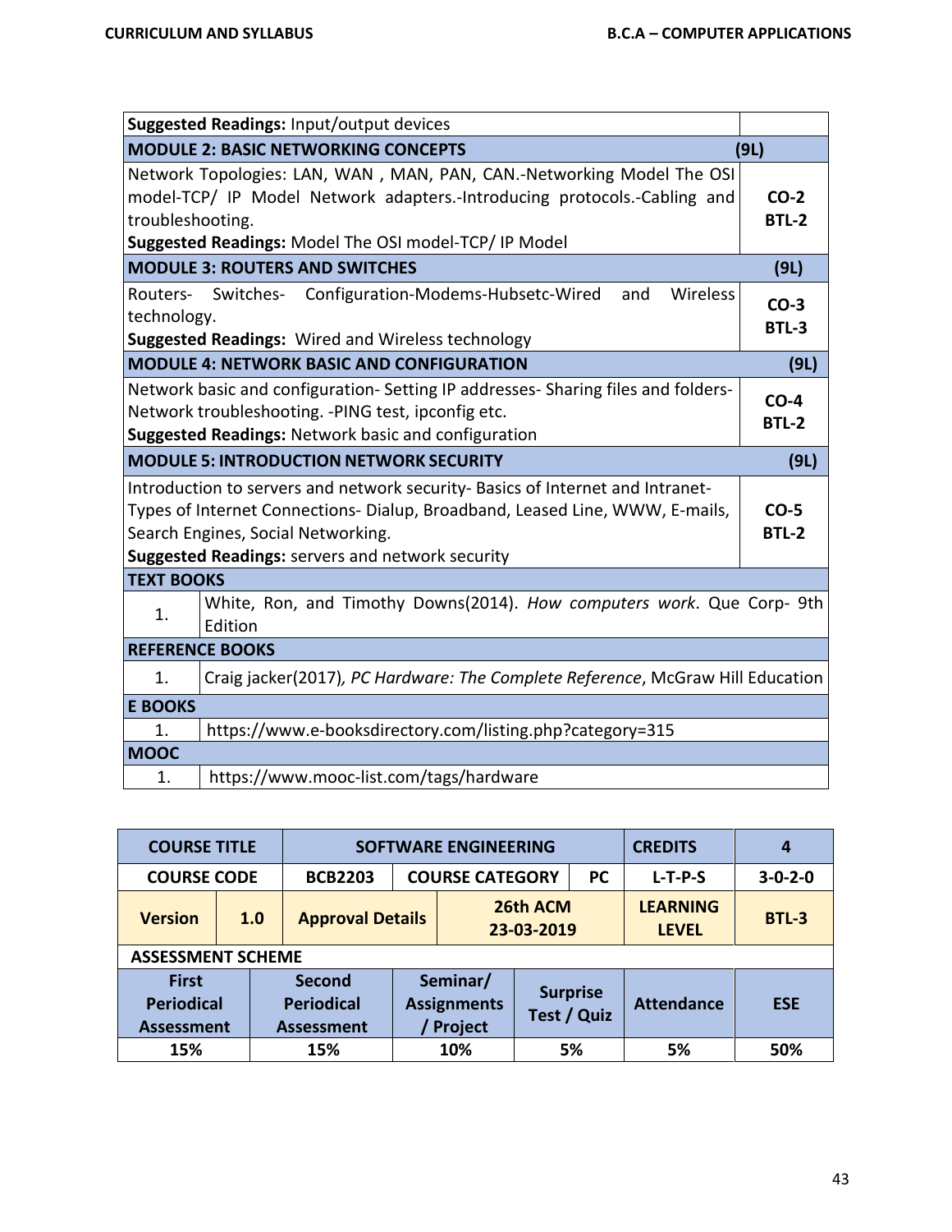| | |
|---|---|
| **Suggested Readings:** Input/output devices | |
| **MODULE 2: BASIC NETWORKING CONCEPTS** | **(9L)** |
| Network Topologies: LAN, WAN , MAN, PAN, CAN.-Networking Model The OSI model-TCP/ IP Model Network adapters.-Introducing protocols.-Cabling and troubleshooting.<br>**Suggested Readings:** Model The OSI model-TCP/ IP Model | **CO-2**<br>**BTL-2** |
| **MODULE 3: ROUTERS AND SWITCHES** | **(9L)** |
| Routers- Switches- Configuration-Modems-Hubsetc-Wired and Wireless technology.<br>**Suggested Readings:** Wired and Wireless technology | **CO-3**<br>**BTL-3** |
| **MODULE 4: NETWORK BASIC AND CONFIGURATION** | **(9L)** |
| Network basic and configuration- Setting IP addresses- Sharing files and folders- Network troubleshooting. -PING test, ipconfig etc.<br>**Suggested Readings:** Network basic and configuration | **CO-4**<br>**BTL-2** |
| **MODULE 5: INTRODUCTION NETWORK SECURITY** | **(9L)** |
| Introduction to servers and network security- Basics of Internet and Intranet-Types of Internet Connections- Dialup, Broadband, Leased Line, WWW, E-mails, Search Engines, Social Networking.<br>**Suggested Readings:** servers and network security | **CO-5**<br>**BTL-2** |

| **TEXT BOOKS** | |
|---|---|
| 1. | White, Ron, and Timothy Downs(2014). *How computers work*. Que Corp- 9th Edition |
| **REFERENCE BOOKS** | |
| 1. | Craig jacker(2017), *PC Hardware: The Complete Reference*, McGraw Hill Education |
| **E BOOKS** | |
| 1. | https://www.e-booksdirectory.com/listing.php?category=315 |
| **MOOC** | |
| 1. | https://www.mooc-list.com/tags/hardware |

| **COURSE TITLE** | | **SOFTWARE ENGINEERING** | | | **CREDITS** | **4** |
|---|---|---|---|---|---|---|
| **COURSE CODE** | | **BCB2203** | **COURSE CATEGORY** | **PC** | **L-T-P-S** | **3-0-2-0** |
| **Version** | **1.0** | **Approval Details** | **26th ACM 23-03-2019** | | **LEARNING LEVEL** | **BTL-3** |

**ASSESSMENT SCHEME**

| **First Periodical Assessment** | **Second Periodical Assessment** | **Seminar/ Assignments / Project** | **Surprise Test / Quiz** | **Attendance** | **ESE** |
|---|---|---|---|---|---|
| 15% | 15% | 10% | 5% | 5% | 50% |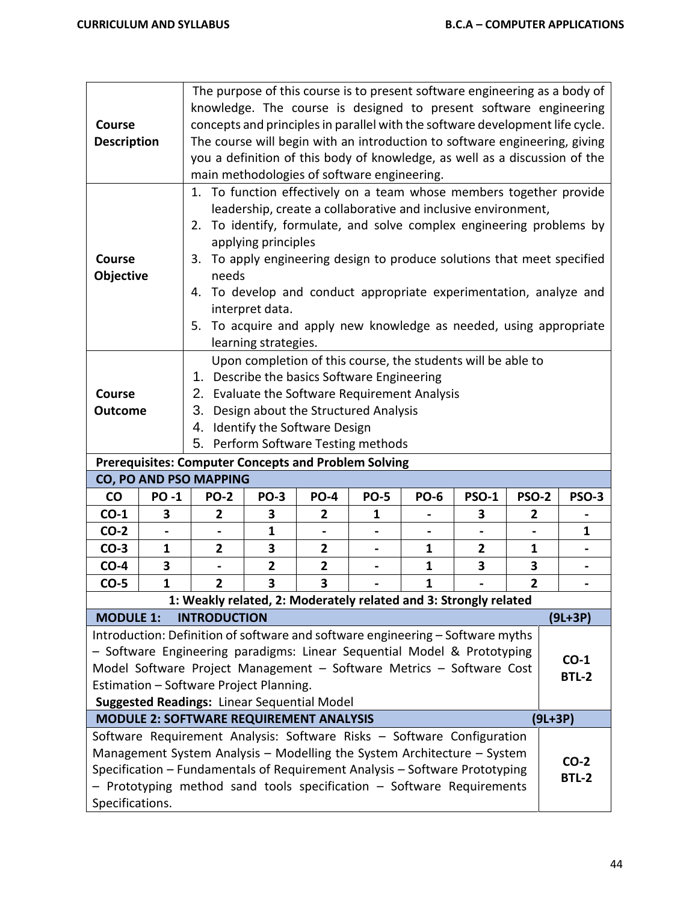| | |
|---|---|
| **Course Description** | The purpose of this course is to present software engineering as a body of knowledge. The course is designed to present software engineering concepts and principles in parallel with the software development life cycle. The course will begin with an introduction to software engineering, giving you a definition of this body of knowledge, as well as a discussion of the main methodologies of software engineering. |
| **Course Objective** | 1. To function effectively on a team whose members together provide leadership, create a collaborative and inclusive environment, <br> 2. To identify, formulate, and solve complex engineering problems by applying principles <br> 3. To apply engineering design to produce solutions that meet specified needs <br> 4. To develop and conduct appropriate experimentation, analyze and interpret data. <br> 5. To acquire and apply new knowledge as needed, using appropriate learning strategies. |
| **Course Outcome** | Upon completion of this course, the students will be able to <br> 1. Describe the basics Software Engineering <br> 2. Evaluate the Software Requirement Analysis <br> 3. Design about the Structured Analysis <br> 4. Identify the Software Design <br> 5. Perform Software Testing methods |

**Prerequisites: Computer Concepts and Problem Solving**

**CO, PO AND PSO MAPPING**

| CO | PO -1 | PO-2 | PO-3 | PO-4 | PO-5 | PO-6 | PSO-1 | PSO-2 | PSO-3 |
|---|---|---|---|---|---|---|---|---|---|
| CO-1 | 3 | 2 | 3 | 2 | 1 | - | 3 | 2 | - |
| CO-2 | - | - | 1 | - | - | - | - | - | 1 |
| CO-3 | 1 | 2 | 3 | 2 | - | 1 | 2 | 1 | - |
| CO-4 | 3 | - | 2 | 2 | - | 1 | 3 | 3 | - |
| CO-5 | 1 | 2 | 3 | 3 | - | 1 | - | 2 | - |

**1: Weakly related, 2: Moderately related and 3: Strongly related**

| **MODULE 1: INTRODUCTION** | **(9L+3P)** |
|---|---|
| Introduction: Definition of software and software engineering – Software myths – Software Engineering paradigms: Linear Sequential Model & Prototyping Model Software Project Management – Software Metrics – Software Cost Estimation – Software Project Planning. <br> **Suggested Readings:** Linear Sequential Model | **CO-1** <br> **BTL-2** |

| **MODULE 2: SOFTWARE REQUIREMENT ANALYSIS** | **(9L+3P)** |
|---|---|
| Software Requirement Analysis: Software Risks – Software Configuration Management System Analysis – Modelling the System Architecture – System Specification – Fundamentals of Requirement Analysis – Software Prototyping – Prototyping method sand tools specification – Software Requirements Specifications. | **CO-2** <br> **BTL-2** |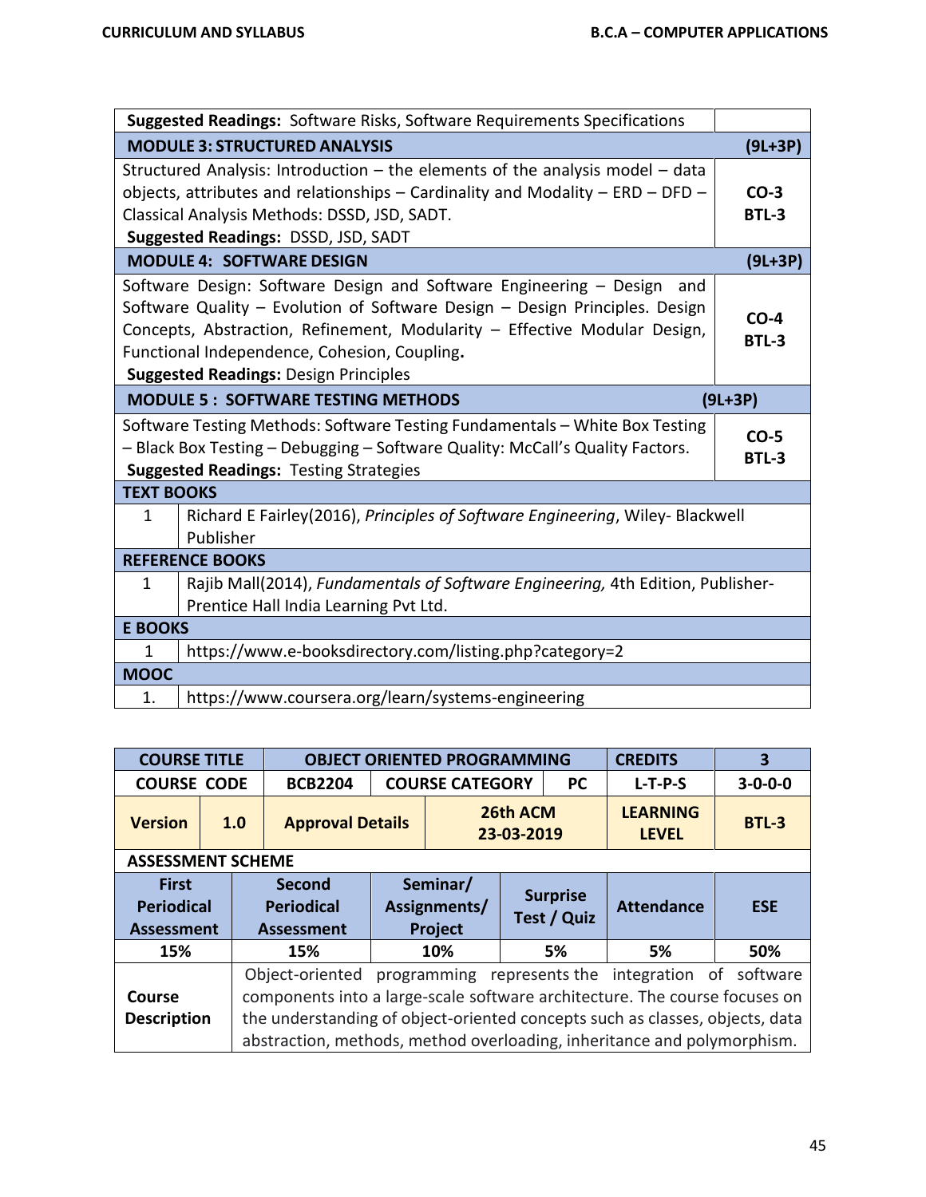| | |
|---|---|
| **Suggested Readings:** Software Risks, Software Requirements Specifications | |
| **MODULE 3: STRUCTURED ANALYSIS** | **(9L+3P)** |
| Structured Analysis: Introduction – the elements of the analysis model – data objects, attributes and relationships – Cardinality and Modality – ERD – DFD – Classical Analysis Methods: DSSD, JSD, SADT. **Suggested Readings:** DSSD, JSD, SADT | **CO-3 BTL-3** |
| **MODULE 4: SOFTWARE DESIGN** | **(9L+3P)** |
| Software Design: Software Design and Software Engineering – Design and Software Quality – Evolution of Software Design – Design Principles. Design Concepts, Abstraction, Refinement, Modularity – Effective Modular Design, Functional Independence, Cohesion, Coupling. **Suggested Readings:** Design Principles | **CO-4 BTL-3** |
| **MODULE 5 : SOFTWARE TESTING METHODS** | **(9L+3P)** |
| Software Testing Methods: Software Testing Fundamentals – White Box Testing – Black Box Testing – Debugging – Software Quality: McCall's Quality Factors. **Suggested Readings:** Testing Strategies | **CO-5 BTL-3** |

| **TEXT BOOKS** | |
|---|---|
| 1 | Richard E Fairley(2016), *Principles of Software Engineering*, Wiley- Blackwell Publisher |
| **REFERENCE BOOKS** | |
| 1 | Rajib Mall(2014), *Fundamentals of Software Engineering,* 4th Edition, Publisher- Prentice Hall India Learning Pvt Ltd. |
| **E BOOKS** | |
| 1 | https://www.e-booksdirectory.com/listing.php?category=2 |
| **MOOC** | |
| 1. | https://www.coursera.org/learn/systems-engineering |

| **COURSE TITLE** | **OBJECT ORIENTED PROGRAMMING** | | | **CREDITS** | **3** |
|---|---|---|---|---|---|
| **COURSE CODE** | **BCB2204** | **COURSE CATEGORY** | **PC** | **L-T-P-S** | **3-0-0-0** |
| **Version 1.0** | **Approval Details** | **26th ACM 23-03-2019** | | **LEARNING LEVEL** | **BTL-3** |

**ASSESSMENT SCHEME**

| **First Periodical Assessment** | **Second Periodical Assessment** | **Seminar/ Assignments/ Project** | **Surprise Test / Quiz** | **Attendance** | **ESE** |
|---|---|---|---|---|---|
| 15% | 15% | 10% | 5% | 5% | 50% |

| | |
|---|---|
| **Course Description** | Object-oriented programming represents the integration of software components into a large-scale software architecture. The course focuses on the understanding of object-oriented concepts such as classes, objects, data abstraction, methods, method overloading, inheritance and polymorphism. |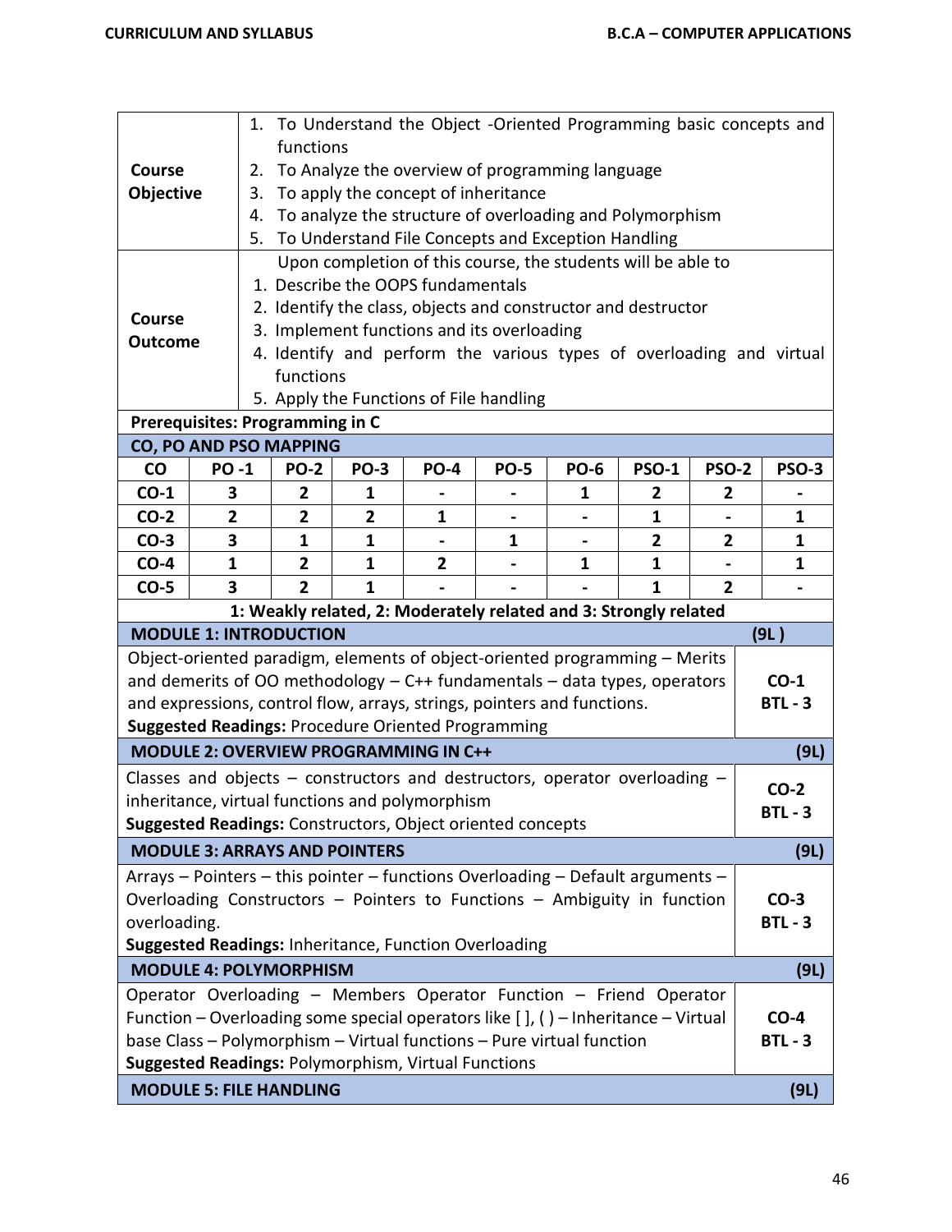| | |
|---|---|
| **Course Objective** | 1. To Understand the Object -Oriented Programming basic concepts and functions<br>2. To Analyze the overview of programming language<br>3. To apply the concept of inheritance<br>4. To analyze the structure of overloading and Polymorphism<br>5. To Understand File Concepts and Exception Handling |
| **Course Outcome** | Upon completion of this course, the students will be able to<br>1. Describe the OOPS fundamentals<br>2. Identify the class, objects and constructor and destructor<br>3. Implement functions and its overloading<br>4. Identify and perform the various types of overloading and virtual functions<br>5. Apply the Functions of File handling |

**Prerequisites: Programming in C**

**CO, PO AND PSO MAPPING**

| CO | PO -1 | PO-2 | PO-3 | PO-4 | PO-5 | PO-6 | PSO-1 | PSO-2 | PSO-3 |
|---|---|---|---|---|---|---|---|---|---|
| CO-1 | 3 | 2 | 1 | - | - | 1 | 2 | 2 | - |
| CO-2 | 2 | 2 | 2 | 1 | - | - | 1 | - | 1 |
| CO-3 | 3 | 1 | 1 | - | 1 | - | 2 | 2 | 1 |
| CO-4 | 1 | 2 | 1 | 2 | - | 1 | 1 | - | 1 |
| CO-5 | 3 | 2 | 1 | - | - | - | 1 | 2 | - |

**1: Weakly related, 2: Moderately related and 3: Strongly related**

| **MODULE 1: INTRODUCTION** | **(9L )** |
|---|---|
| Object-oriented paradigm, elements of object-oriented programming – Merits and demerits of OO methodology – C++ fundamentals – data types, operators and expressions, control flow, arrays, strings, pointers and functions.<br>**Suggested Readings:** Procedure Oriented Programming | **CO-1**<br>**BTL - 3** |
| **MODULE 2: OVERVIEW PROGRAMMING IN C++** | **(9L)** |
| Classes and objects – constructors and destructors, operator overloading – inheritance, virtual functions and polymorphism<br>**Suggested Readings:** Constructors, Object oriented concepts | **CO-2**<br>**BTL - 3** |
| **MODULE 3: ARRAYS AND POINTERS** | **(9L)** |
| Arrays – Pointers – this pointer – functions Overloading – Default arguments – Overloading Constructors – Pointers to Functions – Ambiguity in function overloading.<br>**Suggested Readings:** Inheritance, Function Overloading | **CO-3**<br>**BTL - 3** |
| **MODULE 4: POLYMORPHISM** | **(9L)** |
| Operator Overloading – Members Operator Function – Friend Operator Function – Overloading some special operators like [ ], ( ) – Inheritance – Virtual base Class – Polymorphism – Virtual functions – Pure virtual function<br>**Suggested Readings:** Polymorphism, Virtual Functions | **CO-4**<br>**BTL - 3** |
| **MODULE 5: FILE HANDLING** | **(9L)** |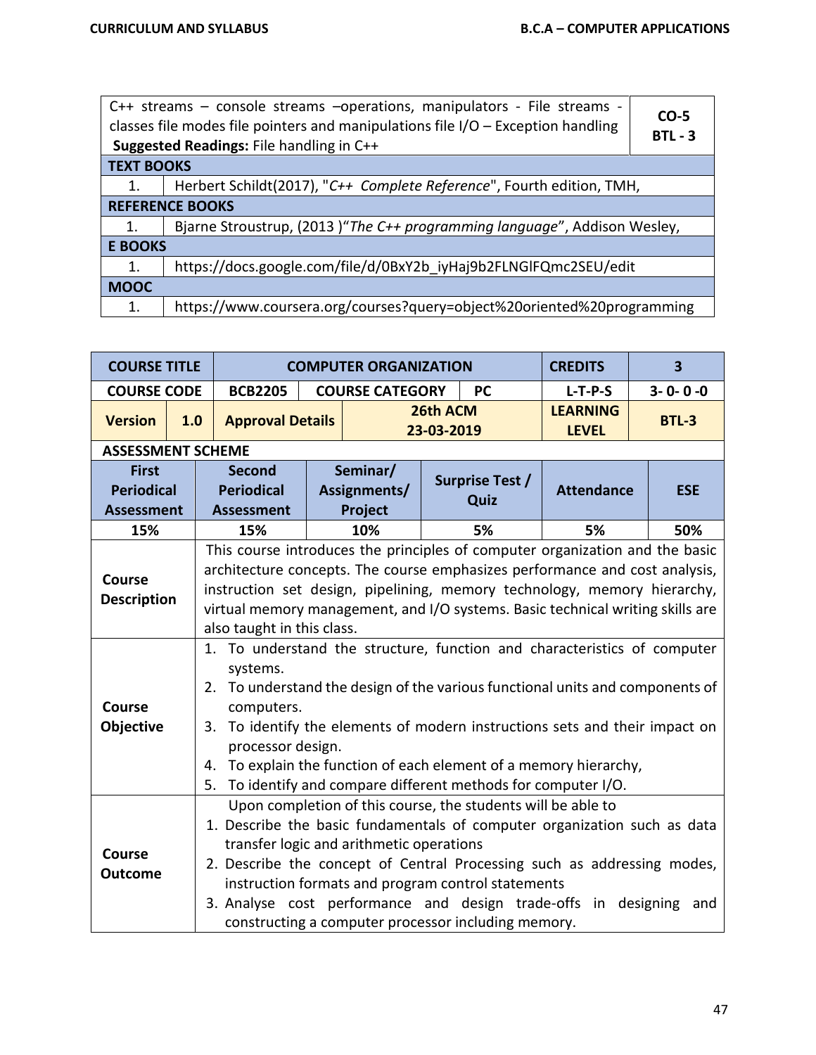| C++ streams – console streams –operations, manipulators - File streams - classes file modes file pointers and manipulations file I/O – Exception handling **Suggested Readings:** File handling in C++ | **CO-5 BTL - 3** |
|---|---|

| **TEXT BOOKS** | |
|---|---|
| 1. | Herbert Schildt(2017), "*C++ Complete Reference*", Fourth edition, TMH, |
| **REFERENCE BOOKS** | |
| 1. | Bjarne Stroustrup, (2013 )"*The C++ programming language*", Addison Wesley, |
| **E BOOKS** | |
| 1. | https://docs.google.com/file/d/0BxY2b_iyHaj9b2FLNGlFQmc2SEU/edit |
| **MOOC** | |
| 1. | https://www.coursera.org/courses?query=object%20oriented%20programming |

| **COURSE TITLE** | | **COMPUTER ORGANIZATION** | | | **CREDITS** | **3** |
|---|---|---|---|---|---|---|
| **COURSE CODE** | | **BCB2205** | **COURSE CATEGORY** | **PC** | **L-T-P-S** | **3- 0- 0 -0** |
| **Version** | **1.0** | **Approval Details** | **26th ACM 23-03-2019** | | **LEARNING LEVEL** | **BTL-3** |

**ASSESSMENT SCHEME**

| **First Periodical Assessment** | **Second Periodical Assessment** | **Seminar/ Assignments/ Project** | **Surprise Test / Quiz** | **Attendance** | **ESE** |
|---|---|---|---|---|---|
| **15%** | **15%** | **10%** | **5%** | **5%** | **50%** |

| | |
|---|---|
| **Course Description** | This course introduces the principles of computer organization and the basic architecture concepts. The course emphasizes performance and cost analysis, instruction set design, pipelining, memory technology, memory hierarchy, virtual memory management, and I/O systems. Basic technical writing skills are also taught in this class. |
| **Course Objective** | 1. To understand the structure, function and characteristics of computer systems.<br>2. To understand the design of the various functional units and components of computers.<br>3. To identify the elements of modern instructions sets and their impact on processor design.<br>4. To explain the function of each element of a memory hierarchy,<br>5. To identify and compare different methods for computer I/O. |
| **Course Outcome** | Upon completion of this course, the students will be able to<br>1. Describe the basic fundamentals of computer organization such as data transfer logic and arithmetic operations<br>2. Describe the concept of Central Processing such as addressing modes, instruction formats and program control statements<br>3. Analyse cost performance and design trade-offs in designing and constructing a computer processor including memory. |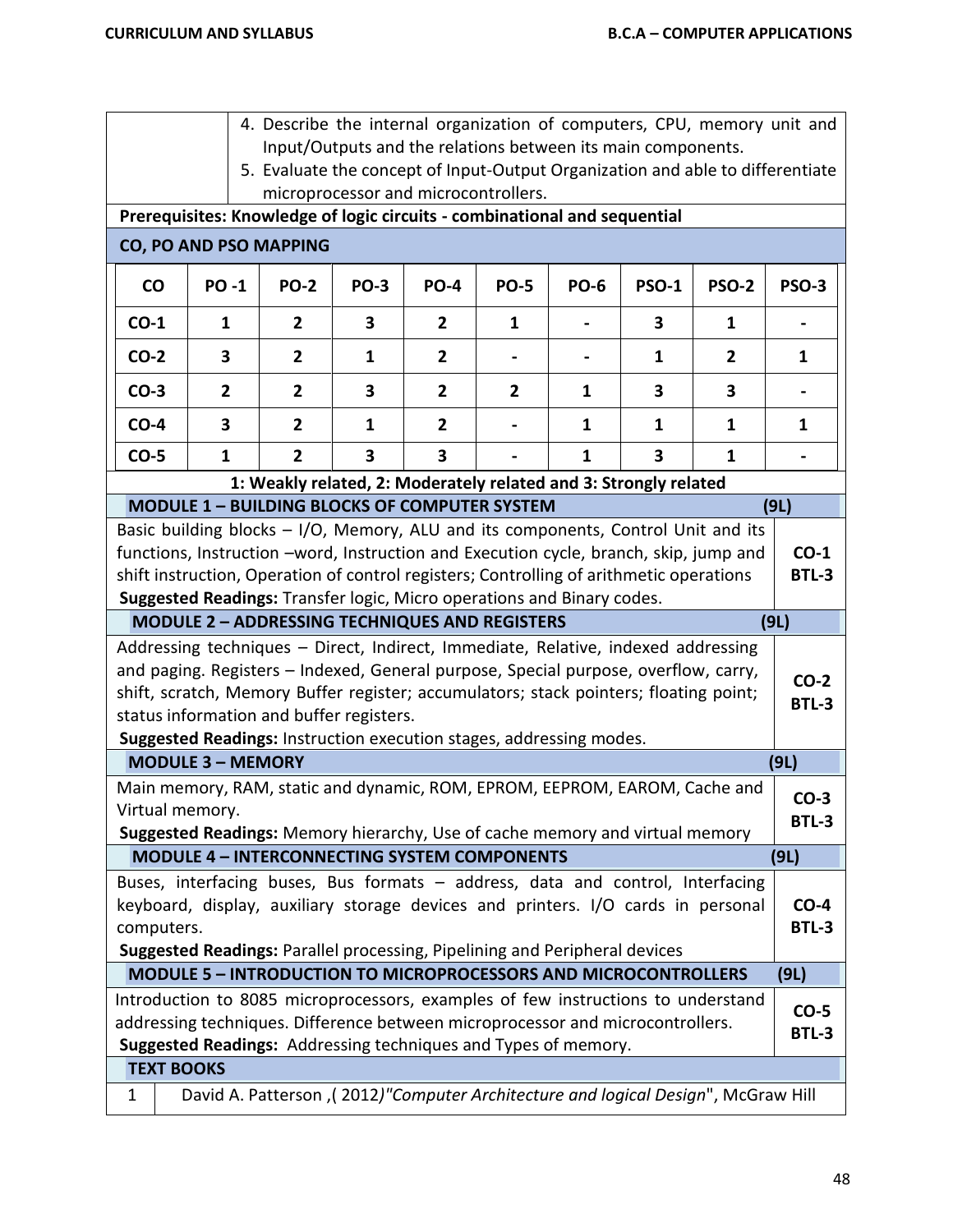4. Describe the internal organization of computers, CPU, memory unit and Input/Outputs and the relations between its main components.
5. Evaluate the concept of Input-Output Organization and able to differentiate microprocessor and microcontrollers.

**Prerequisites: Knowledge of logic circuits - combinational and sequential**

**CO, PO AND PSO MAPPING**

| CO | PO -1 | PO-2 | PO-3 | PO-4 | PO-5 | PO-6 | PSO-1 | PSO-2 | PSO-3 |
|---|---|---|---|---|---|---|---|---|---|
| CO-1 | 1 | 2 | 3 | 2 | 1 | - | 3 | 1 | - |
| CO-2 | 3 | 2 | 1 | 2 | - | - | 1 | 2 | 1 |
| CO-3 | 2 | 2 | 3 | 2 | 2 | 1 | 3 | 3 | - |
| CO-4 | 3 | 2 | 1 | 2 | - | 1 | 1 | 1 | 1 |
| CO-5 | 1 | 2 | 3 | 3 | - | 1 | 3 | 1 | - |

**1: Weakly related, 2: Moderately related and 3: Strongly related**

### MODULE 1 – BUILDING BLOCKS OF COMPUTER SYSTEM (9L)

Basic building blocks – I/O, Memory, ALU and its components, Control Unit and its functions, Instruction –word, Instruction and Execution cycle, branch, skip, jump and shift instruction, Operation of control registers; Controlling of arithmetic operations

**Suggested Readings:** Transfer logic, Micro operations and Binary codes.

**CO-1 BTL-3**

### MODULE 2 – ADDRESSING TECHNIQUES AND REGISTERS (9L)

Addressing techniques – Direct, Indirect, Immediate, Relative, indexed addressing and paging. Registers – Indexed, General purpose, Special purpose, overflow, carry, shift, scratch, Memory Buffer register; accumulators; stack pointers; floating point; status information and buffer registers.

**Suggested Readings:** Instruction execution stages, addressing modes.

**CO-2 BTL-3**

### MODULE 3 – MEMORY (9L)

Main memory, RAM, static and dynamic, ROM, EPROM, EEPROM, EAROM, Cache and Virtual memory.

**Suggested Readings:** Memory hierarchy, Use of cache memory and virtual memory

**CO-3 BTL-3**

### MODULE 4 – INTERCONNECTING SYSTEM COMPONENTS (9L)

Buses, interfacing buses, Bus formats – address, data and control, Interfacing keyboard, display, auxiliary storage devices and printers. I/O cards in personal computers.

**Suggested Readings:** Parallel processing, Pipelining and Peripheral devices

**CO-4 BTL-3**

### MODULE 5 – INTRODUCTION TO MICROPROCESSORS AND MICROCONTROLLERS (9L)

Introduction to 8085 microprocessors, examples of few instructions to understand addressing techniques. Difference between microprocessor and microcontrollers.

**Suggested Readings:** Addressing techniques and Types of memory.

**CO-5 BTL-3**

### TEXT BOOKS

| | |
|---|---|
| 1 | David A. Patterson ,( 2012)*"Computer Architecture and logical Design*", McGraw Hill |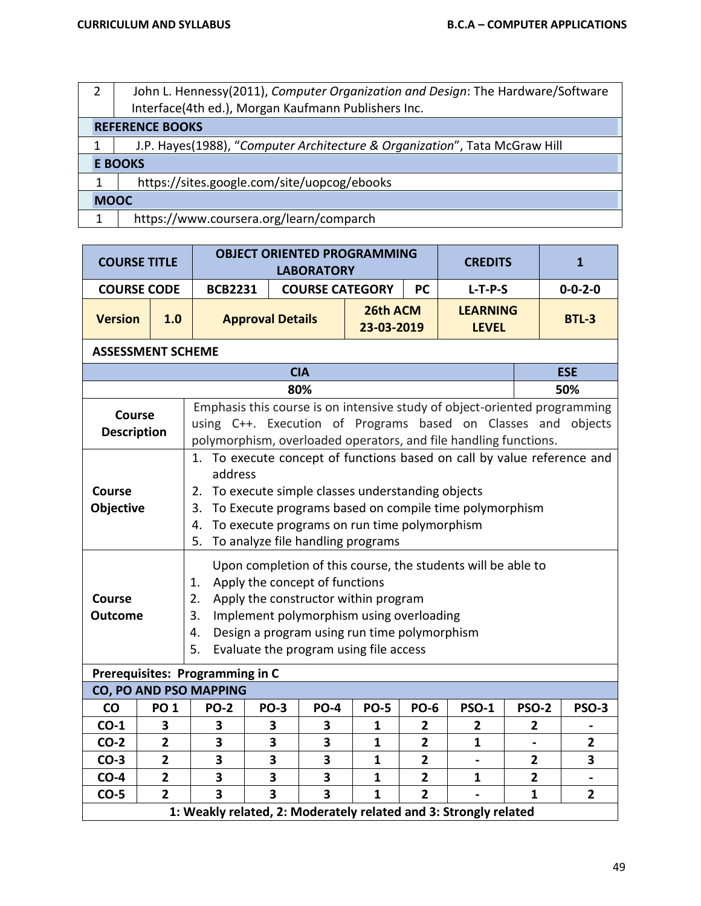| | |
|---|---|
| 2 | John L. Hennessy(2011), *Computer Organization and Design*: The Hardware/Software Interface(4th ed.), Morgan Kaufmann Publishers Inc. |
| **REFERENCE BOOKS** | |
| 1 | J.P. Hayes(1988), "*Computer Architecture & Organization*", Tata McGraw Hill |
| **E BOOKS** | |
| 1 | https://sites.google.com/site/uopcog/ebooks |
| **MOOC** | |
| 1 | https://www.coursera.org/learn/comparch |

| **COURSE TITLE** | **OBJECT ORIENTED PROGRAMMING LABORATORY** | | **CREDITS** | **1** |
|---|---|---|---|---|
| **COURSE CODE** | **BCB2231** | **COURSE CATEGORY** / **PC** | **L-T-P-S** | **0-0-2-0** |
| **Version** / **1.0** | **Approval Details** | **26th ACM 23-03-2019** | **LEARNING LEVEL** | **BTL-3** |

**ASSESSMENT SCHEME**

| **CIA** | **ESE** |
|---|---|
| **80%** | **50%** |

| | |
|---|---|
| **Course Description** | Emphasis this course is on intensive study of object-oriented programming using C++. Execution of Programs based on Classes and objects polymorphism, overloaded operators, and file handling functions. |
| **Course Objective** | 1. To execute concept of functions based on call by value reference and address<br>2. To execute simple classes understanding objects<br>3. To Execute programs based on compile time polymorphism<br>4. To execute programs on run time polymorphism<br>5. To analyze file handling programs |
| **Course Outcome** | Upon completion of this course, the students will be able to<br>1. Apply the concept of functions<br>2. Apply the constructor within program<br>3. Implement polymorphism using overloading<br>4. Design a program using run time polymorphism<br>5. Evaluate the program using file access |

**Prerequisites: Programming in C**

**CO, PO AND PSO MAPPING**

| CO | PO 1 | PO-2 | PO-3 | PO-4 | PO-5 | PO-6 | PSO-1 | PSO-2 | PSO-3 |
|---|---|---|---|---|---|---|---|---|---|
| CO-1 | 3 | 3 | 3 | 3 | 1 | 2 | 2 | 2 | - |
| CO-2 | 2 | 3 | 3 | 3 | 1 | 2 | 1 | - | 2 |
| CO-3 | 2 | 3 | 3 | 3 | 1 | 2 | - | 2 | 3 |
| CO-4 | 2 | 3 | 3 | 3 | 1 | 2 | 1 | 2 | - |
| CO-5 | 2 | 3 | 3 | 3 | 1 | 2 | - | 1 | 2 |

**1: Weakly related, 2: Moderately related and 3: Strongly related**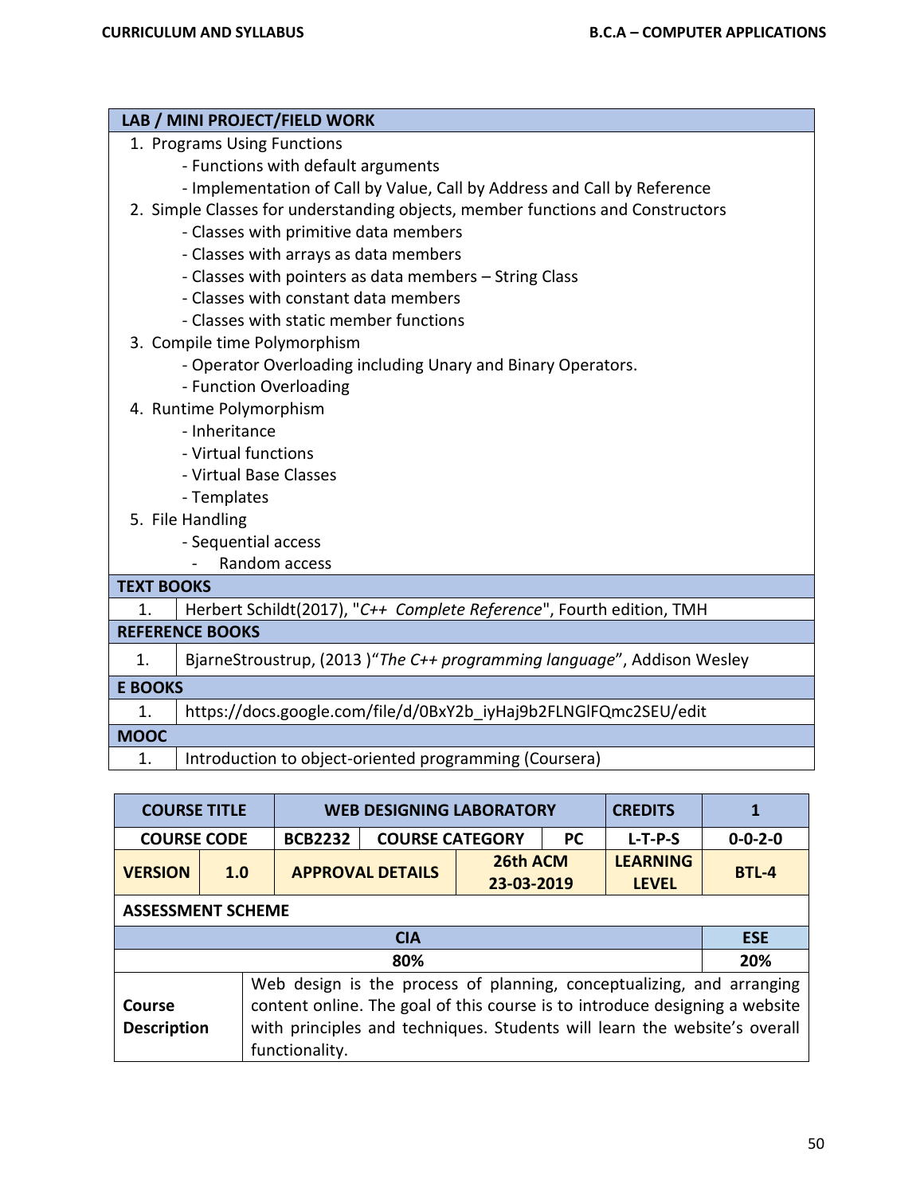| LAB / MINI PROJECT/FIELD WORK | |
|---|---|
| 1. Programs Using Functions<br>- Functions with default arguments<br>- Implementation of Call by Value, Call by Address and Call by Reference<br>2. Simple Classes for understanding objects, member functions and Constructors<br>- Classes with primitive data members<br>- Classes with arrays as data members<br>- Classes with pointers as data members – String Class<br>- Classes with constant data members<br>- Classes with static member functions<br>3. Compile time Polymorphism<br>- Operator Overloading including Unary and Binary Operators.<br>- Function Overloading<br>4. Runtime Polymorphism<br>- Inheritance<br>- Virtual functions<br>- Virtual Base Classes<br>- Templates<br>5. File Handling<br>- Sequential access<br>- Random access | |
| **TEXT BOOKS** | |
| 1. | Herbert Schildt(2017), "*C++ Complete Reference*", Fourth edition, TMH |
| **REFERENCE BOOKS** | |
| 1. | BjarneStroustrup, (2013 )"*The C++ programming language*", Addison Wesley |
| **E BOOKS** | |
| 1. | https://docs.google.com/file/d/0BxY2b_iyHaj9b2FLNGlFQmc2SEU/edit |
| **MOOC** | |
| 1. | Introduction to object-oriented programming (Coursera) |

| **COURSE TITLE** | | **WEB DESIGNING LABORATORY** | | | **CREDITS** | **1** |
|---|---|---|---|---|---|---|
| **COURSE CODE** | | **BCB2232** | **COURSE CATEGORY** | **PC** | **L-T-P-S** | **0-0-2-0** |
| **VERSION** | **1.0** | **APPROVAL DETAILS** | | **26th ACM 23-03-2019** | **LEARNING LEVEL** | **BTL-4** |
| **ASSESSMENT SCHEME** | | | | | | |
| **CIA** | | | | | | **ESE** |
| **80%** | | | | | | **20%** |
| **Course Description** | Web design is the process of planning, conceptualizing, and arranging content online. The goal of this course is to introduce designing a website with principles and techniques. Students will learn the website's overall functionality. | | | | | |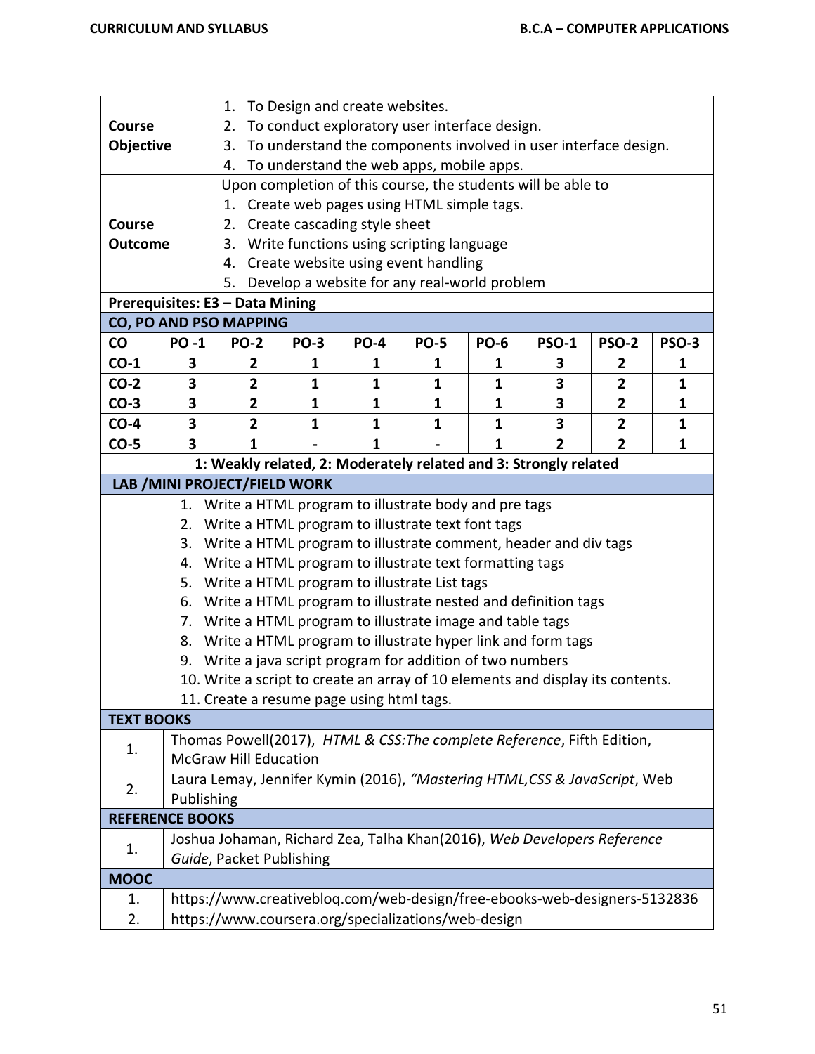| | | | | | | | | |
|---|---|---|---|---|---|---|---|---|
| **Course Objective** | 1. To Design and create websites.<br>2. To conduct exploratory user interface design.<br>3. To understand the components involved in user interface design.<br>4. To understand the web apps, mobile apps. | | | | | | | |
| **Course Outcome** | Upon completion of this course, the students will be able to<br>1. Create web pages using HTML simple tags.<br>2. Create cascading style sheet<br>3. Write functions using scripting language<br>4. Create website using event handling<br>5. Develop a website for any real-world problem | | | | | | | |

**Prerequisites: E3 – Data Mining**

**CO, PO AND PSO MAPPING**

| CO | PO -1 | PO-2 | PO-3 | PO-4 | PO-5 | PO-6 | PSO-1 | PSO-2 | PSO-3 |
|---|---|---|---|---|---|---|---|---|---|
| **CO-1** | 3 | 2 | 1 | 1 | 1 | 1 | 3 | 2 | 1 |
| **CO-2** | 3 | 2 | 1 | 1 | 1 | 1 | 3 | 2 | 1 |
| **CO-3** | 3 | 2 | 1 | 1 | 1 | 1 | 3 | 2 | 1 |
| **CO-4** | 3 | 2 | 1 | 1 | 1 | 1 | 3 | 2 | 1 |
| **CO-5** | 3 | 1 | - | 1 | - | 1 | 2 | 2 | 1 |

**1: Weakly related, 2: Moderately related and 3: Strongly related**

**LAB /MINI PROJECT/FIELD WORK**

1. Write a HTML program to illustrate body and pre tags
2. Write a HTML program to illustrate text font tags
3. Write a HTML program to illustrate comment, header and div tags
4. Write a HTML program to illustrate text formatting tags
5. Write a HTML program to illustrate List tags
6. Write a HTML program to illustrate nested and definition tags
7. Write a HTML program to illustrate image and table tags
8. Write a HTML program to illustrate hyper link and form tags
9. Write a java script program for addition of two numbers
10. Write a script to create an array of 10 elements and display its contents.
11. Create a resume page using html tags.

**TEXT BOOKS**

| | |
|---|---|
| 1. | Thomas Powell(2017), *HTML & CSS:The complete Reference*, Fifth Edition, McGraw Hill Education |
| 2. | Laura Lemay, Jennifer Kymin (2016), *"Mastering HTML,CSS & JavaScript*, Web Publishing |

**REFERENCE BOOKS**

| | |
|---|---|
| 1. | Joshua Johaman, Richard Zea, Talha Khan(2016), *Web Developers Reference Guide*, Packet Publishing |

**MOOC**

| | |
|---|---|
| 1. | https://www.creativebloq.com/web-design/free-ebooks-web-designers-5132836 |
| 2. | https://www.coursera.org/specializations/web-design |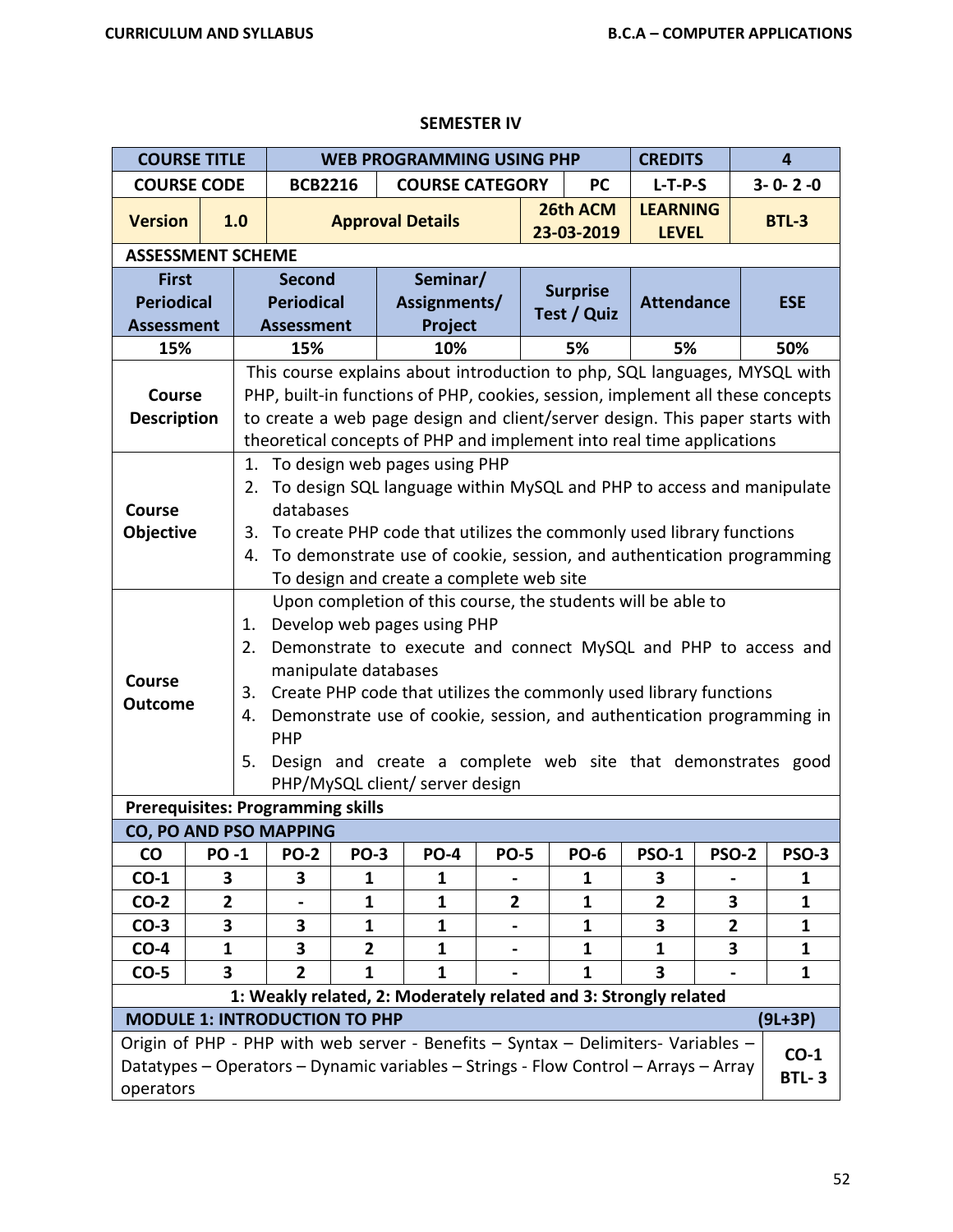## SEMESTER IV

| COURSE TITLE | | WEB PROGRAMMING USING PHP | | | | CREDITS | 4 |
|---|---|---|---|---|---|---|---|
| COURSE CODE | | BCB2216 | COURSE CATEGORY | | PC | L-T-P-S | 3- 0- 2 -0 |
| Version | 1.0 | Approval Details | | | 26th ACM 23-03-2019 | LEARNING LEVEL | BTL-3 |

**ASSESSMENT SCHEME**

| First Periodical Assessment | Second Periodical Assessment | Seminar/ Assignments/ Project | Surprise Test / Quiz | Attendance | ESE |
|---|---|---|---|---|---|
| 15% | 15% | 10% | 5% | 5% | 50% |

| | |
|---|---|
| **Course Description** | This course explains about introduction to php, SQL languages, MYSQL with PHP, built-in functions of PHP, cookies, session, implement all these concepts to create a web page design and client/server design. This paper starts with theoretical concepts of PHP and implement into real time applications |
| **Course Objective** | 1. To design web pages using PHP<br>2. To design SQL language within MySQL and PHP to access and manipulate databases<br>3. To create PHP code that utilizes the commonly used library functions<br>4. To demonstrate use of cookie, session, and authentication programming<br>To design and create a complete web site |
| **Course Outcome** | Upon completion of this course, the students will be able to<br>1. Develop web pages using PHP<br>2. Demonstrate to execute and connect MySQL and PHP to access and manipulate databases<br>3. Create PHP code that utilizes the commonly used library functions<br>4. Demonstrate use of cookie, session, and authentication programming in PHP<br>5. Design and create a complete web site that demonstrates good PHP/MySQL client/ server design |

**Prerequisites: Programming skills**

**CO, PO AND PSO MAPPING**

| CO | PO -1 | PO-2 | PO-3 | PO-4 | PO-5 | PO-6 | PSO-1 | PSO-2 | PSO-3 |
|---|---|---|---|---|---|---|---|---|---|
| CO-1 | 3 | 3 | 1 | 1 | - | 1 | 3 | - | 1 |
| CO-2 | 2 | - | 1 | 1 | 2 | 1 | 2 | 3 | 1 |
| CO-3 | 3 | 3 | 1 | 1 | - | 1 | 3 | 2 | 1 |
| CO-4 | 1 | 3 | 2 | 1 | - | 1 | 1 | 3 | 1 |
| CO-5 | 3 | 2 | 1 | 1 | - | 1 | 3 | - | 1 |

**1: Weakly related, 2: Moderately related and 3: Strongly related**

| MODULE 1: INTRODUCTION TO PHP | (9L+3P) |
|---|---|
| Origin of PHP - PHP with web server - Benefits – Syntax – Delimiters- Variables – Datatypes – Operators – Dynamic variables – Strings - Flow Control – Arrays – Array operators | CO-1<br>BTL- 3 |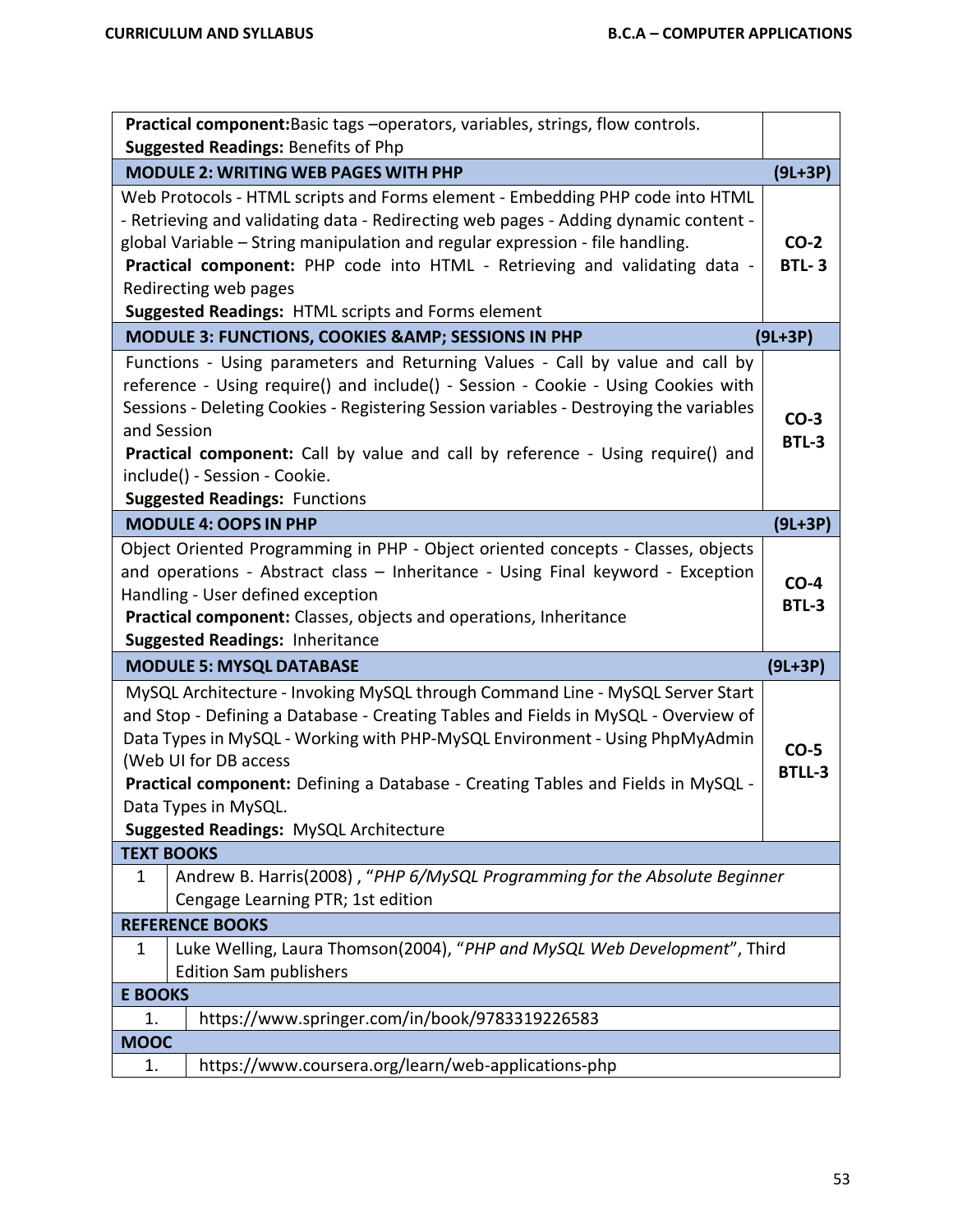| | |
|---|---|
| **Practical component:**Basic tags –operators, variables, strings, flow controls.<br>**Suggested Readings:** Benefits of Php | |
| **MODULE 2: WRITING WEB PAGES WITH PHP** | **(9L+3P)** |
| Web Protocols - HTML scripts and Forms element - Embedding PHP code into HTML - Retrieving and validating data - Redirecting web pages - Adding dynamic content - global Variable – String manipulation and regular expression - file handling.<br>**Practical component:** PHP code into HTML - Retrieving and validating data - Redirecting web pages<br>**Suggested Readings:** HTML scripts and Forms element | **CO-2**<br>**BTL- 3** |
| **MODULE 3: FUNCTIONS, COOKIES &AMP; SESSIONS IN PHP** | **(9L+3P)** |
| Functions - Using parameters and Returning Values - Call by value and call by reference - Using require() and include() - Session - Cookie - Using Cookies with Sessions - Deleting Cookies - Registering Session variables - Destroying the variables and Session<br>**Practical component:** Call by value and call by reference - Using require() and include() - Session - Cookie.<br>**Suggested Readings:** Functions | **CO-3**<br>**BTL-3** |
| **MODULE 4: OOPS IN PHP** | **(9L+3P)** |
| Object Oriented Programming in PHP - Object oriented concepts - Classes, objects and operations - Abstract class – Inheritance - Using Final keyword - Exception Handling - User defined exception<br>**Practical component:** Classes, objects and operations, Inheritance<br>**Suggested Readings:** Inheritance | **CO-4**<br>**BTL-3** |
| **MODULE 5: MYSQL DATABASE** | **(9L+3P)** |
| MySQL Architecture - Invoking MySQL through Command Line - MySQL Server Start and Stop - Defining a Database - Creating Tables and Fields in MySQL - Overview of Data Types in MySQL - Working with PHP-MySQL Environment - Using PhpMyAdmin (Web UI for DB access<br>**Practical component:** Defining a Database - Creating Tables and Fields in MySQL - Data Types in MySQL.<br>**Suggested Readings:** MySQL Architecture | **CO-5**<br>**BTLL-3** |

**TEXT BOOKS**

| | |
|---|---|
| 1 | Andrew B. Harris(2008) , "*PHP 6/MySQL Programming for the Absolute Beginner* Cengage Learning PTR; 1st edition |

**REFERENCE BOOKS**

| | |
|---|---|
| 1 | Luke Welling, Laura Thomson(2004), "*PHP and MySQL Web Development*", Third Edition Sam publishers |

**E BOOKS**

| | |
|---|---|
| 1. | https://www.springer.com/in/book/9783319226583 |

**MOOC**

| | |
|---|---|
| 1. | https://www.coursera.org/learn/web-applications-php |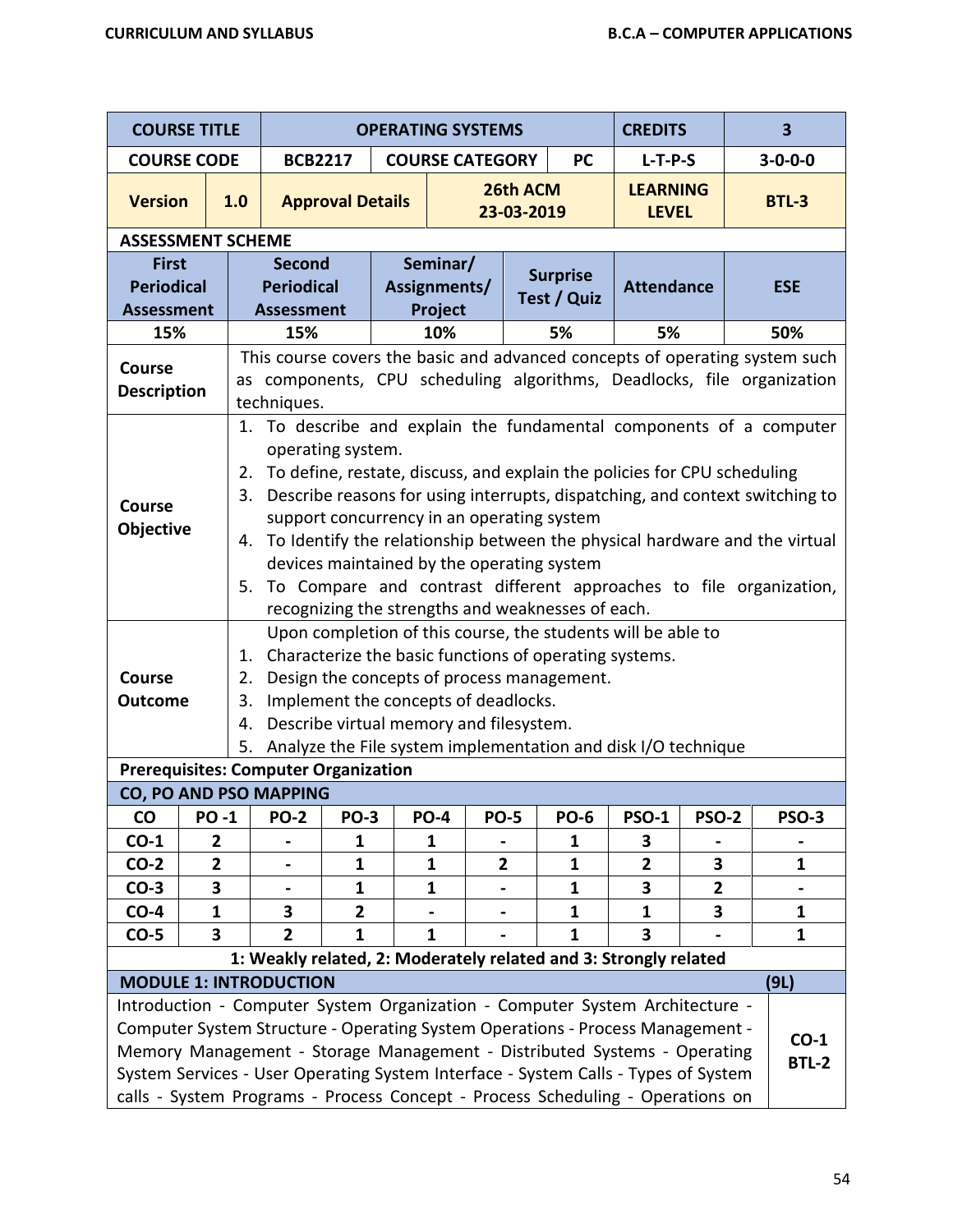| COURSE TITLE | OPERATING SYSTEMS | | | CREDITS | 3 |
|---|---|---|---|---|---|
| COURSE CODE | BCB2217 | COURSE CATEGORY | PC | L-T-P-S | 3-0-0-0 |
| Version 1.0 | Approval Details | 26th ACM 23-03-2019 | | LEARNING LEVEL | BTL-3 |

**ASSESSMENT SCHEME**

| First Periodical Assessment | Second Periodical Assessment | Seminar/ Assignments/ Project | Surprise Test / Quiz | Attendance | ESE |
|---|---|---|---|---|---|
| 15% | 15% | 10% | 5% | 5% | 50% |

**Course Description**

This course covers the basic and advanced concepts of operating system such as components, CPU scheduling algorithms, Deadlocks, file organization techniques.

**Course Objective**

1. To describe and explain the fundamental components of a computer operating system.
2. To define, restate, discuss, and explain the policies for CPU scheduling
3. Describe reasons for using interrupts, dispatching, and context switching to support concurrency in an operating system
4. To Identify the relationship between the physical hardware and the virtual devices maintained by the operating system
5. To Compare and contrast different approaches to file organization, recognizing the strengths and weaknesses of each.

**Course Outcome**

Upon completion of this course, the students will be able to

1. Characterize the basic functions of operating systems.
2. Design the concepts of process management.
3. Implement the concepts of deadlocks.
4. Describe virtual memory and filesystem.
5. Analyze the File system implementation and disk I/O technique

**Prerequisites: Computer Organization**

**CO, PO AND PSO MAPPING**

| CO | PO -1 | PO-2 | PO-3 | PO-4 | PO-5 | PO-6 | PSO-1 | PSO-2 | PSO-3 |
|---|---|---|---|---|---|---|---|---|---|
| CO-1 | 2 | - | 1 | 1 | - | 1 | 3 | - | - |
| CO-2 | 2 | - | 1 | 1 | 2 | 1 | 2 | 3 | 1 |
| CO-3 | 3 | - | 1 | 1 | - | 1 | 3 | 2 | - |
| CO-4 | 1 | 3 | 2 | - | - | 1 | 1 | 3 | 1 |
| CO-5 | 3 | 2 | 1 | 1 | - | 1 | 3 | - | 1 |

**1: Weakly related, 2: Moderately related and 3: Strongly related**

**MODULE 1: INTRODUCTION (9L)**

Introduction - Computer System Organization - Computer System Architecture - Computer System Structure - Operating System Operations - Process Management - Memory Management - Storage Management - Distributed Systems - Operating System Services - User Operating System Interface - System Calls - Types of System calls - System Programs - Process Concept - Process Scheduling - Operations on

**CO-1 BTL-2**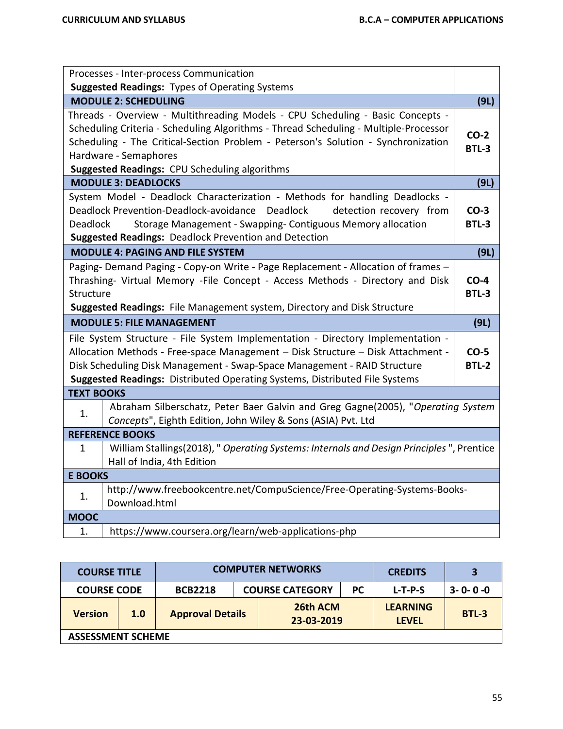| | |
|---|---|
| Processes - Inter-process Communication<br>**Suggested Readings:** Types of Operating Systems | |
| **MODULE 2: SCHEDULING** | **(9L)** |
| Threads - Overview - Multithreading Models - CPU Scheduling - Basic Concepts - Scheduling Criteria - Scheduling Algorithms - Thread Scheduling - Multiple-Processor Scheduling - The Critical-Section Problem - Peterson's Solution - Synchronization Hardware - Semaphores<br>**Suggested Readings:** CPU Scheduling algorithms | **CO-2**<br>**BTL-3** |
| **MODULE 3: DEADLOCKS** | **(9L)** |
| System Model - Deadlock Characterization - Methods for handling Deadlocks - Deadlock Prevention-Deadlock-avoidance Deadlock detection recovery from Deadlock Storage Management - Swapping- Contiguous Memory allocation<br>**Suggested Readings:** Deadlock Prevention and Detection | **CO-3**<br>**BTL-3** |
| **MODULE 4: PAGING AND FILE SYSTEM** | **(9L)** |
| Paging- Demand Paging - Copy-on Write - Page Replacement - Allocation of frames – Thrashing- Virtual Memory -File Concept - Access Methods - Directory and Disk Structure<br>**Suggested Readings:** File Management system, Directory and Disk Structure | **CO-4**<br>**BTL-3** |
| **MODULE 5: FILE MANAGEMENT** | **(9L)** |
| File System Structure - File System Implementation - Directory Implementation - Allocation Methods - Free-space Management – Disk Structure – Disk Attachment - Disk Scheduling Disk Management - Swap-Space Management - RAID Structure<br>**Suggested Readings:** Distributed Operating Systems, Distributed File Systems | **CO-5**<br>**BTL-2** |

| **TEXT BOOKS** | |
|---|---|
| 1. | Abraham Silberschatz, Peter Baer Galvin and Greg Gagne(2005), "*Operating System Concepts*", Eighth Edition, John Wiley & Sons (ASIA) Pvt. Ltd |
| **REFERENCE BOOKS** | |
| 1 | William Stallings(2018), " *Operating Systems: Internals and Design Principles* ", Prentice Hall of India, 4th Edition |
| **E BOOKS** | |
| 1. | http://www.freebookcentre.net/CompuScience/Free-Operating-Systems-Books-Download.html |
| **MOOC** | |
| 1. | https://www.coursera.org/learn/web-applications-php |

| **COURSE TITLE** | | **COMPUTER NETWORKS** | | | **CREDITS** | **3** |
|---|---|---|---|---|---|---|
| **COURSE CODE** | | **BCB2218** | **COURSE CATEGORY** | **PC** | **L-T-P-S** | **3- 0- 0 -0** |
| **Version** | **1.0** | **Approval Details** | **26th ACM 23-03-2019** | | **LEARNING LEVEL** | **BTL-3** |
| **ASSESSMENT SCHEME** | | | | | | |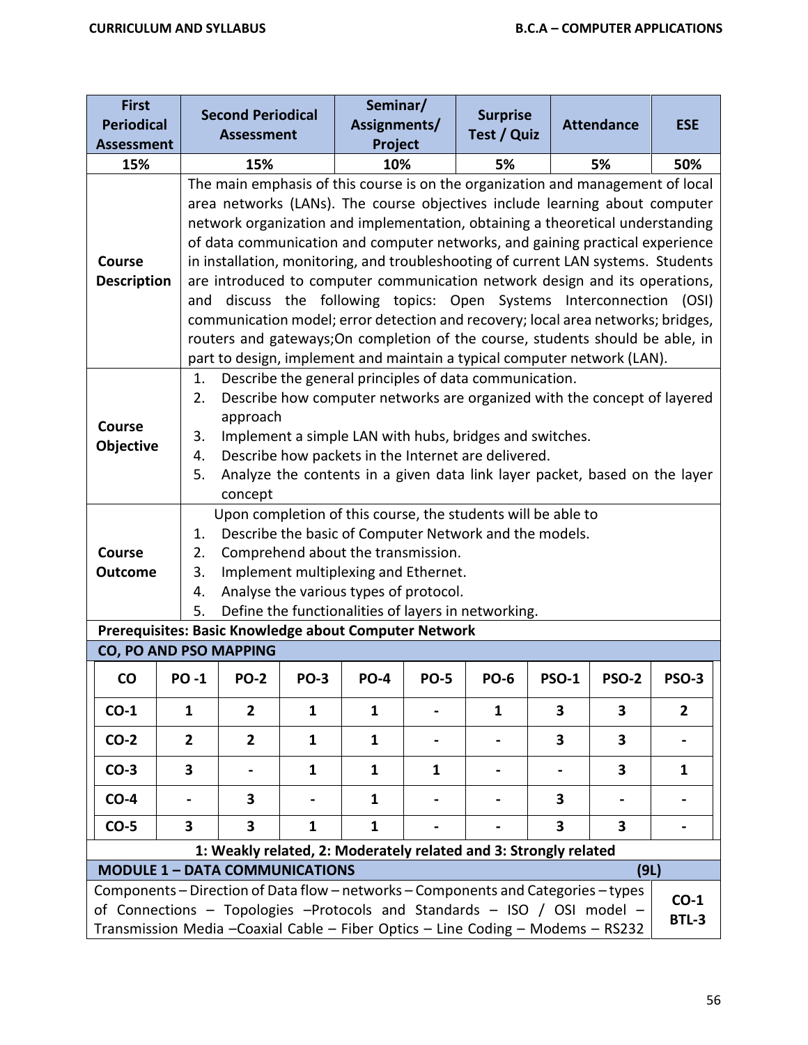| First Periodical Assessment | Second Periodical Assessment | Seminar/ Assignments/ Project | Surprise Test / Quiz | Attendance | ESE |
|---|---|---|---|---|---|
| 15% | 15% | 10% | 5% | 5% | 50% |

| | |
|---|---|
| **Course Description** | The main emphasis of this course is on the organization and management of local area networks (LANs). The course objectives include learning about computer network organization and implementation, obtaining a theoretical understanding of data communication and computer networks, and gaining practical experience in installation, monitoring, and troubleshooting of current LAN systems. Students are introduced to computer communication network design and its operations, and discuss the following topics: Open Systems Interconnection (OSI) communication model; error detection and recovery; local area networks; bridges, routers and gateways;On completion of the course, students should be able, in part to design, implement and maintain a typical computer network (LAN). |
| **Course Objective** | 1. Describe the general principles of data communication.<br>2. Describe how computer networks are organized with the concept of layered approach<br>3. Implement a simple LAN with hubs, bridges and switches.<br>4. Describe how packets in the Internet are delivered.<br>5. Analyze the contents in a given data link layer packet, based on the layer concept |
| **Course Outcome** | Upon completion of this course, the students will be able to<br>1. Describe the basic of Computer Network and the models.<br>2. Comprehend about the transmission.<br>3. Implement multiplexing and Ethernet.<br>4. Analyse the various types of protocol.<br>5. Define the functionalities of layers in networking. |

**Prerequisites: Basic Knowledge about Computer Network**

**CO, PO AND PSO MAPPING**

| CO | PO -1 | PO-2 | PO-3 | PO-4 | PO-5 | PO-6 | PSO-1 | PSO-2 | PSO-3 |
|---|---|---|---|---|---|---|---|---|---|
| CO-1 | 1 | 2 | 1 | 1 | - | 1 | 3 | 3 | 2 |
| CO-2 | 2 | 2 | 1 | 1 | - | - | 3 | 3 | - |
| CO-3 | 3 | - | 1 | 1 | 1 | - | - | 3 | 1 |
| CO-4 | - | 3 | - | 1 | - | - | 3 | - | - |
| CO-5 | 3 | 3 | 1 | 1 | - | - | 3 | 3 | - |

**1: Weakly related, 2: Moderately related and 3: Strongly related**

| **MODULE 1 – DATA COMMUNICATIONS** | **(9L)** |
|---|---|
| Components – Direction of Data flow – networks – Components and Categories – types of Connections – Topologies –Protocols and Standards – ISO / OSI model – Transmission Media –Coaxial Cable – Fiber Optics – Line Coding – Modems – RS232 | **CO-1 BTL-3** |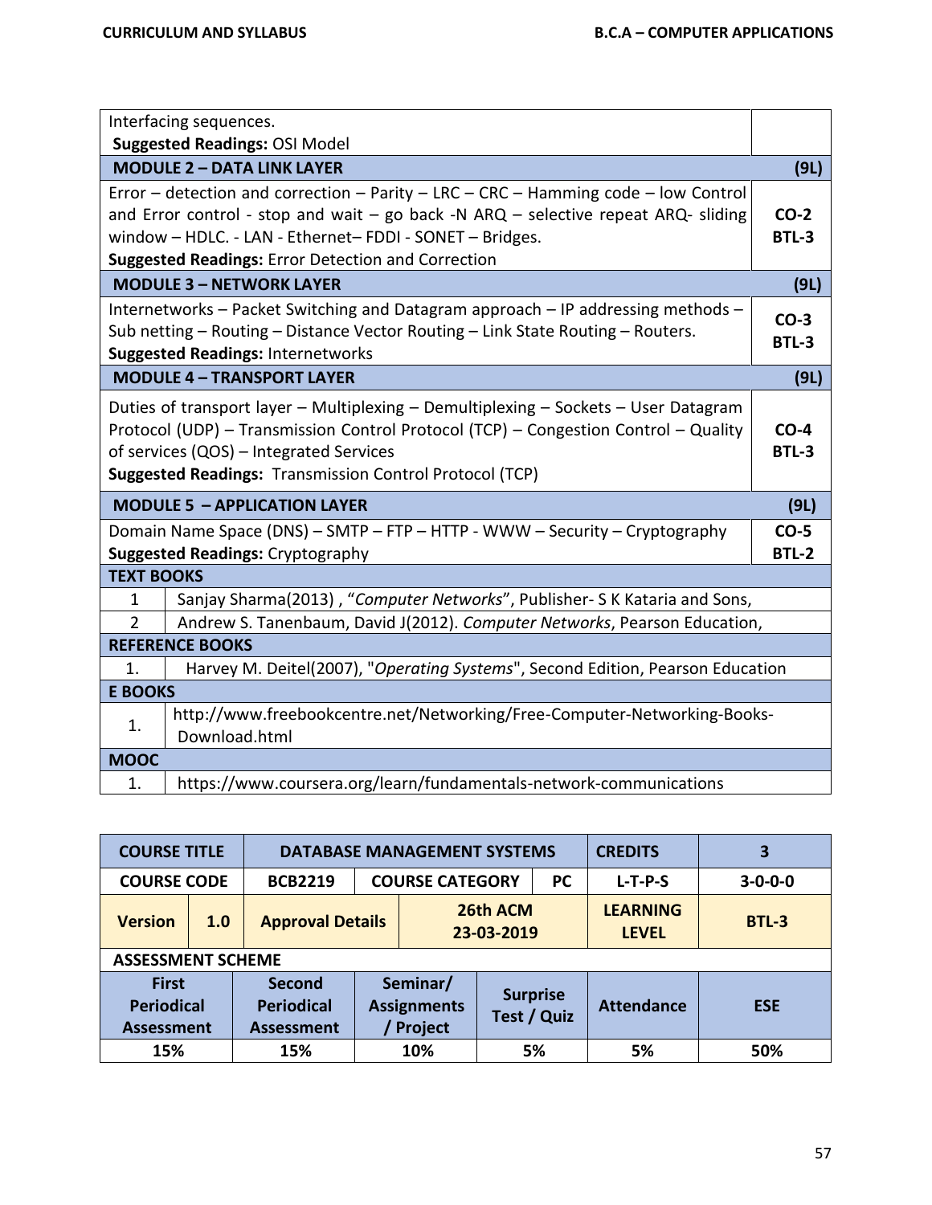| | |
|---|---|
| Interfacing sequences.<br>**Suggested Readings:** OSI Model | |
| **MODULE 2 – DATA LINK LAYER** | **(9L)** |
| Error – detection and correction – Parity – LRC – CRC – Hamming code – low Control and Error control - stop and wait – go back -N ARQ – selective repeat ARQ- sliding window – HDLC. - LAN - Ethernet– FDDI - SONET – Bridges.<br>**Suggested Readings:** Error Detection and Correction | **CO-2**<br>**BTL-3** |
| **MODULE 3 – NETWORK LAYER** | **(9L)** |
| Internetworks – Packet Switching and Datagram approach – IP addressing methods – Sub netting – Routing – Distance Vector Routing – Link State Routing – Routers.<br>**Suggested Readings:** Internetworks | **CO-3**<br>**BTL-3** |
| **MODULE 4 – TRANSPORT LAYER** | **(9L)** |
| Duties of transport layer – Multiplexing – Demultiplexing – Sockets – User Datagram Protocol (UDP) – Transmission Control Protocol (TCP) – Congestion Control – Quality of services (QOS) – Integrated Services<br>**Suggested Readings:** Transmission Control Protocol (TCP) | **CO-4**<br>**BTL-3** |
| **MODULE 5 – APPLICATION LAYER** | **(9L)** |
| Domain Name Space (DNS) – SMTP – FTP – HTTP - WWW – Security – Cryptography<br>**Suggested Readings:** Cryptography | **CO-5**<br>**BTL-2** |

| **TEXT BOOKS** | |
|---|---|
| 1 | Sanjay Sharma(2013) , "*Computer Networks*", Publisher- S K Kataria and Sons, |
| 2 | Andrew S. Tanenbaum, David J(2012). *Computer Networks*, Pearson Education, |
| **REFERENCE BOOKS** | |
| 1. | Harvey M. Deitel(2007), "*Operating Systems*", Second Edition, Pearson Education |
| **E BOOKS** | |
| 1. | http://www.freebookcentre.net/Networking/Free-Computer-Networking-Books-Download.html |
| **MOOC** | |
| 1. | https://www.coursera.org/learn/fundamentals-network-communications |

| **COURSE TITLE** | | **DATABASE MANAGEMENT SYSTEMS** | | | **CREDITS** | **3** |
|---|---|---|---|---|---|---|
| **COURSE CODE** | | **BCB2219** | **COURSE CATEGORY** | **PC** | **L-T-P-S** | **3-0-0-0** |
| **Version** | **1.0** | **Approval Details** | **26th ACM 23-03-2019** | | **LEARNING LEVEL** | **BTL-3** |

**ASSESSMENT SCHEME**

| **First Periodical Assessment** | **Second Periodical Assessment** | **Seminar/ Assignments / Project** | **Surprise Test / Quiz** | **Attendance** | **ESE** |
|---|---|---|---|---|---|
| 15% | 15% | 10% | 5% | 5% | 50% |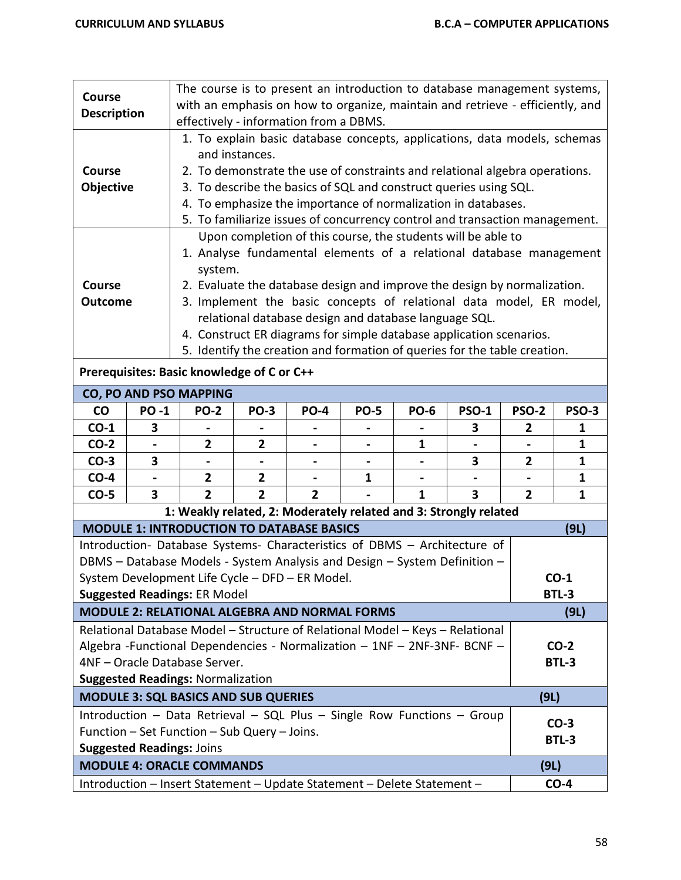| | |
|---|---|
| **Course Description** | The course is to present an introduction to database management systems, with an emphasis on how to organize, maintain and retrieve - efficiently, and effectively - information from a DBMS. |
| **Course Objective** | 1. To explain basic database concepts, applications, data models, schemas and instances.<br>2. To demonstrate the use of constraints and relational algebra operations.<br>3. To describe the basics of SQL and construct queries using SQL.<br>4. To emphasize the importance of normalization in databases.<br>5. To familiarize issues of concurrency control and transaction management. |
| **Course Outcome** | Upon completion of this course, the students will be able to<br>1. Analyse fundamental elements of a relational database management system.<br>2. Evaluate the database design and improve the design by normalization.<br>3. Implement the basic concepts of relational data model, ER model, relational database design and database language SQL.<br>4. Construct ER diagrams for simple database application scenarios.<br>5. Identify the creation and formation of queries for the table creation. |

**Prerequisites: Basic knowledge of C or C++**

**CO, PO AND PSO MAPPING**

| CO | PO -1 | PO-2 | PO-3 | PO-4 | PO-5 | PO-6 | PSO-1 | PSO-2 | PSO-3 |
|---|---|---|---|---|---|---|---|---|---|
| CO-1 | 3 | - | - | - | - | - | 3 | 2 | 1 |
| CO-2 | - | 2 | 2 | - | - | 1 | - | - | 1 |
| CO-3 | 3 | - | - | - | - | - | 3 | 2 | 1 |
| CO-4 | - | 2 | 2 | - | 1 | - | - | - | 1 |
| CO-5 | 3 | 2 | 2 | 2 | - | 1 | 3 | 2 | 1 |

**1: Weakly related, 2: Moderately related and 3: Strongly related**

| **MODULE 1: INTRODUCTION TO DATABASE BASICS** | **(9L)** |
|---|---|
| Introduction- Database Systems- Characteristics of DBMS – Architecture of DBMS – Database Models - System Analysis and Design – System Definition – System Development Life Cycle – DFD – ER Model.<br>**Suggested Readings:** ER Model | **CO-1**<br>**BTL-3** |
| **MODULE 2: RELATIONAL ALGEBRA AND NORMAL FORMS** | **(9L)** |
| Relational Database Model – Structure of Relational Model – Keys – Relational Algebra -Functional Dependencies - Normalization – 1NF – 2NF-3NF- BCNF – 4NF – Oracle Database Server.<br>**Suggested Readings:** Normalization | **CO-2**<br>**BTL-3** |
| **MODULE 3: SQL BASICS AND SUB QUERIES** | **(9L)** |
| Introduction – Data Retrieval – SQL Plus – Single Row Functions – Group Function – Set Function – Sub Query – Joins.<br>**Suggested Readings:** Joins | **CO-3**<br>**BTL-3** |
| **MODULE 4: ORACLE COMMANDS** | **(9L)** |
| Introduction – Insert Statement – Update Statement – Delete Statement – | **CO-4** |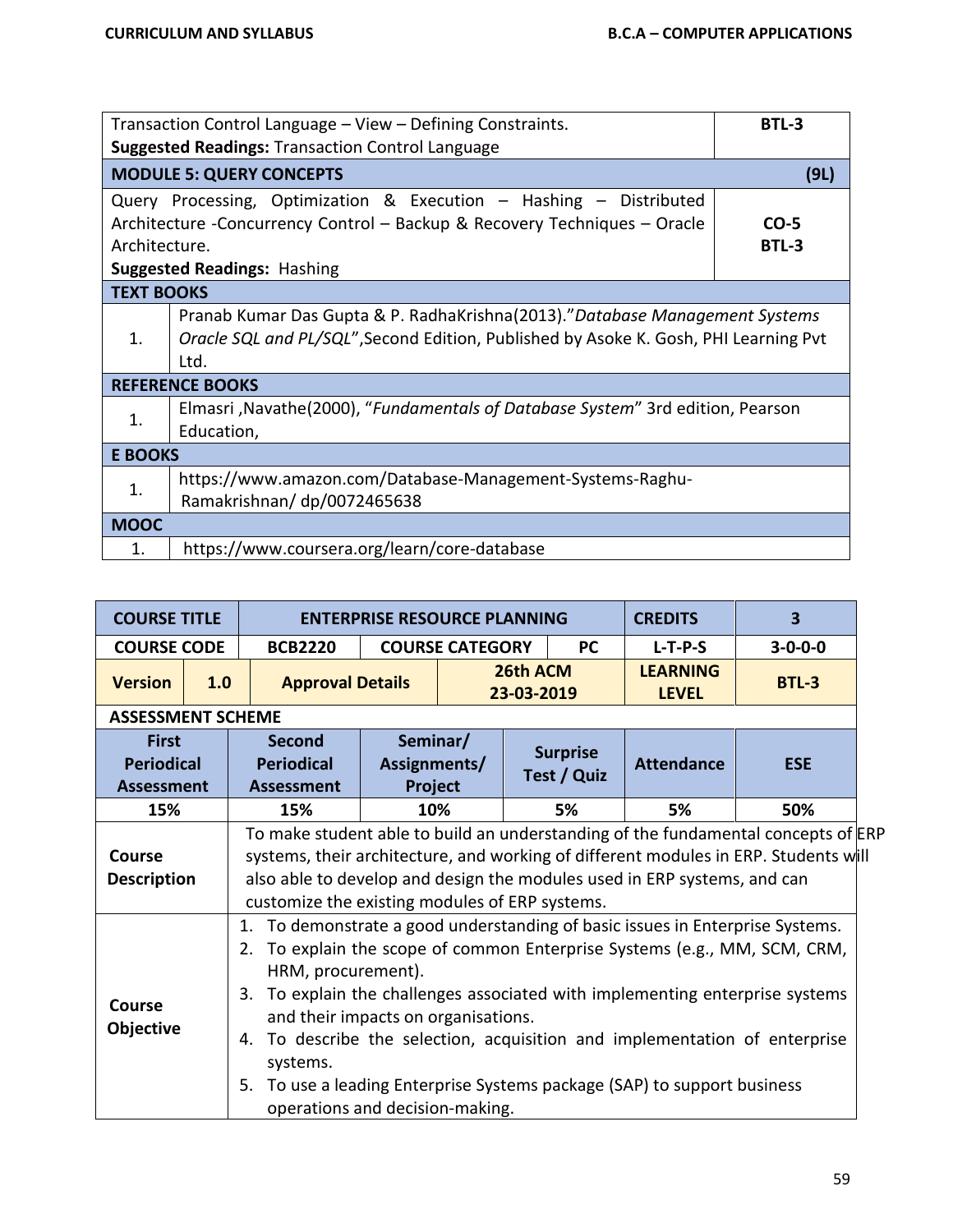| Transaction Control Language – View – Defining Constraints.<br>**Suggested Readings:** Transaction Control Language | **BTL-3** |
|---|---|
| **MODULE 5: QUERY CONCEPTS** | **(9L)** |
| Query Processing, Optimization & Execution – Hashing – Distributed Architecture -Concurrency Control – Backup & Recovery Techniques – Oracle Architecture.<br>**Suggested Readings:** Hashing | **CO-5**<br>**BTL-3** |

| **TEXT BOOKS** | |
|---|---|
| 1. | Pranab Kumar Das Gupta & P. RadhaKrishna(2013)."*Database Management Systems Oracle SQL and PL/SQL*",Second Edition, Published by Asoke K. Gosh, PHI Learning Pvt Ltd. |
| **REFERENCE BOOKS** | |
| 1. | Elmasri ,Navathe(2000), "*Fundamentals of Database System*" 3rd edition, Pearson Education, |
| **E BOOKS** | |
| 1. | https://www.amazon.com/Database-Management-Systems-Raghu-Ramakrishnan/ dp/0072465638 |
| **MOOC** | |
| 1. | https://www.coursera.org/learn/core-database |

| **COURSE TITLE** | | **ENTERPRISE RESOURCE PLANNING** | | | **CREDITS** | **3** |
|---|---|---|---|---|---|---|
| **COURSE CODE** | | **BCB2220** | **COURSE CATEGORY** | **PC** | **L-T-P-S** | **3-0-0-0** |
| **Version** | **1.0** | **Approval Details** | **26th ACM 23-03-2019** | | **LEARNING LEVEL** | **BTL-3** |
| **ASSESSMENT SCHEME** | | | | | | |
| **First Periodical Assessment** | | **Second Periodical Assessment** | **Seminar/ Assignments/ Project** | **Surprise Test / Quiz** | **Attendance** | **ESE** |
| **15%** | | **15%** | **10%** | **5%** | **5%** | **50%** |
| **Course Description** | | To make student able to build an understanding of the fundamental concepts of ERP systems, their architecture, and working of different modules in ERP. Students will also able to develop and design the modules used in ERP systems, and can customize the existing modules of ERP systems. | | | | |
| **Course Objective** | | 1. To demonstrate a good understanding of basic issues in Enterprise Systems.<br>2. To explain the scope of common Enterprise Systems (e.g., MM, SCM, CRM, HRM, procurement).<br>3. To explain the challenges associated with implementing enterprise systems and their impacts on organisations.<br>4. To describe the selection, acquisition and implementation of enterprise systems.<br>5. To use a leading Enterprise Systems package (SAP) to support business operations and decision-making. | | | | |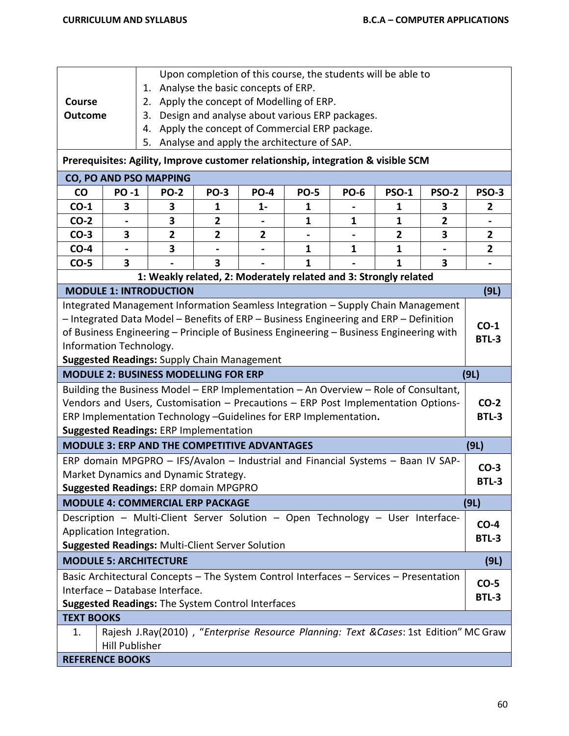| | |
|---|---|
| **Course Outcome** | Upon completion of this course, the students will be able to<br>1. Analyse the basic concepts of ERP.<br>2. Apply the concept of Modelling of ERP.<br>3. Design and analyse about various ERP packages.<br>4. Apply the concept of Commercial ERP package.<br>5. Analyse and apply the architecture of SAP. |

**Prerequisites: Agility, Improve customer relationship, integration & visible SCM**

**CO, PO AND PSO MAPPING**

| CO | PO -1 | PO-2 | PO-3 | PO-4 | PO-5 | PO-6 | PSO-1 | PSO-2 | PSO-3 |
|---|---|---|---|---|---|---|---|---|---|
| CO-1 | 3 | 3 | 1 | 1- | 1 | - | 1 | 3 | 2 |
| CO-2 | - | 3 | 2 | - | 1 | 1 | 1 | 2 | - |
| CO-3 | 3 | 2 | 2 | 2 | - | - | 2 | 3 | 2 |
| CO-4 | - | 3 | - | - | 1 | 1 | 1 | - | 2 |
| CO-5 | 3 | - | 3 | - | 1 | - | 1 | 3 | - |

**1: Weakly related, 2: Moderately related and 3: Strongly related**

### MODULE 1: INTRODUCTION (9L)

Integrated Management Information Seamless Integration – Supply Chain Management – Integrated Data Model – Benefits of ERP – Business Engineering and ERP – Definition of Business Engineering – Principle of Business Engineering – Business Engineering with Information Technology.

**Suggested Readings:** Supply Chain Management

**CO-1 BTL-3**

### MODULE 2: BUSINESS MODELLING FOR ERP (9L)

Building the Business Model – ERP Implementation – An Overview – Role of Consultant, Vendors and Users, Customisation – Precautions – ERP Post Implementation Options- ERP Implementation Technology –Guidelines for ERP Implementation**.**

**Suggested Readings:** ERP Implementation

**CO-2 BTL-3**

### MODULE 3: ERP AND THE COMPETITIVE ADVANTAGES (9L)

ERP domain MPGPRO – IFS/Avalon – Industrial and Financial Systems – Baan IV SAP-Market Dynamics and Dynamic Strategy.

**Suggested Readings:** ERP domain MPGPRO

**CO-3 BTL-3**

### MODULE 4: COMMERCIAL ERP PACKAGE (9L)

Description – Multi-Client Server Solution – Open Technology – User Interface-Application Integration.

**Suggested Readings:** Multi-Client Server Solution

**CO-4 BTL-3**

### MODULE 5: ARCHITECTURE (9L)

Basic Architectural Concepts – The System Control Interfaces – Services – Presentation Interface – Database Interface.

**Suggested Readings:** The System Control Interfaces

**CO-5 BTL-3**

### TEXT BOOKS

1. Rajesh J.Ray(2010) , "*Enterprise Resource Planning: Text &Cases*: 1st Edition" MC Graw Hill Publisher

### REFERENCE BOOKS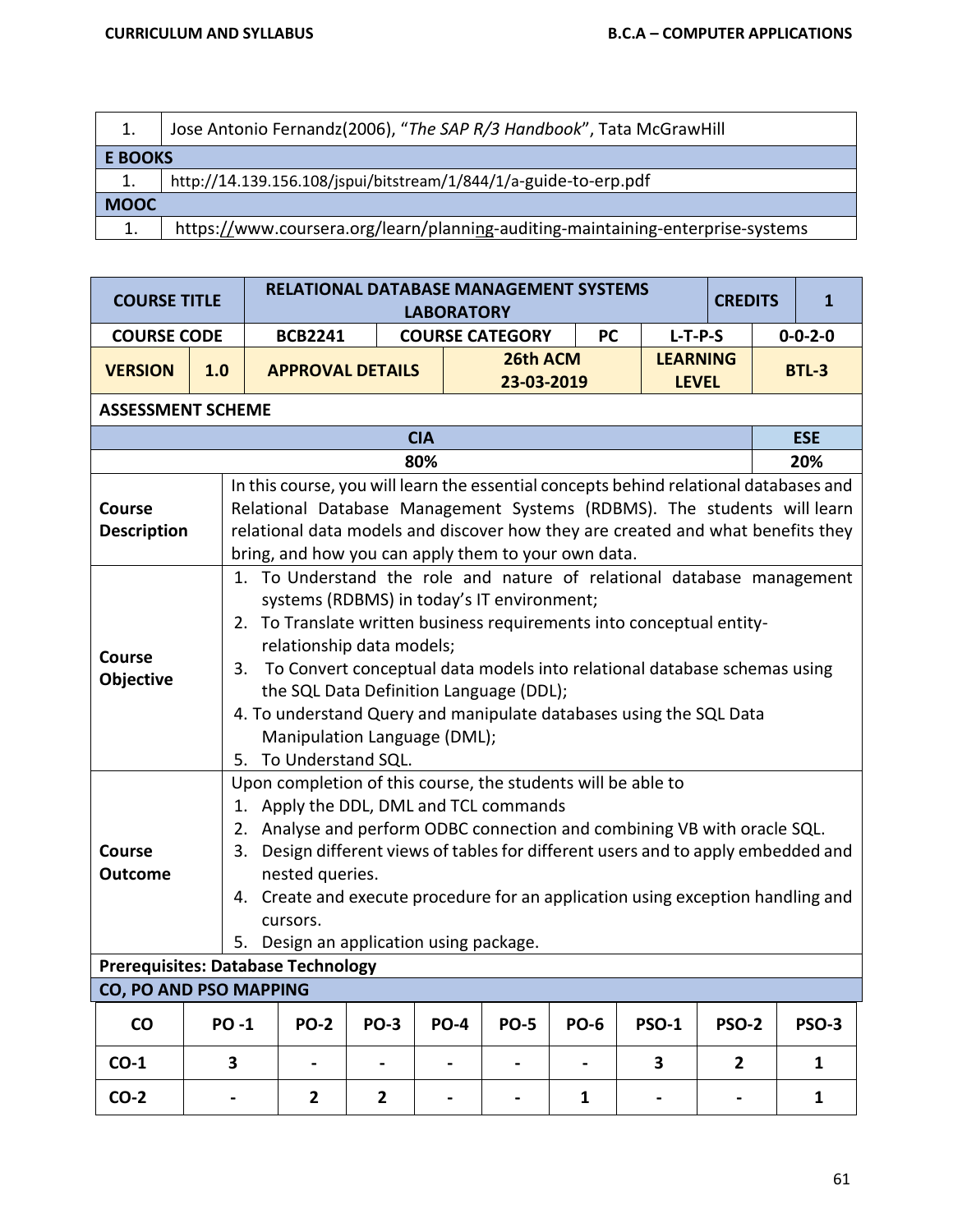| 1. | Jose Antonio Fernandz(2006), "*The SAP R/3 Handbook*", Tata McGrawHill |
|---|---|
| **E BOOKS** | |
| 1. | http://14.139.156.108/jspui/bitstream/1/844/1/a-guide-to-erp.pdf |
| **MOOC** | |
| 1. | https://www.coursera.org/learn/planning-auditing-maintaining-enterprise-systems |

| **COURSE TITLE** | | **RELATIONAL DATABASE MANAGEMENT SYSTEMS LABORATORY** | | | | **CREDITS** | **1** |
|---|---|---|---|---|---|---|---|
| **COURSE CODE** | | **BCB2241** | **COURSE CATEGORY** | **PC** | **L-T-P-S** | | **0-0-2-0** |
| **VERSION** | **1.0** | **APPROVAL DETAILS** | **26th ACM 23-03-2019** | | **LEARNING LEVEL** | | **BTL-3** |

**ASSESSMENT SCHEME**

| CIA | ESE |
|---|---|
| 80% | 20% |

| | |
|---|---|
| **Course Description** | In this course, you will learn the essential concepts behind relational databases and Relational Database Management Systems (RDBMS). The students will learn relational data models and discover how they are created and what benefits they bring, and how you can apply them to your own data. |
| **Course Objective** | 1. To Understand the role and nature of relational database management systems (RDBMS) in today's IT environment; 2. To Translate written business requirements into conceptual entity-relationship data models; 3. To Convert conceptual data models into relational database schemas using the SQL Data Definition Language (DDL); 4. To understand Query and manipulate databases using the SQL Data Manipulation Language (DML); 5. To Understand SQL. |
| **Course Outcome** | Upon completion of this course, the students will be able to 1. Apply the DDL, DML and TCL commands 2. Analyse and perform ODBC connection and combining VB with oracle SQL. 3. Design different views of tables for different users and to apply embedded and nested queries. 4. Create and execute procedure for an application using exception handling and cursors. 5. Design an application using package. |

**Prerequisites: Database Technology**

**CO, PO AND PSO MAPPING**

| CO | PO -1 | PO-2 | PO-3 | PO-4 | PO-5 | PO-6 | PSO-1 | PSO-2 | PSO-3 |
|---|---|---|---|---|---|---|---|---|---|
| CO-1 | 3 | - | - | - | - | - | 3 | 2 | 1 |
| CO-2 | - | 2 | 2 | - | - | 1 | - | - | 1 |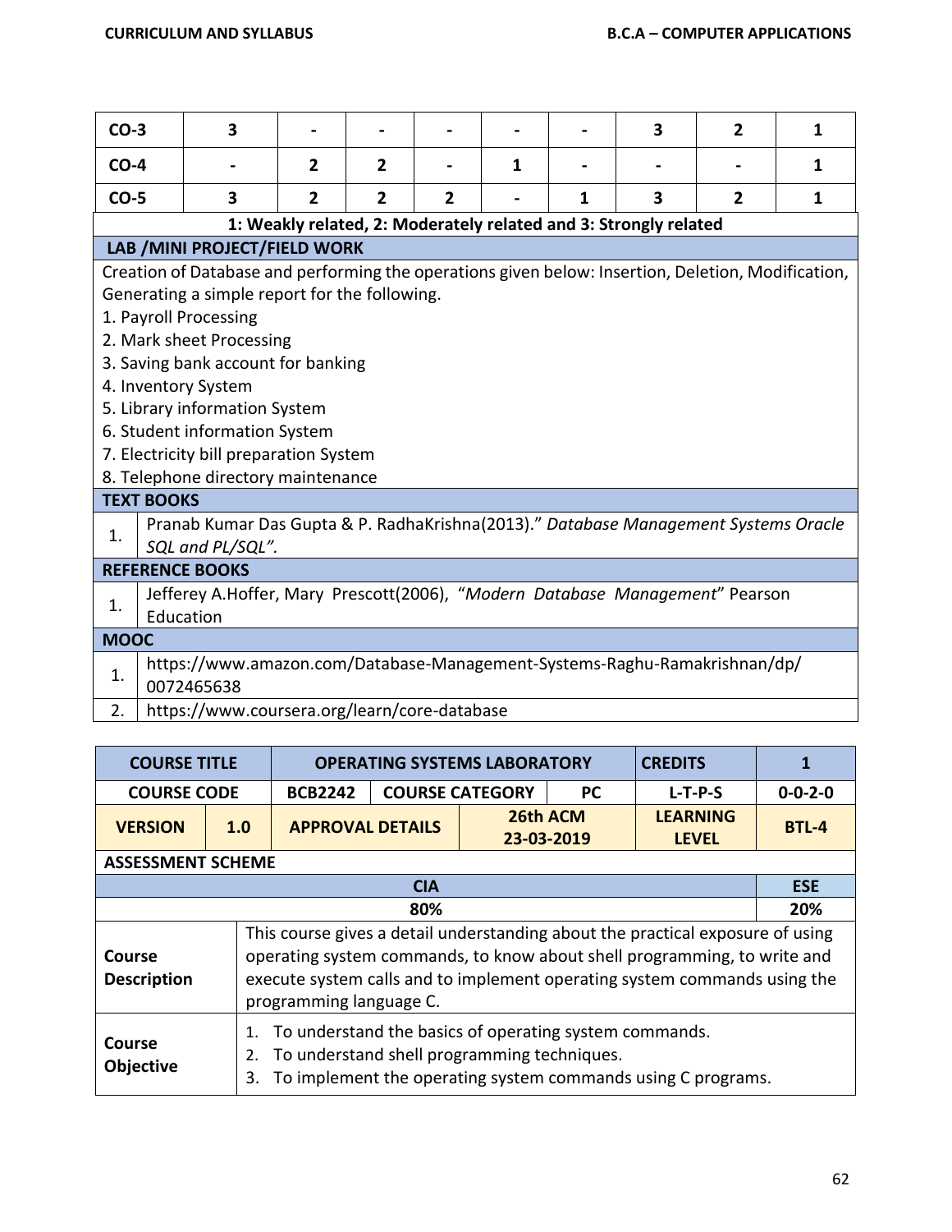| CO-3 | 3 | - | - | - | - | - | 3 | 2 | 1 |
|---|---|---|---|---|---|---|---|---|---|
| CO-4 | - | 2 | 2 | - | 1 | - | - | - | 1 |
| CO-5 | 3 | 2 | 2 | 2 | - | 1 | 3 | 2 | 1 |

**1: Weakly related, 2: Moderately related and 3: Strongly related**

**LAB /MINI PROJECT/FIELD WORK**

Creation of Database and performing the operations given below: Insertion, Deletion, Modification, Generating a simple report for the following.

1. Payroll Processing
2. Mark sheet Processing
3. Saving bank account for banking
4. Inventory System
5. Library information System
6. Student information System
7. Electricity bill preparation System
8. Telephone directory maintenance

**TEXT BOOKS**

1. Pranab Kumar Das Gupta & P. RadhaKrishna(2013)." *Database Management Systems Oracle SQL and PL/SQL".*

**REFERENCE BOOKS**

1. Jefferey A.Hoffer, Mary Prescott(2006), "*Modern Database Management*" Pearson Education

**MOOC**

1. https://www.amazon.com/Database-Management-Systems-Raghu-Ramakrishnan/dp/0072465638
2. https://www.coursera.org/learn/core-database

| COURSE TITLE | | OPERATING SYSTEMS LABORATORY | | | | CREDITS | 1 |
|---|---|---|---|---|---|---|---|
| COURSE CODE | | BCB2242 | COURSE CATEGORY | | PC | L-T-P-S | 0-0-2-0 |
| VERSION | 1.0 | APPROVAL DETAILS | | 26th ACM 23-03-2019 | | LEARNING LEVEL | BTL-4 |

**ASSESSMENT SCHEME**

| CIA | ESE |
|---|---|
| 80% | 20% |

| | |
|---|---|
| **Course Description** | This course gives a detail understanding about the practical exposure of using operating system commands, to know about shell programming, to write and execute system calls and to implement operating system commands using the programming language C. |
| **Course Objective** | 1. To understand the basics of operating system commands.<br>2. To understand shell programming techniques.<br>3. To implement the operating system commands using C programs. |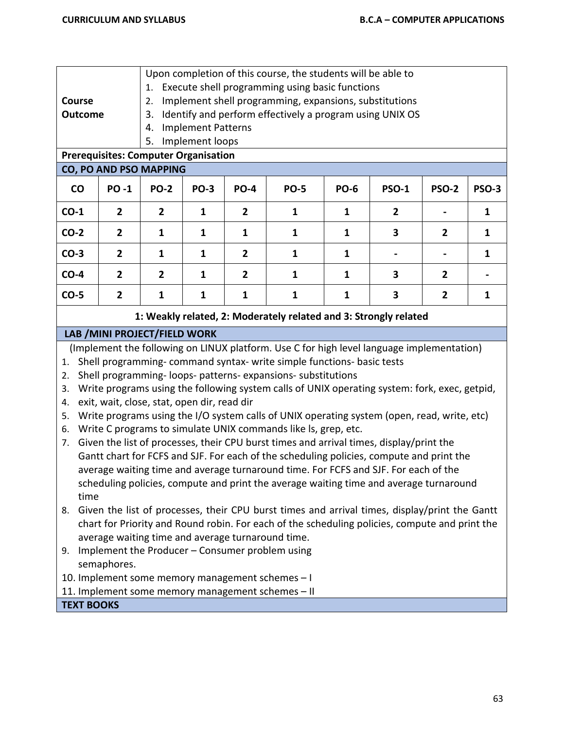| Course Outcome | Upon completion of this course, the students will be able to<br>1. Execute shell programming using basic functions<br>2. Implement shell programming, expansions, substitutions<br>3. Identify and perform effectively a program using UNIX OS<br>4. Implement Patterns<br>5. Implement loops |
|---|---|

**Prerequisites: Computer Organisation**

**CO, PO AND PSO MAPPING**

| CO | PO -1 | PO-2 | PO-3 | PO-4 | PO-5 | PO-6 | PSO-1 | PSO-2 | PSO-3 |
|---|---|---|---|---|---|---|---|---|---|
| CO-1 | 2 | 2 | 1 | 2 | 1 | 1 | 2 | - | 1 |
| CO-2 | 2 | 1 | 1 | 1 | 1 | 1 | 3 | 2 | 1 |
| CO-3 | 2 | 1 | 1 | 2 | 1 | 1 | - | - | 1 |
| CO-4 | 2 | 2 | 1 | 2 | 1 | 1 | 3 | 2 | - |
| CO-5 | 2 | 1 | 1 | 1 | 1 | 1 | 3 | 2 | 1 |

**1: Weakly related, 2: Moderately related and 3: Strongly related**

**LAB /MINI PROJECT/FIELD WORK**

(Implement the following on LINUX platform. Use C for high level language implementation)

1. Shell programming- command syntax- write simple functions- basic tests
2. Shell programming- loops- patterns- expansions- substitutions
3. Write programs using the following system calls of UNIX operating system: fork, exec, getpid,
4. exit, wait, close, stat, open dir, read dir
5. Write programs using the I/O system calls of UNIX operating system (open, read, write, etc)
6. Write C programs to simulate UNIX commands like ls, grep, etc.
7. Given the list of processes, their CPU burst times and arrival times, display/print the Gantt chart for FCFS and SJF. For each of the scheduling policies, compute and print the average waiting time and average turnaround time. For FCFS and SJF. For each of the scheduling policies, compute and print the average waiting time and average turnaround time
8. Given the list of processes, their CPU burst times and arrival times, display/print the Gantt chart for Priority and Round robin. For each of the scheduling policies, compute and print the average waiting time and average turnaround time.
9. Implement the Producer – Consumer problem using semaphores.
10. Implement some memory management schemes – I
11. Implement some memory management schemes – II

**TEXT BOOKS**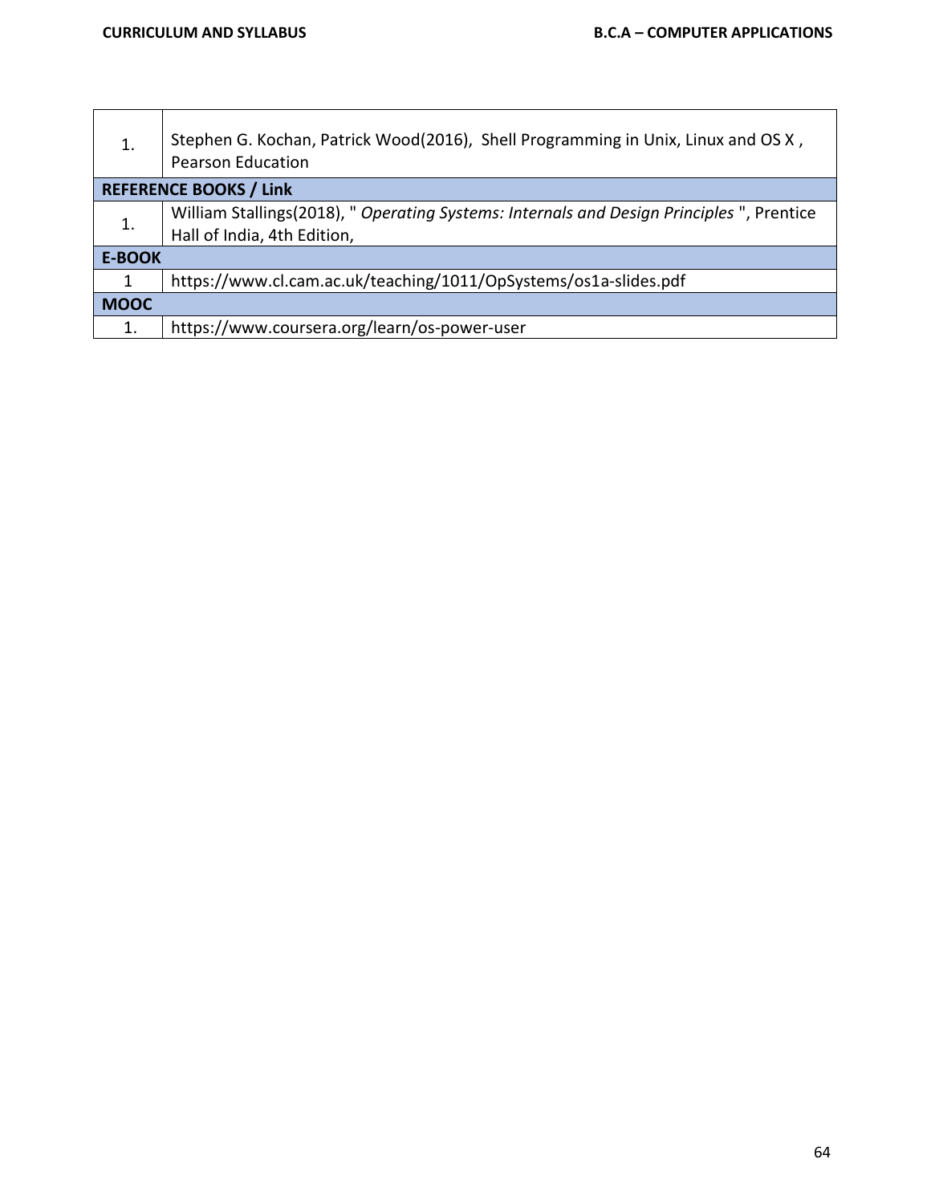| | |
|---|---|
| 1. | Stephen G. Kochan, Patrick Wood(2016), Shell Programming in Unix, Linux and OS X , Pearson Education |
| **REFERENCE BOOKS / Link** | |
| 1. | William Stallings(2018), " *Operating Systems: Internals and Design Principles* ", Prentice Hall of India, 4th Edition, |
| **E-BOOK** | |
| 1 | https://www.cl.cam.ac.uk/teaching/1011/OpSystems/os1a-slides.pdf |
| **MOOC** | |
| 1. | https://www.coursera.org/learn/os-power-user |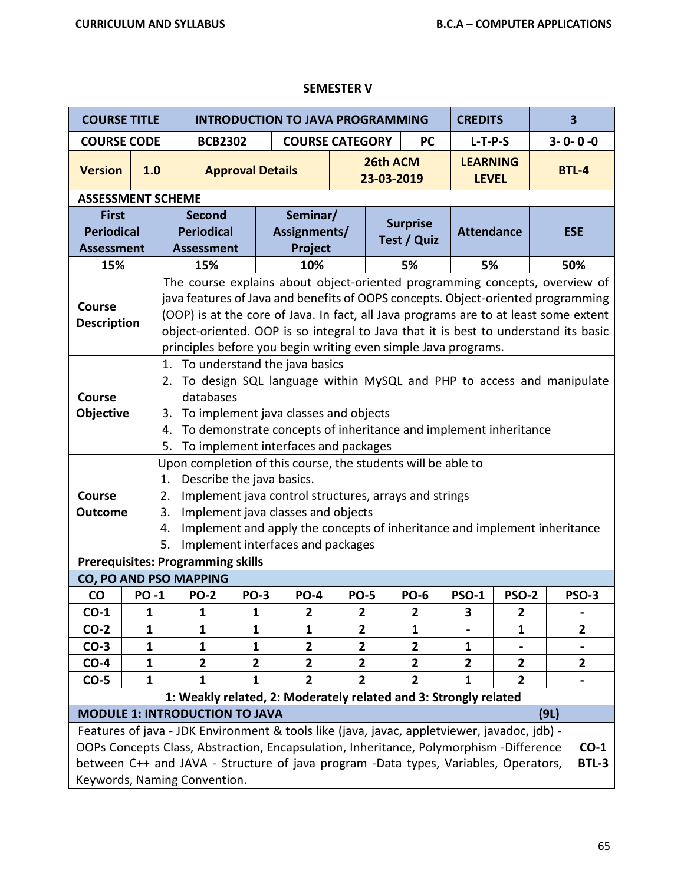## SEMESTER V

| COURSE TITLE | INTRODUCTION TO JAVA PROGRAMMING | | | CREDITS | 3 |
|---|---|---|---|---|---|
| **COURSE CODE** | **BCB2302** | **COURSE CATEGORY** | **PC** | **L-T-P-S** | **3- 0- 0 -0** |
| **Version** 1.0 | **Approval Details** | | **26th ACM 23-03-2019** | **LEARNING LEVEL** | **BTL-4** |

**ASSESSMENT SCHEME**

| First Periodical Assessment | Second Periodical Assessment | Seminar/ Assignments/ Project | Surprise Test / Quiz | Attendance | ESE |
|---|---|---|---|---|---|
| 15% | 15% | 10% | 5% | 5% | 50% |

| | |
|---|---|
| **Course Description** | The course explains about object-oriented programming concepts, overview of java features of Java and benefits of OOPS concepts. Object-oriented programming (OOP) is at the core of Java. In fact, all Java programs are to at least some extent object-oriented. OOP is so integral to Java that it is best to understand its basic principles before you begin writing even simple Java programs. |
| **Course Objective** | 1. To understand the java basics<br>2. To design SQL language within MySQL and PHP to access and manipulate databases<br>3. To implement java classes and objects<br>4. To demonstrate concepts of inheritance and implement inheritance<br>5. To implement interfaces and packages |
| **Course Outcome** | Upon completion of this course, the students will be able to<br>1. Describe the java basics.<br>2. Implement java control structures, arrays and strings<br>3. Implement java classes and objects<br>4. Implement and apply the concepts of inheritance and implement inheritance<br>5. Implement interfaces and packages |

**Prerequisites: Programming skills**

**CO, PO AND PSO MAPPING**

| CO | PO -1 | PO-2 | PO-3 | PO-4 | PO-5 | PO-6 | PSO-1 | PSO-2 | PSO-3 |
|---|---|---|---|---|---|---|---|---|---|
| CO-1 | 1 | 1 | 1 | 2 | 2 | 2 | 3 | 2 | - |
| CO-2 | 1 | 1 | 1 | 1 | 2 | 1 | - | 1 | 2 |
| CO-3 | 1 | 1 | 1 | 2 | 2 | 2 | 1 | - | - |
| CO-4 | 1 | 2 | 2 | 2 | 2 | 2 | 2 | 2 | 2 |
| CO-5 | 1 | 1 | 1 | 2 | 2 | 2 | 1 | 2 | - |

**1: Weakly related, 2: Moderately related and 3: Strongly related**

| MODULE 1: INTRODUCTION TO JAVA (9L) | |
|---|---|
| Features of java - JDK Environment & tools like (java, javac, appletviewer, javadoc, jdb) - OOPs Concepts Class, Abstraction, Encapsulation, Inheritance, Polymorphism -Difference between C++ and JAVA - Structure of java program -Data types, Variables, Operators, Keywords, Naming Convention. | **CO-1 BTL-3** |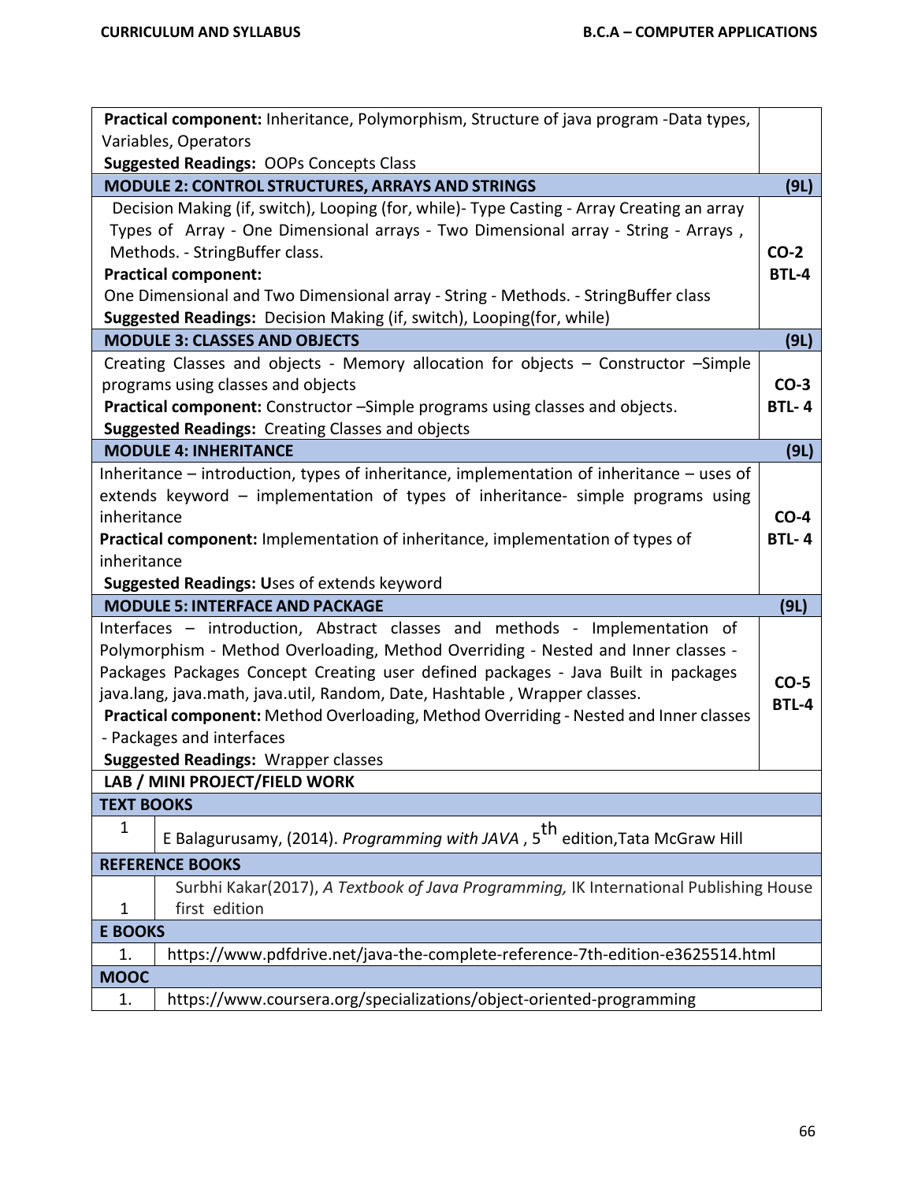| | |
|---|---|
| **Practical component:** Inheritance, Polymorphism, Structure of java program -Data types, Variables, Operators<br>**Suggested Readings:** OOPs Concepts Class | |
| **MODULE 2: CONTROL STRUCTURES, ARRAYS AND STRINGS** | **(9L)** |
| Decision Making (if, switch), Looping (for, while)- Type Casting - Array Creating an array Types of Array - One Dimensional arrays - Two Dimensional array - String - Arrays , Methods. - StringBuffer class.<br>**Practical component:**<br>One Dimensional and Two Dimensional array - String - Methods. - StringBuffer class<br>**Suggested Readings:** Decision Making (if, switch), Looping(for, while) | **CO-2**<br>**BTL-4** |
| **MODULE 3: CLASSES AND OBJECTS** | **(9L)** |
| Creating Classes and objects - Memory allocation for objects – Constructor –Simple programs using classes and objects<br>**Practical component:** Constructor –Simple programs using classes and objects.<br>**Suggested Readings:** Creating Classes and objects | **CO-3**<br>**BTL- 4** |
| **MODULE 4: INHERITANCE** | **(9L)** |
| Inheritance – introduction, types of inheritance, implementation of inheritance – uses of extends keyword – implementation of types of inheritance- simple programs using inheritance<br>**Practical component:** Implementation of inheritance, implementation of types of inheritance<br>**Suggested Readings: U**ses of extends keyword | **CO-4**<br>**BTL- 4** |
| **MODULE 5: INTERFACE AND PACKAGE** | **(9L)** |
| Interfaces – introduction, Abstract classes and methods - Implementation of Polymorphism - Method Overloading, Method Overriding - Nested and Inner classes - Packages Packages Concept Creating user defined packages - Java Built in packages java.lang, java.math, java.util, Random, Date, Hashtable , Wrapper classes.<br>**Practical component:** Method Overloading, Method Overriding - Nested and Inner classes - Packages and interfaces<br>**Suggested Readings:** Wrapper classes | **CO-5**<br>**BTL-4** |
| **LAB / MINI PROJECT/FIELD WORK** | |

| **TEXT BOOKS** | |
|---|---|
| 1 | E Balagurusamy, (2014). *Programming with JAVA* , 5th edition,Tata McGraw Hill |
| **REFERENCE BOOKS** | |
| 1 | Surbhi Kakar(2017), *A Textbook of Java Programming,* IK International Publishing House first edition |
| **E BOOKS** | |
| 1. | https://www.pdfdrive.net/java-the-complete-reference-7th-edition-e3625514.html |
| **MOOC** | |
| 1. | https://www.coursera.org/specializations/object-oriented-programming |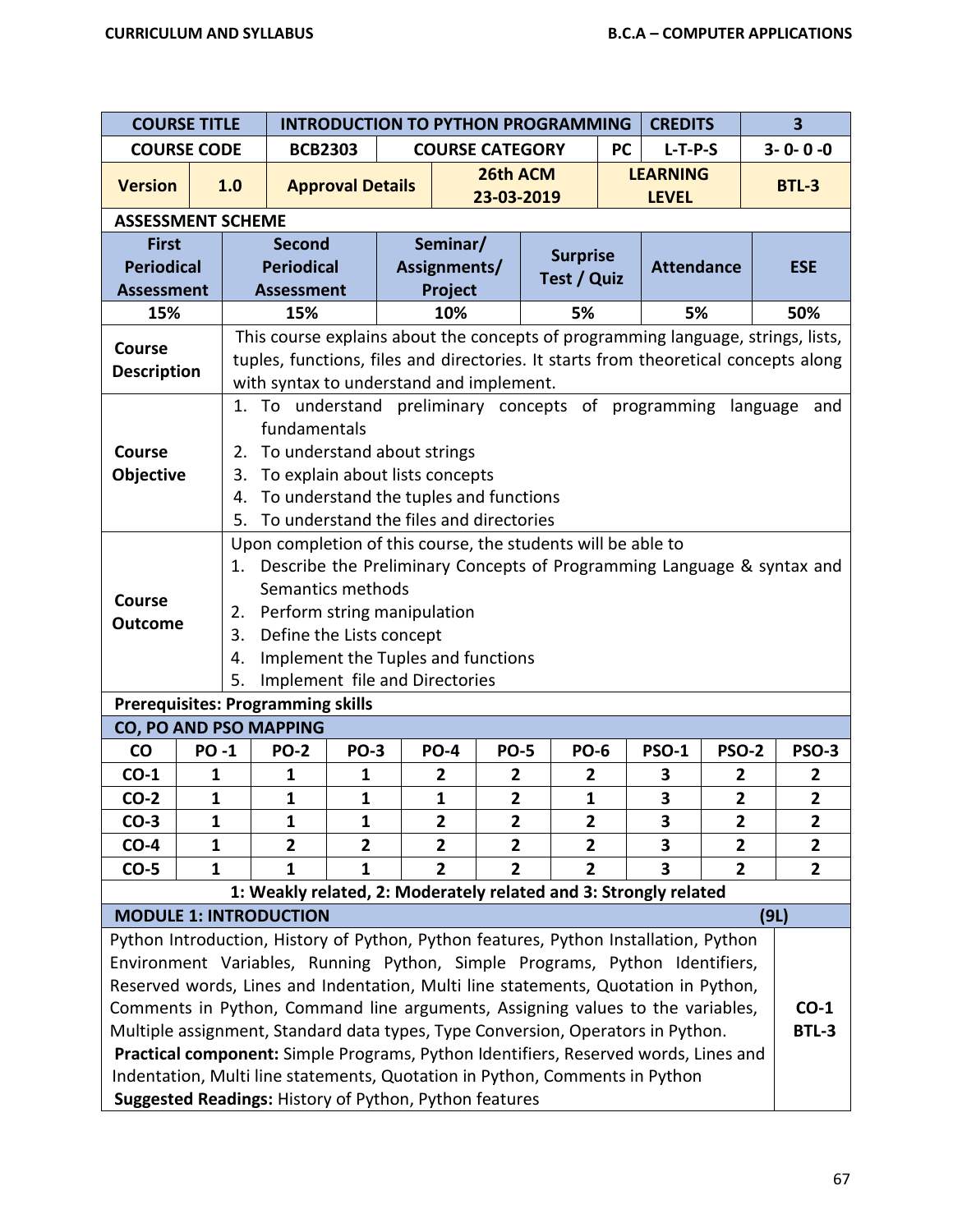| COURSE TITLE | INTRODUCTION TO PYTHON PROGRAMMING | | CREDITS | 3 |
|---|---|---|---|---|
| COURSE CODE | BCB2303 | COURSE CATEGORY | PC | L-T-P-S | 3- 0- 0 -0 |
| Version | 1.0 | Approval Details | 26th ACM 23-03-2019 | LEARNING LEVEL | BTL-3 |

**ASSESSMENT SCHEME**

| First Periodical Assessment | Second Periodical Assessment | Seminar/ Assignments/ Project | Surprise Test / Quiz | Attendance | ESE |
|---|---|---|---|---|---|
| 15% | 15% | 10% | 5% | 5% | 50% |

| | |
|---|---|
| **Course Description** | This course explains about the concepts of programming language, strings, lists, tuples, functions, files and directories. It starts from theoretical concepts along with syntax to understand and implement. |
| **Course Objective** | 1. To understand preliminary concepts of programming language and fundamentals<br>2. To understand about strings<br>3. To explain about lists concepts<br>4. To understand the tuples and functions<br>5. To understand the files and directories |
| **Course Outcome** | Upon completion of this course, the students will be able to<br>1. Describe the Preliminary Concepts of Programming Language & syntax and Semantics methods<br>2. Perform string manipulation<br>3. Define the Lists concept<br>4. Implement the Tuples and functions<br>5. Implement file and Directories |

**Prerequisites: Programming skills**

**CO, PO AND PSO MAPPING**

| CO | PO -1 | PO-2 | PO-3 | PO-4 | PO-5 | PO-6 | PSO-1 | PSO-2 | PSO-3 |
|---|---|---|---|---|---|---|---|---|---|
| CO-1 | 1 | 1 | 1 | 2 | 2 | 2 | 3 | 2 | 2 |
| CO-2 | 1 | 1 | 1 | 1 | 2 | 1 | 3 | 2 | 2 |
| CO-3 | 1 | 1 | 1 | 2 | 2 | 2 | 3 | 2 | 2 |
| CO-4 | 1 | 2 | 2 | 2 | 2 | 2 | 3 | 2 | 2 |
| CO-5 | 1 | 1 | 1 | 2 | 2 | 2 | 3 | 2 | 2 |

**1: Weakly related, 2: Moderately related and 3: Strongly related**

| MODULE 1: INTRODUCTION | (9L) |
|---|---|
| Python Introduction, History of Python, Python features, Python Installation, Python Environment Variables, Running Python, Simple Programs, Python Identifiers, Reserved words, Lines and Indentation, Multi line statements, Quotation in Python, Comments in Python, Command line arguments, Assigning values to the variables, Multiple assignment, Standard data types, Type Conversion, Operators in Python.<br>**Practical component:** Simple Programs, Python Identifiers, Reserved words, Lines and Indentation, Multi line statements, Quotation in Python, Comments in Python<br>**Suggested Readings:** History of Python, Python features | **CO-1**<br>**BTL-3** |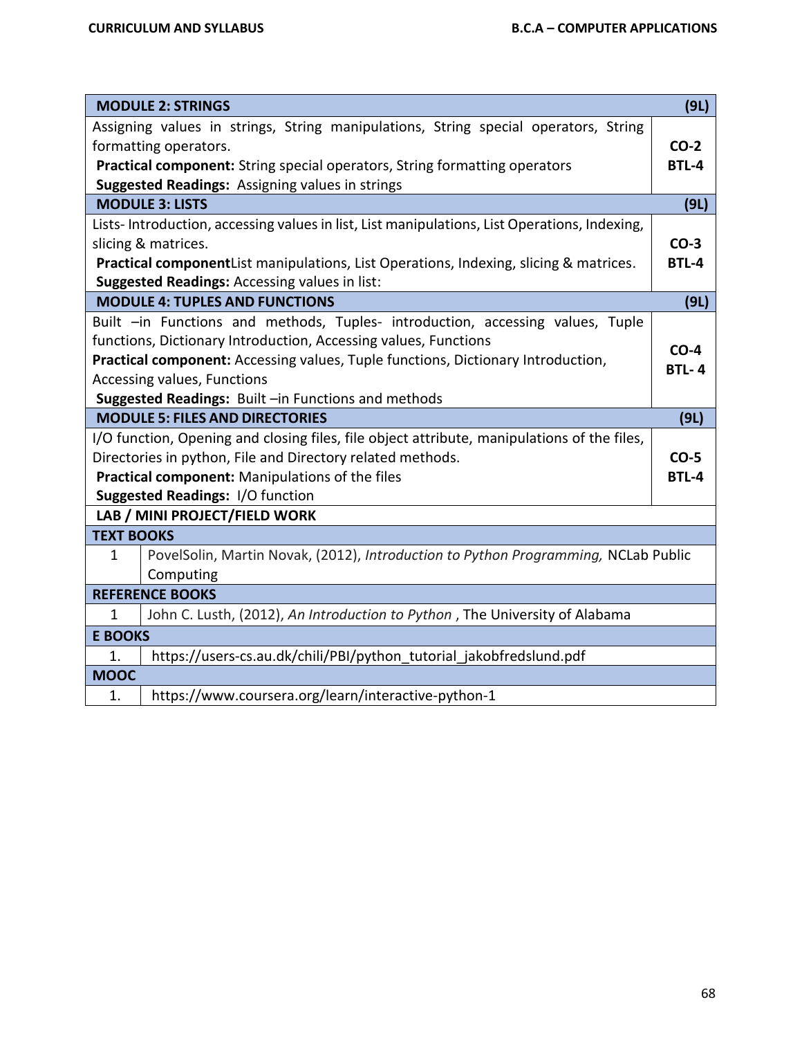| MODULE 2: STRINGS | (9L) |
|---|---|
| Assigning values in strings, String manipulations, String special operators, String formatting operators.<br>**Practical component:** String special operators, String formatting operators<br>**Suggested Readings:** Assigning values in strings | **CO-2**<br>**BTL-4** |
| **MODULE 3: LISTS** | **(9L)** |
| Lists- Introduction, accessing values in list, List manipulations, List Operations, Indexing, slicing & matrices.<br>**Practical component**List manipulations, List Operations, Indexing, slicing & matrices.<br>**Suggested Readings:** Accessing values in list: | **CO-3**<br>**BTL-4** |
| **MODULE 4: TUPLES AND FUNCTIONS** | **(9L)** |
| Built –in Functions and methods, Tuples- introduction, accessing values, Tuple functions, Dictionary Introduction, Accessing values, Functions<br>**Practical component:** Accessing values, Tuple functions, Dictionary Introduction, Accessing values, Functions<br>**Suggested Readings:** Built –in Functions and methods | **CO-4**<br>**BTL- 4** |
| **MODULE 5: FILES AND DIRECTORIES** | **(9L)** |
| I/O function, Opening and closing files, file object attribute, manipulations of the files, Directories in python, File and Directory related methods.<br>**Practical component:** Manipulations of the files<br>**Suggested Readings:** I/O function | **CO-5**<br>**BTL-4** |
| **LAB / MINI PROJECT/FIELD WORK** | |

| TEXT BOOKS | |
|---|---|
| 1 | PovelSolin, Martin Novak, (2012), *Introduction to Python Programming,* NCLab Public Computing |
| **REFERENCE BOOKS** | |
| 1 | John C. Lusth, (2012), *An Introduction to Python* , The University of Alabama |
| **E BOOKS** | |
| 1. | https://users-cs.au.dk/chili/PBI/python_tutorial_jakobfredslund.pdf |
| **MOOC** | |
| 1. | https://www.coursera.org/learn/interactive-python-1 |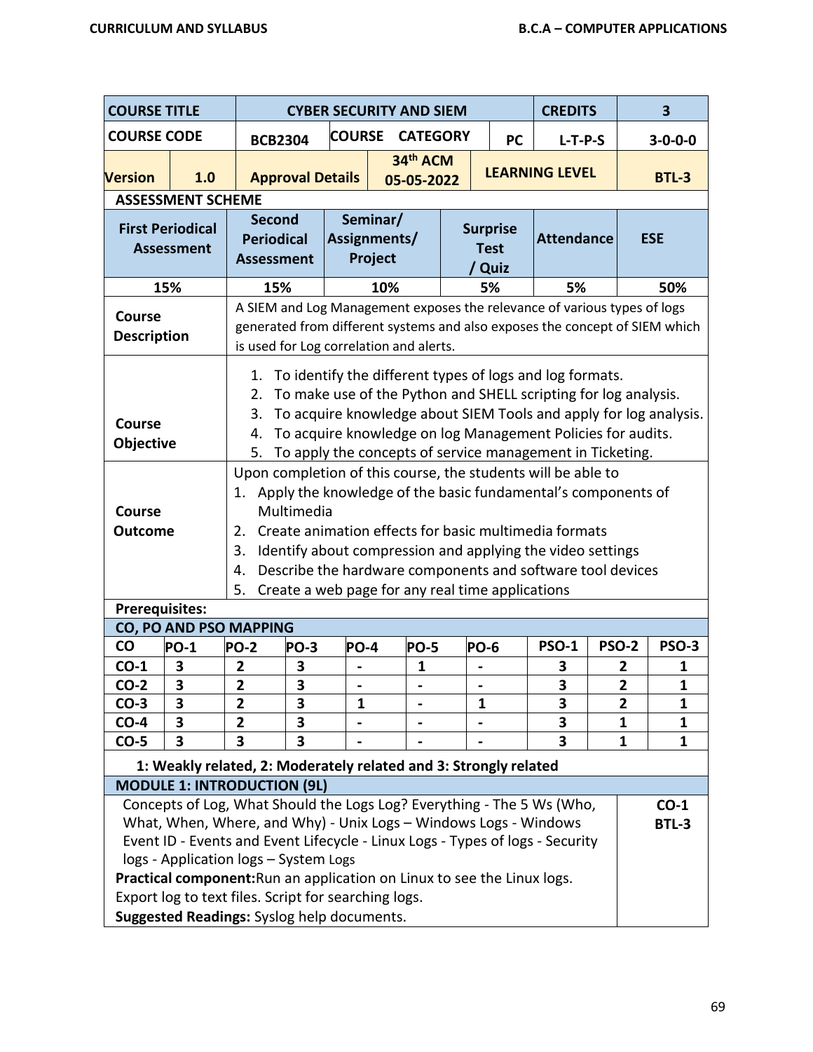| COURSE TITLE | | CYBER SECURITY AND SIEM | | | | | CREDITS | | 3 |
|---|---|---|---|---|---|---|---|---|---|
| COURSE CODE | | BCB2304 | COURSE CATEGORY | | | PC | L-T-P-S | | 3-0-0-0 |
| Version | 1.0 | Approval Details | | 34th ACM 05-05-2022 | | LEARNING LEVEL | | | BTL-3 |

**ASSESSMENT SCHEME**

| First Periodical Assessment | Second Periodical Assessment | Seminar/ Assignments/ Project | Surprise Test / Quiz | Attendance | ESE |
|---|---|---|---|---|---|
| 15% | 15% | 10% | 5% | 5% | 50% |

| | |
|---|---|
| **Course Description** | A SIEM and Log Management exposes the relevance of various types of logs generated from different systems and also exposes the concept of SIEM which is used for Log correlation and alerts. |
| **Course Objective** | 1. To identify the different types of logs and log formats.<br>2. To make use of the Python and SHELL scripting for log analysis.<br>3. To acquire knowledge about SIEM Tools and apply for log analysis.<br>4. To acquire knowledge on log Management Policies for audits.<br>5. To apply the concepts of service management in Ticketing. |
| **Course Outcome** | Upon completion of this course, the students will be able to<br>1. Apply the knowledge of the basic fundamental's components of Multimedia<br>2. Create animation effects for basic multimedia formats<br>3. Identify about compression and applying the video settings<br>4. Describe the hardware components and software tool devices<br>5. Create a web page for any real time applications |

**Prerequisites:**

**CO, PO AND PSO MAPPING**

| CO | PO-1 | PO-2 | PO-3 | PO-4 | PO-5 | PO-6 | PSO-1 | PSO-2 | PSO-3 |
|---|---|---|---|---|---|---|---|---|---|
| CO-1 | 3 | 2 | 3 | - | 1 | - | 3 | 2 | 1 |
| CO-2 | 3 | 2 | 3 | - | - | - | 3 | 2 | 1 |
| CO-3 | 3 | 2 | 3 | 1 | - | 1 | 3 | 2 | 1 |
| CO-4 | 3 | 2 | 3 | - | - | - | 3 | 1 | 1 |
| CO-5 | 3 | 3 | 3 | - | - | - | 3 | 1 | 1 |

**1: Weakly related, 2: Moderately related and 3: Strongly related**

**MODULE 1: INTRODUCTION (9L)**

| | |
|---|---|
| Concepts of Log, What Should the Logs Log? Everything - The 5 Ws (Who, What, When, Where, and Why) - Unix Logs – Windows Logs - Windows Event ID - Events and Event Lifecycle - Linux Logs - Types of logs - Security logs - Application logs – System Logs<br>**Practical component:** Run an application on Linux to see the Linux logs. Export log to text files. Script for searching logs.<br>**Suggested Readings:** Syslog help documents. | CO-1<br>BTL-3 |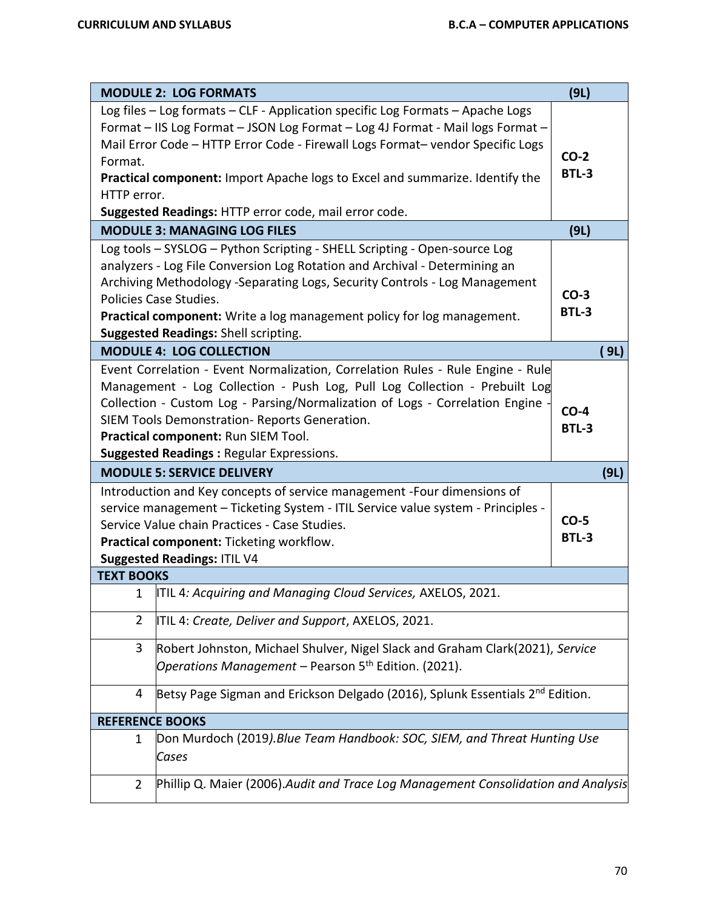| MODULE 2: LOG FORMATS | (9L) |
|---|---|
| Log files – Log formats – CLF - Application specific Log Formats – Apache Logs Format – IIS Log Format – JSON Log Format – Log 4J Format - Mail logs Format – Mail Error Code – HTTP Error Code - Firewall Logs Format– vendor Specific Logs Format.<br>**Practical component:** Import Apache logs to Excel and summarize. Identify the HTTP error.<br>**Suggested Readings:** HTTP error code, mail error code. | **CO-2**<br>**BTL-3** |
| **MODULE 3: MANAGING LOG FILES** | **(9L)** |
| Log tools – SYSLOG – Python Scripting - SHELL Scripting - Open-source Log analyzers - Log File Conversion Log Rotation and Archival - Determining an Archiving Methodology -Separating Logs, Security Controls - Log Management Policies Case Studies.<br>**Practical component:** Write a log management policy for log management.<br>**Suggested Readings:** Shell scripting. | **CO-3**<br>**BTL-3** |
| **MODULE 4: LOG COLLECTION** | **( 9L)** |
| Event Correlation - Event Normalization, Correlation Rules - Rule Engine - Rule Management - Log Collection - Push Log, Pull Log Collection - Prebuilt Log Collection - Custom Log - Parsing/Normalization of Logs - Correlation Engine - SIEM Tools Demonstration- Reports Generation.<br>**Practical component:** Run SIEM Tool.<br>**Suggested Readings :** Regular Expressions. | **CO-4**<br>**BTL-3** |
| **MODULE 5: SERVICE DELIVERY** | **(9L)** |
| Introduction and Key concepts of service management -Four dimensions of service management – Ticketing System - ITIL Service value system - Principles - Service Value chain Practices - Case Studies.<br>**Practical component:** Ticketing workflow.<br>**Suggested Readings:** ITIL V4 | **CO-5**<br>**BTL-3** |

| TEXT BOOKS | |
|---|---|
| 1 | ITIL 4*: Acquiring and Managing Cloud Services,* AXELOS, 2021. |
| 2 | ITIL 4: *Create, Deliver and Support*, AXELOS, 2021. |
| 3 | Robert Johnston, Michael Shulver, Nigel Slack and Graham Clark(2021), *Service Operations Management* – Pearson 5th Edition. (2021). |
| 4 | Betsy Page Sigman and Erickson Delgado (2016), Splunk Essentials 2nd Edition. |
| **REFERENCE BOOKS** | |
| 1 | Don Murdoch (2019*).Blue Team Handbook: SOC, SIEM, and Threat Hunting Use Cases* |
| 2 | Phillip Q. Maier (2006).*Audit and Trace Log Management Consolidation and Analysis* |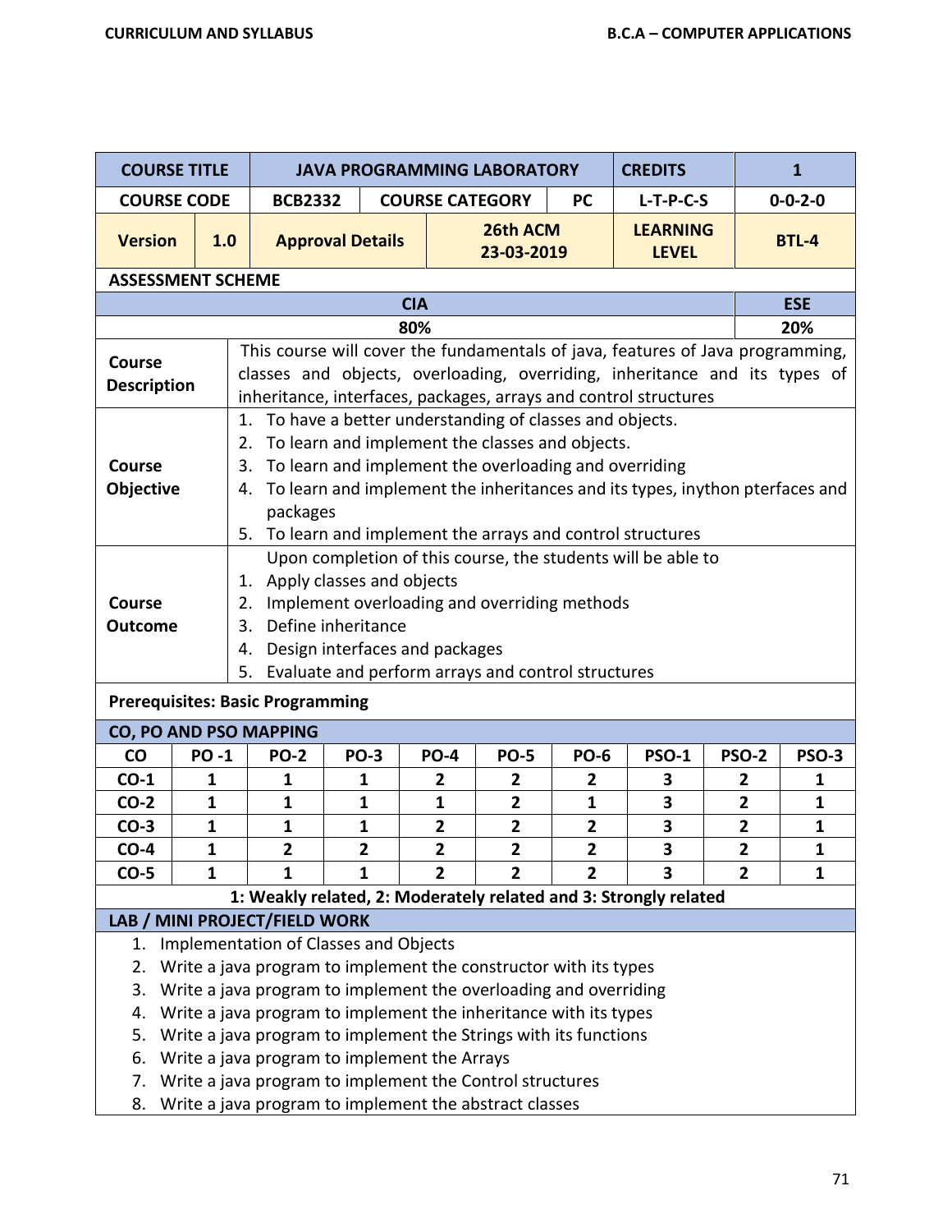| COURSE TITLE | | JAVA PROGRAMMING LABORATORY | | | CREDITS | 1 |
|---|---|---|---|---|---|---|
| COURSE CODE | | BCB2332 | COURSE CATEGORY | PC | L-T-P-C-S | 0-0-2-0 |
| Version | 1.0 | Approval Details | 26th ACM 23-03-2019 | | LEARNING LEVEL | BTL-4 |

**ASSESSMENT SCHEME**

| CIA | ESE |
|---|---|
| 80% | 20% |

| | |
|---|---|
| **Course Description** | This course will cover the fundamentals of java, features of Java programming, classes and objects, overloading, overriding, inheritance and its types of inheritance, interfaces, packages, arrays and control structures |
| **Course Objective** | 1. To have a better understanding of classes and objects.<br>2. To learn and implement the classes and objects.<br>3. To learn and implement the overloading and overriding<br>4. To learn and implement the inheritances and its types, inython pterfaces and packages<br>5. To learn and implement the arrays and control structures |
| **Course Outcome** | Upon completion of this course, the students will be able to<br>1. Apply classes and objects<br>2. Implement overloading and overriding methods<br>3. Define inheritance<br>4. Design interfaces and packages<br>5. Evaluate and perform arrays and control structures |

**Prerequisites: Basic Programming**

**CO, PO AND PSO MAPPING**

| CO | PO -1 | PO-2 | PO-3 | PO-4 | PO-5 | PO-6 | PSO-1 | PSO-2 | PSO-3 |
|---|---|---|---|---|---|---|---|---|---|
| CO-1 | 1 | 1 | 1 | 2 | 2 | 2 | 3 | 2 | 1 |
| CO-2 | 1 | 1 | 1 | 1 | 2 | 1 | 3 | 2 | 1 |
| CO-3 | 1 | 1 | 1 | 2 | 2 | 2 | 3 | 2 | 1 |
| CO-4 | 1 | 2 | 2 | 2 | 2 | 2 | 3 | 2 | 1 |
| CO-5 | 1 | 1 | 1 | 2 | 2 | 2 | 3 | 2 | 1 |

**1: Weakly related, 2: Moderately related and 3: Strongly related**

**LAB / MINI PROJECT/FIELD WORK**

1. Implementation of Classes and Objects
2. Write a java program to implement the constructor with its types
3. Write a java program to implement the overloading and overriding
4. Write a java program to implement the inheritance with its types
5. Write a java program to implement the Strings with its functions
6. Write a java program to implement the Arrays
7. Write a java program to implement the Control structures
8. Write a java program to implement the abstract classes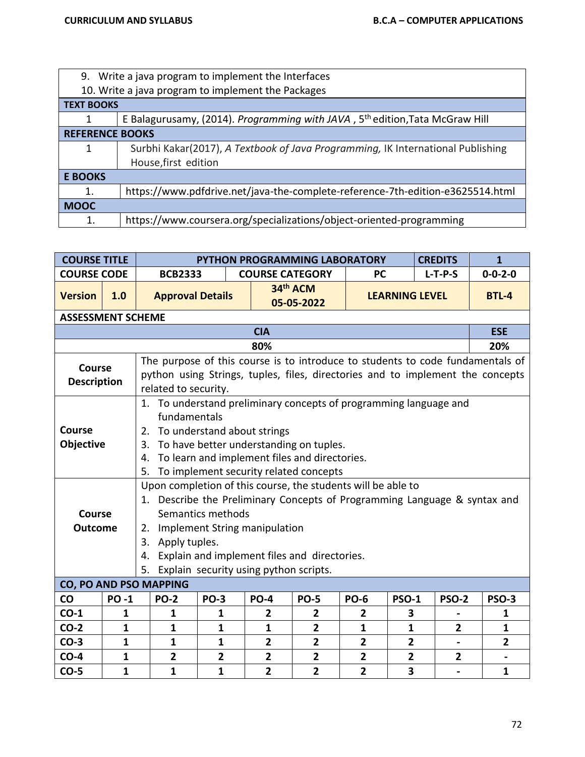| | |
|---|---|
| 9. Write a java program to implement the Interfaces<br>10. Write a java program to implement the Packages | |
| **TEXT BOOKS** | |
| 1 | E Balagurusamy, (2014). *Programming with JAVA* , 5th edition,Tata McGraw Hill |
| **REFERENCE BOOKS** | |
| 1 | Surbhi Kakar(2017), *A Textbook of Java Programming,* IK International Publishing House,first edition |
| **E BOOKS** | |
| 1. | https://www.pdfdrive.net/java-the-complete-reference-7th-edition-e3625514.html |
| **MOOC** | |
| 1. | https://www.coursera.org/specializations/object-oriented-programming |

| **COURSE TITLE** | | **PYTHON PROGRAMMING LABORATORY** | | | | **CREDITS** | | | **1** |
|---|---|---|---|---|---|---|---|---|---|
| **COURSE CODE** | | **BCB2333** | **COURSE CATEGORY** | | **PC** | **L-T-P-S** | | | **0-0-2-0** |
| **Version** | **1.0** | **Approval Details** | **34th ACM 05-05-2022** | | **LEARNING LEVEL** | | | | **BTL-4** |
| **ASSESSMENT SCHEME** | | | | | | | | | |
| **CIA** | | | | | | | | | **ESE** |
| **80%** | | | | | | | | | **20%** |
| **Course Description** | The purpose of this course is to introduce to students to code fundamentals of python using Strings, tuples, files, directories and to implement the concepts related to security. | | | | | | | | |
| **Course Objective** | 1. To understand preliminary concepts of programming language and fundamentals<br>2. To understand about strings<br>3. To have better understanding on tuples.<br>4. To learn and implement files and directories.<br>5. To implement security related concepts | | | | | | | | |
| **Course Outcome** | Upon completion of this course, the students will be able to<br>1. Describe the Preliminary Concepts of Programming Language & syntax and Semantics methods<br>2. Implement String manipulation<br>3. Apply tuples.<br>4. Explain and implement files and directories.<br>5. Explain security using python scripts. | | | | | | | | |
| **CO, PO AND PSO MAPPING** | | | | | | | | | |
| **CO** | **PO -1** | **PO-2** | **PO-3** | **PO-4** | **PO-5** | **PO-6** | **PSO-1** | **PSO-2** | **PSO-3** |
| **CO-1** | **1** | **1** | **1** | **2** | **2** | **2** | **3** | **-** | **1** |
| **CO-2** | **1** | **1** | **1** | **1** | **2** | **1** | **1** | **2** | **1** |
| **CO-3** | **1** | **1** | **1** | **2** | **2** | **2** | **2** | **-** | **2** |
| **CO-4** | **1** | **2** | **2** | **2** | **2** | **2** | **2** | **2** | **-** |
| **CO-5** | **1** | **1** | **1** | **2** | **2** | **2** | **3** | **-** | **1** |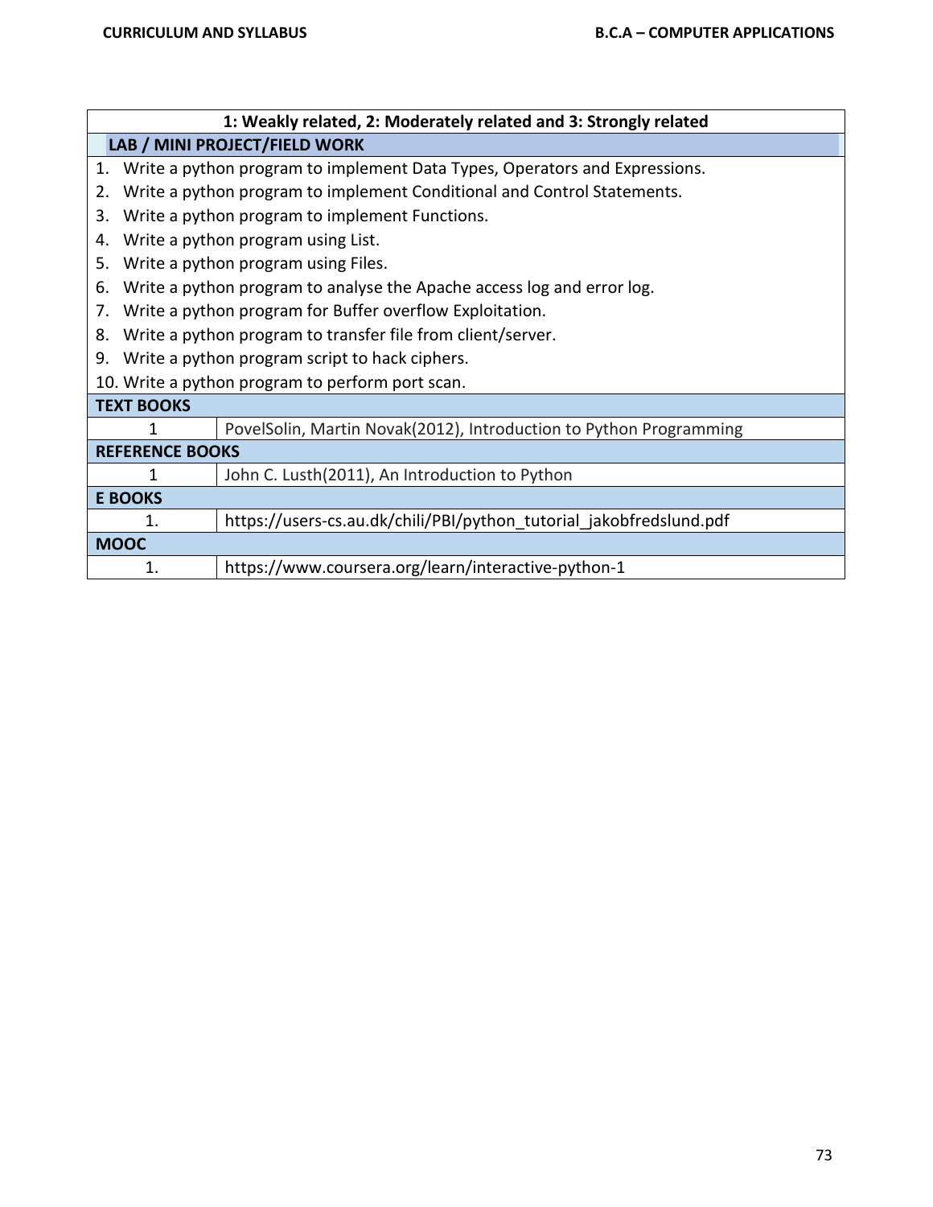**1: Weakly related, 2: Moderately related and 3: Strongly related**

**LAB / MINI PROJECT/FIELD WORK**

1. Write a python program to implement Data Types, Operators and Expressions.
2. Write a python program to implement Conditional and Control Statements.
3. Write a python program to implement Functions.
4. Write a python program using List.
5. Write a python program using Files.
6. Write a python program to analyse the Apache access log and error log.
7. Write a python program for Buffer overflow Exploitation.
8. Write a python program to transfer file from client/server.
9. Write a python program script to hack ciphers.
10. Write a python program to perform port scan.

| **TEXT BOOKS** | |
|---|---|
| 1 | PovelSolin, Martin Novak(2012), Introduction to Python Programming |
| **REFERENCE BOOKS** | |
| 1 | John C. Lusth(2011), An Introduction to Python |
| **E BOOKS** | |
| 1. | https://users-cs.au.dk/chili/PBI/python_tutorial_jakobfredslund.pdf |
| **MOOC** | |
| 1. | https://www.coursera.org/learn/interactive-python-1 |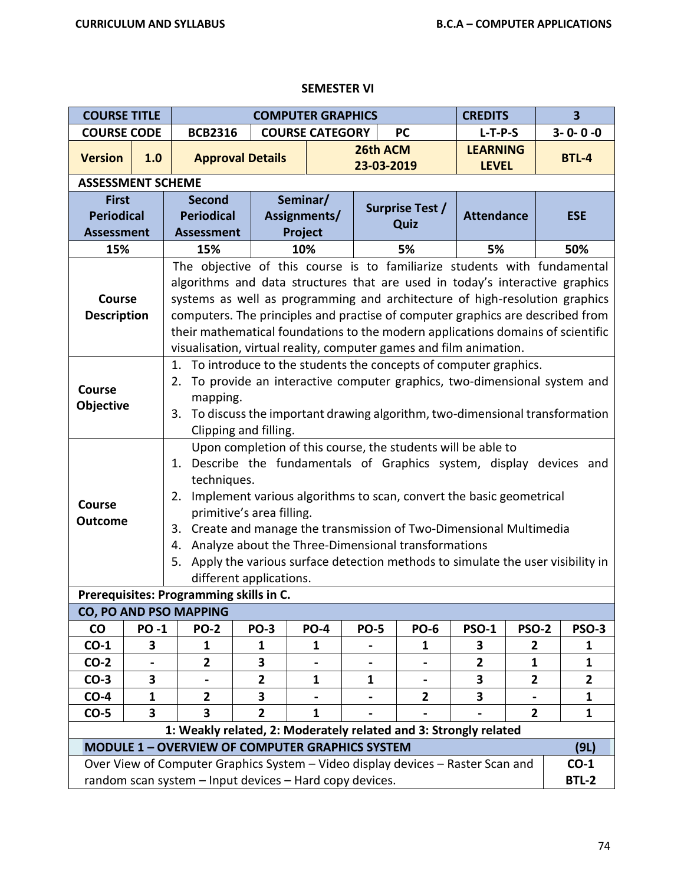## SEMESTER VI

| COURSE TITLE | | COMPUTER GRAPHICS | | | | CREDITS | 3 |
|---|---|---|---|---|---|---|---|
| COURSE CODE | | BCB2316 | COURSE CATEGORY | | PC | L-T-P-S | 3- 0- 0 -0 |
| Version | 1.0 | Approval Details | | 26th ACM 23-03-2019 | | LEARNING LEVEL | BTL-4 |

**ASSESSMENT SCHEME**

| First Periodical Assessment | Second Periodical Assessment | Seminar/ Assignments/ Project | Surprise Test / Quiz | Attendance | ESE |
|---|---|---|---|---|---|
| 15% | 15% | 10% | 5% | 5% | 50% |

**Course Description**

The objective of this course is to familiarize students with fundamental algorithms and data structures that are used in today's interactive graphics systems as well as programming and architecture of high-resolution graphics computers. The principles and practise of computer graphics are described from their mathematical foundations to the modern applications domains of scientific visualisation, virtual reality, computer games and film animation.

**Course Objective**

1. To introduce to the students the concepts of computer graphics.
2. To provide an interactive computer graphics, two-dimensional system and mapping.
3. To discuss the important drawing algorithm, two-dimensional transformation Clipping and filling.

**Course Outcome**

Upon completion of this course, the students will be able to

1. Describe the fundamentals of Graphics system, display devices and techniques.
2. Implement various algorithms to scan, convert the basic geometrical primitive's area filling.
3. Create and manage the transmission of Two-Dimensional Multimedia
4. Analyze about the Three-Dimensional transformations
5. Apply the various surface detection methods to simulate the user visibility in different applications.

**Prerequisites: Programming skills in C.**

**CO, PO AND PSO MAPPING**

| CO | PO -1 | PO-2 | PO-3 | PO-4 | PO-5 | PO-6 | PSO-1 | PSO-2 | PSO-3 |
|---|---|---|---|---|---|---|---|---|---|
| CO-1 | 3 | 1 | 1 | 1 | - | 1 | 3 | 2 | 1 |
| CO-2 | - | 2 | 3 | - | - | - | 2 | 1 | 1 |
| CO-3 | 3 | - | 2 | 1 | 1 | - | 3 | 2 | 2 |
| CO-4 | 1 | 2 | 3 | - | - | 2 | 3 | - | 1 |
| CO-5 | 3 | 3 | 2 | 1 | - | - | - | 2 | 1 |

**1: Weakly related, 2: Moderately related and 3: Strongly related**

| MODULE 1 – OVERVIEW OF COMPUTER GRAPHICS SYSTEM | (9L) |
|---|---|
| Over View of Computer Graphics System – Video display devices – Raster Scan and random scan system – Input devices – Hard copy devices. | CO-1 BTL-2 |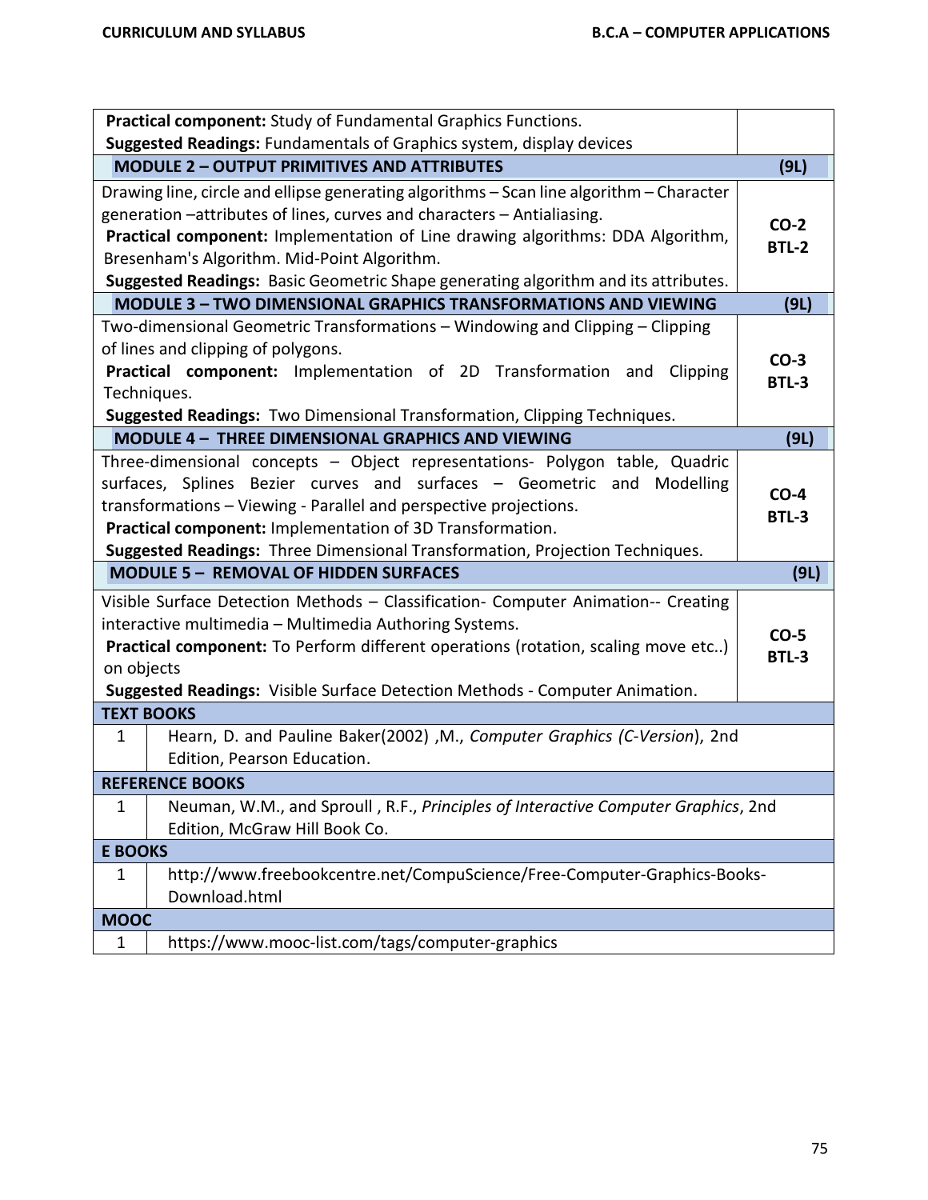| | |
|---|---|
| **Practical component:** Study of Fundamental Graphics Functions.<br>**Suggested Readings:** Fundamentals of Graphics system, display devices | |
| **MODULE 2 – OUTPUT PRIMITIVES AND ATTRIBUTES** | **(9L)** |
| Drawing line, circle and ellipse generating algorithms – Scan line algorithm – Character generation –attributes of lines, curves and characters – Antialiasing.<br>**Practical component:** Implementation of Line drawing algorithms: DDA Algorithm, Bresenham's Algorithm. Mid-Point Algorithm.<br>**Suggested Readings:** Basic Geometric Shape generating algorithm and its attributes. | **CO-2**<br>**BTL-2** |
| **MODULE 3 – TWO DIMENSIONAL GRAPHICS TRANSFORMATIONS AND VIEWING** | **(9L)** |
| Two-dimensional Geometric Transformations – Windowing and Clipping – Clipping of lines and clipping of polygons.<br>**Practical component:** Implementation of 2D Transformation and Clipping Techniques.<br>**Suggested Readings:** Two Dimensional Transformation, Clipping Techniques. | **CO-3**<br>**BTL-3** |
| **MODULE 4 – THREE DIMENSIONAL GRAPHICS AND VIEWING** | **(9L)** |
| Three-dimensional concepts – Object representations- Polygon table, Quadric surfaces, Splines Bezier curves and surfaces – Geometric and Modelling transformations – Viewing - Parallel and perspective projections.<br>**Practical component:** Implementation of 3D Transformation.<br>**Suggested Readings:** Three Dimensional Transformation, Projection Techniques. | **CO-4**<br>**BTL-3** |
| **MODULE 5 – REMOVAL OF HIDDEN SURFACES** | **(9L)** |
| Visible Surface Detection Methods – Classification- Computer Animation-- Creating interactive multimedia – Multimedia Authoring Systems.<br>**Practical component:** To Perform different operations (rotation, scaling move etc..) on objects<br>**Suggested Readings:** Visible Surface Detection Methods - Computer Animation. | **CO-5**<br>**BTL-3** |

| **TEXT BOOKS** | |
|---|---|
| 1 | Hearn, D. and Pauline Baker(2002) ,M., *Computer Graphics (C-Version*), 2nd Edition, Pearson Education. |
| **REFERENCE BOOKS** | |
| 1 | Neuman, W.M., and Sproull , R.F., *Principles of Interactive Computer Graphics*, 2nd Edition, McGraw Hill Book Co. |
| **E BOOKS** | |
| 1 | http://www.freebookcentre.net/CompuScience/Free-Computer-Graphics-Books-Download.html |
| **MOOC** | |
| 1 | https://www.mooc-list.com/tags/computer-graphics |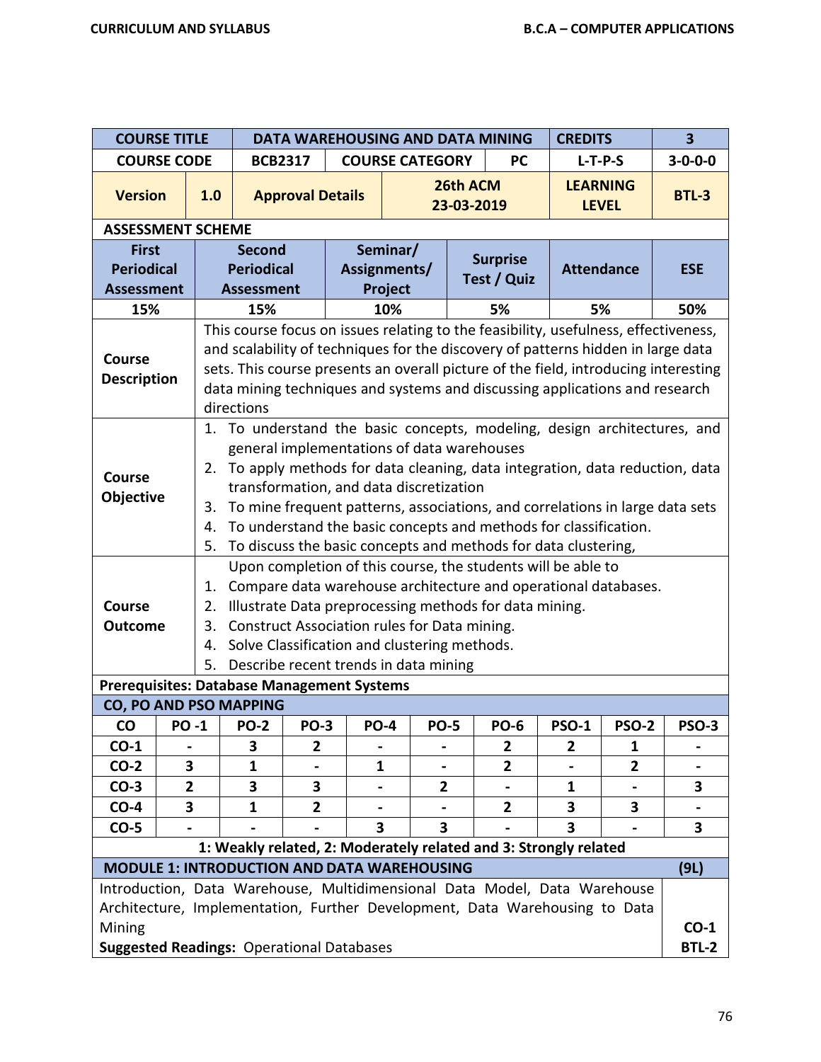| COURSE TITLE | DATA WAREHOUSING AND DATA MINING | | | CREDITS | 3 |
|---|---|---|---|---|---|
| COURSE CODE | BCB2317 | COURSE CATEGORY | PC | L-T-P-S | 3-0-0-0 |
| Version 1.0 | Approval Details | 26th ACM 23-03-2019 | | LEARNING LEVEL | BTL-3 |

**ASSESSMENT SCHEME**

| First Periodical Assessment | Second Periodical Assessment | Seminar/ Assignments/ Project | Surprise Test / Quiz | Attendance | ESE |
|---|---|---|---|---|---|
| 15% | 15% | 10% | 5% | 5% | 50% |

**Course Description**

This course focus on issues relating to the feasibility, usefulness, effectiveness, and scalability of techniques for the discovery of patterns hidden in large data sets. This course presents an overall picture of the field, introducing interesting data mining techniques and systems and discussing applications and research directions

**Course Objective**

1. To understand the basic concepts, modeling, design architectures, and general implementations of data warehouses
2. To apply methods for data cleaning, data integration, data reduction, data transformation, and data discretization
3. To mine frequent patterns, associations, and correlations in large data sets
4. To understand the basic concepts and methods for classification.
5. To discuss the basic concepts and methods for data clustering,

**Course Outcome**

Upon completion of this course, the students will be able to

1. Compare data warehouse architecture and operational databases.
2. Illustrate Data preprocessing methods for data mining.
3. Construct Association rules for Data mining.
4. Solve Classification and clustering methods.
5. Describe recent trends in data mining

**Prerequisites: Database Management Systems**

**CO, PO AND PSO MAPPING**

| CO | PO -1 | PO-2 | PO-3 | PO-4 | PO-5 | PO-6 | PSO-1 | PSO-2 | PSO-3 |
|---|---|---|---|---|---|---|---|---|---|
| CO-1 | - | 3 | 2 | - | - | 2 | 2 | 1 | - |
| CO-2 | 3 | 1 | - | 1 | - | 2 | - | 2 | - |
| CO-3 | 2 | 3 | 3 | - | 2 | - | 1 | - | 3 |
| CO-4 | 3 | 1 | 2 | - | - | 2 | 3 | 3 | - |
| CO-5 | - | - | - | 3 | 3 | - | 3 | - | 3 |

**1: Weakly related, 2: Moderately related and 3: Strongly related**

**MODULE 1: INTRODUCTION AND DATA WAREHOUSING (9L)**

Introduction, Data Warehouse, Multidimensional Data Model, Data Warehouse Architecture, Implementation, Further Development, Data Warehousing to Data Mining

**Suggested Readings:** Operational Databases

**CO-1**
**BTL-2**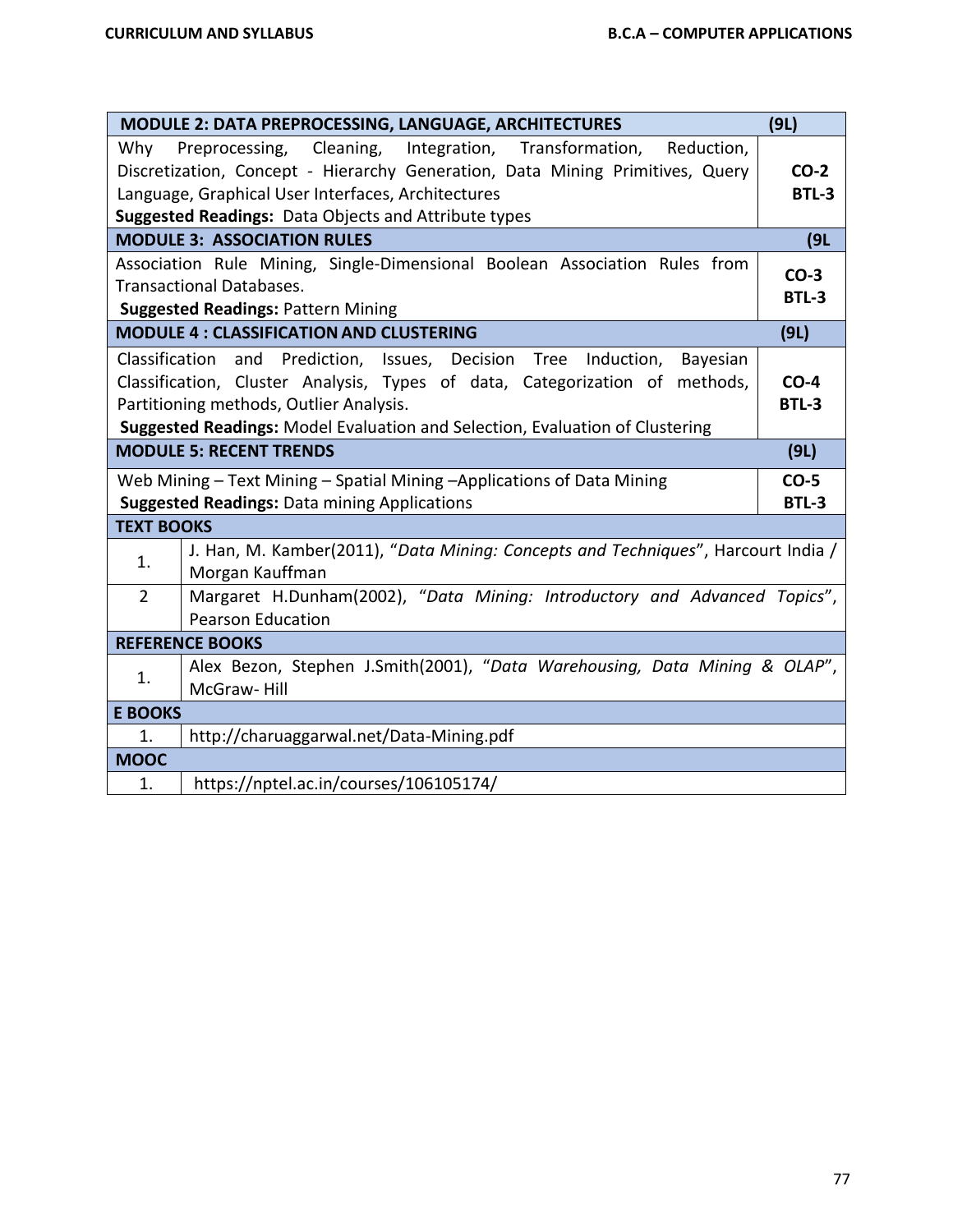| MODULE 2: DATA PREPROCESSING, LANGUAGE, ARCHITECTURES | (9L) |
|---|---|
| Why Preprocessing, Cleaning, Integration, Transformation, Reduction, Discretization, Concept - Hierarchy Generation, Data Mining Primitives, Query Language, Graphical User Interfaces, Architectures<br>**Suggested Readings:** Data Objects and Attribute types | **CO-2**<br>**BTL-3** |
| **MODULE 3: ASSOCIATION RULES** | **(9L** |
| Association Rule Mining, Single-Dimensional Boolean Association Rules from Transactional Databases.<br>**Suggested Readings:** Pattern Mining | **CO-3**<br>**BTL-3** |
| **MODULE 4 : CLASSIFICATION AND CLUSTERING** | **(9L)** |
| Classification and Prediction, Issues, Decision Tree Induction, Bayesian Classification, Cluster Analysis, Types of data, Categorization of methods, Partitioning methods, Outlier Analysis.<br>**Suggested Readings:** Model Evaluation and Selection, Evaluation of Clustering | **CO-4**<br>**BTL-3** |
| **MODULE 5: RECENT TRENDS** | **(9L)** |
| Web Mining – Text Mining – Spatial Mining –Applications of Data Mining<br>**Suggested Readings:** Data mining Applications | **CO-5**<br>**BTL-3** |

| **TEXT BOOKS** | |
|---|---|
| 1. | J. Han, M. Kamber(2011), "*Data Mining: Concepts and Techniques*", Harcourt India / Morgan Kauffman |
| 2 | Margaret H.Dunham(2002), "*Data Mining: Introductory and Advanced Topics*", Pearson Education |
| **REFERENCE BOOKS** | |
| 1. | Alex Bezon, Stephen J.Smith(2001), "*Data Warehousing, Data Mining & OLAP*", McGraw- Hill |
| **E BOOKS** | |
| 1. | http://charuaggarwal.net/Data-Mining.pdf |
| **MOOC** | |
| 1. | https://nptel.ac.in/courses/106105174/ |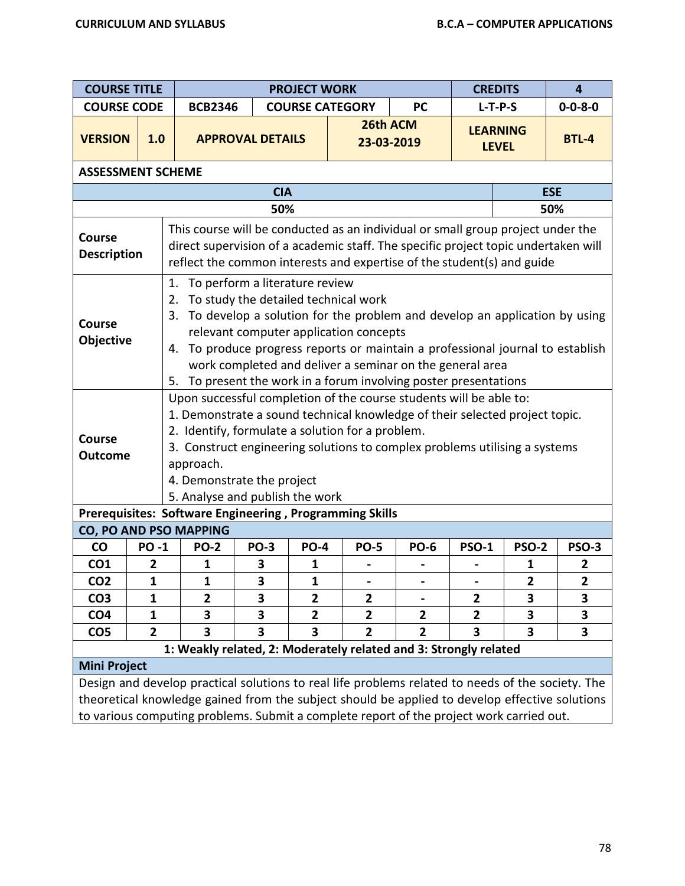| COURSE TITLE | PROJECT WORK | | | CREDITS | 4 |
|---|---|---|---|---|---|
| COURSE CODE | BCB2346 | COURSE CATEGORY | PC | L-T-P-S | 0-0-8-0 |
| VERSION 1.0 | APPROVAL DETAILS | | 26th ACM 23-03-2019 | LEARNING LEVEL | BTL-4 |

**ASSESSMENT SCHEME**

| CIA | ESE |
|---|---|
| 50% | 50% |

| | |
|---|---|
| **Course Description** | This course will be conducted as an individual or small group project under the direct supervision of a academic staff. The specific project topic undertaken will reflect the common interests and expertise of the student(s) and guide |
| **Course Objective** | 1. To perform a literature review<br>2. To study the detailed technical work<br>3. To develop a solution for the problem and develop an application by using relevant computer application concepts<br>4. To produce progress reports or maintain a professional journal to establish work completed and deliver a seminar on the general area<br>5. To present the work in a forum involving poster presentations |
| **Course Outcome** | Upon successful completion of the course students will be able to:<br>1. Demonstrate a sound technical knowledge of their selected project topic.<br>2. Identify, formulate a solution for a problem.<br>3. Construct engineering solutions to complex problems utilising a systems approach.<br>4. Demonstrate the project<br>5. Analyse and publish the work |

**Prerequisites: Software Engineering , Programming Skills**

**CO, PO AND PSO MAPPING**

| CO | PO -1 | PO-2 | PO-3 | PO-4 | PO-5 | PO-6 | PSO-1 | PSO-2 | PSO-3 |
|---|---|---|---|---|---|---|---|---|---|
| CO1 | 2 | 1 | 3 | 1 | - | - | - | 1 | 2 |
| CO2 | 1 | 1 | 3 | 1 | - | - | - | 2 | 2 |
| CO3 | 1 | 2 | 3 | 2 | 2 | - | 2 | 3 | 3 |
| CO4 | 1 | 3 | 3 | 2 | 2 | 2 | 2 | 3 | 3 |
| CO5 | 2 | 3 | 3 | 3 | 2 | 2 | 3 | 3 | 3 |

**1: Weakly related, 2: Moderately related and 3: Strongly related**

**Mini Project**

Design and develop practical solutions to real life problems related to needs of the society. The theoretical knowledge gained from the subject should be applied to develop effective solutions to various computing problems. Submit a complete report of the project work carried out.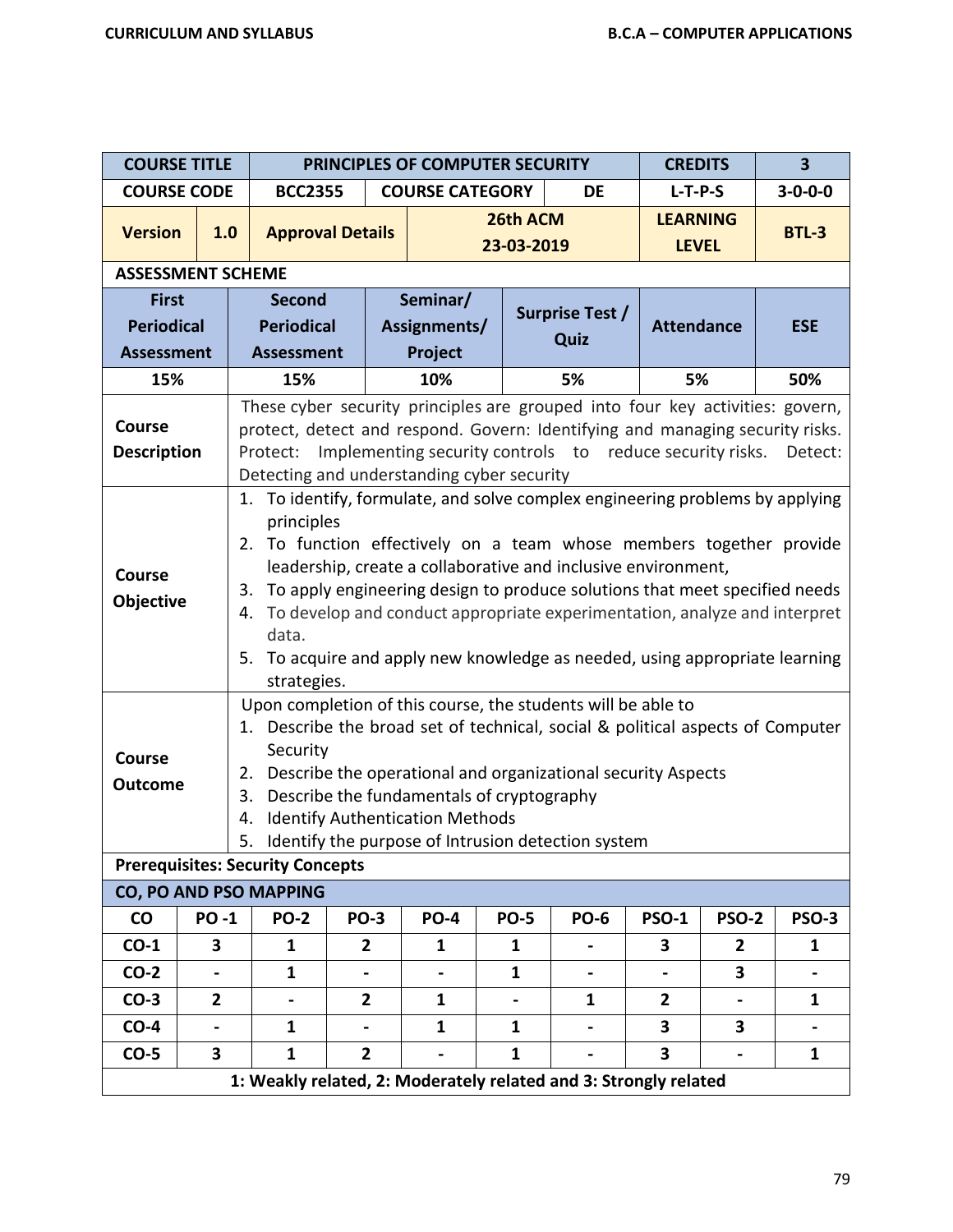| COURSE TITLE | | PRINCIPLES OF COMPUTER SECURITY | | | CREDITS | 3 |
|---|---|---|---|---|---|---|
| COURSE CODE | | BCC2355 | COURSE CATEGORY | DE | L-T-P-S | 3-0-0-0 |
| Version | 1.0 | Approval Details | 26th ACM 23-03-2019 | | LEARNING LEVEL | BTL-3 |

**ASSESSMENT SCHEME**

| First Periodical Assessment | Second Periodical Assessment | Seminar/ Assignments/ Project | Surprise Test / Quiz | Attendance | ESE |
|---|---|---|---|---|---|
| 15% | 15% | 10% | 5% | 5% | 50% |

**Course Description**

These cyber security principles are grouped into four key activities: govern, protect, detect and respond. Govern: Identifying and managing security risks. Protect: Implementing security controls to reduce security risks. Detect: Detecting and understanding cyber security

**Course Objective**

1. To identify, formulate, and solve complex engineering problems by applying principles
2. To function effectively on a team whose members together provide leadership, create a collaborative and inclusive environment,
3. To apply engineering design to produce solutions that meet specified needs
4. To develop and conduct appropriate experimentation, analyze and interpret data.
5. To acquire and apply new knowledge as needed, using appropriate learning strategies.

**Course Outcome**

Upon completion of this course, the students will be able to

1. Describe the broad set of technical, social & political aspects of Computer Security
2. Describe the operational and organizational security Aspects
3. Describe the fundamentals of cryptography
4. Identify Authentication Methods
5. Identify the purpose of Intrusion detection system

**Prerequisites: Security Concepts**

**CO, PO AND PSO MAPPING**

| CO | PO -1 | PO-2 | PO-3 | PO-4 | PO-5 | PO-6 | PSO-1 | PSO-2 | PSO-3 |
|---|---|---|---|---|---|---|---|---|---|
| CO-1 | 3 | 1 | 2 | 1 | 1 | - | 3 | 2 | 1 |
| CO-2 | - | 1 | - | - | 1 | - | - | 3 | - |
| CO-3 | 2 | - | 2 | 1 | - | 1 | 2 | - | 1 |
| CO-4 | - | 1 | - | 1 | 1 | - | 3 | 3 | - |
| CO-5 | 3 | 1 | 2 | - | 1 | - | 3 | - | 1 |

**1: Weakly related, 2: Moderately related and 3: Strongly related**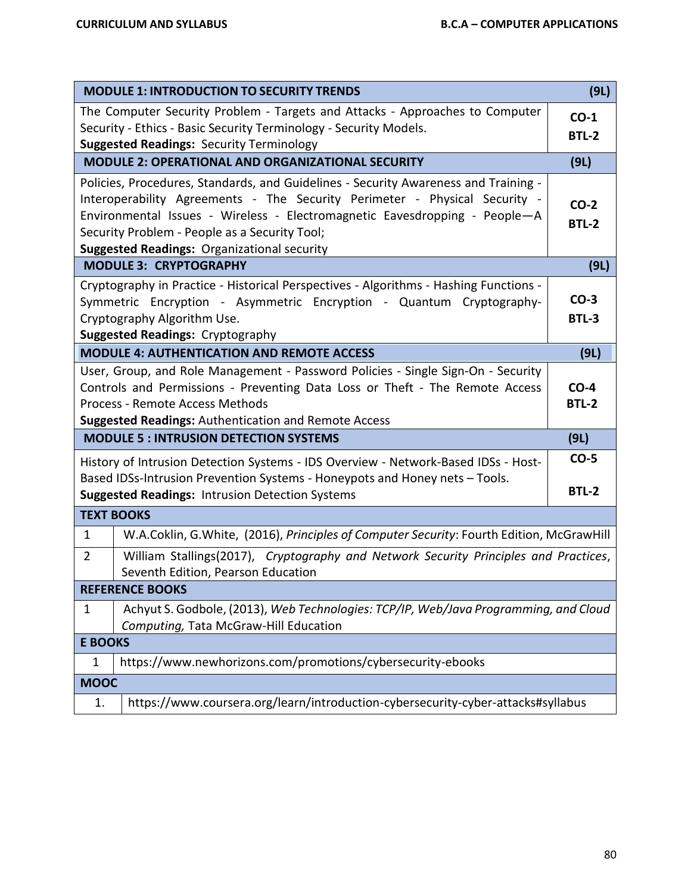| MODULE 1: INTRODUCTION TO SECURITY TRENDS | (9L) |
|---|---|
| The Computer Security Problem - Targets and Attacks - Approaches to Computer Security - Ethics - Basic Security Terminology - Security Models.<br>**Suggested Readings:** Security Terminology | **CO-1**<br>**BTL-2** |
| **MODULE 2: OPERATIONAL AND ORGANIZATIONAL SECURITY** | **(9L)** |
| Policies, Procedures, Standards, and Guidelines - Security Awareness and Training - Interoperability Agreements - The Security Perimeter - Physical Security - Environmental Issues - Wireless - Electromagnetic Eavesdropping - People—A Security Problem - People as a Security Tool;<br>**Suggested Readings:** Organizational security | **CO-2**<br>**BTL-2** |
| **MODULE 3: CRYPTOGRAPHY** | **(9L)** |
| Cryptography in Practice - Historical Perspectives - Algorithms - Hashing Functions - Symmetric Encryption - Asymmetric Encryption - Quantum Cryptography-Cryptography Algorithm Use.<br>**Suggested Readings:** Cryptography | **CO-3**<br>**BTL-3** |
| **MODULE 4: AUTHENTICATION AND REMOTE ACCESS** | **(9L)** |
| User, Group, and Role Management - Password Policies - Single Sign-On - Security Controls and Permissions - Preventing Data Loss or Theft - The Remote Access Process - Remote Access Methods<br>**Suggested Readings:** Authentication and Remote Access | **CO-4**<br>**BTL-2** |
| **MODULE 5 : INTRUSION DETECTION SYSTEMS** | **(9L)** |
| History of Intrusion Detection Systems - IDS Overview - Network-Based IDSs - Host-Based IDSs-Intrusion Prevention Systems - Honeypots and Honey nets – Tools.<br>**Suggested Readings:** Intrusion Detection Systems | **CO-5**<br>**BTL-2** |

| **TEXT BOOKS** | |
|---|---|
| 1 | W.A.Coklin, G.White, (2016), *Principles of Computer Security*: Fourth Edition, McGrawHill |
| 2 | William Stallings(2017), *Cryptography and Network Security Principles and Practices*, Seventh Edition, Pearson Education |
| **REFERENCE BOOKS** | |
| 1 | Achyut S. Godbole, (2013), *Web Technologies: TCP/IP, Web/Java Programming, and Cloud Computing,* Tata McGraw-Hill Education |
| **E BOOKS** | |
| 1 | https://www.newhorizons.com/promotions/cybersecurity-ebooks |
| **MOOC** | |
| 1. | https://www.coursera.org/learn/introduction-cybersecurity-cyber-attacks#syllabus |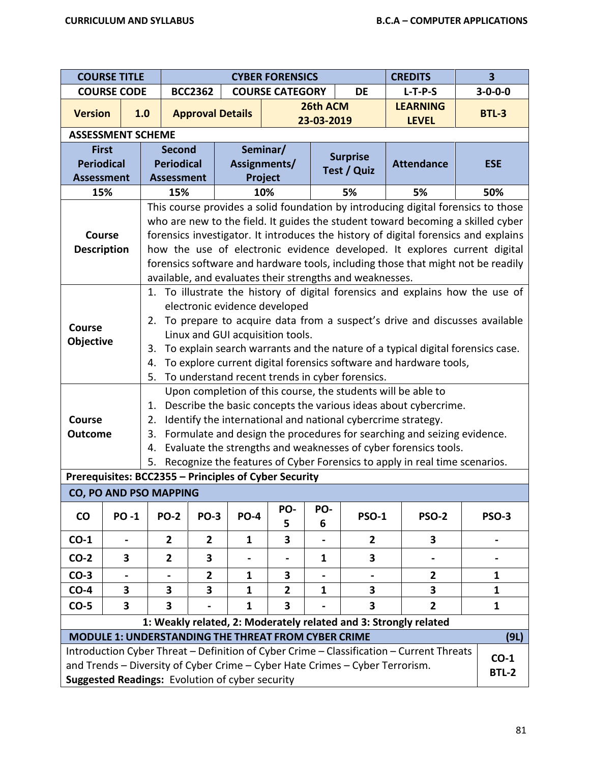| COURSE TITLE | | CYBER FORENSICS | | | | CREDITS | 3 |
|---|---|---|---|---|---|---|---|
| COURSE CODE | | BCC2362 | COURSE CATEGORY | | DE | L-T-P-S | 3-0-0-0 |
| Version | 1.0 | Approval Details | | 26th ACM 23-03-2019 | | LEARNING LEVEL | BTL-3 |

**ASSESSMENT SCHEME**

| First Periodical Assessment | Second Periodical Assessment | Seminar/ Assignments/ Project | Surprise Test / Quiz | Attendance | ESE |
|---|---|---|---|---|---|
| 15% | 15% | 10% | 5% | 5% | 50% |

| | |
|---|---|
| **Course Description** | This course provides a solid foundation by introducing digital forensics to those who are new to the field. It guides the student toward becoming a skilled cyber forensics investigator. It introduces the history of digital forensics and explains how the use of electronic evidence developed. It explores current digital forensics software and hardware tools, including those that might not be readily available, and evaluates their strengths and weaknesses. |
| **Course Objective** | 1. To illustrate the history of digital forensics and explains how the use of electronic evidence developed<br>2. To prepare to acquire data from a suspect's drive and discusses available Linux and GUI acquisition tools.<br>3. To explain search warrants and the nature of a typical digital forensics case.<br>4. To explore current digital forensics software and hardware tools,<br>5. To understand recent trends in cyber forensics. |
| **Course Outcome** | Upon completion of this course, the students will be able to<br>1. Describe the basic concepts the various ideas about cybercrime.<br>2. Identify the international and national cybercrime strategy.<br>3. Formulate and design the procedures for searching and seizing evidence.<br>4. Evaluate the strengths and weaknesses of cyber forensics tools.<br>5. Recognize the features of Cyber Forensics to apply in real time scenarios. |

**Prerequisites: BCC2355 – Principles of Cyber Security**

**CO, PO AND PSO MAPPING**

| CO | PO -1 | PO-2 | PO-3 | PO-4 | PO-5 | PO-6 | PSO-1 | PSO-2 | PSO-3 |
|---|---|---|---|---|---|---|---|---|---|
| CO-1 | - | 2 | 2 | 1 | 3 | - | 2 | 3 | - |
| CO-2 | 3 | 2 | 3 | - | - | 1 | 3 | - | - |
| CO-3 | - | - | 2 | 1 | 3 | - | - | 2 | 1 |
| CO-4 | 3 | 3 | 3 | 1 | 2 | 1 | 3 | 3 | 1 |
| CO-5 | 3 | 3 | - | 1 | 3 | - | 3 | 2 | 1 |

**1: Weakly related, 2: Moderately related and 3: Strongly related**

| MODULE 1: UNDERSTANDING THE THREAT FROM CYBER CRIME | (9L) |
|---|---|
| Introduction Cyber Threat – Definition of Cyber Crime – Classification – Current Threats and Trends – Diversity of Cyber Crime – Cyber Hate Crimes – Cyber Terrorism.<br>**Suggested Readings:** Evolution of cyber security | CO-1<br>BTL-2 |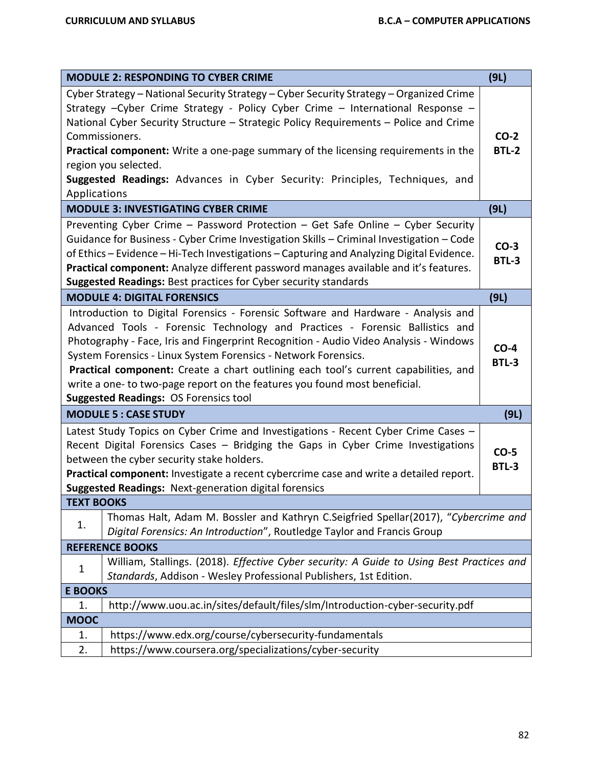| MODULE 2: RESPONDING TO CYBER CRIME | (9L) |
|---|---|
| Cyber Strategy – National Security Strategy – Cyber Security Strategy – Organized Crime Strategy –Cyber Crime Strategy - Policy Cyber Crime – International Response – National Cyber Security Structure – Strategic Policy Requirements – Police and Crime Commissioners.<br>**Practical component:** Write a one-page summary of the licensing requirements in the region you selected.<br>**Suggested Readings:** Advances in Cyber Security: Principles, Techniques, and Applications | **CO-2**<br>**BTL-2** |
| **MODULE 3: INVESTIGATING CYBER CRIME** | **(9L)** |
| Preventing Cyber Crime – Password Protection – Get Safe Online – Cyber Security Guidance for Business - Cyber Crime Investigation Skills – Criminal Investigation – Code of Ethics – Evidence – Hi-Tech Investigations – Capturing and Analyzing Digital Evidence.<br>**Practical component:** Analyze different password manages available and it's features.<br>**Suggested Readings:** Best practices for Cyber security standards | **CO-3**<br>**BTL-3** |
| **MODULE 4: DIGITAL FORENSICS** | **(9L)** |
| Introduction to Digital Forensics - Forensic Software and Hardware - Analysis and Advanced Tools - Forensic Technology and Practices - Forensic Ballistics and Photography - Face, Iris and Fingerprint Recognition - Audio Video Analysis - Windows System Forensics - Linux System Forensics - Network Forensics.<br>**Practical component:** Create a chart outlining each tool's current capabilities, and write a one- to two-page report on the features you found most beneficial.<br>**Suggested Readings:** OS Forensics tool | **CO-4**<br>**BTL-3** |
| **MODULE 5 : CASE STUDY** | **(9L)** |
| Latest Study Topics on Cyber Crime and Investigations - Recent Cyber Crime Cases – Recent Digital Forensics Cases – Bridging the Gaps in Cyber Crime Investigations between the cyber security stake holders.<br>**Practical component:** Investigate a recent cybercrime case and write a detailed report.<br>**Suggested Readings:** Next-generation digital forensics | **CO-5**<br>**BTL-3** |

**TEXT BOOKS**

| | |
|---|---|
| 1. | Thomas Halt, Adam M. Bossler and Kathryn C.Seigfried Spellar(2017), "*Cybercrime and Digital Forensics: An Introduction*", Routledge Taylor and Francis Group |

**REFERENCE BOOKS**

| | |
|---|---|
| 1 | William, Stallings. (2018). *Effective Cyber security: A Guide to Using Best Practices and Standards*, Addison - Wesley Professional Publishers, 1st Edition. |

**E BOOKS**

| | |
|---|---|
| 1. | http://www.uou.ac.in/sites/default/files/slm/Introduction-cyber-security.pdf |

**MOOC**

| | |
|---|---|
| 1. | https://www.edx.org/course/cybersecurity-fundamentals |
| 2. | https://www.coursera.org/specializations/cyber-security |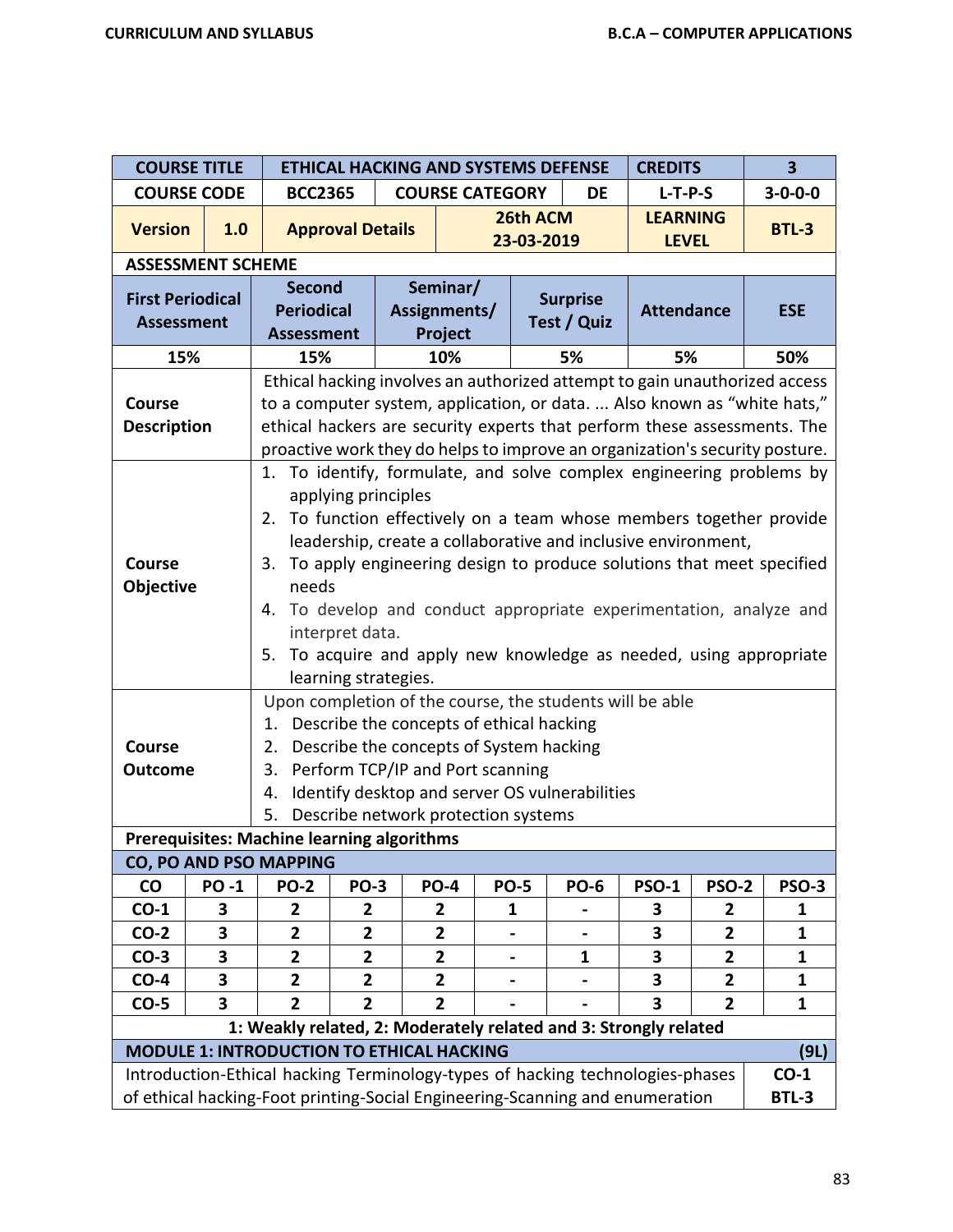| COURSE TITLE | | ETHICAL HACKING AND SYSTEMS DEFENSE | | | | CREDITS | 3 |
|---|---|---|---|---|---|---|---|
| COURSE CODE | | BCC2365 | COURSE CATEGORY | | DE | L-T-P-S | 3-0-0-0 |
| Version | 1.0 | Approval Details | | 26th ACM 23-03-2019 | | LEARNING LEVEL | BTL-3 |

**ASSESSMENT SCHEME**

| First Periodical Assessment | Second Periodical Assessment | Seminar/ Assignments/ Project | Surprise Test / Quiz | Attendance | ESE |
|---|---|---|---|---|---|
| 15% | 15% | 10% | 5% | 5% | 50% |

| | |
|---|---|
| **Course Description** | Ethical hacking involves an authorized attempt to gain unauthorized access to a computer system, application, or data. ... Also known as "white hats," ethical hackers are security experts that perform these assessments. The proactive work they do helps to improve an organization's security posture. |
| **Course Objective** | 1. To identify, formulate, and solve complex engineering problems by applying principles<br>2. To function effectively on a team whose members together provide leadership, create a collaborative and inclusive environment,<br>3. To apply engineering design to produce solutions that meet specified needs<br>4. To develop and conduct appropriate experimentation, analyze and interpret data.<br>5. To acquire and apply new knowledge as needed, using appropriate learning strategies. |
| **Course Outcome** | Upon completion of the course, the students will be able<br>1. Describe the concepts of ethical hacking<br>2. Describe the concepts of System hacking<br>3. Perform TCP/IP and Port scanning<br>4. Identify desktop and server OS vulnerabilities<br>5. Describe network protection systems |

**Prerequisites: Machine learning algorithms**

**CO, PO AND PSO MAPPING**

| CO | PO -1 | PO-2 | PO-3 | PO-4 | PO-5 | PO-6 | PSO-1 | PSO-2 | PSO-3 |
|---|---|---|---|---|---|---|---|---|---|
| CO-1 | 3 | 2 | 2 | 2 | 1 | - | 3 | 2 | 1 |
| CO-2 | 3 | 2 | 2 | 2 | - | - | 3 | 2 | 1 |
| CO-3 | 3 | 2 | 2 | 2 | - | 1 | 3 | 2 | 1 |
| CO-4 | 3 | 2 | 2 | 2 | - | - | 3 | 2 | 1 |
| CO-5 | 3 | 2 | 2 | 2 | - | - | 3 | 2 | 1 |

**1: Weakly related, 2: Moderately related and 3: Strongly related**

| MODULE 1: INTRODUCTION TO ETHICAL HACKING | (9L) |
|---|---|
| Introduction-Ethical hacking Terminology-types of hacking technologies-phases of ethical hacking-Foot printing-Social Engineering-Scanning and enumeration | CO-1 BTL-3 |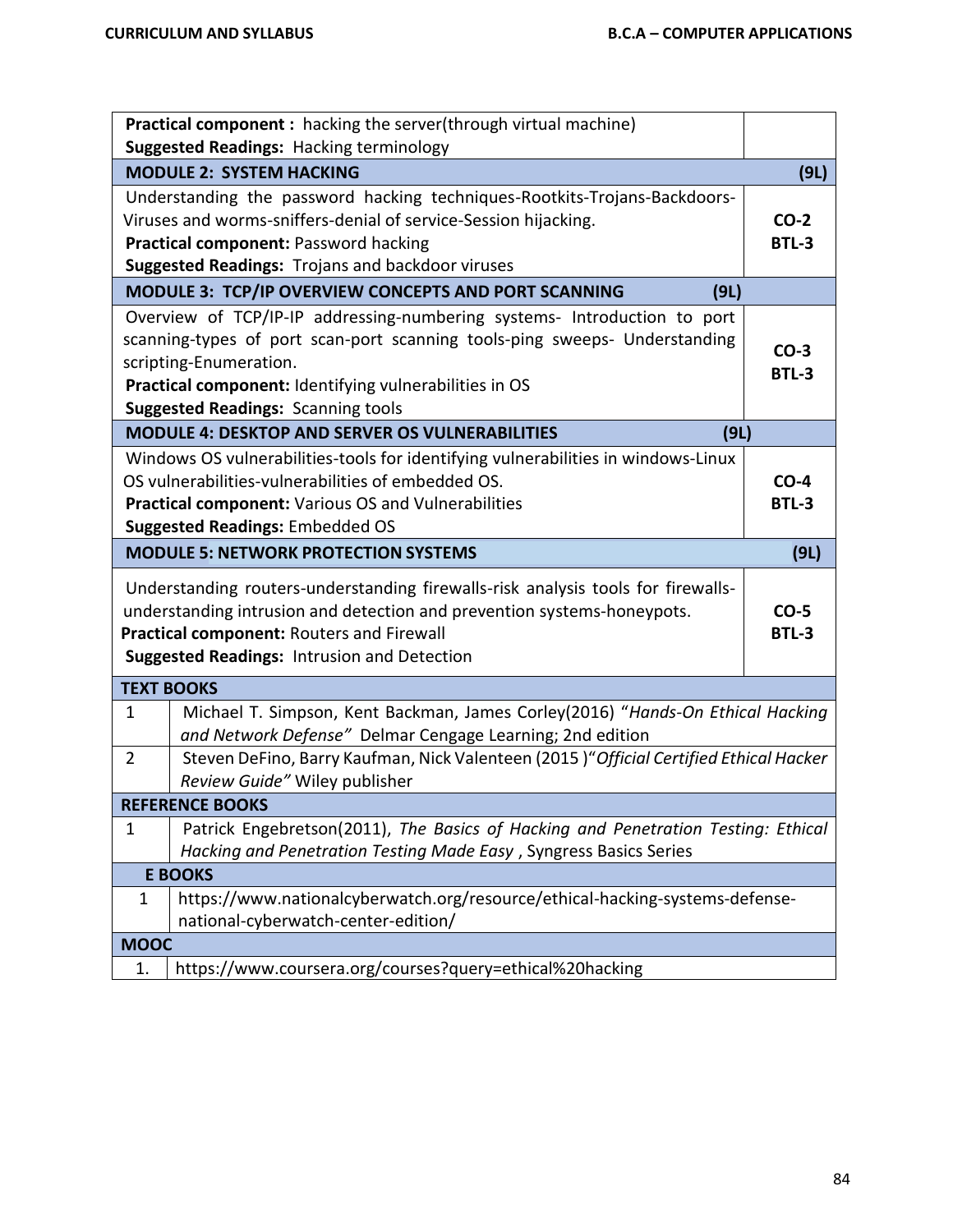| | |
|---|---|
| **Practical component :** hacking the server(through virtual machine)<br>**Suggested Readings:** Hacking terminology | |
| **MODULE 2: SYSTEM HACKING** | **(9L)** |
| Understanding the password hacking techniques-Rootkits-Trojans-Backdoors-Viruses and worms-sniffers-denial of service-Session hijacking.<br>**Practical component:** Password hacking<br>**Suggested Readings:** Trojans and backdoor viruses | **CO-2**<br>**BTL-3** |
| **MODULE 3: TCP/IP OVERVIEW CONCEPTS AND PORT SCANNING (9L)** | |
| Overview of TCP/IP-IP addressing-numbering systems- Introduction to port scanning-types of port scan-port scanning tools-ping sweeps- Understanding scripting-Enumeration.<br>**Practical component:** Identifying vulnerabilities in OS<br>**Suggested Readings:** Scanning tools | **CO-3**<br>**BTL-3** |
| **MODULE 4: DESKTOP AND SERVER OS VULNERABILITIES (9L)** | |
| Windows OS vulnerabilities-tools for identifying vulnerabilities in windows-Linux OS vulnerabilities-vulnerabilities of embedded OS.<br>**Practical component:** Various OS and Vulnerabilities<br>**Suggested Readings:** Embedded OS | **CO-4**<br>**BTL-3** |
| **MODULE 5: NETWORK PROTECTION SYSTEMS** | **(9L)** |
| Understanding routers-understanding firewalls-risk analysis tools for firewalls-understanding intrusion and detection and prevention systems-honeypots.<br>**Practical component:** Routers and Firewall<br>**Suggested Readings:** Intrusion and Detection | **CO-5**<br>**BTL-3** |

| **TEXT BOOKS** | |
|---|---|
| 1 | Michael T. Simpson, Kent Backman, James Corley(2016) "*Hands-On Ethical Hacking and Network Defense*" Delmar Cengage Learning; 2nd edition |
| 2 | Steven DeFino, Barry Kaufman, Nick Valenteen (2015 )"*Official Certified Ethical Hacker Review Guide*" Wiley publisher |
| **REFERENCE BOOKS** | |
| 1 | Patrick Engebretson(2011), *The Basics of Hacking and Penetration Testing: Ethical Hacking and Penetration Testing Made Easy* , Syngress Basics Series |
| **E BOOKS** | |
| 1 | https://www.nationalcyberwatch.org/resource/ethical-hacking-systems-defense-national-cyberwatch-center-edition/ |
| **MOOC** | |
| 1. | https://www.coursera.org/courses?query=ethical%20hacking |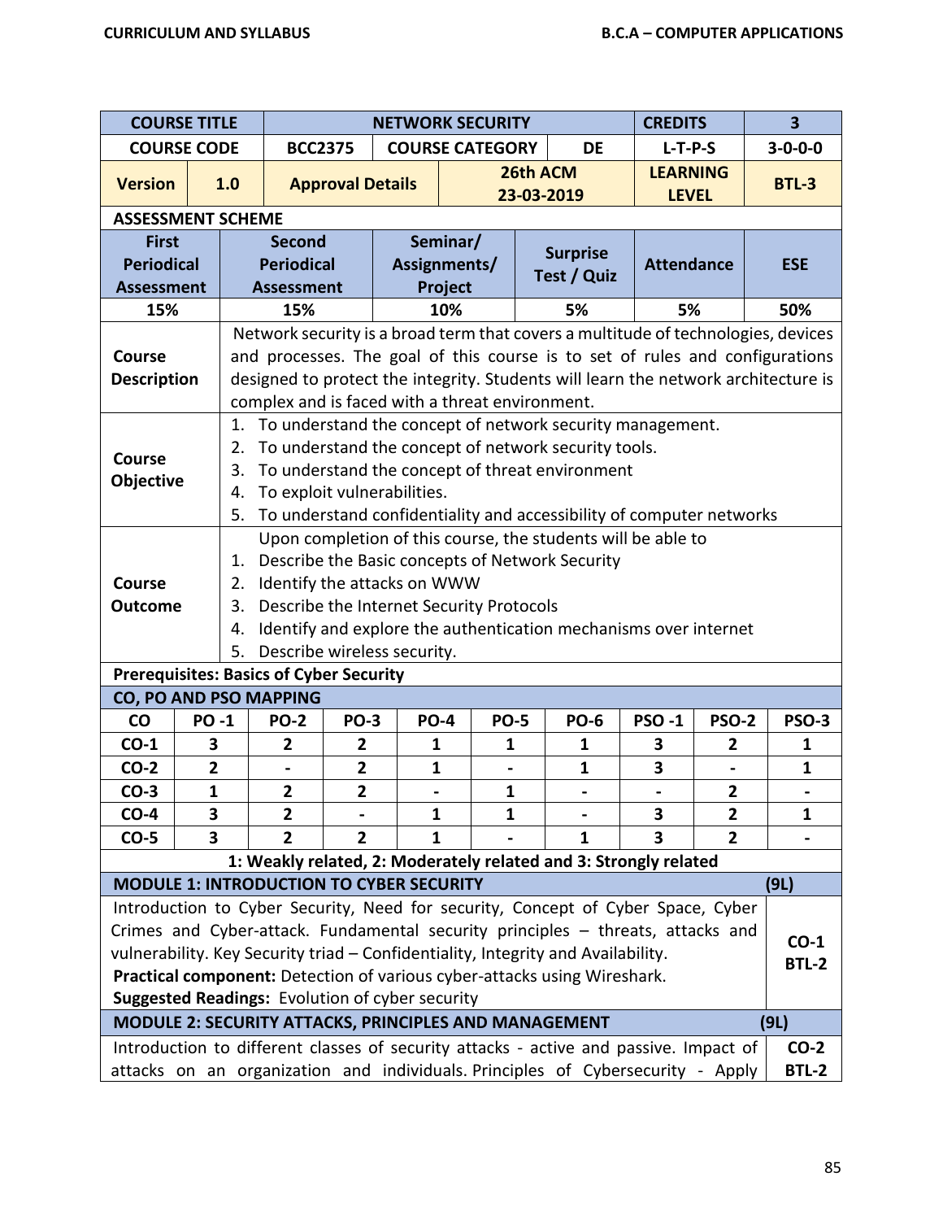| COURSE TITLE | | NETWORK SECURITY | | | CREDITS | 3 |
|---|---|---|---|---|---|---|
| COURSE CODE | | BCC2375 | COURSE CATEGORY | DE | L-T-P-S | 3-0-0-0 |
| Version | 1.0 | Approval Details | 26th ACM 23-03-2019 | | LEARNING LEVEL | BTL-3 |

**ASSESSMENT SCHEME**

| First Periodical Assessment | Second Periodical Assessment | Seminar/ Assignments/ Project | Surprise Test / Quiz | Attendance | ESE |
|---|---|---|---|---|---|
| 15% | 15% | 10% | 5% | 5% | 50% |

**Course Description**

Network security is a broad term that covers a multitude of technologies, devices and processes. The goal of this course is to set of rules and configurations designed to protect the integrity. Students will learn the network architecture is complex and is faced with a threat environment.

**Course Objective**

1. To understand the concept of network security management.
2. To understand the concept of network security tools.
3. To understand the concept of threat environment
4. To exploit vulnerabilities.
5. To understand confidentiality and accessibility of computer networks

**Course Outcome**

Upon completion of this course, the students will be able to

1. Describe the Basic concepts of Network Security
2. Identify the attacks on WWW
3. Describe the Internet Security Protocols
4. Identify and explore the authentication mechanisms over internet
5. Describe wireless security.

**Prerequisites: Basics of Cyber Security**

**CO, PO AND PSO MAPPING**

| CO | PO -1 | PO-2 | PO-3 | PO-4 | PO-5 | PO-6 | PSO -1 | PSO-2 | PSO-3 |
|---|---|---|---|---|---|---|---|---|---|
| CO-1 | 3 | 2 | 2 | 1 | 1 | 1 | 3 | 2 | 1 |
| CO-2 | 2 | - | 2 | 1 | - | 1 | 3 | - | 1 |
| CO-3 | 1 | 2 | 2 | - | 1 | - | - | 2 | - |
| CO-4 | 3 | 2 | - | 1 | 1 | - | 3 | 2 | 1 |
| CO-5 | 3 | 2 | 2 | 1 | - | 1 | 3 | 2 | - |

**1: Weakly related, 2: Moderately related and 3: Strongly related**

**MODULE 1: INTRODUCTION TO CYBER SECURITY** **(9L)**

Introduction to Cyber Security, Need for security, Concept of Cyber Space, Cyber Crimes and Cyber-attack. Fundamental security principles – threats, attacks and vulnerability. Key Security triad – Confidentiality, Integrity and Availability.
**Practical component:** Detection of various cyber-attacks using Wireshark.
**Suggested Readings:** Evolution of cyber security

**CO-1 BTL-2**

**MODULE 2: SECURITY ATTACKS, PRINCIPLES AND MANAGEMENT** **(9L)**

Introduction to different classes of security attacks - active and passive. Impact of attacks on an organization and individuals. Principles of Cybersecurity - Apply

**CO-2 BTL-2**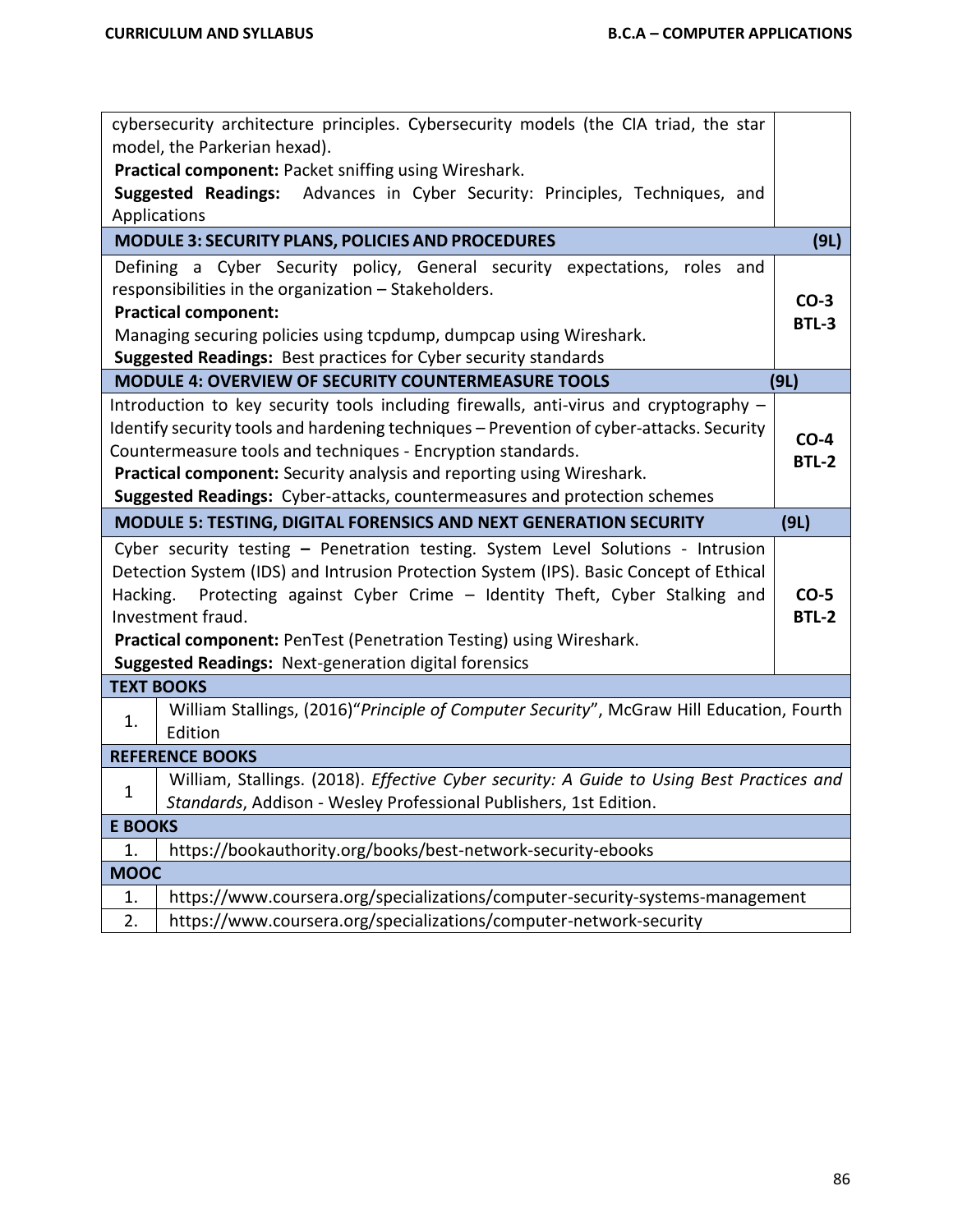| | | |
|---|---|---|
| cybersecurity architecture principles. Cybersecurity models (the CIA triad, the star model, the Parkerian hexad).<br>**Practical component:** Packet sniffing using Wireshark.<br>**Suggested Readings:** Advances in Cyber Security: Principles, Techniques, and Applications | | |
| **MODULE 3: SECURITY PLANS, POLICIES AND PROCEDURES** | | **(9L)** |
| Defining a Cyber Security policy, General security expectations, roles and responsibilities in the organization – Stakeholders.<br>**Practical component:**<br>Managing securing policies using tcpdump, dumpcap using Wireshark.<br>**Suggested Readings:** Best practices for Cyber security standards | | **CO-3**<br>**BTL-3** |
| **MODULE 4: OVERVIEW OF SECURITY COUNTERMEASURE TOOLS** | | **(9L)** |
| Introduction to key security tools including firewalls, anti-virus and cryptography – Identify security tools and hardening techniques – Prevention of cyber-attacks. Security Countermeasure tools and techniques - Encryption standards.<br>**Practical component:** Security analysis and reporting using Wireshark.<br>**Suggested Readings:** Cyber-attacks, countermeasures and protection schemes | | **CO-4**<br>**BTL-2** |
| **MODULE 5: TESTING, DIGITAL FORENSICS AND NEXT GENERATION SECURITY** | | **(9L)** |
| Cyber security testing **–** Penetration testing. System Level Solutions - Intrusion Detection System (IDS) and Intrusion Protection System (IPS). Basic Concept of Ethical Hacking. Protecting against Cyber Crime – Identity Theft, Cyber Stalking and Investment fraud.<br>**Practical component:** PenTest (Penetration Testing) using Wireshark.<br>**Suggested Readings:** Next-generation digital forensics | | **CO-5**<br>**BTL-2** |
| **TEXT BOOKS** | | |
| 1. | William Stallings, (2016)"*Principle of Computer Security*", McGraw Hill Education, Fourth Edition | |
| **REFERENCE BOOKS** | | |
| 1 | William, Stallings. (2018). *Effective Cyber security: A Guide to Using Best Practices and Standards*, Addison - Wesley Professional Publishers, 1st Edition. | |
| **E BOOKS** | | |
| 1. | https://bookauthority.org/books/best-network-security-ebooks | |
| **MOOC** | | |
| 1. | https://www.coursera.org/specializations/computer-security-systems-management | |
| 2. | https://www.coursera.org/specializations/computer-network-security | |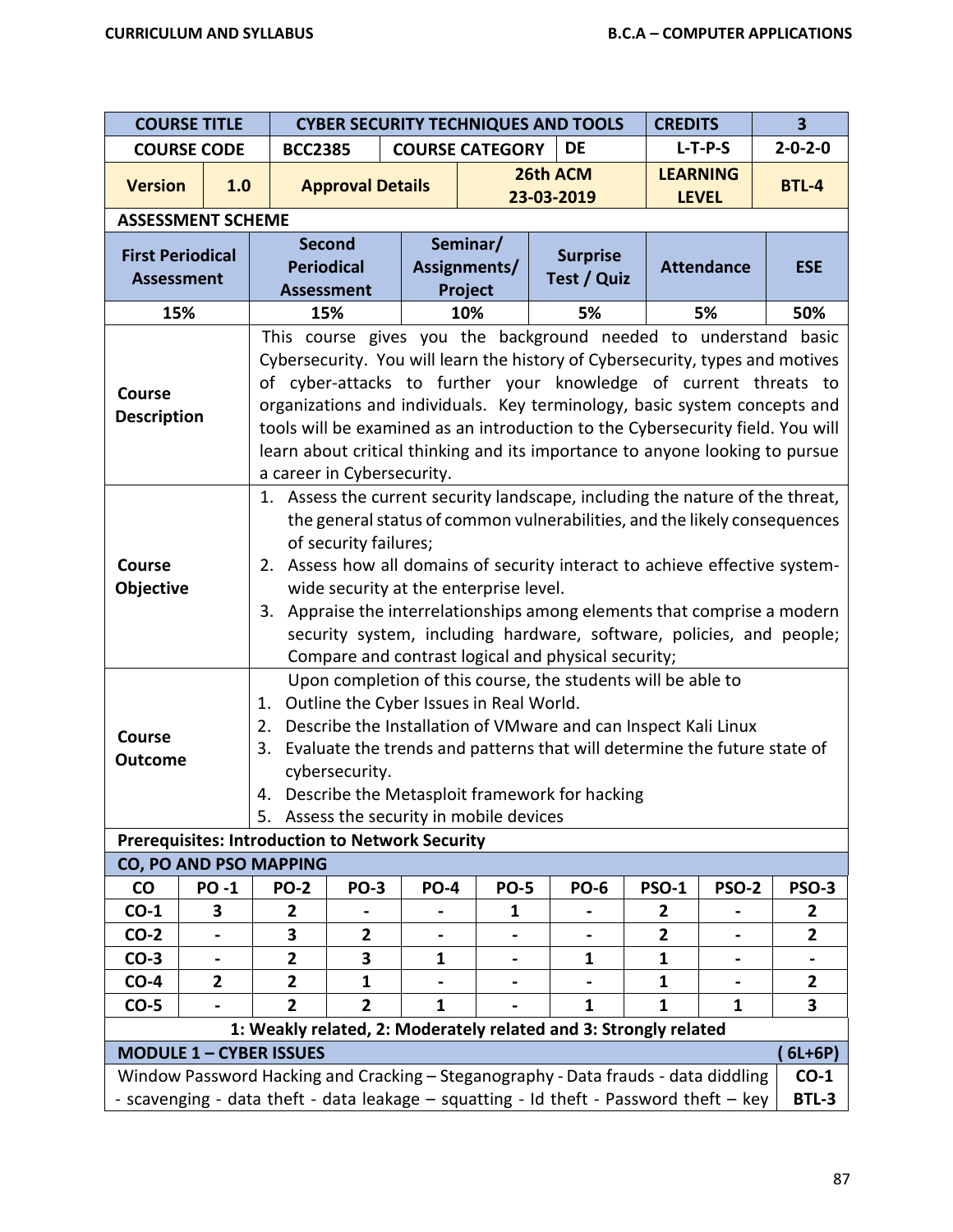| COURSE TITLE | | CYBER SECURITY TECHNIQUES AND TOOLS | | | CREDITS | 3 |
|---|---|---|---|---|---|---|
| COURSE CODE | | BCC2385 | COURSE CATEGORY | DE | L-T-P-S | 2-0-2-0 |
| Version | 1.0 | Approval Details | | 26th ACM 23-03-2019 | LEARNING LEVEL | BTL-4 |

**ASSESSMENT SCHEME**

| First Periodical Assessment | Second Periodical Assessment | Seminar/ Assignments/ Project | Surprise Test / Quiz | Attendance | ESE |
|---|---|---|---|---|---|
| 15% | 15% | 10% | 5% | 5% | 50% |

**Course Description**

This course gives you the background needed to understand basic Cybersecurity. You will learn the history of Cybersecurity, types and motives of cyber-attacks to further your knowledge of current threats to organizations and individuals. Key terminology, basic system concepts and tools will be examined as an introduction to the Cybersecurity field. You will learn about critical thinking and its importance to anyone looking to pursue a career in Cybersecurity.

**Course Objective**

1. Assess the current security landscape, including the nature of the threat, the general status of common vulnerabilities, and the likely consequences of security failures;
2. Assess how all domains of security interact to achieve effective system-wide security at the enterprise level.
3. Appraise the interrelationships among elements that comprise a modern security system, including hardware, software, policies, and people; Compare and contrast logical and physical security;

**Course Outcome**

Upon completion of this course, the students will be able to

1. Outline the Cyber Issues in Real World.
2. Describe the Installation of VMware and can Inspect Kali Linux
3. Evaluate the trends and patterns that will determine the future state of cybersecurity.
4. Describe the Metasploit framework for hacking
5. Assess the security in mobile devices

**Prerequisites: Introduction to Network Security**

**CO, PO AND PSO MAPPING**

| CO | PO -1 | PO-2 | PO-3 | PO-4 | PO-5 | PO-6 | PSO-1 | PSO-2 | PSO-3 |
|---|---|---|---|---|---|---|---|---|---|
| CO-1 | 3 | 2 | - | - | 1 | - | 2 | - | 2 |
| CO-2 | - | 3 | 2 | - | - | - | 2 | - | 2 |
| CO-3 | - | 2 | 3 | 1 | - | 1 | 1 | - | - |
| CO-4 | 2 | 2 | 1 | - | - | - | 1 | - | 2 |
| CO-5 | - | 2 | 2 | 1 | - | 1 | 1 | 1 | 3 |

**1: Weakly related, 2: Moderately related and 3: Strongly related**

| MODULE 1 – CYBER ISSUES | ( 6L+6P) |
|---|---|
| Window Password Hacking and Cracking – Steganography - Data frauds - data diddling - scavenging - data theft - data leakage – squatting - Id theft - Password theft – key | CO-1 BTL-3 |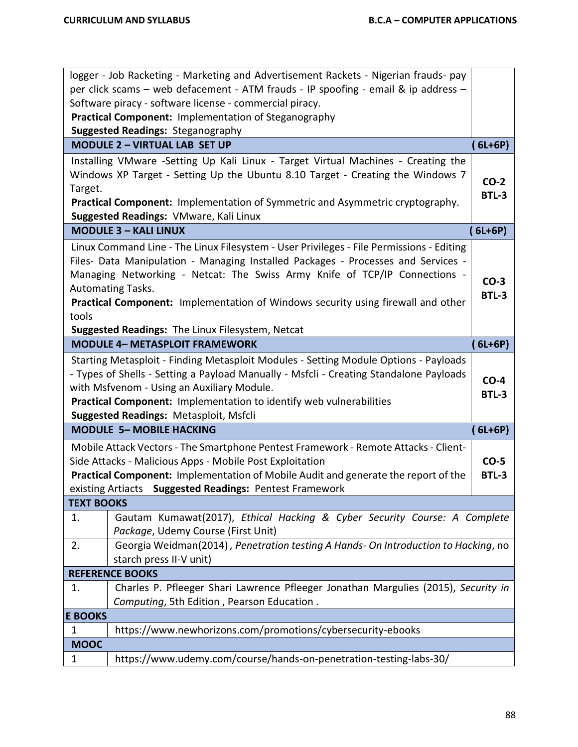| | |
|---|---|
| logger - Job Racketing - Marketing and Advertisement Rackets - Nigerian frauds- pay per click scams – web defacement - ATM frauds - IP spoofing - email & ip address – Software piracy - software license - commercial piracy.<br>**Practical Component:** Implementation of Steganography<br>**Suggested Readings:** Steganography | |
| **MODULE 2 – VIRTUAL LAB SET UP** | **( 6L+6P)** |
| Installing VMware -Setting Up Kali Linux - Target Virtual Machines - Creating the Windows XP Target - Setting Up the Ubuntu 8.10 Target - Creating the Windows 7 Target.<br>**Practical Component:** Implementation of Symmetric and Asymmetric cryptography.<br>**Suggested Readings:** VMware, Kali Linux | **CO-2**<br>**BTL-3** |
| **MODULE 3 – KALI LINUX** | **( 6L+6P)** |
| Linux Command Line - The Linux Filesystem - User Privileges - File Permissions - Editing Files- Data Manipulation - Managing Installed Packages - Processes and Services - Managing Networking - Netcat: The Swiss Army Knife of TCP/IP Connections - Automating Tasks.<br>**Practical Component:** Implementation of Windows security using firewall and other tools<br>**Suggested Readings:** The Linux Filesystem, Netcat | **CO-3**<br>**BTL-3** |
| **MODULE 4– METASPLOIT FRAMEWORK** | **( 6L+6P)** |
| Starting Metasploit - Finding Metasploit Modules - Setting Module Options - Payloads - Types of Shells - Setting a Payload Manually - Msfcli - Creating Standalone Payloads with Msfvenom - Using an Auxiliary Module.<br>**Practical Component:** Implementation to identify web vulnerabilities<br>**Suggested Readings:** Metasploit, Msfcli | **CO-4**<br>**BTL-3** |
| **MODULE 5– MOBILE HACKING** | **( 6L+6P)** |
| Mobile Attack Vectors - The Smartphone Pentest Framework - Remote Attacks - Client-Side Attacks - Malicious Apps - Mobile Post Exploitation<br>**Practical Component:** Implementation of Mobile Audit and generate the report of the existing Artiacts **Suggested Readings:** Pentest Framework | **CO-5**<br>**BTL-3** |

| **TEXT BOOKS** | |
|---|---|
| 1. | Gautam Kumawat(2017), *Ethical Hacking & Cyber Security Course: A Complete Package*, Udemy Course (First Unit) |
| 2. | Georgia Weidman(2014) *, Penetration testing A Hands- On Introduction to Hacking*, no starch press II-V unit) |
| **REFERENCE BOOKS** | |
| 1. | Charles P. Pfleeger Shari Lawrence Pfleeger Jonathan Margulies (2015), *Security in Computing*, 5th Edition , Pearson Education . |
| **E BOOKS** | |
| 1 | https://www.newhorizons.com/promotions/cybersecurity-ebooks |
| **MOOC** | |
| 1 | https://www.udemy.com/course/hands-on-penetration-testing-labs-30/ |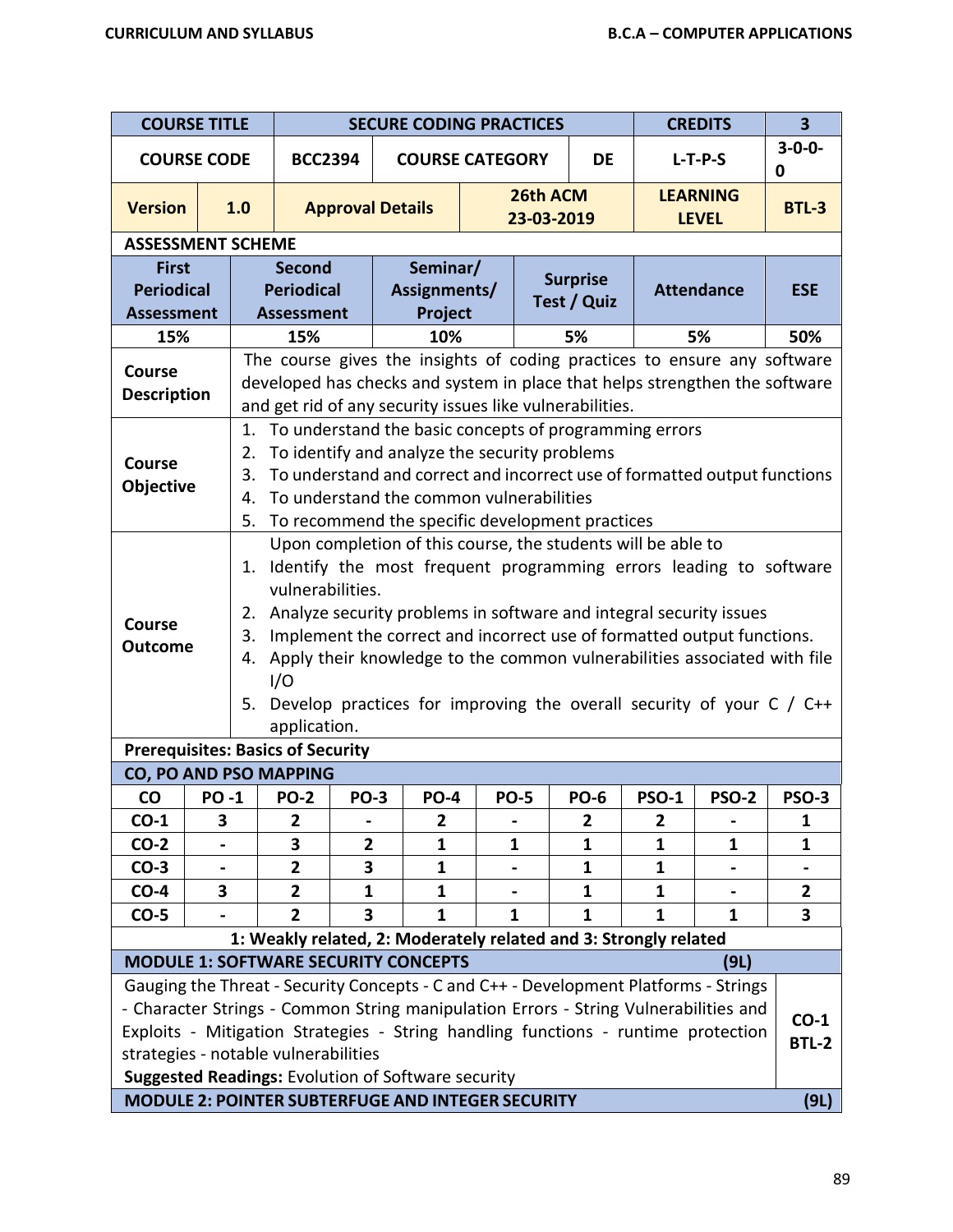| COURSE TITLE | SECURE CODING PRACTICES | CREDITS | 3 |
|---|---|---|---|
| COURSE CODE | BCC2394 / COURSE CATEGORY: DE | L-T-P-S | 3-0-0-0 |
| Version: 1.0 | Approval Details: 26th ACM 23-03-2019 | LEARNING LEVEL | BTL-3 |

**ASSESSMENT SCHEME**

| First Periodical Assessment | Second Periodical Assessment | Seminar/ Assignments/ Project | Surprise Test / Quiz | Attendance | ESE |
|---|---|---|---|---|---|
| 15% | 15% | 10% | 5% | 5% | 50% |

**Course Description**

The course gives the insights of coding practices to ensure any software developed has checks and system in place that helps strengthen the software and get rid of any security issues like vulnerabilities.

**Course Objective**

1. To understand the basic concepts of programming errors
2. To identify and analyze the security problems
3. To understand and correct and incorrect use of formatted output functions
4. To understand the common vulnerabilities
5. To recommend the specific development practices

**Course Outcome**

Upon completion of this course, the students will be able to

1. Identify the most frequent programming errors leading to software vulnerabilities.
2. Analyze security problems in software and integral security issues
3. Implement the correct and incorrect use of formatted output functions.
4. Apply their knowledge to the common vulnerabilities associated with file I/O
5. Develop practices for improving the overall security of your C / C++ application.

**Prerequisites: Basics of Security**

**CO, PO AND PSO MAPPING**

| CO | PO -1 | PO-2 | PO-3 | PO-4 | PO-5 | PO-6 | PSO-1 | PSO-2 | PSO-3 |
|---|---|---|---|---|---|---|---|---|---|
| CO-1 | 3 | 2 | - | 2 | - | 2 | 2 | - | 1 |
| CO-2 | - | 3 | 2 | 1 | 1 | 1 | 1 | 1 | 1 |
| CO-3 | - | 2 | 3 | 1 | - | 1 | 1 | - | - |
| CO-4 | 3 | 2 | 1 | 1 | - | 1 | 1 | - | 2 |
| CO-5 | - | 2 | 3 | 1 | 1 | 1 | 1 | 1 | 3 |

**1: Weakly related, 2: Moderately related and 3: Strongly related**

**MODULE 1: SOFTWARE SECURITY CONCEPTS (9L)**

Gauging the Threat - Security Concepts - C and C++ - Development Platforms - Strings - Character Strings - Common String manipulation Errors - String Vulnerabilities and Exploits - Mitigation Strategies - String handling functions - runtime protection strategies - notable vulnerabilities

**CO-1 BTL-2**

**Suggested Readings:** Evolution of Software security

**MODULE 2: POINTER SUBTERFUGE AND INTEGER SECURITY (9L)**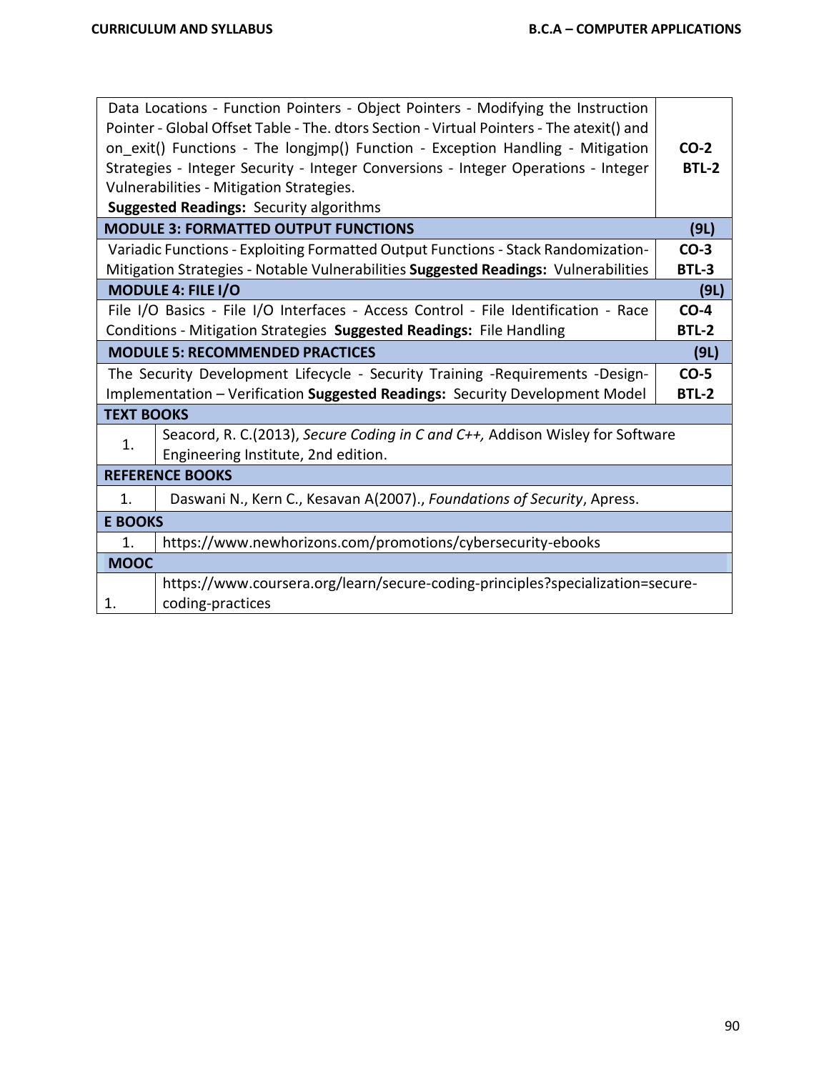| | | |
|---|---|---|
| Data Locations - Function Pointers - Object Pointers - Modifying the Instruction Pointer - Global Offset Table - The. dtors Section - Virtual Pointers - The atexit() and on_exit() Functions - The longjmp() Function - Exception Handling - Mitigation Strategies - Integer Security - Integer Conversions - Integer Operations - Integer Vulnerabilities - Mitigation Strategies.<br>**Suggested Readings:** Security algorithms | | **CO-2**<br>**BTL-2** |
| **MODULE 3: FORMATTED OUTPUT FUNCTIONS** | | **(9L)** |
| Variadic Functions - Exploiting Formatted Output Functions - Stack Randomization-Mitigation Strategies - Notable Vulnerabilities **Suggested Readings:** Vulnerabilities | | **CO-3**<br>**BTL-3** |
| **MODULE 4: FILE I/O** | | **(9L)** |
| File I/O Basics - File I/O Interfaces - Access Control - File Identification - Race Conditions - Mitigation Strategies **Suggested Readings:** File Handling | | **CO-4**<br>**BTL-2** |
| **MODULE 5: RECOMMENDED PRACTICES** | | **(9L)** |
| The Security Development Lifecycle - Security Training -Requirements -Design-Implementation – Verification **Suggested Readings:** Security Development Model | | **CO-5**<br>**BTL-2** |
| **TEXT BOOKS** | | |
| 1. | Seacord, R. C.(2013), *Secure Coding in C and C++,* Addison Wisley for Software Engineering Institute, 2nd edition. | |
| **REFERENCE BOOKS** | | |
| 1. | Daswani N., Kern C., Kesavan A(2007)., *Foundations of Security*, Apress. | |
| **E BOOKS** | | |
| 1. | https://www.newhorizons.com/promotions/cybersecurity-ebooks | |
| **MOOC** | | |
| 1. | https://www.coursera.org/learn/secure-coding-principles?specialization=secure-coding-practices | |